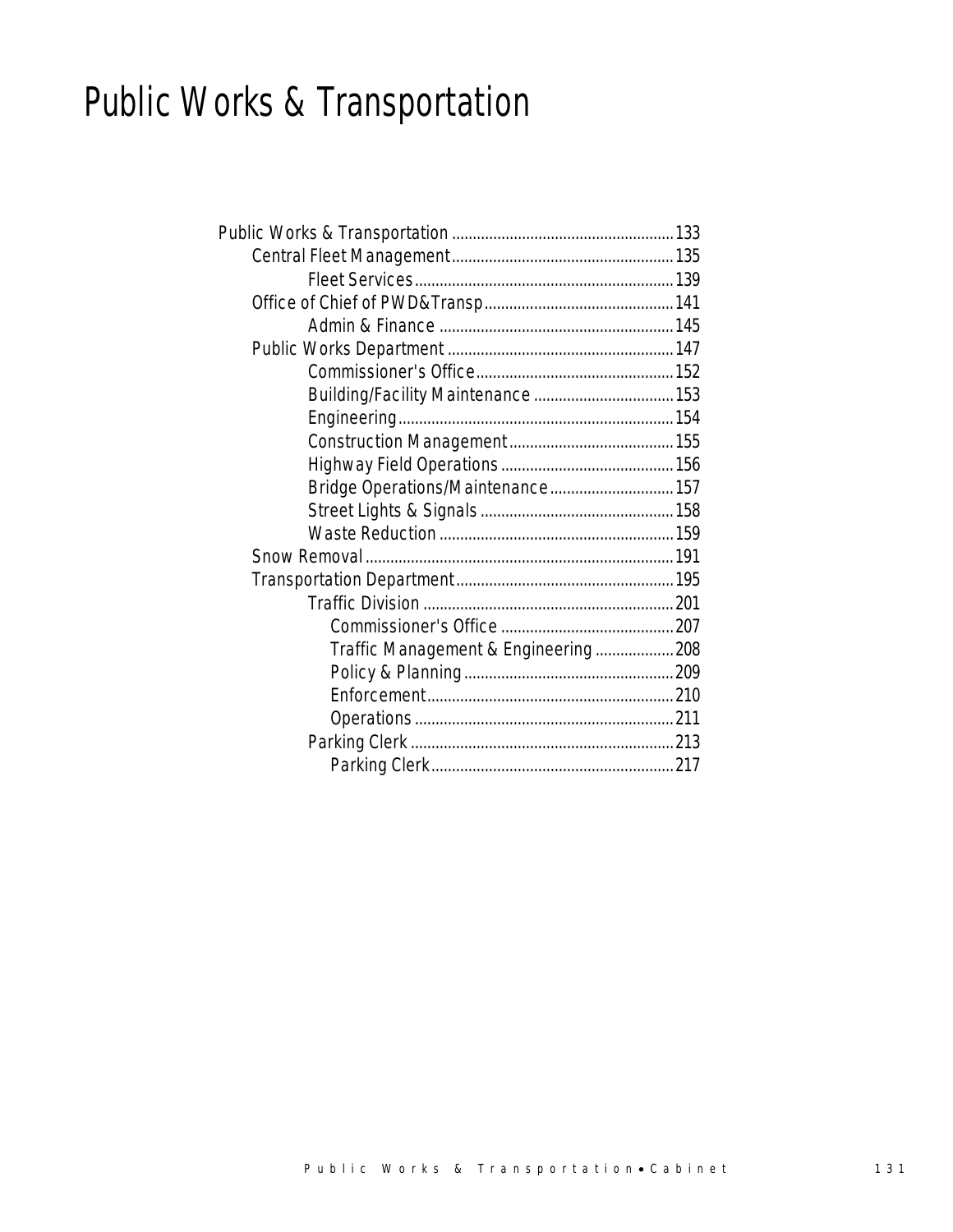# Public Works & Transportation

- Public Works & Transportation ..... 133
  - Central Fleet Management ..... 135
    - Fleet Services ..... 139
  - Office of Chief of PWD&Transp ..... 141
    - Admin & Finance ..... 145
  - Public Works Department ..... 147
    - Commissioner's Office ..... 152
    - Building/Facility Maintenance ..... 153
    - Engineering ..... 154
    - Construction Management ..... 155
    - Highway Field Operations ..... 156
    - Bridge Operations/Maintenance ..... 157
    - Street Lights & Signals ..... 158
    - Waste Reduction ..... 159
  - Snow Removal ..... 191
  - Transportation Department ..... 195
    - Traffic Division ..... 201
      - Commissioner's Office ..... 207
      - Traffic Management & Engineering ..... 208
      - Policy & Planning ..... 209
      - Enforcement ..... 210
      - Operations ..... 211
    - Parking Clerk ..... 213
      - Parking Clerk ..... 217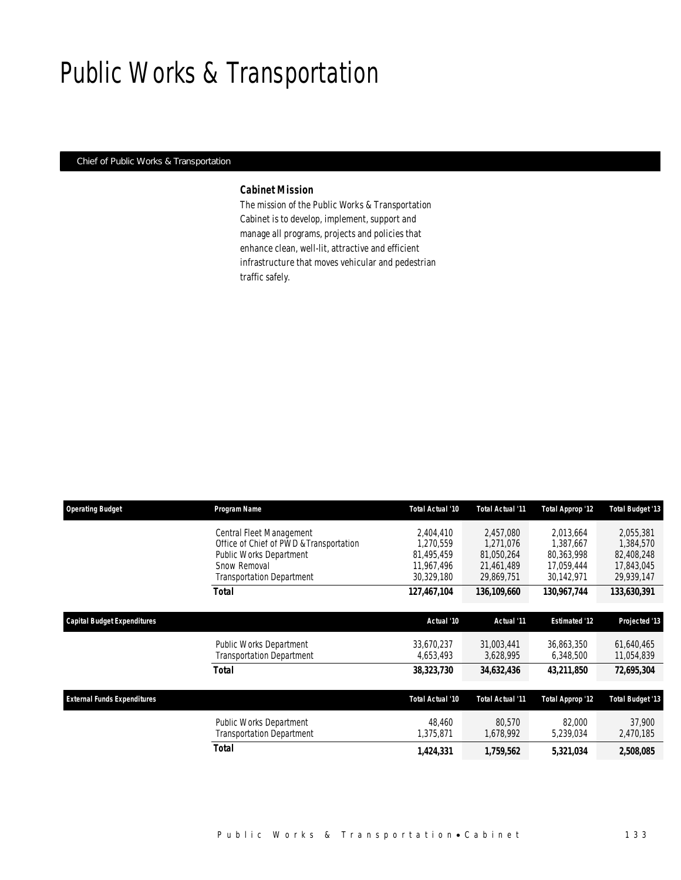# Public Works & Transportation

Chief of Public Works & Transportation

### *Cabinet Mission*

*The mission of the Public Works & Transportation Cabinet is to develop, implement, support and manage all programs, projects and policies that enhance clean, well-lit, attractive and efficient infrastructure that moves vehicular and pedestrian traffic safely.*

| Operating Budget | Program Name | Total Actual '10 | Total Actual '11 | Total Approp '12 | Total Budget '13 |
|---|---|---|---|---|---|
| | Central Fleet Management | 2,404,410 | 2,457,080 | 2,013,664 | 2,055,381 |
| | Office of Chief of PWD & Transportation | 1,270,559 | 1,271,076 | 1,387,667 | 1,384,570 |
| | Public Works Department | 81,495,459 | 81,050,264 | 80,363,998 | 82,408,248 |
| | Snow Removal | 11,967,496 | 21,461,489 | 17,059,444 | 17,843,045 |
| | Transportation Department | 30,329,180 | 29,869,751 | 30,142,971 | 29,939,147 |
| | **Total** | **127,467,104** | **136,109,660** | **130,967,744** | **133,630,391** |

| Capital Budget Expenditures | | Actual '10 | Actual '11 | Estimated '12 | Projected '13 |
|---|---|---|---|---|---|
| | Public Works Department | 33,670,237 | 31,003,441 | 36,863,350 | 61,640,465 |
| | Transportation Department | 4,653,493 | 3,628,995 | 6,348,500 | 11,054,839 |
| | **Total** | **38,323,730** | **34,632,436** | **43,211,850** | **72,695,304** |

| External Funds Expenditures | | Total Actual '10 | Total Actual '11 | Total Approp '12 | Total Budget '13 |
|---|---|---|---|---|---|
| | Public Works Department | 48,460 | 80,570 | 82,000 | 37,900 |
| | Transportation Department | 1,375,871 | 1,678,992 | 5,239,034 | 2,470,185 |
| | **Total** | **1,424,331** | **1,759,562** | **5,321,034** | **2,508,085** |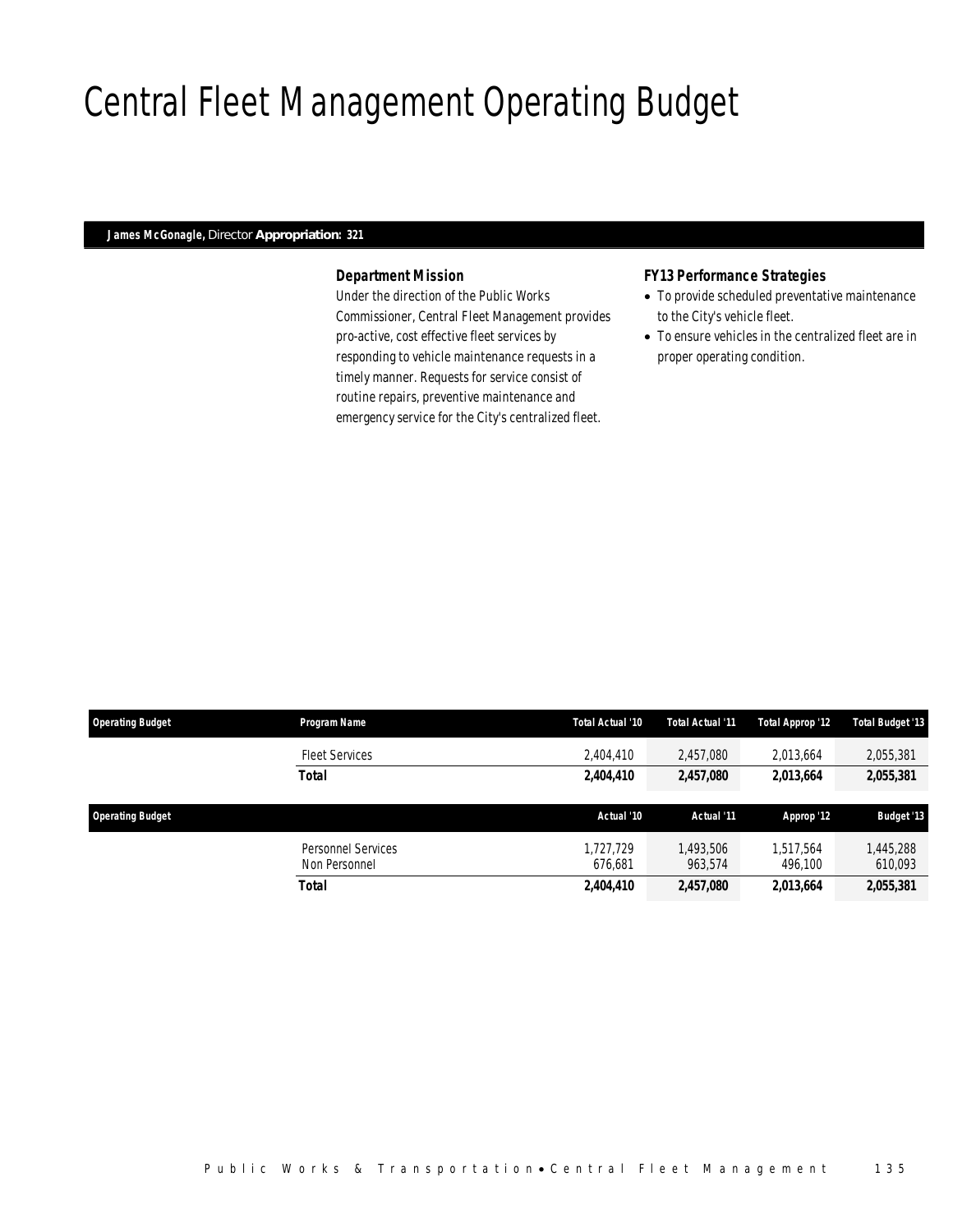# Central Fleet Management Operating Budget

**James McGonagle,** Director **Appropriation: 321**

### *Department Mission*

Under the direction of the Public Works Commissioner, Central Fleet Management provides pro-active, cost effective fleet services by responding to vehicle maintenance requests in a timely manner. Requests for service consist of routine repairs, preventive maintenance and emergency service for the City's centralized fleet.

### *FY13 Performance Strategies*

- To provide scheduled preventative maintenance to the City's vehicle fleet.
- To ensure vehicles in the centralized fleet are in proper operating condition.

| Operating Budget | Program Name | Total Actual '10 | Total Actual '11 | Total Approp '12 | Total Budget '13 |
|---|---|---|---|---|---|
| | Fleet Services | 2,404,410 | 2,457,080 | 2,013,664 | 2,055,381 |
| | **Total** | **2,404,410** | **2,457,080** | **2,013,664** | **2,055,381** |

| Operating Budget | | Actual '10 | Actual '11 | Approp '12 | Budget '13 |
|---|---|---|---|---|---|
| | Personnel Services | 1,727,729 | 1,493,506 | 1,517,564 | 1,445,288 |
| | Non Personnel | 676,681 | 963,574 | 496,100 | 610,093 |
| | **Total** | **2,404,410** | **2,457,080** | **2,013,664** | **2,055,381** |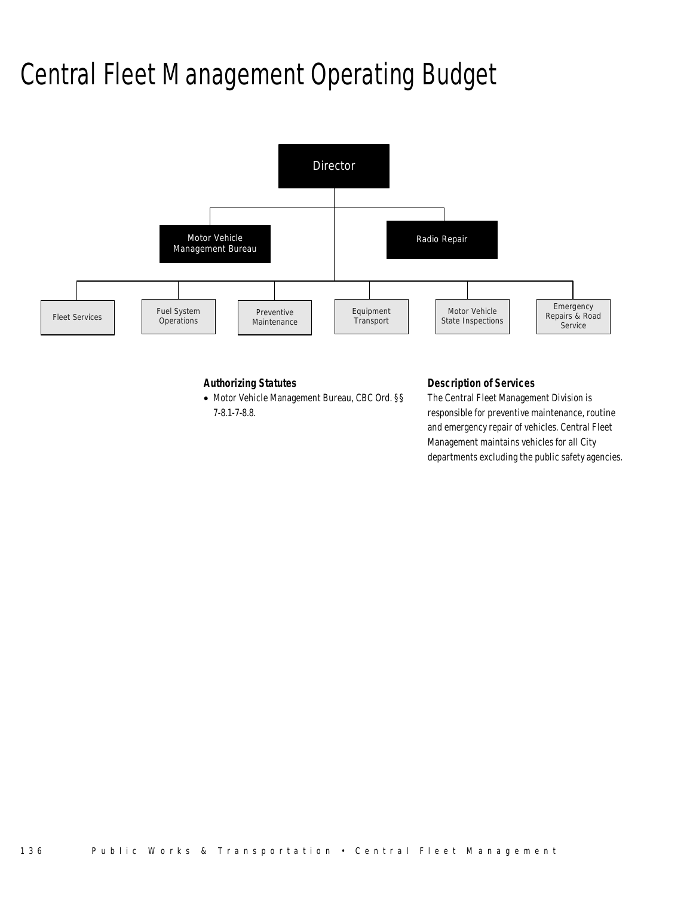# Central Fleet Management Operating Budget

Director

- Motor Vehicle Management Bureau
- Radio Repair

- Fleet Services
- Fuel System Operations
- Preventive Maintenance
- Equipment Transport
- Motor Vehicle State Inspections
- Emergency Repairs & Road Service

### Authorizing Statutes

- Motor Vehicle Management Bureau, CBC Ord. §§ 7-8.1-7-8.8.

### Description of Services

The Central Fleet Management Division is responsible for preventive maintenance, routine and emergency repair of vehicles. Central Fleet Management maintains vehicles for all City departments excluding the public safety agencies.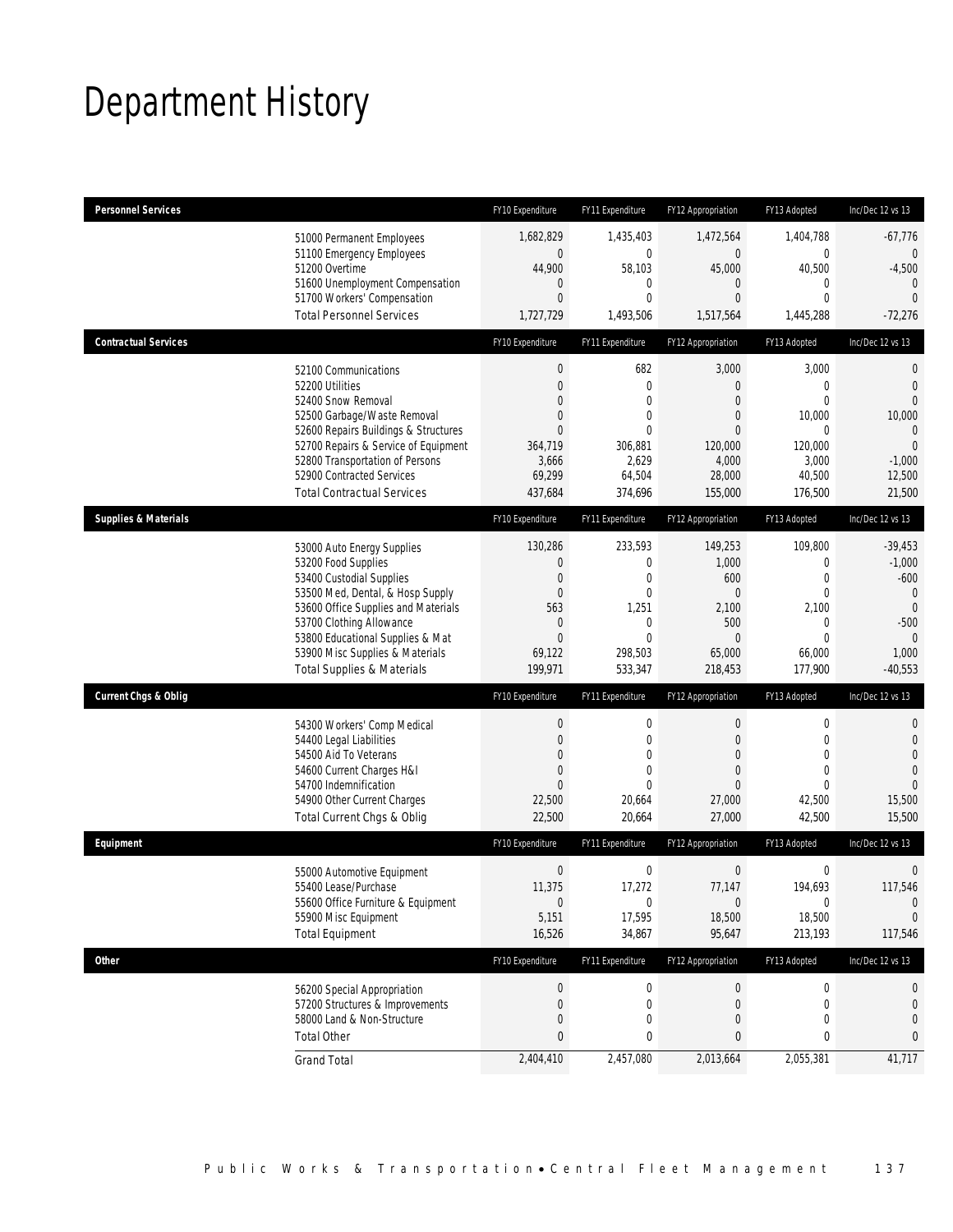# Department History

| Personnel Services | FY10 Expenditure | FY11 Expenditure | FY12 Appropriation | FY13 Adopted | Inc/Dec 12 vs 13 |
|---|---|---|---|---|---|
| 51000 Permanent Employees | 1,682,829 | 1,435,403 | 1,472,564 | 1,404,788 | -67,776 |
| 51100 Emergency Employees | 0 | 0 | 0 | 0 | 0 |
| 51200 Overtime | 44,900 | 58,103 | 45,000 | 40,500 | -4,500 |
| 51600 Unemployment Compensation | 0 | 0 | 0 | 0 | 0 |
| 51700 Workers' Compensation | 0 | 0 | 0 | 0 | 0 |
| Total Personnel Services | 1,727,729 | 1,493,506 | 1,517,564 | 1,445,288 | -72,276 |
| **Contractual Services** | FY10 Expenditure | FY11 Expenditure | FY12 Appropriation | FY13 Adopted | Inc/Dec 12 vs 13 |
| 52100 Communications | 0 | 682 | 3,000 | 3,000 | 0 |
| 52200 Utilities | 0 | 0 | 0 | 0 | 0 |
| 52400 Snow Removal | 0 | 0 | 0 | 0 | 0 |
| 52500 Garbage/Waste Removal | 0 | 0 | 0 | 10,000 | 10,000 |
| 52600 Repairs Buildings & Structures | 0 | 0 | 0 | 0 | 0 |
| 52700 Repairs & Service of Equipment | 364,719 | 306,881 | 120,000 | 120,000 | 0 |
| 52800 Transportation of Persons | 3,666 | 2,629 | 4,000 | 3,000 | -1,000 |
| 52900 Contracted Services | 69,299 | 64,504 | 28,000 | 40,500 | 12,500 |
| Total Contractual Services | 437,684 | 374,696 | 155,000 | 176,500 | 21,500 |
| **Supplies & Materials** | FY10 Expenditure | FY11 Expenditure | FY12 Appropriation | FY13 Adopted | Inc/Dec 12 vs 13 |
| 53000 Auto Energy Supplies | 130,286 | 233,593 | 149,253 | 109,800 | -39,453 |
| 53200 Food Supplies | 0 | 0 | 1,000 | 0 | -1,000 |
| 53400 Custodial Supplies | 0 | 0 | 600 | 0 | -600 |
| 53500 Med, Dental, & Hosp Supply | 0 | 0 | 0 | 0 | 0 |
| 53600 Office Supplies and Materials | 563 | 1,251 | 2,100 | 2,100 | 0 |
| 53700 Clothing Allowance | 0 | 0 | 500 | 0 | -500 |
| 53800 Educational Supplies & Mat | 0 | 0 | 0 | 0 | 0 |
| 53900 Misc Supplies & Materials | 69,122 | 298,503 | 65,000 | 66,000 | 1,000 |
| Total Supplies & Materials | 199,971 | 533,347 | 218,453 | 177,900 | -40,553 |
| **Current Chgs & Oblig** | FY10 Expenditure | FY11 Expenditure | FY12 Appropriation | FY13 Adopted | Inc/Dec 12 vs 13 |
| 54300 Workers' Comp Medical | 0 | 0 | 0 | 0 | 0 |
| 54400 Legal Liabilities | 0 | 0 | 0 | 0 | 0 |
| 54500 Aid To Veterans | 0 | 0 | 0 | 0 | 0 |
| 54600 Current Charges H&I | 0 | 0 | 0 | 0 | 0 |
| 54700 Indemnification | 0 | 0 | 0 | 0 | 0 |
| 54900 Other Current Charges | 22,500 | 20,664 | 27,000 | 42,500 | 15,500 |
| Total Current Chgs & Oblig | 22,500 | 20,664 | 27,000 | 42,500 | 15,500 |
| **Equipment** | FY10 Expenditure | FY11 Expenditure | FY12 Appropriation | FY13 Adopted | Inc/Dec 12 vs 13 |
| 55000 Automotive Equipment | 0 | 0 | 0 | 0 | 0 |
| 55400 Lease/Purchase | 11,375 | 17,272 | 77,147 | 194,693 | 117,546 |
| 55600 Office Furniture & Equipment | 0 | 0 | 0 | 0 | 0 |
| 55900 Misc Equipment | 5,151 | 17,595 | 18,500 | 18,500 | 0 |
| Total Equipment | 16,526 | 34,867 | 95,647 | 213,193 | 117,546 |
| **Other** | FY10 Expenditure | FY11 Expenditure | FY12 Appropriation | FY13 Adopted | Inc/Dec 12 vs 13 |
| 56200 Special Appropriation | 0 | 0 | 0 | 0 | 0 |
| 57200 Structures & Improvements | 0 | 0 | 0 | 0 | 0 |
| 58000 Land & Non-Structure | 0 | 0 | 0 | 0 | 0 |
| Total Other | 0 | 0 | 0 | 0 | 0 |
| Grand Total | 2,404,410 | 2,457,080 | 2,013,664 | 2,055,381 | 41,717 |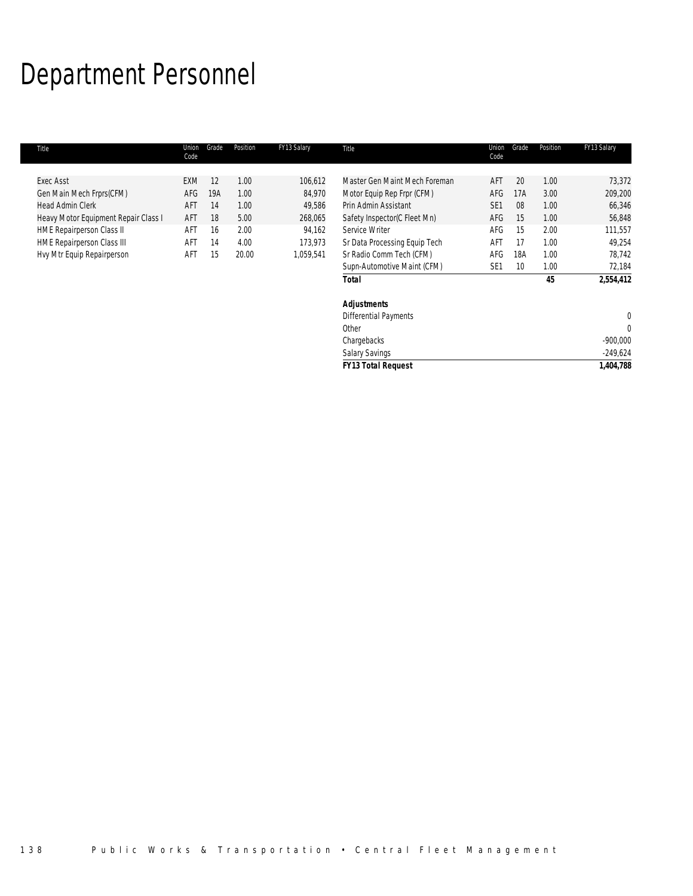# Department Personnel

| Title | Union Code | Grade | Position | FY13 Salary |
|---|---|---|---|---|
| Exec Asst | EXM | 12 | 1.00 | 106,612 |
| Gen Main Mech Frprs(CFM) | AFG | 19A | 1.00 | 84,970 |
| Head Admin Clerk | AFT | 14 | 1.00 | 49,586 |
| Heavy Motor Equipment Repair Class I | AFT | 18 | 5.00 | 268,065 |
| HME Repairperson Class II | AFT | 16 | 2.00 | 94,162 |
| HME Repairperson Class III | AFT | 14 | 4.00 | 173,973 |
| Hvy Mtr Equip Repairperson | AFT | 15 | 20.00 | 1,059,541 |
| Master Gen Maint Mech Foreman | AFT | 20 | 1.00 | 73,372 |
| Motor Equip Rep Frpr (CFM) | AFG | 17A | 3.00 | 209,200 |
| Prin Admin Assistant | SE1 | 08 | 1.00 | 66,346 |
| Safety Inspector(C Fleet Mn) | AFG | 15 | 1.00 | 56,848 |
| Service Writer | AFG | 15 | 2.00 | 111,557 |
| Sr Data Processing Equip Tech | AFT | 17 | 1.00 | 49,254 |
| Sr Radio Comm Tech (CFM) | AFG | 18A | 1.00 | 78,742 |
| Supn-Automotive Maint (CFM) | SE1 | 10 | 1.00 | 72,184 |
| **Total** | | | **45** | **2,554,412** |
| | | | | |
| **Adjustments** | | | | |
| Differential Payments | | | | 0 |
| Other | | | | 0 |
| Chargebacks | | | | -900,000 |
| Salary Savings | | | | -249,624 |
| **FY13 Total Request** | | | | **1,404,788** |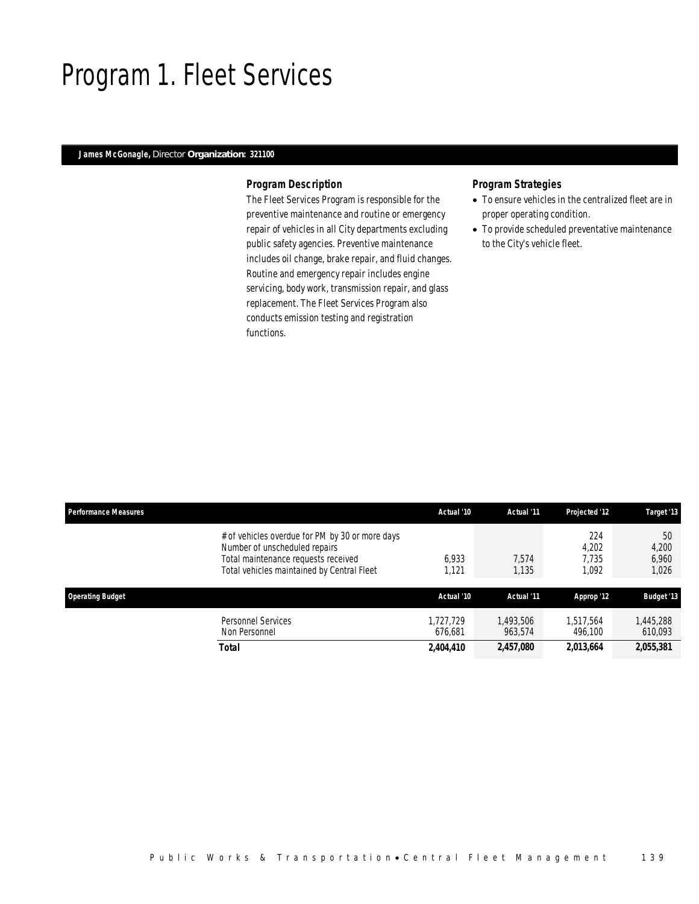# Program 1. Fleet Services

**James McGonagle,** Director **Organization: 321100**

### Program Description

The Fleet Services Program is responsible for the preventive maintenance and routine or emergency repair of vehicles in all City departments excluding public safety agencies. Preventive maintenance includes oil change, brake repair, and fluid changes. Routine and emergency repair includes engine servicing, body work, transmission repair, and glass replacement. The Fleet Services Program also conducts emission testing and registration functions.

### Program Strategies

- To ensure vehicles in the centralized fleet are in proper operating condition.
- To provide scheduled preventative maintenance to the City's vehicle fleet.

| Performance Measures | Actual '10 | Actual '11 | Projected '12 | Target '13 |
|---|---|---|---|---|
| # of vehicles overdue for PM by 30 or more days | | | 224 | 50 |
| Number of unscheduled repairs | | | 4,202 | 4,200 |
| Total maintenance requests received | 6,933 | 7,574 | 7,735 | 6,960 |
| Total vehicles maintained by Central Fleet | 1,121 | 1,135 | 1,092 | 1,026 |

| Operating Budget | Actual '10 | Actual '11 | Approp '12 | Budget '13 |
|---|---|---|---|---|
| Personnel Services | 1,727,729 | 1,493,506 | 1,517,564 | 1,445,288 |
| Non Personnel | 676,681 | 963,574 | 496,100 | 610,093 |
| **Total** | **2,404,410** | **2,457,080** | **2,013,664** | **2,055,381** |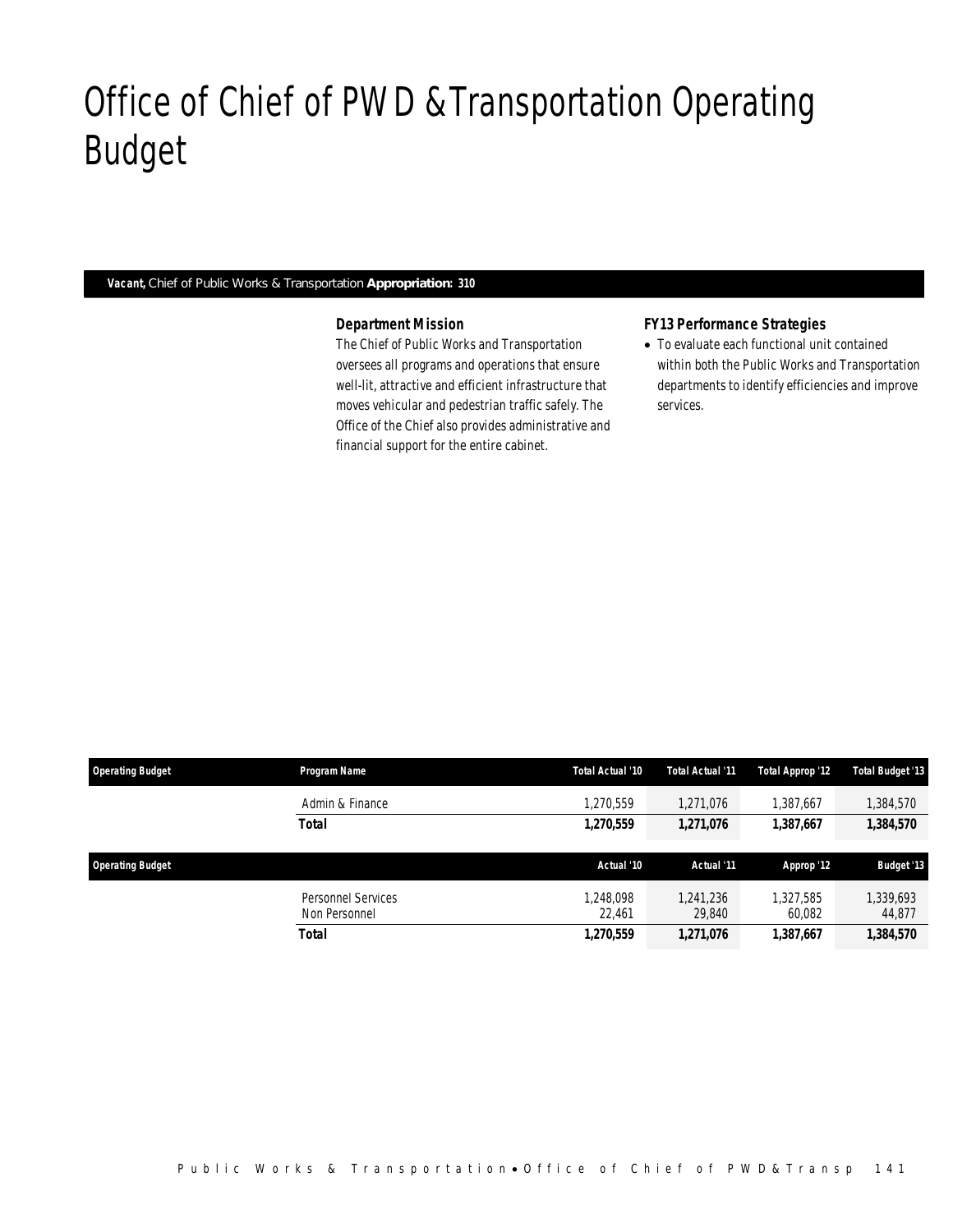# Office of Chief of PWD &Transportation Operating Budget

***Vacant,*** Chief of Public Works & Transportation **Appropriation: 310**

### *Department Mission*

*The Chief of Public Works and Transportation oversees all programs and operations that ensure well-lit, attractive and efficient infrastructure that moves vehicular and pedestrian traffic safely. The Office of the Chief also provides administrative and financial support for the entire cabinet.*

### *FY13 Performance Strategies*

- To evaluate each functional unit contained within both the Public Works and Transportation departments to identify efficiencies and improve services.

| *Operating Budget* | *Program Name* | *Total Actual '10* | *Total Actual '11* | *Total Approp '12* | *Total Budget '13* |
|---|---|---|---|---|---|
| | Admin & Finance | 1,270,559 | 1,271,076 | 1,387,667 | 1,384,570 |
| | **Total** | **1,270,559** | **1,271,076** | **1,387,667** | **1,384,570** |

| *Operating Budget* | | *Actual '10* | *Actual '11* | *Approp '12* | *Budget '13* |
|---|---|---|---|---|---|
| | Personnel Services | 1,248,098 | 1,241,236 | 1,327,585 | 1,339,693 |
| | Non Personnel | 22,461 | 29,840 | 60,082 | 44,877 |
| | **Total** | **1,270,559** | **1,271,076** | **1,387,667** | **1,384,570** |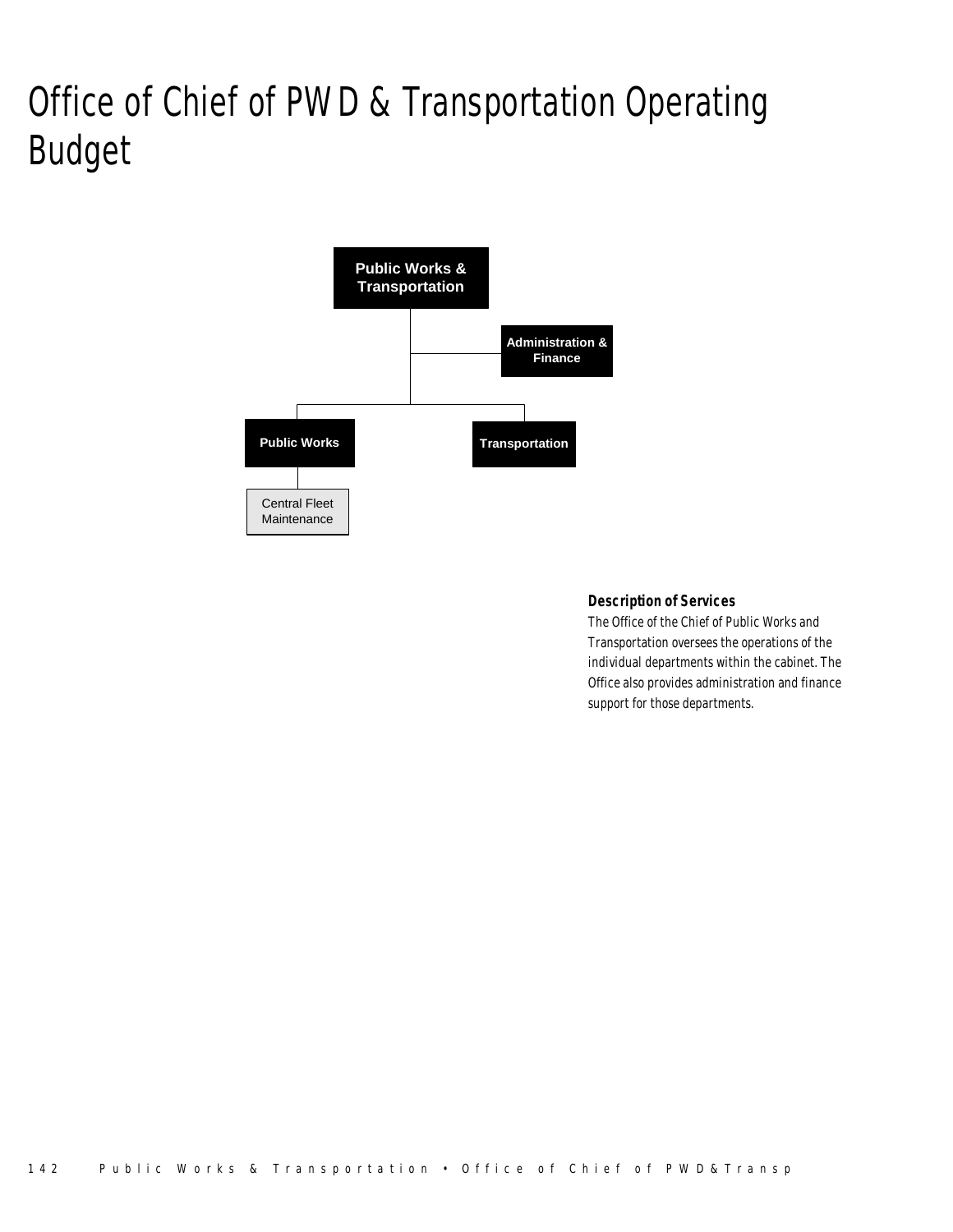# Office of Chief of PWD & Transportation Operating Budget

Public Works & Transportation

Administration & Finance

Public Works

Transportation

Central Fleet Maintenance

### Description of Services

*The Office of the Chief of Public Works and Transportation oversees the operations of the individual departments within the cabinet. The Office also provides administration and finance support for those departments.*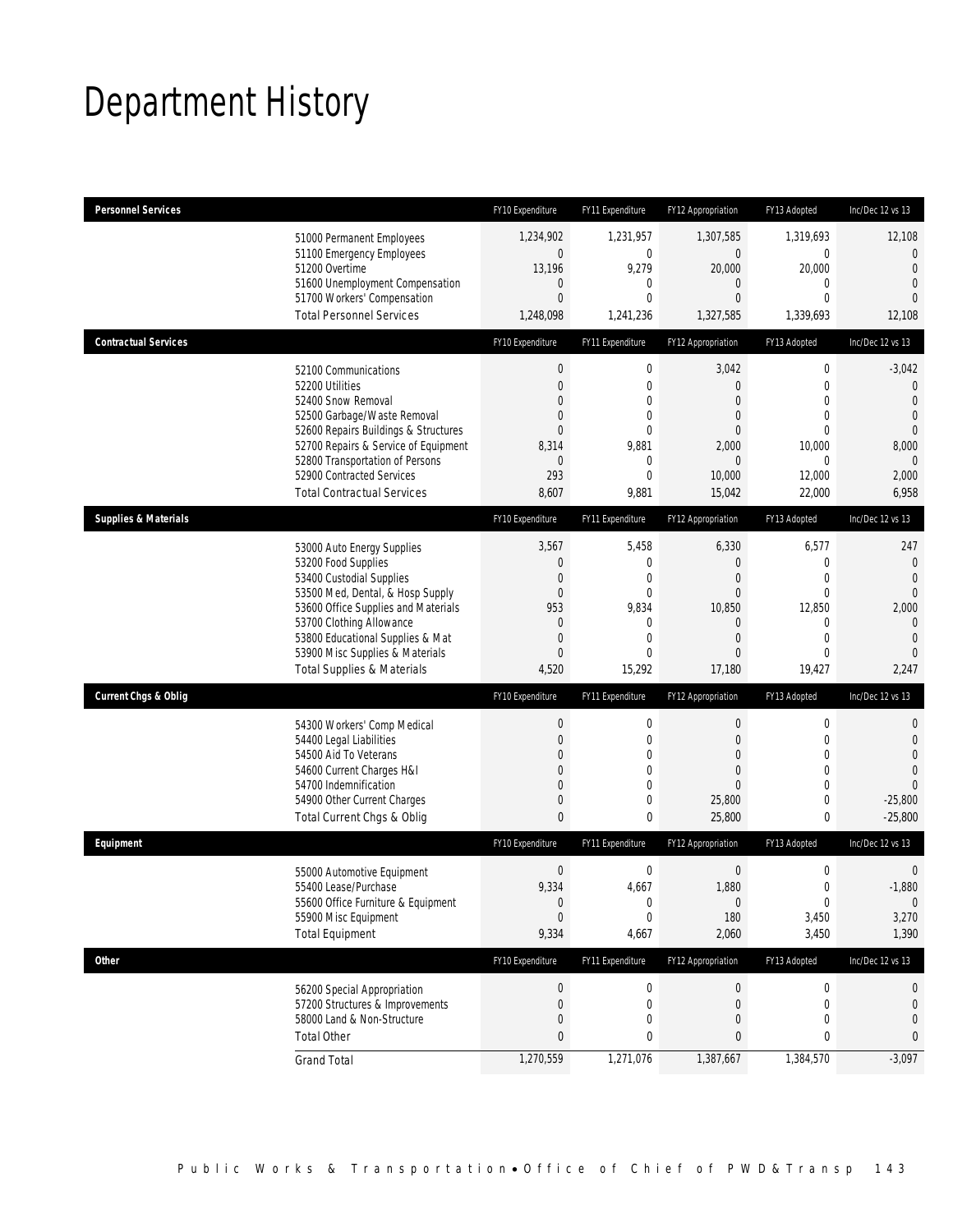# Department History

| Personnel Services | FY10 Expenditure | FY11 Expenditure | FY12 Appropriation | FY13 Adopted | Inc/Dec 12 vs 13 |
|---|---|---|---|---|---|
| 51000 Permanent Employees | 1,234,902 | 1,231,957 | 1,307,585 | 1,319,693 | 12,108 |
| 51100 Emergency Employees | 0 | 0 | 0 | 0 | 0 |
| 51200 Overtime | 13,196 | 9,279 | 20,000 | 20,000 | 0 |
| 51600 Unemployment Compensation | 0 | 0 | 0 | 0 | 0 |
| 51700 Workers' Compensation | 0 | 0 | 0 | 0 | 0 |
| Total Personnel Services | 1,248,098 | 1,241,236 | 1,327,585 | 1,339,693 | 12,108 |

| Contractual Services | FY10 Expenditure | FY11 Expenditure | FY12 Appropriation | FY13 Adopted | Inc/Dec 12 vs 13 |
|---|---|---|---|---|---|
| 52100 Communications | 0 | 0 | 3,042 | 0 | -3,042 |
| 52200 Utilities | 0 | 0 | 0 | 0 | 0 |
| 52400 Snow Removal | 0 | 0 | 0 | 0 | 0 |
| 52500 Garbage/Waste Removal | 0 | 0 | 0 | 0 | 0 |
| 52600 Repairs Buildings & Structures | 0 | 0 | 0 | 0 | 0 |
| 52700 Repairs & Service of Equipment | 8,314 | 9,881 | 2,000 | 10,000 | 8,000 |
| 52800 Transportation of Persons | 0 | 0 | 0 | 0 | 0 |
| 52900 Contracted Services | 293 | 0 | 10,000 | 12,000 | 2,000 |
| Total Contractual Services | 8,607 | 9,881 | 15,042 | 22,000 | 6,958 |

| Supplies & Materials | FY10 Expenditure | FY11 Expenditure | FY12 Appropriation | FY13 Adopted | Inc/Dec 12 vs 13 |
|---|---|---|---|---|---|
| 53000 Auto Energy Supplies | 3,567 | 5,458 | 6,330 | 6,577 | 247 |
| 53200 Food Supplies | 0 | 0 | 0 | 0 | 0 |
| 53400 Custodial Supplies | 0 | 0 | 0 | 0 | 0 |
| 53500 Med, Dental, & Hosp Supply | 0 | 0 | 0 | 0 | 0 |
| 53600 Office Supplies and Materials | 953 | 9,834 | 10,850 | 12,850 | 2,000 |
| 53700 Clothing Allowance | 0 | 0 | 0 | 0 | 0 |
| 53800 Educational Supplies & Mat | 0 | 0 | 0 | 0 | 0 |
| 53900 Misc Supplies & Materials | 0 | 0 | 0 | 0 | 0 |
| Total Supplies & Materials | 4,520 | 15,292 | 17,180 | 19,427 | 2,247 |

| Current Chgs & Oblig | FY10 Expenditure | FY11 Expenditure | FY12 Appropriation | FY13 Adopted | Inc/Dec 12 vs 13 |
|---|---|---|---|---|---|
| 54300 Workers' Comp Medical | 0 | 0 | 0 | 0 | 0 |
| 54400 Legal Liabilities | 0 | 0 | 0 | 0 | 0 |
| 54500 Aid To Veterans | 0 | 0 | 0 | 0 | 0 |
| 54600 Current Charges H&I | 0 | 0 | 0 | 0 | 0 |
| 54700 Indemnification | 0 | 0 | 0 | 0 | 0 |
| 54900 Other Current Charges | 0 | 0 | 25,800 | 0 | -25,800 |
| Total Current Chgs & Oblig | 0 | 0 | 25,800 | 0 | -25,800 |

| Equipment | FY10 Expenditure | FY11 Expenditure | FY12 Appropriation | FY13 Adopted | Inc/Dec 12 vs 13 |
|---|---|---|---|---|---|
| 55000 Automotive Equipment | 0 | 0 | 0 | 0 | 0 |
| 55400 Lease/Purchase | 9,334 | 4,667 | 1,880 | 0 | -1,880 |
| 55600 Office Furniture & Equipment | 0 | 0 | 0 | 0 | 0 |
| 55900 Misc Equipment | 0 | 0 | 180 | 3,450 | 3,270 |
| Total Equipment | 9,334 | 4,667 | 2,060 | 3,450 | 1,390 |

| Other | FY10 Expenditure | FY11 Expenditure | FY12 Appropriation | FY13 Adopted | Inc/Dec 12 vs 13 |
|---|---|---|---|---|---|
| 56200 Special Appropriation | 0 | 0 | 0 | 0 | 0 |
| 57200 Structures & Improvements | 0 | 0 | 0 | 0 | 0 |
| 58000 Land & Non-Structure | 0 | 0 | 0 | 0 | 0 |
| Total Other | 0 | 0 | 0 | 0 | 0 |
| Grand Total | 1,270,559 | 1,271,076 | 1,387,667 | 1,384,570 | -3,097 |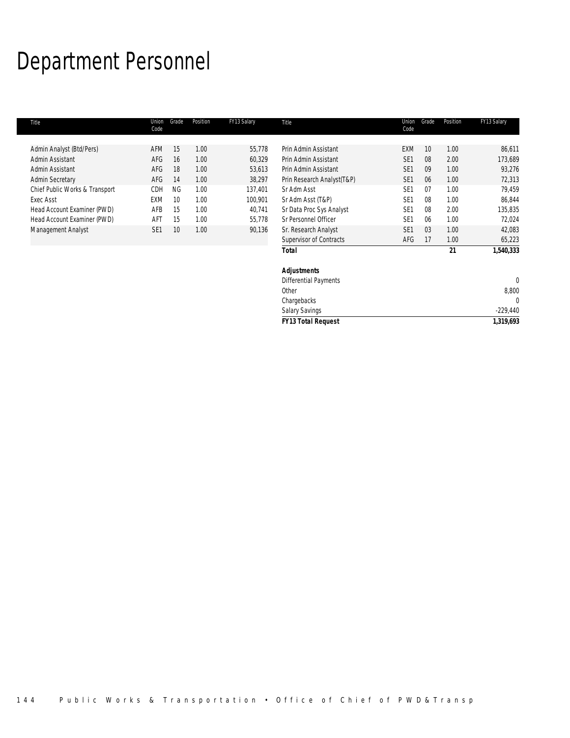# Department Personnel

| Title | Union Code | Grade | Position | FY13 Salary |
|---|---|---|---|---|
| Admin Analyst (Btd/Pers) | AFM | 15 | 1.00 | 55,778 |
| Admin Assistant | AFG | 16 | 1.00 | 60,329 |
| Admin Assistant | AFG | 18 | 1.00 | 53,613 |
| Admin Secretary | AFG | 14 | 1.00 | 38,297 |
| Chief Public Works & Transport | CDH | NG | 1.00 | 137,401 |
| Exec Asst | EXM | 10 | 1.00 | 100,901 |
| Head Account Examiner (PWD) | AFB | 15 | 1.00 | 40,741 |
| Head Account Examiner (PWD) | AFT | 15 | 1.00 | 55,778 |
| Management Analyst | SE1 | 10 | 1.00 | 90,136 |
| Prin Admin Assistant | EXM | 10 | 1.00 | 86,611 |
| Prin Admin Assistant | SE1 | 08 | 2.00 | 173,689 |
| Prin Admin Assistant | SE1 | 09 | 1.00 | 93,276 |
| Prin Research Analyst(T&P) | SE1 | 06 | 1.00 | 72,313 |
| Sr Adm Asst | SE1 | 07 | 1.00 | 79,459 |
| Sr Adm Asst (T&P) | SE1 | 08 | 1.00 | 86,844 |
| Sr Data Proc Sys Analyst | SE1 | 08 | 2.00 | 135,835 |
| Sr Personnel Officer | SE1 | 06 | 1.00 | 72,024 |
| Sr. Research Analyst | SE1 | 03 | 1.00 | 42,083 |
| Supervisor of Contracts | AFG | 17 | 1.00 | 65,223 |
| ***Total*** | | | **21** | **1,540,333** |

| ***Adjustments*** | |
|---|---|
| Differential Payments | 0 |
| Other | 8,800 |
| Chargebacks | 0 |
| Salary Savings | -229,440 |
| ***FY13 Total Request*** | **1,319,693** |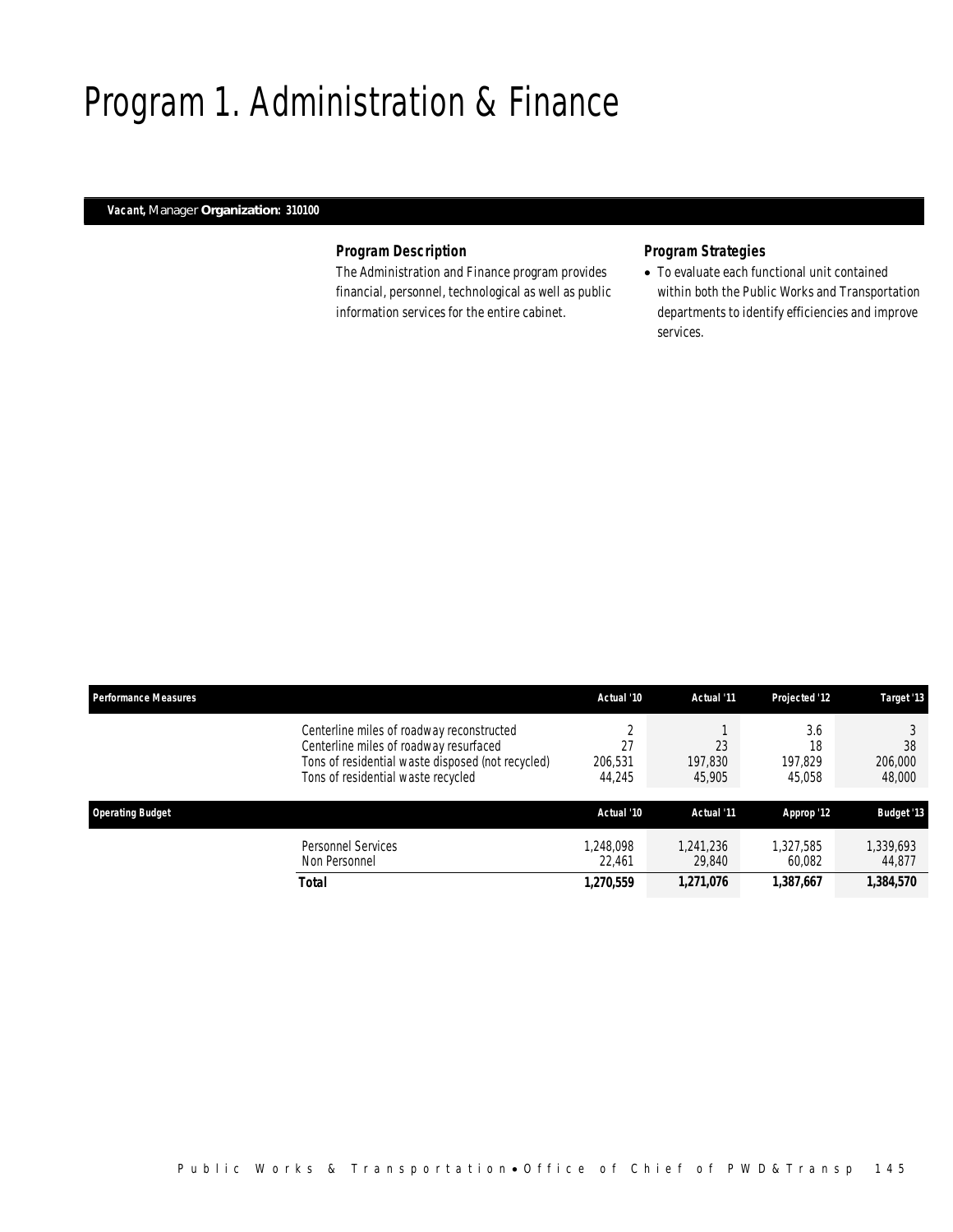# Program 1. Administration & Finance

***Vacant,*** Manager **Organization: 310100**

### *Program Description*

The Administration and Finance program provides financial, personnel, technological as well as public information services for the entire cabinet.

### *Program Strategies*

- To evaluate each functional unit contained within both the Public Works and Transportation departments to identify efficiencies and improve services.

| Performance Measures | Actual '10 | Actual '11 | Projected '12 | Target '13 |
|---|---|---|---|---|
| Centerline miles of roadway reconstructed | 2 | 1 | 3.6 | 3 |
| Centerline miles of roadway resurfaced | 27 | 23 | 18 | 38 |
| Tons of residential waste disposed (not recycled) | 206,531 | 197,830 | 197,829 | 206,000 |
| Tons of residential waste recycled | 44,245 | 45,905 | 45,058 | 48,000 |

| Operating Budget | Actual '10 | Actual '11 | Approp '12 | Budget '13 |
|---|---|---|---|---|
| Personnel Services | 1,248,098 | 1,241,236 | 1,327,585 | 1,339,693 |
| Non Personnel | 22,461 | 29,840 | 60,082 | 44,877 |
| **Total** | **1,270,559** | **1,271,076** | **1,387,667** | **1,384,570** |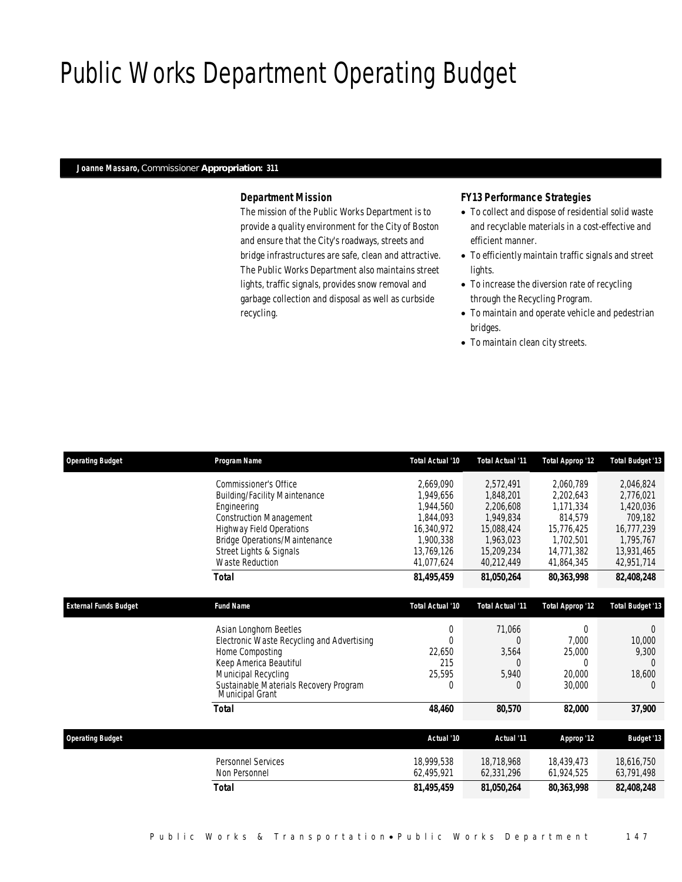# Public Works Department Operating Budget

**Joanne Massaro,** Commissioner **Appropriation: 311**

### Department Mission

The mission of the Public Works Department is to provide a quality environment for the City of Boston and ensure that the City's roadways, streets and bridge infrastructures are safe, clean and attractive. The Public Works Department also maintains street lights, traffic signals, provides snow removal and garbage collection and disposal as well as curbside recycling.

### FY13 Performance Strategies

- To collect and dispose of residential solid waste and recyclable materials in a cost-effective and efficient manner.
- To efficiently maintain traffic signals and street lights.
- To increase the diversion rate of recycling through the Recycling Program.
- To maintain and operate vehicle and pedestrian bridges.
- To maintain clean city streets.

| Operating Budget | Program Name | Total Actual '10 | Total Actual '11 | Total Approp '12 | Total Budget '13 |
|---|---|---|---|---|---|
| | Commissioner's Office | 2,669,090 | 2,572,491 | 2,060,789 | 2,046,824 |
| | Building/Facility Maintenance | 1,949,656 | 1,848,201 | 2,202,643 | 2,776,021 |
| | Engineering | 1,944,560 | 2,206,608 | 1,171,334 | 1,420,036 |
| | Construction Management | 1,844,093 | 1,949,834 | 814,579 | 709,182 |
| | Highway Field Operations | 16,340,972 | 15,088,424 | 15,776,425 | 16,777,239 |
| | Bridge Operations/Maintenance | 1,900,338 | 1,963,023 | 1,702,501 | 1,795,767 |
| | Street Lights & Signals | 13,769,126 | 15,209,234 | 14,771,382 | 13,931,465 |
| | Waste Reduction | 41,077,624 | 40,212,449 | 41,864,345 | 42,951,714 |
| | **Total** | **81,495,459** | **81,050,264** | **80,363,998** | **82,408,248** |

| External Funds Budget | Fund Name | Total Actual '10 | Total Actual '11 | Total Approp '12 | Total Budget '13 |
|---|---|---|---|---|---|
| | Asian Longhorn Beetles | 0 | 71,066 | 0 | 0 |
| | Electronic Waste Recycling and Advertising | 0 | 0 | 7,000 | 10,000 |
| | Home Composting | 22,650 | 3,564 | 25,000 | 9,300 |
| | Keep America Beautiful | 215 | 0 | 0 | 0 |
| | Municipal Recycling | 25,595 | 5,940 | 20,000 | 18,600 |
| | Sustainable Materials Recovery Program Municipal Grant | 0 | 0 | 30,000 | 0 |
| | **Total** | **48,460** | **80,570** | **82,000** | **37,900** |

| Operating Budget | | Actual '10 | Actual '11 | Approp '12 | Budget '13 |
|---|---|---|---|---|---|
| | Personnel Services | 18,999,538 | 18,718,968 | 18,439,473 | 18,616,750 |
| | Non Personnel | 62,495,921 | 62,331,296 | 61,924,525 | 63,791,498 |
| | **Total** | **81,495,459** | **81,050,264** | **80,363,998** | **82,408,248** |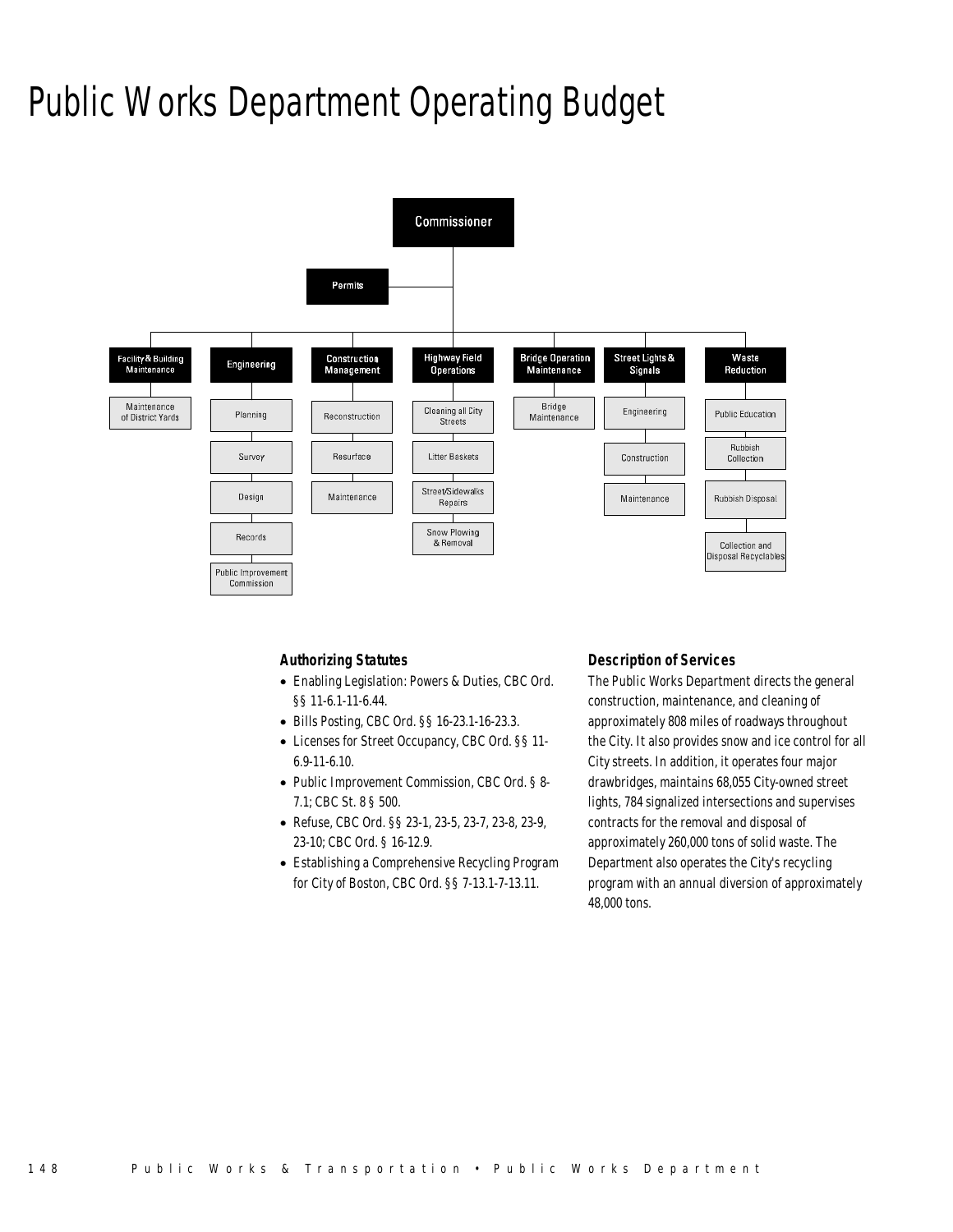# Public Works Department Operating Budget

Commissioner

- Permits
- Facility & Building Maintenance
  - Maintenance of District Yards
- Engineering
  - Planning
  - Survey
  - Design
  - Records
  - Public Improvement Commission
- Construction Management
  - Reconstruction
  - Resurface
  - Maintenance
- Highway Field Operations
  - Cleaning all City Streets
  - Litter Baskets
  - Street/Sidewalks Repairs
  - Snow Plowing & Removal
- Bridge Operation Maintenance
  - Bridge Maintenance
- Street Lights & Signals
  - Engineering
  - Construction
  - Maintenance
- Waste Reduction
  - Public Education
  - Rubbish Collection
  - Rubbish Disposal
  - Collection and Disposal Recyclables

### Authorizing Statutes

- Enabling Legislation: Powers & Duties, CBC Ord. §§ 11-6.1-11-6.44.
- Bills Posting, CBC Ord. §§ 16-23.1-16-23.3.
- Licenses for Street Occupancy, CBC Ord. §§ 11-6.9-11-6.10.
- Public Improvement Commission, CBC Ord. § 8-7.1; CBC St. 8 § 500.
- Refuse, CBC Ord. §§ 23-1, 23-5, 23-7, 23-8, 23-9, 23-10; CBC Ord. § 16-12.9.
- Establishing a Comprehensive Recycling Program for City of Boston, CBC Ord. §§ 7-13.1-7-13.11.

### Description of Services

The Public Works Department directs the general construction, maintenance, and cleaning of approximately 808 miles of roadways throughout the City. It also provides snow and ice control for all City streets. In addition, it operates four major drawbridges, maintains 68,055 City-owned street lights, 784 signalized intersections and supervises contracts for the removal and disposal of approximately 260,000 tons of solid waste. The Department also operates the City's recycling program with an annual diversion of approximately 48,000 tons.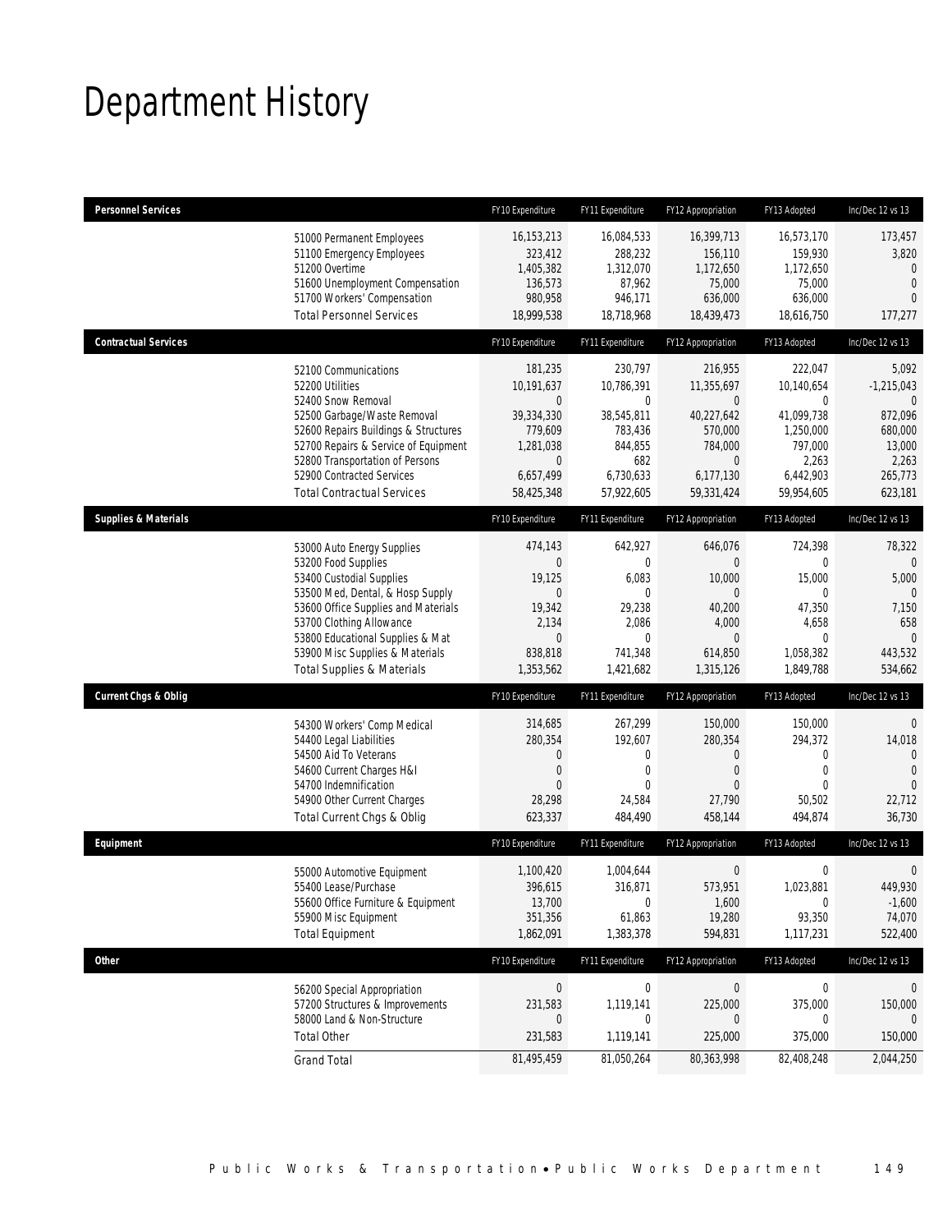# Department History

| Personnel Services | FY10 Expenditure | FY11 Expenditure | FY12 Appropriation | FY13 Adopted | Inc/Dec 12 vs 13 |
|---|---|---|---|---|---|
| 51000 Permanent Employees | 16,153,213 | 16,084,533 | 16,399,713 | 16,573,170 | 173,457 |
| 51100 Emergency Employees | 323,412 | 288,232 | 156,110 | 159,930 | 3,820 |
| 51200 Overtime | 1,405,382 | 1,312,070 | 1,172,650 | 1,172,650 | 0 |
| 51600 Unemployment Compensation | 136,573 | 87,962 | 75,000 | 75,000 | 0 |
| 51700 Workers' Compensation | 980,958 | 946,171 | 636,000 | 636,000 | 0 |
| Total Personnel Services | 18,999,538 | 18,718,968 | 18,439,473 | 18,616,750 | 177,277 |

| Contractual Services | FY10 Expenditure | FY11 Expenditure | FY12 Appropriation | FY13 Adopted | Inc/Dec 12 vs 13 |
|---|---|---|---|---|---|
| 52100 Communications | 181,235 | 230,797 | 216,955 | 222,047 | 5,092 |
| 52200 Utilities | 10,191,637 | 10,786,391 | 11,355,697 | 10,140,654 | -1,215,043 |
| 52400 Snow Removal | 0 | 0 | 0 | 0 | 0 |
| 52500 Garbage/Waste Removal | 39,334,330 | 38,545,811 | 40,227,642 | 41,099,738 | 872,096 |
| 52600 Repairs Buildings & Structures | 779,609 | 783,436 | 570,000 | 1,250,000 | 680,000 |
| 52700 Repairs & Service of Equipment | 1,281,038 | 844,855 | 784,000 | 797,000 | 13,000 |
| 52800 Transportation of Persons | 0 | 682 | 0 | 2,263 | 2,263 |
| 52900 Contracted Services | 6,657,499 | 6,730,633 | 6,177,130 | 6,442,903 | 265,773 |
| Total Contractual Services | 58,425,348 | 57,922,605 | 59,331,424 | 59,954,605 | 623,181 |

| Supplies & Materials | FY10 Expenditure | FY11 Expenditure | FY12 Appropriation | FY13 Adopted | Inc/Dec 12 vs 13 |
|---|---|---|---|---|---|
| 53000 Auto Energy Supplies | 474,143 | 642,927 | 646,076 | 724,398 | 78,322 |
| 53200 Food Supplies | 0 | 0 | 0 | 0 | 0 |
| 53400 Custodial Supplies | 19,125 | 6,083 | 10,000 | 15,000 | 5,000 |
| 53500 Med, Dental, & Hosp Supply | 0 | 0 | 0 | 0 | 0 |
| 53600 Office Supplies and Materials | 19,342 | 29,238 | 40,200 | 47,350 | 7,150 |
| 53700 Clothing Allowance | 2,134 | 2,086 | 4,000 | 4,658 | 658 |
| 53800 Educational Supplies & Mat | 0 | 0 | 0 | 0 | 0 |
| 53900 Misc Supplies & Materials | 838,818 | 741,348 | 614,850 | 1,058,382 | 443,532 |
| Total Supplies & Materials | 1,353,562 | 1,421,682 | 1,315,126 | 1,849,788 | 534,662 |

| Current Chgs & Oblig | FY10 Expenditure | FY11 Expenditure | FY12 Appropriation | FY13 Adopted | Inc/Dec 12 vs 13 |
|---|---|---|---|---|---|
| 54300 Workers' Comp Medical | 314,685 | 267,299 | 150,000 | 150,000 | 0 |
| 54400 Legal Liabilities | 280,354 | 192,607 | 280,354 | 294,372 | 14,018 |
| 54500 Aid To Veterans | 0 | 0 | 0 | 0 | 0 |
| 54600 Current Charges H&I | 0 | 0 | 0 | 0 | 0 |
| 54700 Indemnification | 0 | 0 | 0 | 0 | 0 |
| 54900 Other Current Charges | 28,298 | 24,584 | 27,790 | 50,502 | 22,712 |
| Total Current Chgs & Oblig | 623,337 | 484,490 | 458,144 | 494,874 | 36,730 |

| Equipment | FY10 Expenditure | FY11 Expenditure | FY12 Appropriation | FY13 Adopted | Inc/Dec 12 vs 13 |
|---|---|---|---|---|---|
| 55000 Automotive Equipment | 1,100,420 | 1,004,644 | 0 | 0 | 0 |
| 55400 Lease/Purchase | 396,615 | 316,871 | 573,951 | 1,023,881 | 449,930 |
| 55600 Office Furniture & Equipment | 13,700 | 0 | 1,600 | 0 | -1,600 |
| 55900 Misc Equipment | 351,356 | 61,863 | 19,280 | 93,350 | 74,070 |
| Total Equipment | 1,862,091 | 1,383,378 | 594,831 | 1,117,231 | 522,400 |

| Other | FY10 Expenditure | FY11 Expenditure | FY12 Appropriation | FY13 Adopted | Inc/Dec 12 vs 13 |
|---|---|---|---|---|---|
| 56200 Special Appropriation | 0 | 0 | 0 | 0 | 0 |
| 57200 Structures & Improvements | 231,583 | 1,119,141 | 225,000 | 375,000 | 150,000 |
| 58000 Land & Non-Structure | 0 | 0 | 0 | 0 | 0 |
| Total Other | 231,583 | 1,119,141 | 225,000 | 375,000 | 150,000 |
| Grand Total | 81,495,459 | 81,050,264 | 80,363,998 | 82,408,248 | 2,044,250 |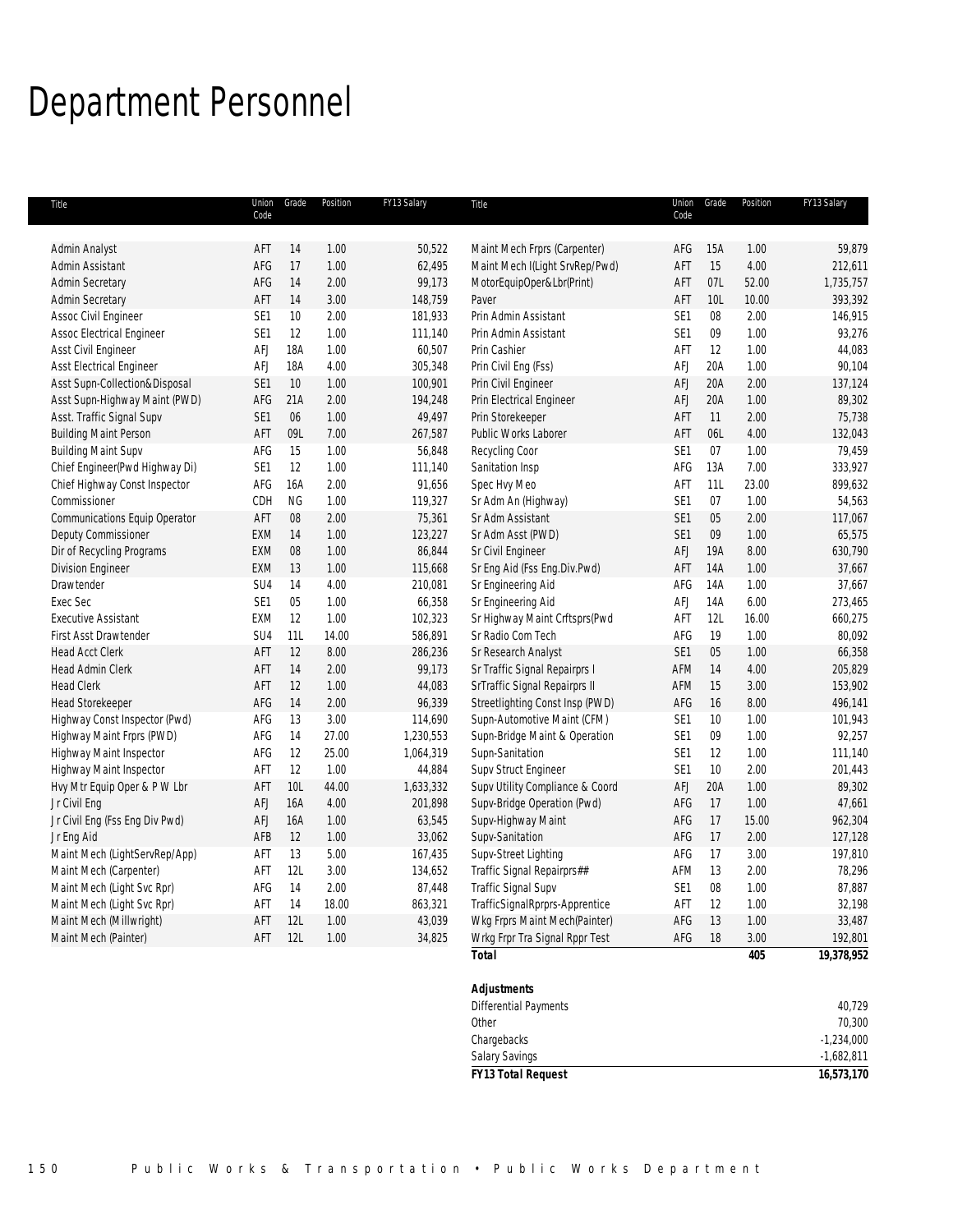# Department Personnel

| Title | Union Code | Grade | Position | FY13 Salary |
|---|---|---|---|---|
| Admin Analyst | AFT | 14 | 1.00 | 50,522 |
| Admin Assistant | AFG | 17 | 1.00 | 62,495 |
| Admin Secretary | AFG | 14 | 2.00 | 99,173 |
| Admin Secretary | AFT | 14 | 3.00 | 148,759 |
| Assoc Civil Engineer | SE1 | 10 | 2.00 | 181,933 |
| Assoc Electrical Engineer | SE1 | 12 | 1.00 | 111,140 |
| Asst Civil Engineer | AFJ | 18A | 1.00 | 60,507 |
| Asst Electrical Engineer | AFJ | 18A | 4.00 | 305,348 |
| Asst Supn-Collection&Disposal | SE1 | 10 | 1.00 | 100,901 |
| Asst Supn-Highway Maint (PWD) | AFG | 21A | 2.00 | 194,248 |
| Asst. Traffic Signal Supv | SE1 | 06 | 1.00 | 49,497 |
| Building Maint Person | AFT | 09L | 7.00 | 267,587 |
| Building Maint Supv | AFG | 15 | 1.00 | 56,848 |
| Chief Engineer(Pwd Highway Di) | SE1 | 12 | 1.00 | 111,140 |
| Chief Highway Const Inspector | AFG | 16A | 2.00 | 91,656 |
| Commissioner | CDH | NG | 1.00 | 119,327 |
| Communications Equip Operator | AFT | 08 | 2.00 | 75,361 |
| Deputy Commissioner | EXM | 14 | 1.00 | 123,227 |
| Dir of Recycling Programs | EXM | 08 | 1.00 | 86,844 |
| Division Engineer | EXM | 13 | 1.00 | 115,668 |
| Drawtender | SU4 | 14 | 4.00 | 210,081 |
| Exec Sec | SE1 | 05 | 1.00 | 66,358 |
| Executive Assistant | EXM | 12 | 1.00 | 102,323 |
| First Asst Drawtender | SU4 | 11L | 14.00 | 586,891 |
| Head Acct Clerk | AFT | 12 | 8.00 | 286,236 |
| Head Admin Clerk | AFT | 14 | 2.00 | 99,173 |
| Head Clerk | AFT | 12 | 1.00 | 44,083 |
| Head Storekeeper | AFG | 14 | 2.00 | 96,339 |
| Highway Const Inspector (Pwd) | AFG | 13 | 3.00 | 114,690 |
| Highway Maint Frprs (PWD) | AFG | 14 | 27.00 | 1,230,553 |
| Highway Maint Inspector | AFG | 12 | 25.00 | 1,064,319 |
| Highway Maint Inspector | AFT | 12 | 1.00 | 44,884 |
| Hvy Mtr Equip Oper & P W Lbr | AFT | 10L | 44.00 | 1,633,332 |
| Jr Civil Eng | AFJ | 16A | 4.00 | 201,898 |
| Jr Civil Eng (Fss Eng Div Pwd) | AFJ | 16A | 1.00 | 63,545 |
| Jr Eng Aid | AFB | 12 | 1.00 | 33,062 |
| Maint Mech (LightServRep/App) | AFT | 13 | 5.00 | 167,435 |
| Maint Mech (Carpenter) | AFT | 12L | 3.00 | 134,652 |
| Maint Mech (Light Svc Rpr) | AFG | 14 | 2.00 | 87,448 |
| Maint Mech (Light Svc Rpr) | AFT | 14 | 18.00 | 863,321 |
| Maint Mech (Millwright) | AFT | 12L | 1.00 | 43,039 |
| Maint Mech (Painter) | AFT | 12L | 1.00 | 34,825 |
| Maint Mech Frprs (Carpenter) | AFG | 15A | 1.00 | 59,879 |
| Maint Mech I(Light SrvRep/Pwd) | AFT | 15 | 4.00 | 212,611 |
| MotorEquipOper&Lbr(Print) | AFT | 07L | 52.00 | 1,735,757 |
| Paver | AFT | 10L | 10.00 | 393,392 |
| Prin Admin Assistant | SE1 | 08 | 2.00 | 146,915 |
| Prin Admin Assistant | SE1 | 09 | 1.00 | 93,276 |
| Prin Cashier | AFT | 12 | 1.00 | 44,083 |
| Prin Civil Eng (Fss) | AFJ | 20A | 1.00 | 90,104 |
| Prin Civil Engineer | AFJ | 20A | 2.00 | 137,124 |
| Prin Electrical Engineer | AFJ | 20A | 1.00 | 89,302 |
| Prin Storekeeper | AFT | 11 | 2.00 | 75,738 |
| Public Works Laborer | AFT | 06L | 4.00 | 132,043 |
| Recycling Coor | SE1 | 07 | 1.00 | 79,459 |
| Sanitation Insp | AFG | 13A | 7.00 | 333,927 |
| Spec Hvy Meo | AFT | 11L | 23.00 | 899,632 |
| Sr Adm An (Highway) | SE1 | 07 | 1.00 | 54,563 |
| Sr Adm Assistant | SE1 | 05 | 2.00 | 117,067 |
| Sr Adm Asst (PWD) | SE1 | 09 | 1.00 | 65,575 |
| Sr Civil Engineer | AFJ | 19A | 8.00 | 630,790 |
| Sr Eng Aid (Fss Eng.Div.Pwd) | AFT | 14A | 1.00 | 37,667 |
| Sr Engineering Aid | AFG | 14A | 1.00 | 37,667 |
| Sr Engineering Aid | AFJ | 14A | 6.00 | 273,465 |
| Sr Highway Maint Crftsprs(Pwd | AFT | 12L | 16.00 | 660,275 |
| Sr Radio Com Tech | AFG | 19 | 1.00 | 80,092 |
| Sr Research Analyst | SE1 | 05 | 1.00 | 66,358 |
| Sr Traffic Signal Repairprs I | AFM | 14 | 4.00 | 205,829 |
| SrTraffic Signal Repairprs II | AFM | 15 | 3.00 | 153,902 |
| Streetlighting Const Insp (PWD) | AFG | 16 | 8.00 | 496,141 |
| Supn-Automotive Maint (CFM) | SE1 | 10 | 1.00 | 101,943 |
| Supn-Bridge Maint & Operation | SE1 | 09 | 1.00 | 92,257 |
| Supn-Sanitation | SE1 | 12 | 1.00 | 111,140 |
| Supv Struct Engineer | SE1 | 10 | 2.00 | 201,443 |
| Supv Utility Compliance & Coord | AFJ | 20A | 1.00 | 89,302 |
| Supv-Bridge Operation (Pwd) | AFG | 17 | 1.00 | 47,661 |
| Supv-Highway Maint | AFG | 17 | 15.00 | 962,304 |
| Supv-Sanitation | AFG | 17 | 2.00 | 127,128 |
| Supv-Street Lighting | AFG | 17 | 3.00 | 197,810 |
| Traffic Signal Repairprs## | AFM | 13 | 2.00 | 78,296 |
| Traffic Signal Supv | SE1 | 08 | 1.00 | 87,887 |
| TrafficSignalRprprs-Apprentice | AFT | 12 | 1.00 | 32,198 |
| Wkg Frprs Maint Mech(Painter) | AFG | 13 | 1.00 | 33,487 |
| Wrkg Frpr Tra Signal Rppr Test | AFG | 18 | 3.00 | 192,801 |
| ***Total*** | | | ***405*** | ***19,378,952*** |

| ***Adjustments*** | |
|---|---|
| Differential Payments | 40,729 |
| Other | 70,300 |
| Chargebacks | -1,234,000 |
| Salary Savings | -1,682,811 |
| ***FY13 Total Request*** | ***16,573,170*** |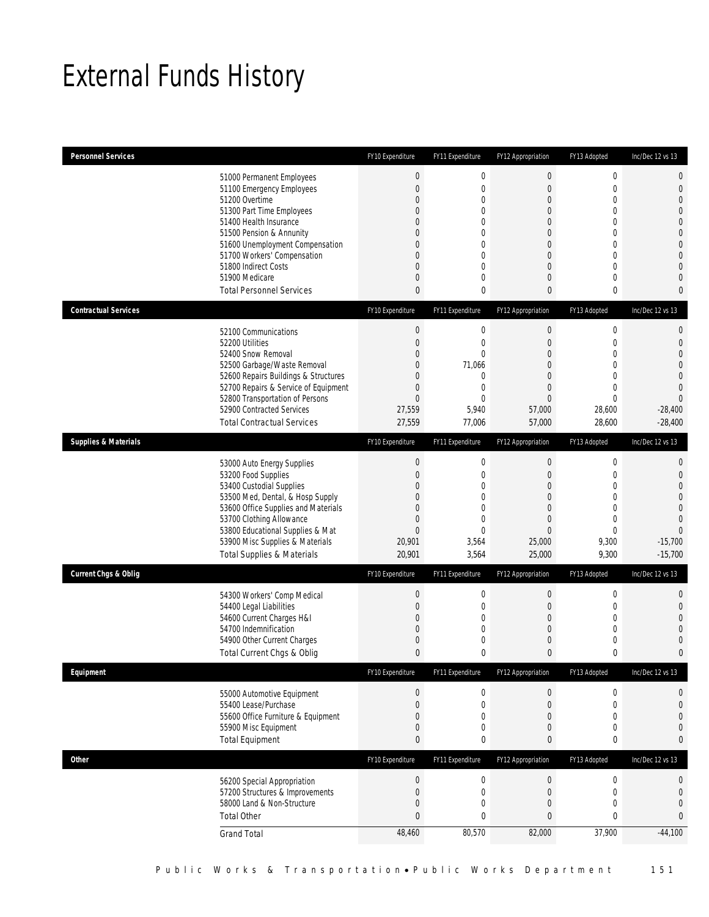# External Funds History

| Personnel Services | FY10 Expenditure | FY11 Expenditure | FY12 Appropriation | FY13 Adopted | Inc/Dec 12 vs 13 |
|---|---|---|---|---|---|
| 51000 Permanent Employees | 0 | 0 | 0 | 0 | 0 |
| 51100 Emergency Employees | 0 | 0 | 0 | 0 | 0 |
| 51200 Overtime | 0 | 0 | 0 | 0 | 0 |
| 51300 Part Time Employees | 0 | 0 | 0 | 0 | 0 |
| 51400 Health Insurance | 0 | 0 | 0 | 0 | 0 |
| 51500 Pension & Annunity | 0 | 0 | 0 | 0 | 0 |
| 51600 Unemployment Compensation | 0 | 0 | 0 | 0 | 0 |
| 51700 Workers' Compensation | 0 | 0 | 0 | 0 | 0 |
| 51800 Indirect Costs | 0 | 0 | 0 | 0 | 0 |
| 51900 Medicare | 0 | 0 | 0 | 0 | 0 |
| Total Personnel Services | 0 | 0 | 0 | 0 | 0 |

| Contractual Services | FY10 Expenditure | FY11 Expenditure | FY12 Appropriation | FY13 Adopted | Inc/Dec 12 vs 13 |
|---|---|---|---|---|---|
| 52100 Communications | 0 | 0 | 0 | 0 | 0 |
| 52200 Utilities | 0 | 0 | 0 | 0 | 0 |
| 52400 Snow Removal | 0 | 0 | 0 | 0 | 0 |
| 52500 Garbage/Waste Removal | 0 | 71,066 | 0 | 0 | 0 |
| 52600 Repairs Buildings & Structures | 0 | 0 | 0 | 0 | 0 |
| 52700 Repairs & Service of Equipment | 0 | 0 | 0 | 0 | 0 |
| 52800 Transportation of Persons | 0 | 0 | 0 | 0 | 0 |
| 52900 Contracted Services | 27,559 | 5,940 | 57,000 | 28,600 | -28,400 |
| Total Contractual Services | 27,559 | 77,006 | 57,000 | 28,600 | -28,400 |

| Supplies & Materials | FY10 Expenditure | FY11 Expenditure | FY12 Appropriation | FY13 Adopted | Inc/Dec 12 vs 13 |
|---|---|---|---|---|---|
| 53000 Auto Energy Supplies | 0 | 0 | 0 | 0 | 0 |
| 53200 Food Supplies | 0 | 0 | 0 | 0 | 0 |
| 53400 Custodial Supplies | 0 | 0 | 0 | 0 | 0 |
| 53500 Med, Dental, & Hosp Supply | 0 | 0 | 0 | 0 | 0 |
| 53600 Office Supplies and Materials | 0 | 0 | 0 | 0 | 0 |
| 53700 Clothing Allowance | 0 | 0 | 0 | 0 | 0 |
| 53800 Educational Supplies & Mat | 0 | 0 | 0 | 0 | 0 |
| 53900 Misc Supplies & Materials | 20,901 | 3,564 | 25,000 | 9,300 | -15,700 |
| Total Supplies & Materials | 20,901 | 3,564 | 25,000 | 9,300 | -15,700 |

| Current Chgs & Oblig | FY10 Expenditure | FY11 Expenditure | FY12 Appropriation | FY13 Adopted | Inc/Dec 12 vs 13 |
|---|---|---|---|---|---|
| 54300 Workers' Comp Medical | 0 | 0 | 0 | 0 | 0 |
| 54400 Legal Liabilities | 0 | 0 | 0 | 0 | 0 |
| 54600 Current Charges H&I | 0 | 0 | 0 | 0 | 0 |
| 54700 Indemnification | 0 | 0 | 0 | 0 | 0 |
| 54900 Other Current Charges | 0 | 0 | 0 | 0 | 0 |
| Total Current Chgs & Oblig | 0 | 0 | 0 | 0 | 0 |

| Equipment | FY10 Expenditure | FY11 Expenditure | FY12 Appropriation | FY13 Adopted | Inc/Dec 12 vs 13 |
|---|---|---|---|---|---|
| 55000 Automotive Equipment | 0 | 0 | 0 | 0 | 0 |
| 55400 Lease/Purchase | 0 | 0 | 0 | 0 | 0 |
| 55600 Office Furniture & Equipment | 0 | 0 | 0 | 0 | 0 |
| 55900 Misc Equipment | 0 | 0 | 0 | 0 | 0 |
| Total Equipment | 0 | 0 | 0 | 0 | 0 |

| Other | FY10 Expenditure | FY11 Expenditure | FY12 Appropriation | FY13 Adopted | Inc/Dec 12 vs 13 |
|---|---|---|---|---|---|
| 56200 Special Appropriation | 0 | 0 | 0 | 0 | 0 |
| 57200 Structures & Improvements | 0 | 0 | 0 | 0 | 0 |
| 58000 Land & Non-Structure | 0 | 0 | 0 | 0 | 0 |
| Total Other | 0 | 0 | 0 | 0 | 0 |
| Grand Total | 48,460 | 80,570 | 82,000 | 37,900 | -44,100 |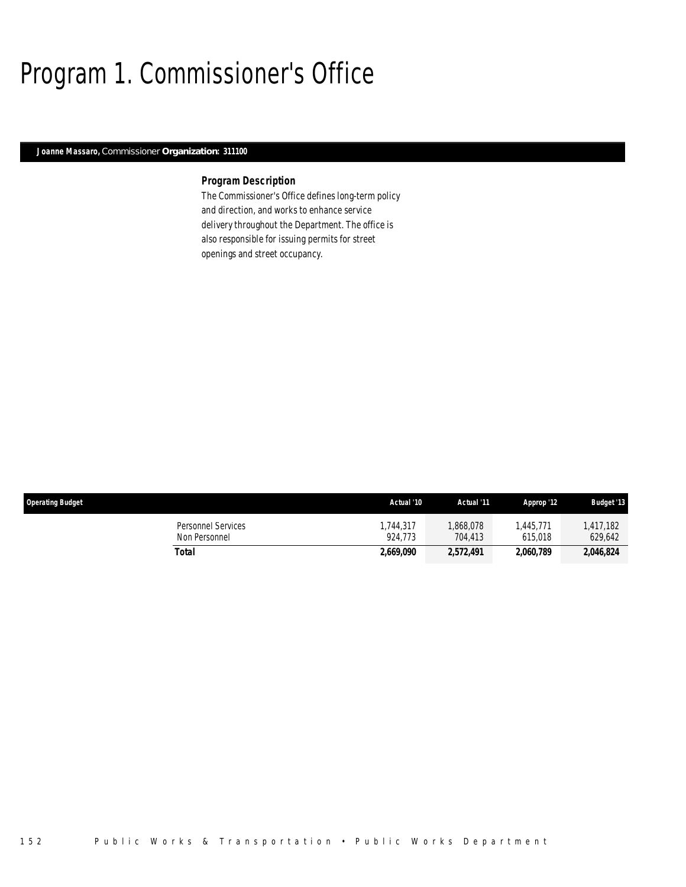# Program 1. Commissioner's Office

***Joanne Massaro,*** Commissioner **Organization: 311100**

### *Program Description*

The Commissioner's Office defines long-term policy and direction, and works to enhance service delivery throughout the Department. The office is also responsible for issuing permits for street openings and street occupancy.

| Operating Budget | Actual '10 | Actual '11 | Approp '12 | Budget '13 |
|---|---|---|---|---|
| Personnel Services | 1,744,317 | 1,868,078 | 1,445,771 | 1,417,182 |
| Non Personnel | 924,773 | 704,413 | 615,018 | 629,642 |
| **Total** | **2,669,090** | **2,572,491** | **2,060,789** | **2,046,824** |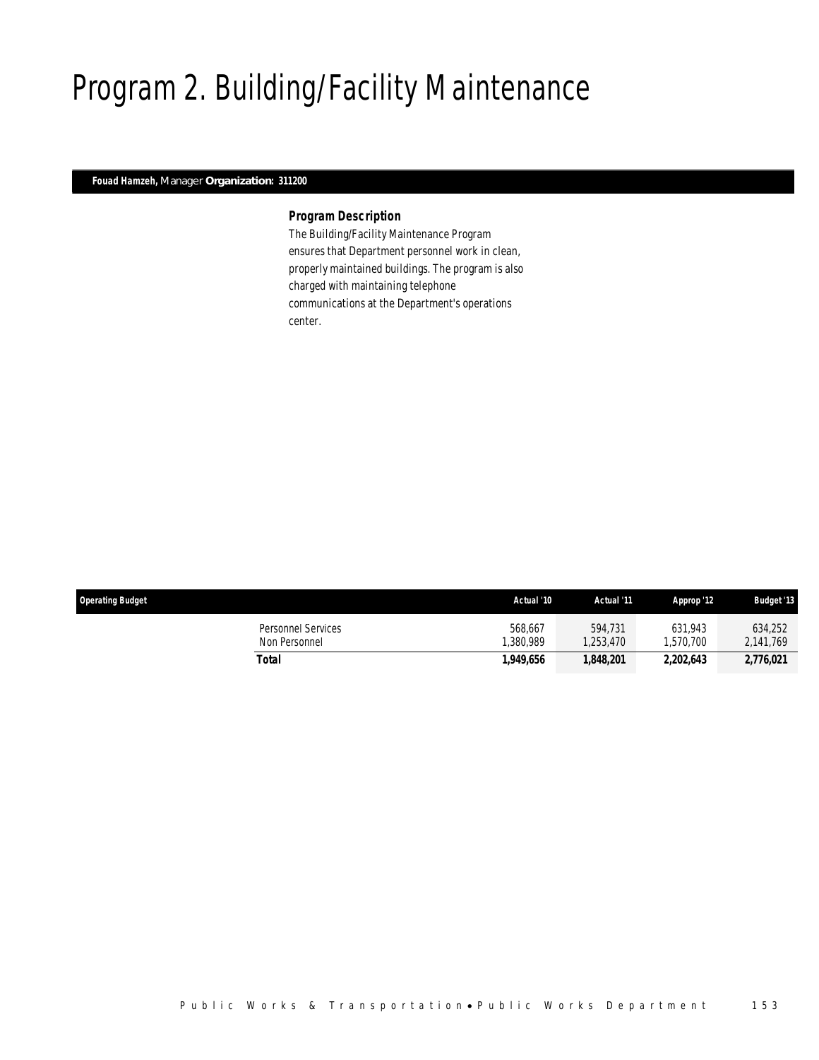# Program 2. Building/Facility Maintenance

**Fouad Hamzeh,** Manager **Organization: 311200**

### *Program Description*

The Building/Facility Maintenance Program ensures that Department personnel work in clean, properly maintained buildings. The program is also charged with maintaining telephone communications at the Department's operations center.

| Operating Budget | Actual '10 | Actual '11 | Approp '12 | Budget '13 |
|---|---|---|---|---|
| Personnel Services | 568,667 | 594,731 | 631,943 | 634,252 |
| Non Personnel | 1,380,989 | 1,253,470 | 1,570,700 | 2,141,769 |
| **Total** | **1,949,656** | **1,848,201** | **2,202,643** | **2,776,021** |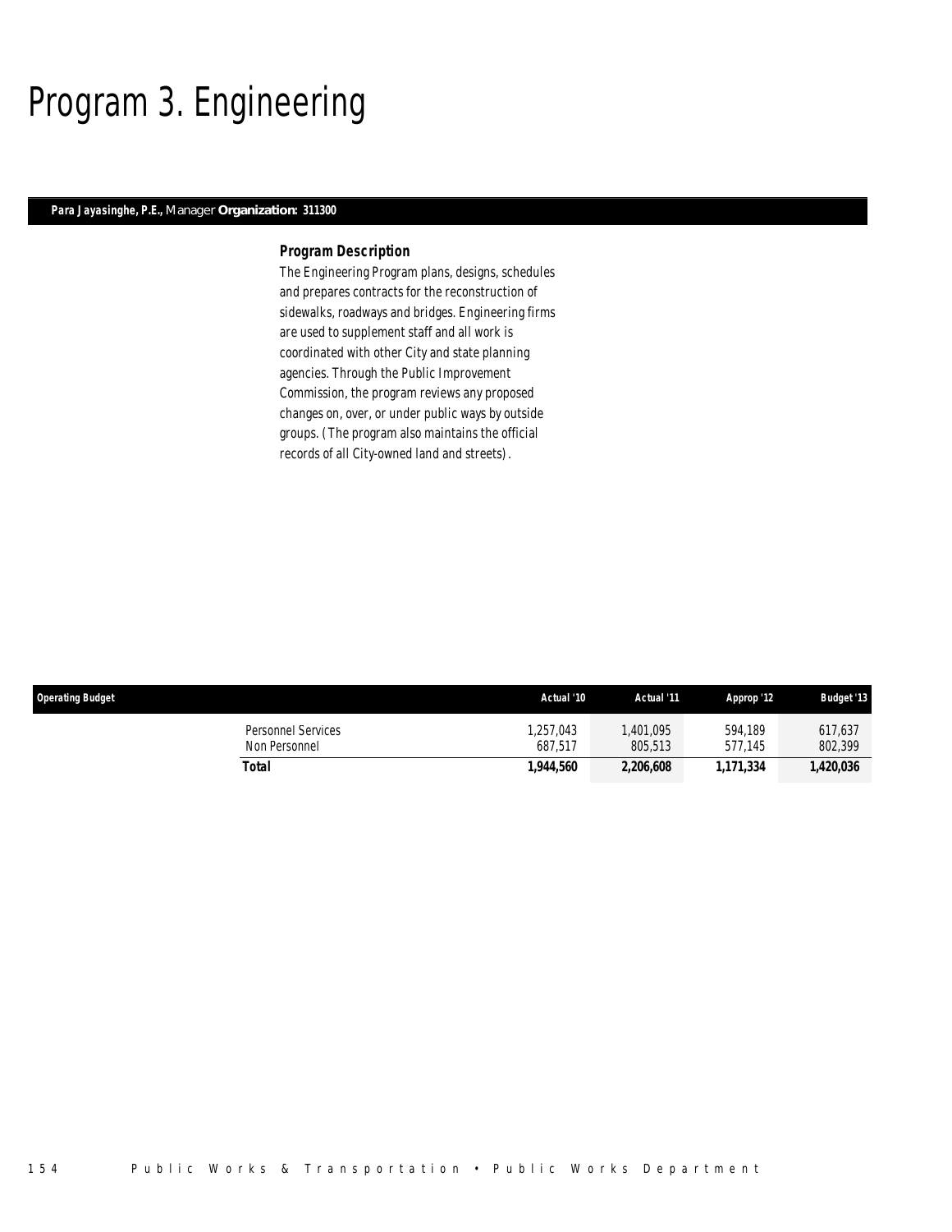# Program 3. Engineering

**Para Jayasinghe, P.E.,** Manager **Organization: 311300**

### Program Description

The Engineering Program plans, designs, schedules and prepares contracts for the reconstruction of sidewalks, roadways and bridges. Engineering firms are used to supplement staff and all work is coordinated with other City and state planning agencies. Through the Public Improvement Commission, the program reviews any proposed changes on, over, or under public ways by outside groups. (The program also maintains the official records of all City-owned land and streets).

| Operating Budget | Actual '10 | Actual '11 | Approp '12 | Budget '13 |
|---|---|---|---|---|
| Personnel Services | 1,257,043 | 1,401,095 | 594,189 | 617,637 |
| Non Personnel | 687,517 | 805,513 | 577,145 | 802,399 |
| **Total** | **1,944,560** | **2,206,608** | **1,171,334** | **1,420,036** |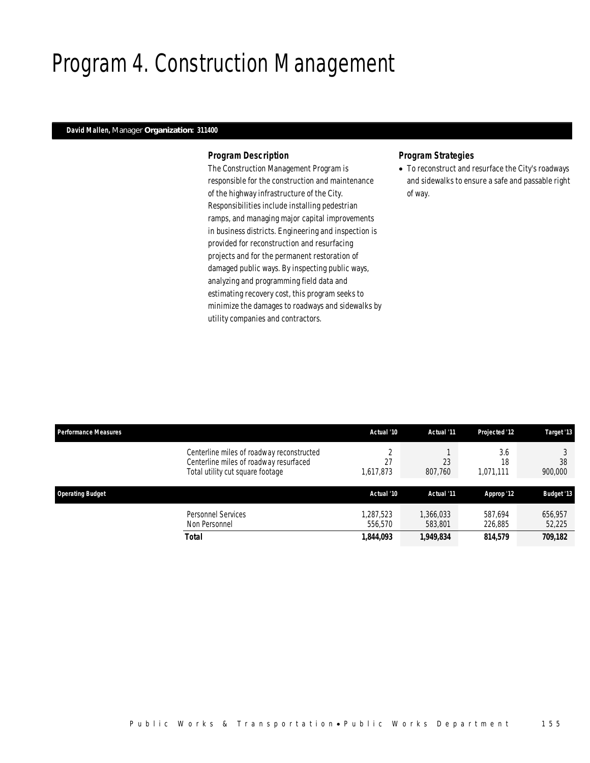# Program 4. Construction Management

**David Mallen,** Manager **Organization: 311400**

### *Program Description*

The Construction Management Program is responsible for the construction and maintenance of the highway infrastructure of the City. Responsibilities include installing pedestrian ramps, and managing major capital improvements in business districts. Engineering and inspection is provided for reconstruction and resurfacing projects and for the permanent restoration of damaged public ways. By inspecting public ways, analyzing and programming field data and estimating recovery cost, this program seeks to minimize the damages to roadways and sidewalks by utility companies and contractors.

### *Program Strategies*

- To reconstruct and resurface the City's roadways and sidewalks to ensure a safe and passable right of way.

| Performance Measures | Actual '10 | Actual '11 | Projected '12 | Target '13 |
|---|---|---|---|---|
| Centerline miles of roadway reconstructed | 2 | 1 | 3.6 | 3 |
| Centerline miles of roadway resurfaced | 27 | 23 | 18 | 38 |
| Total utility cut square footage | 1,617,873 | 807,760 | 1,071,111 | 900,000 |

| Operating Budget | Actual '10 | Actual '11 | Approp '12 | Budget '13 |
|---|---|---|---|---|
| Personnel Services | 1,287,523 | 1,366,033 | 587,694 | 656,957 |
| Non Personnel | 556,570 | 583,801 | 226,885 | 52,225 |
| **Total** | **1,844,093** | **1,949,834** | **814,579** | **709,182** |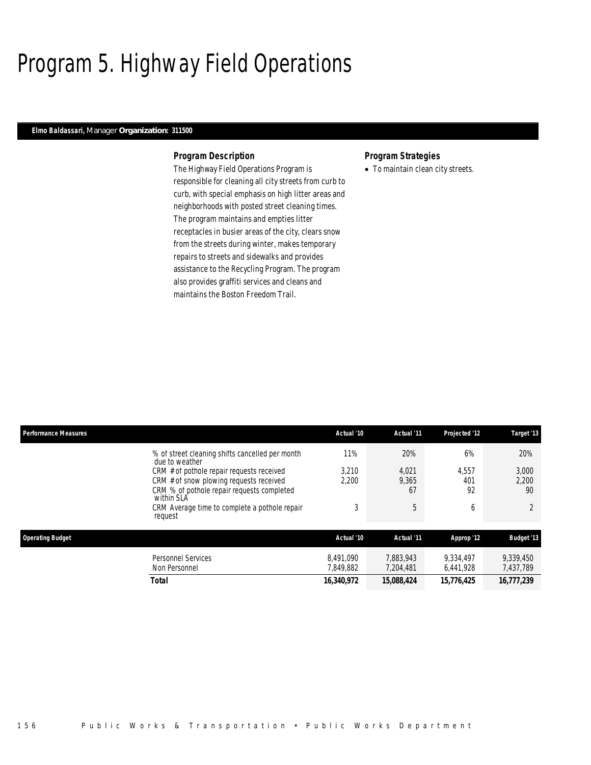# Program 5. Highway Field Operations

***Elmo Baldassari,** Manager* ***Organization: 311500***

### *Program Description*

The Highway Field Operations Program is responsible for cleaning all city streets from curb to curb, with special emphasis on high litter areas and neighborhoods with posted street cleaning times. The program maintains and empties litter receptacles in busier areas of the city, clears snow from the streets during winter, makes temporary repairs to streets and sidewalks and provides assistance to the Recycling Program. The program also provides graffiti services and cleans and maintains the Boston Freedom Trail.

### *Program Strategies*

- To maintain clean city streets.

| Performance Measures | Actual '10 | Actual '11 | Projected '12 | Target '13 |
|---|---|---|---|---|
| % of street cleaning shifts cancelled per month due to weather | 11% | 20% | 6% | 20% |
| CRM # of pothole repair requests received | 3,210 | 4,021 | 4,557 | 3,000 |
| CRM # of snow plowing requests received | 2,200 | 9,365 | 401 | 2,200 |
| CRM % of pothole repair requests completed within SLA | | 67 | 92 | 90 |
| CRM Average time to complete a pothole repair request | 3 | 5 | 6 | 2 |

| Operating Budget | Actual '10 | Actual '11 | Approp '12 | Budget '13 |
|---|---|---|---|---|
| Personnel Services | 8,491,090 | 7,883,943 | 9,334,497 | 9,339,450 |
| Non Personnel | 7,849,882 | 7,204,481 | 6,441,928 | 7,437,789 |
| **Total** | **16,340,972** | **15,088,424** | **15,776,425** | **16,777,239** |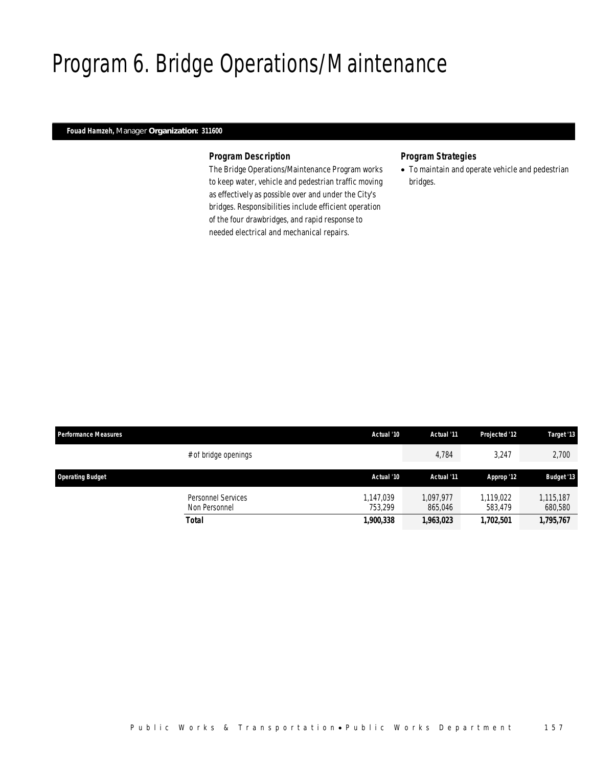# Program 6. Bridge Operations/Maintenance

**Fouad Hamzeh,** Manager **Organization: 311600**

### *Program Description*

The Bridge Operations/Maintenance Program works to keep water, vehicle and pedestrian traffic moving as effectively as possible over and under the City's bridges. Responsibilities include efficient operation of the four drawbridges, and rapid response to needed electrical and mechanical repairs.

### *Program Strategies*

- To maintain and operate vehicle and pedestrian bridges.

| Performance Measures | Actual '10 | Actual '11 | Projected '12 | Target '13 |
|---|---|---|---|---|
| # of bridge openings | | 4,784 | 3,247 | 2,700 |

| Operating Budget | Actual '10 | Actual '11 | Approp '12 | Budget '13 |
|---|---|---|---|---|
| Personnel Services | 1,147,039 | 1,097,977 | 1,119,022 | 1,115,187 |
| Non Personnel | 753,299 | 865,046 | 583,479 | 680,580 |
| **Total** | **1,900,338** | **1,963,023** | **1,702,501** | **1,795,767** |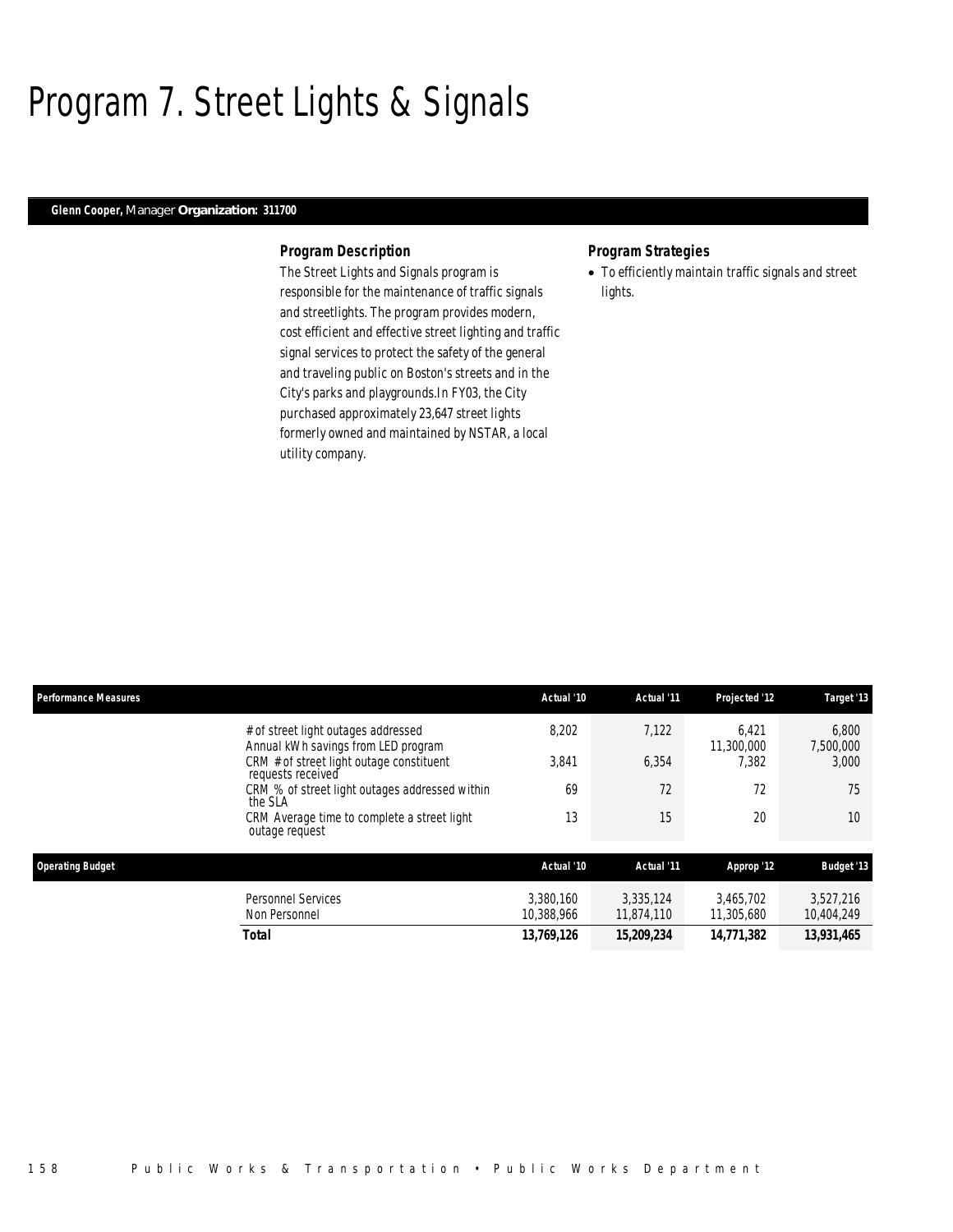# Program 7. Street Lights & Signals

**Glenn Cooper,** Manager **Organization: 311700**

### Program Description

The Street Lights and Signals program is responsible for the maintenance of traffic signals and streetlights. The program provides modern, cost efficient and effective street lighting and traffic signal services to protect the safety of the general and traveling public on Boston's streets and in the City's parks and playgrounds.In FY03, the City purchased approximately 23,647 street lights formerly owned and maintained by NSTAR, a local utility company.

### Program Strategies

- To efficiently maintain traffic signals and street lights.

| Performance Measures | Actual '10 | Actual '11 | Projected '12 | Target '13 |
|---|---|---|---|---|
| # of street light outages addressed | 8,202 | 7,122 | 6,421 | 6,800 |
| Annual kWh savings from LED program | | | 11,300,000 | 7,500,000 |
| CRM # of street light outage constituent requests received | 3,841 | 6,354 | 7,382 | 3,000 |
| CRM % of street light outages addressed within the SLA | 69 | 72 | 72 | 75 |
| CRM Average time to complete a street light outage request | 13 | 15 | 20 | 10 |

| Operating Budget | Actual '10 | Actual '11 | Approp '12 | Budget '13 |
|---|---|---|---|---|
| Personnel Services | 3,380,160 | 3,335,124 | 3,465,702 | 3,527,216 |
| Non Personnel | 10,388,966 | 11,874,110 | 11,305,680 | 10,404,249 |
| **Total** | **13,769,126** | **15,209,234** | **14,771,382** | **13,931,465** |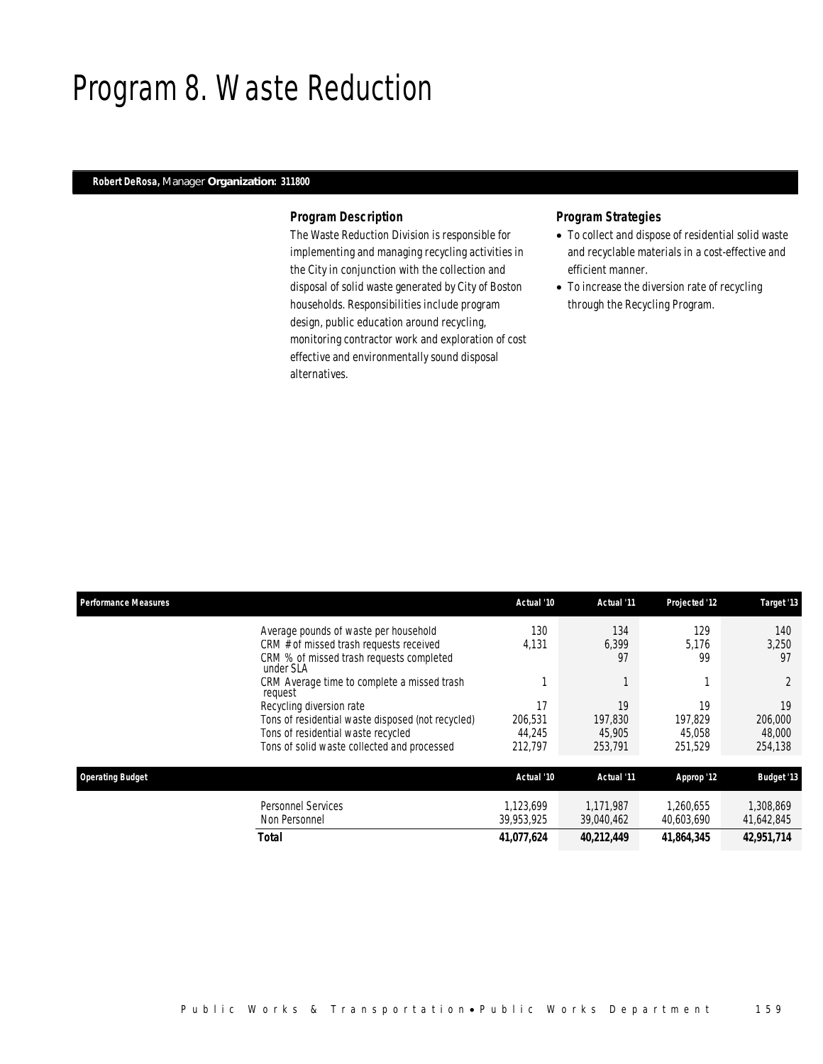# Program 8. Waste Reduction

**Robert DeRosa,** Manager **Organization: 311800**

### Program Description

The Waste Reduction Division is responsible for implementing and managing recycling activities in the City in conjunction with the collection and disposal of solid waste generated by City of Boston households. Responsibilities include program design, public education around recycling, monitoring contractor work and exploration of cost effective and environmentally sound disposal alternatives.

### Program Strategies

- To collect and dispose of residential solid waste and recyclable materials in a cost-effective and efficient manner.
- To increase the diversion rate of recycling through the Recycling Program.

| Performance Measures | Actual '10 | Actual '11 | Projected '12 | Target '13 |
|---|---|---|---|---|
| Average pounds of waste per household | 130 | 134 | 129 | 140 |
| CRM # of missed trash requests received | 4,131 | 6,399 | 5,176 | 3,250 |
| CRM % of missed trash requests completed under SLA | | 97 | 99 | 97 |
| CRM Average time to complete a missed trash request | 1 | 1 | 1 | 2 |
| Recycling diversion rate | 17 | 19 | 19 | 19 |
| Tons of residential waste disposed (not recycled) | 206,531 | 197,830 | 197,829 | 206,000 |
| Tons of residential waste recycled | 44,245 | 45,905 | 45,058 | 48,000 |
| Tons of solid waste collected and processed | 212,797 | 253,791 | 251,529 | 254,138 |

| Operating Budget | Actual '10 | Actual '11 | Approp '12 | Budget '13 |
|---|---|---|---|---|
| Personnel Services | 1,123,699 | 1,171,987 | 1,260,655 | 1,308,869 |
| Non Personnel | 39,953,925 | 39,040,462 | 40,603,690 | 41,642,845 |
| **Total** | **41,077,624** | **40,212,449** | **41,864,345** | **42,951,714** |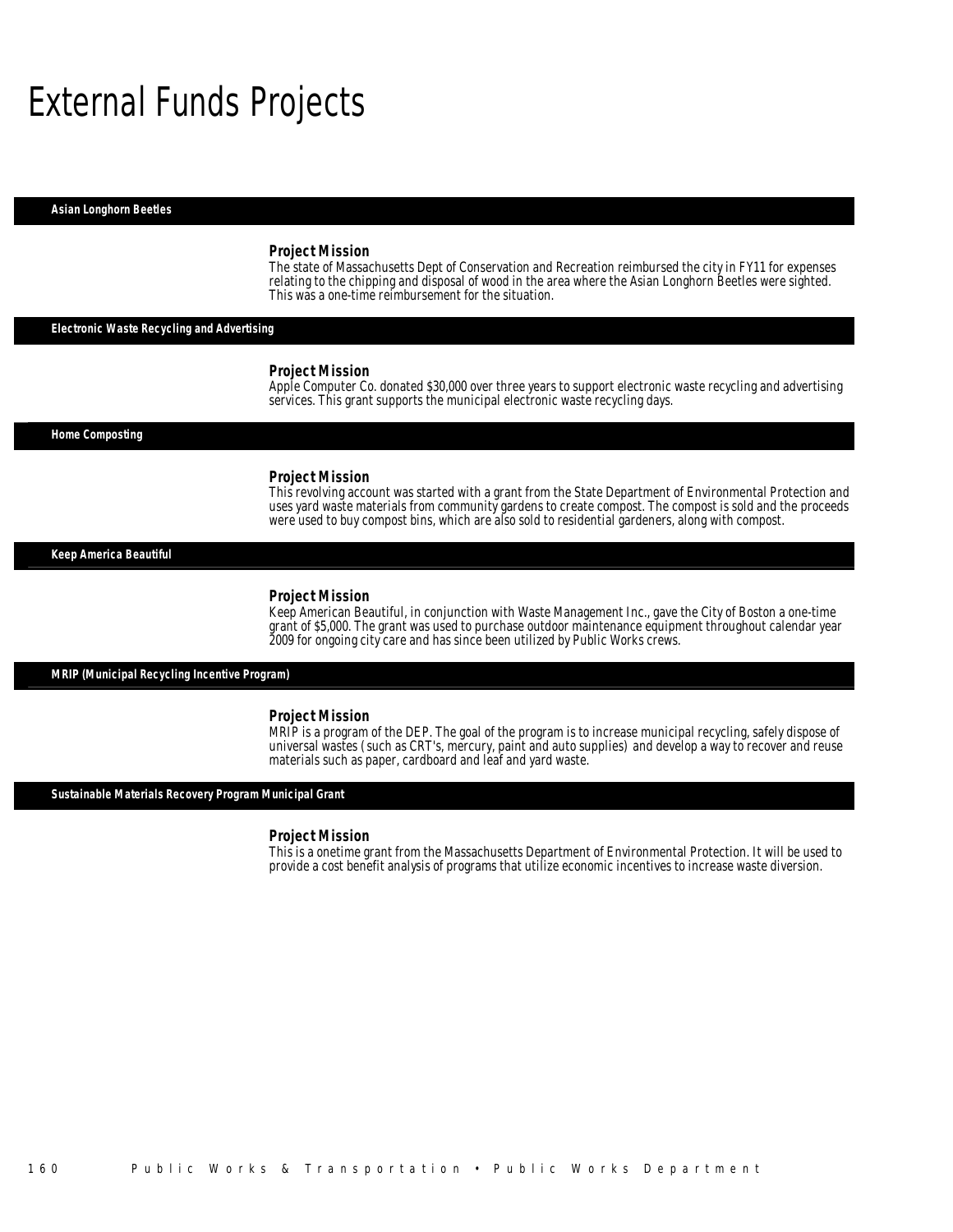# External Funds Projects

## Asian Longhorn Beetles

### Project Mission

The state of Massachusetts Dept of Conservation and Recreation reimbursed the city in FY11 for expenses relating to the chipping and disposal of wood in the area where the Asian Longhorn Beetles were sighted. This was a one-time reimbursement for the situation.

## Electronic Waste Recycling and Advertising

### Project Mission

Apple Computer Co. donated $30,000 over three years to support electronic waste recycling and advertising services. This grant supports the municipal electronic waste recycling days.

## Home Composting

### Project Mission

This revolving account was started with a grant from the State Department of Environmental Protection and uses yard waste materials from community gardens to create compost. The compost is sold and the proceeds were used to buy compost bins, which are also sold to residential gardeners, along with compost.

## Keep America Beautiful

### Project Mission

Keep American Beautiful, in conjunction with Waste Management Inc., gave the City of Boston a one-time grant of $5,000. The grant was used to purchase outdoor maintenance equipment throughout calendar year 2009 for ongoing city care and has since been utilized by Public Works crews.

## MRIP (Municipal Recycling Incentive Program)

### Project Mission

MRIP is a program of the DEP. The goal of the program is to increase municipal recycling, safely dispose of universal wastes (such as CRT's, mercury, paint and auto supplies) and develop a way to recover and reuse materials such as paper, cardboard and leaf and yard waste.

## Sustainable Materials Recovery Program Municipal Grant

### Project Mission

This is a onetime grant from the Massachusetts Department of Environmental Protection. It will be used to provide a cost benefit analysis of programs that utilize economic incentives to increase waste diversion.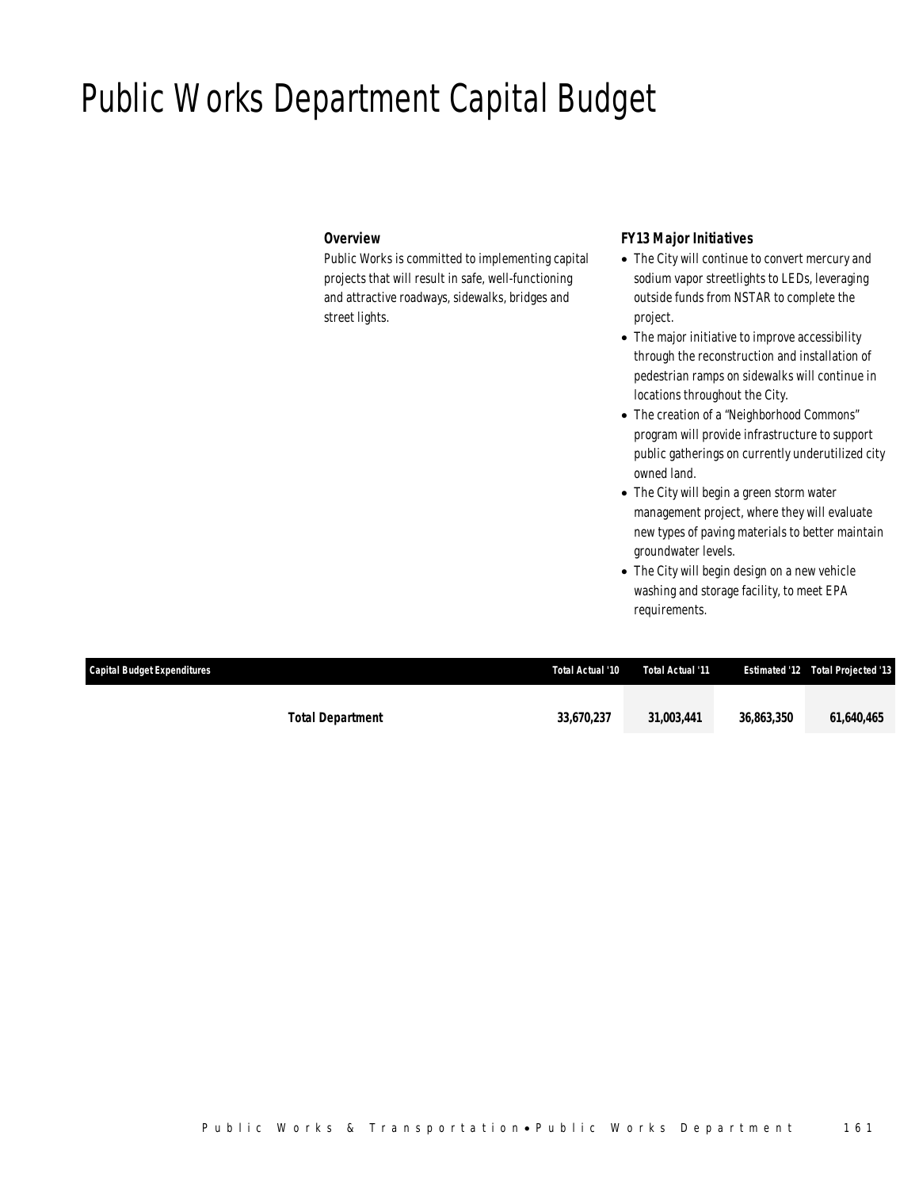# Public Works Department Capital Budget

### *Overview*

Public Works is committed to implementing capital projects that will result in safe, well-functioning and attractive roadways, sidewalks, bridges and street lights.

### *FY13 Major Initiatives*

- The City will continue to convert mercury and sodium vapor streetlights to LEDs, leveraging outside funds from NSTAR to complete the project.
- The major initiative to improve accessibility through the reconstruction and installation of pedestrian ramps on sidewalks will continue in locations throughout the City.
- The creation of a "Neighborhood Commons" program will provide infrastructure to support public gatherings on currently underutilized city owned land.
- The City will begin a green storm water management project, where they will evaluate new types of paving materials to better maintain groundwater levels.
- The City will begin design on a new vehicle washing and storage facility, to meet EPA requirements.

| Capital Budget Expenditures | Total Actual '10 | Total Actual '11 | Estimated '12 | Total Projected '13 |
|---|---|---|---|---|
| **Total Department** | **33,670,237** | **31,003,441** | **36,863,350** | **61,640,465** |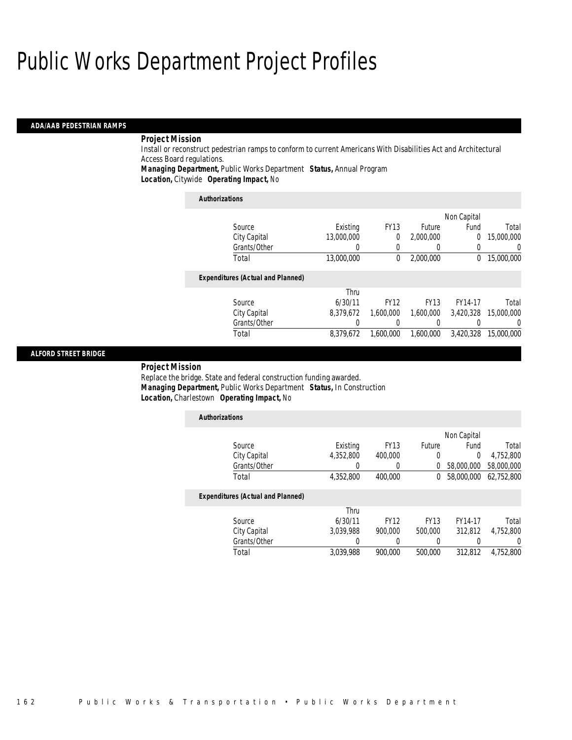# Public Works Department Project Profiles

## ADA/AAB PEDESTRIAN RAMPS

**Project Mission**

Install or reconstruct pedestrian ramps to conform to current Americans With Disabilities Act and Architectural Access Board regulations.

**Managing Department,** Public Works Department **Status,** Annual Program

**Location,** Citywide **Operating Impact,** No

***Authorizations***

| Source | Existing | FY13 | Future | Non Capital Fund | Total |
|---|---|---|---|---|---|
| City Capital | 13,000,000 | 0 | 2,000,000 | 0 | 15,000,000 |
| Grants/Other | 0 | 0 | 0 | 0 | 0 |
| Total | 13,000,000 | 0 | 2,000,000 | 0 | 15,000,000 |

***Expenditures (Actual and Planned)***

| Source | Thru 6/30/11 | FY12 | FY13 | FY14-17 | Total |
|---|---|---|---|---|---|
| City Capital | 8,379,672 | 1,600,000 | 1,600,000 | 3,420,328 | 15,000,000 |
| Grants/Other | 0 | 0 | 0 | 0 | 0 |
| Total | 8,379,672 | 1,600,000 | 1,600,000 | 3,420,328 | 15,000,000 |

## ALFORD STREET BRIDGE

**Project Mission**

Replace the bridge. State and federal construction funding awarded.

**Managing Department,** Public Works Department **Status,** In Construction

**Location,** Charlestown **Operating Impact,** No

***Authorizations***

| Source | Existing | FY13 | Future | Non Capital Fund | Total |
|---|---|---|---|---|---|
| City Capital | 4,352,800 | 400,000 | 0 | 0 | 4,752,800 |
| Grants/Other | 0 | 0 | 0 | 58,000,000 | 58,000,000 |
| Total | 4,352,800 | 400,000 | 0 | 58,000,000 | 62,752,800 |

***Expenditures (Actual and Planned)***

| Source | Thru 6/30/11 | FY12 | FY13 | FY14-17 | Total |
|---|---|---|---|---|---|
| City Capital | 3,039,988 | 900,000 | 500,000 | 312,812 | 4,752,800 |
| Grants/Other | 0 | 0 | 0 | 0 | 0 |
| Total | 3,039,988 | 900,000 | 500,000 | 312,812 | 4,752,800 |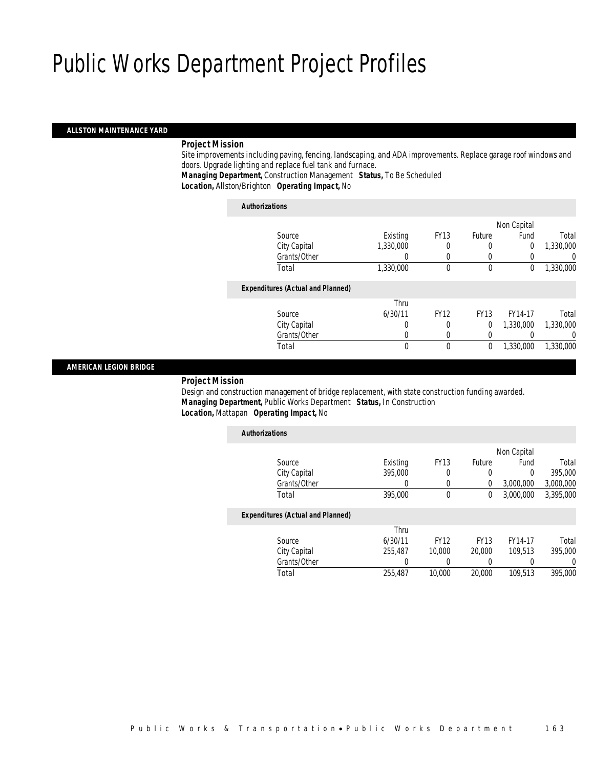# Public Works Department Project Profiles

## ALLSTON MAINTENANCE YARD

***Project Mission***

Site improvements including paving, fencing, landscaping, and ADA improvements. Replace garage roof windows and doors. Upgrade lighting and replace fuel tank and furnace.

***Managing Department,*** Construction Management ***Status,*** To Be Scheduled

***Location,*** Allston/Brighton ***Operating Impact,*** No

***Authorizations***

| Source | Existing | FY13 | Future | Non Capital Fund | Total |
|---|---|---|---|---|---|
| City Capital | 1,330,000 | 0 | 0 | 0 | 1,330,000 |
| Grants/Other | 0 | 0 | 0 | 0 | 0 |
| Total | 1,330,000 | 0 | 0 | 0 | 1,330,000 |

***Expenditures (Actual and Planned)***

| Source | Thru 6/30/11 | FY12 | FY13 | FY14-17 | Total |
|---|---|---|---|---|---|
| City Capital | 0 | 0 | 0 | 1,330,000 | 1,330,000 |
| Grants/Other | 0 | 0 | 0 | 0 | 0 |
| Total | 0 | 0 | 0 | 1,330,000 | 1,330,000 |

## AMERICAN LEGION BRIDGE

***Project Mission***

Design and construction management of bridge replacement, with state construction funding awarded.

***Managing Department,*** Public Works Department ***Status,*** In Construction

***Location,*** Mattapan ***Operating Impact,*** No

***Authorizations***

| Source | Existing | FY13 | Future | Non Capital Fund | Total |
|---|---|---|---|---|---|
| City Capital | 395,000 | 0 | 0 | 0 | 395,000 |
| Grants/Other | 0 | 0 | 0 | 3,000,000 | 3,000,000 |
| Total | 395,000 | 0 | 0 | 3,000,000 | 3,395,000 |

***Expenditures (Actual and Planned)***

| Source | Thru 6/30/11 | FY12 | FY13 | FY14-17 | Total |
|---|---|---|---|---|---|
| City Capital | 255,487 | 10,000 | 20,000 | 109,513 | 395,000 |
| Grants/Other | 0 | 0 | 0 | 0 | 0 |
| Total | 255,487 | 10,000 | 20,000 | 109,513 | 395,000 |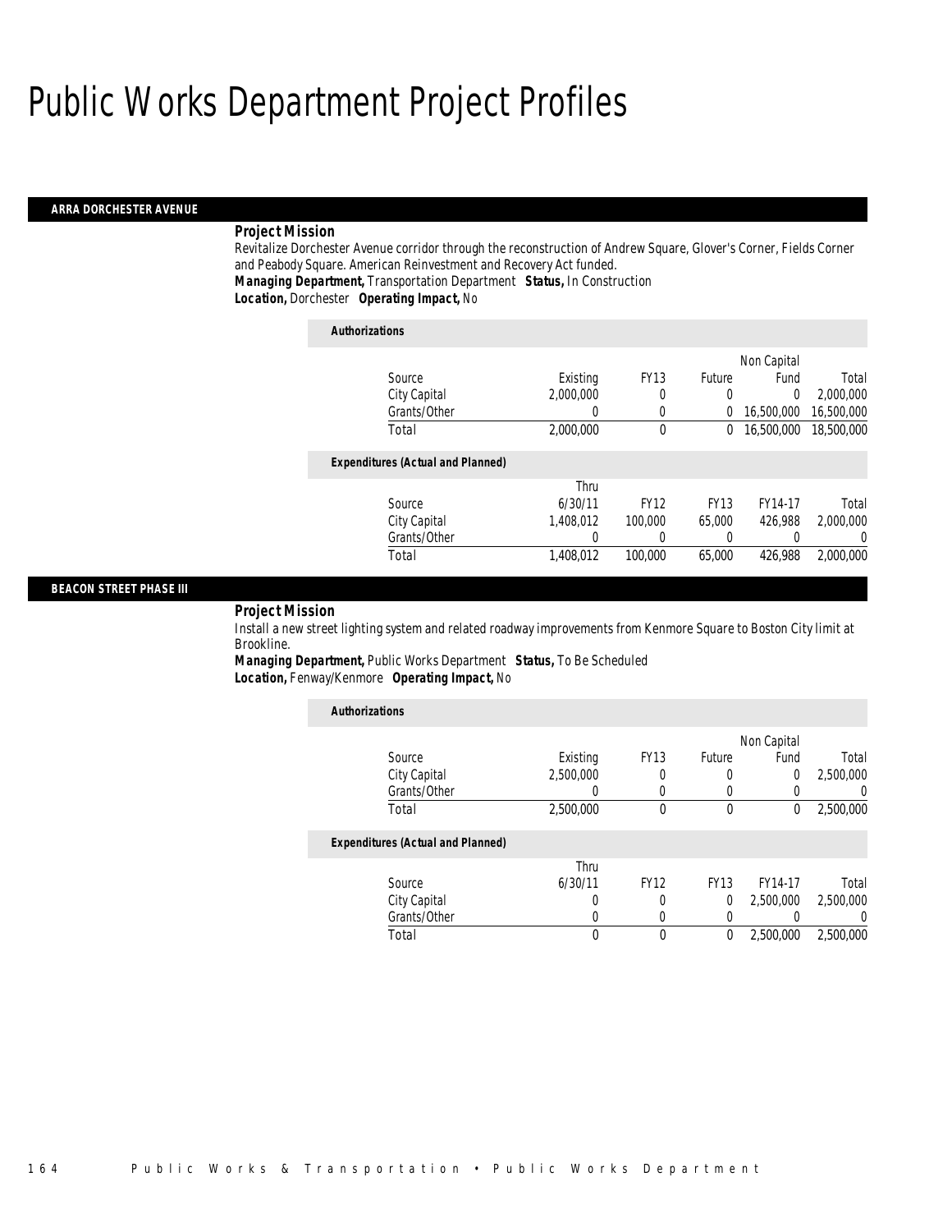# Public Works Department Project Profiles

## ARRA DORCHESTER AVENUE

### Project Mission

Revitalize Dorchester Avenue corridor through the reconstruction of Andrew Square, Glover's Corner, Fields Corner and Peabody Square. American Reinvestment and Recovery Act funded.

***Managing Department,*** Transportation Department ***Status,*** In Construction
***Location,*** Dorchester ***Operating Impact,*** No

#### Authorizations

| Source | Existing | FY13 | Future | Non Capital Fund | Total |
|---|---|---|---|---|---|
| City Capital | 2,000,000 | 0 | 0 | 0 | 2,000,000 |
| Grants/Other | 0 | 0 | 0 | 16,500,000 | 16,500,000 |
| Total | 2,000,000 | 0 | 0 | 16,500,000 | 18,500,000 |

#### Expenditures (Actual and Planned)

| Source | Thru 6/30/11 | FY12 | FY13 | FY14-17 | Total |
|---|---|---|---|---|---|
| City Capital | 1,408,012 | 100,000 | 65,000 | 426,988 | 2,000,000 |
| Grants/Other | 0 | 0 | 0 | 0 | 0 |
| Total | 1,408,012 | 100,000 | 65,000 | 426,988 | 2,000,000 |

## BEACON STREET PHASE III

### Project Mission

Install a new street lighting system and related roadway improvements from Kenmore Square to Boston City limit at Brookline.

***Managing Department,*** Public Works Department ***Status,*** To Be Scheduled
***Location,*** Fenway/Kenmore ***Operating Impact,*** No

#### Authorizations

| Source | Existing | FY13 | Future | Non Capital Fund | Total |
|---|---|---|---|---|---|
| City Capital | 2,500,000 | 0 | 0 | 0 | 2,500,000 |
| Grants/Other | 0 | 0 | 0 | 0 | 0 |
| Total | 2,500,000 | 0 | 0 | 0 | 2,500,000 |

#### Expenditures (Actual and Planned)

| Source | Thru 6/30/11 | FY12 | FY13 | FY14-17 | Total |
|---|---|---|---|---|---|
| City Capital | 0 | 0 | 0 | 2,500,000 | 2,500,000 |
| Grants/Other | 0 | 0 | 0 | 0 | 0 |
| Total | 0 | 0 | 0 | 2,500,000 | 2,500,000 |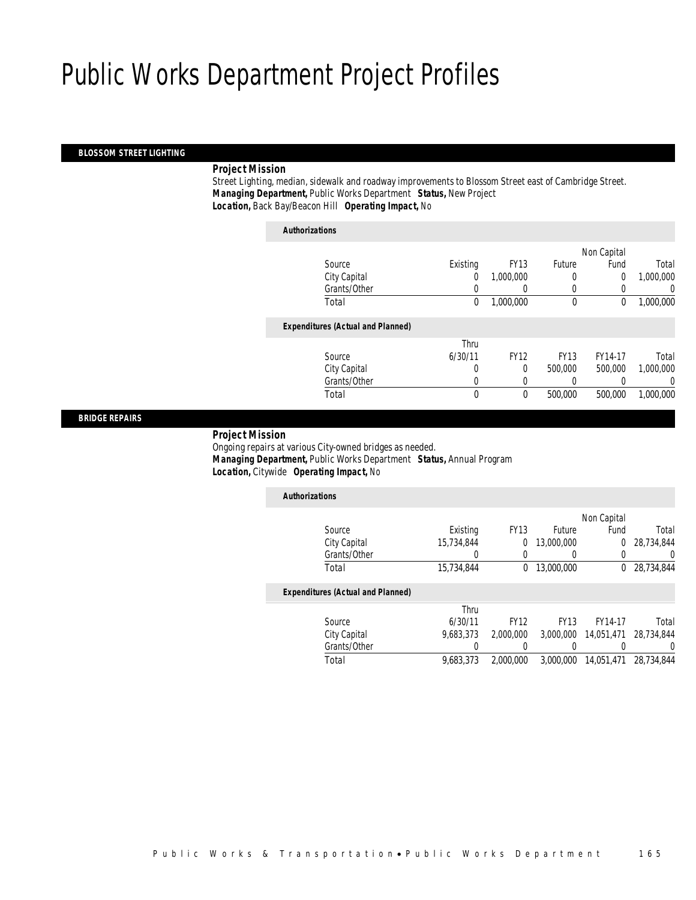# Public Works Department Project Profiles

## BLOSSOM STREET LIGHTING

***Project Mission***

Street Lighting, median, sidewalk and roadway improvements to Blossom Street east of Cambridge Street.

***Managing Department,*** Public Works Department ***Status,*** New Project

***Location,*** Back Bay/Beacon Hill ***Operating Impact,*** No

***Authorizations***

| Source | Existing | FY13 | Future | Non Capital Fund | Total |
|---|---|---|---|---|---|
| City Capital | 0 | 1,000,000 | 0 | 0 | 1,000,000 |
| Grants/Other | 0 | 0 | 0 | 0 | 0 |
| Total | 0 | 1,000,000 | 0 | 0 | 1,000,000 |

***Expenditures (Actual and Planned)***

| Source | Thru 6/30/11 | FY12 | FY13 | FY14-17 | Total |
|---|---|---|---|---|---|
| City Capital | 0 | 0 | 500,000 | 500,000 | 1,000,000 |
| Grants/Other | 0 | 0 | 0 | 0 | 0 |
| Total | 0 | 0 | 500,000 | 500,000 | 1,000,000 |

## BRIDGE REPAIRS

***Project Mission***

Ongoing repairs at various City-owned bridges as needed.

***Managing Department,*** Public Works Department ***Status,*** Annual Program

***Location,*** Citywide ***Operating Impact,*** No

***Authorizations***

| Source | Existing | FY13 | Future | Non Capital Fund | Total |
|---|---|---|---|---|---|
| City Capital | 15,734,844 | 0 | 13,000,000 | 0 | 28,734,844 |
| Grants/Other | 0 | 0 | 0 | 0 | 0 |
| Total | 15,734,844 | 0 | 13,000,000 | 0 | 28,734,844 |

***Expenditures (Actual and Planned)***

| Source | Thru 6/30/11 | FY12 | FY13 | FY14-17 | Total |
|---|---|---|---|---|---|
| City Capital | 9,683,373 | 2,000,000 | 3,000,000 | 14,051,471 | 28,734,844 |
| Grants/Other | 0 | 0 | 0 | 0 | 0 |
| Total | 9,683,373 | 2,000,000 | 3,000,000 | 14,051,471 | 28,734,844 |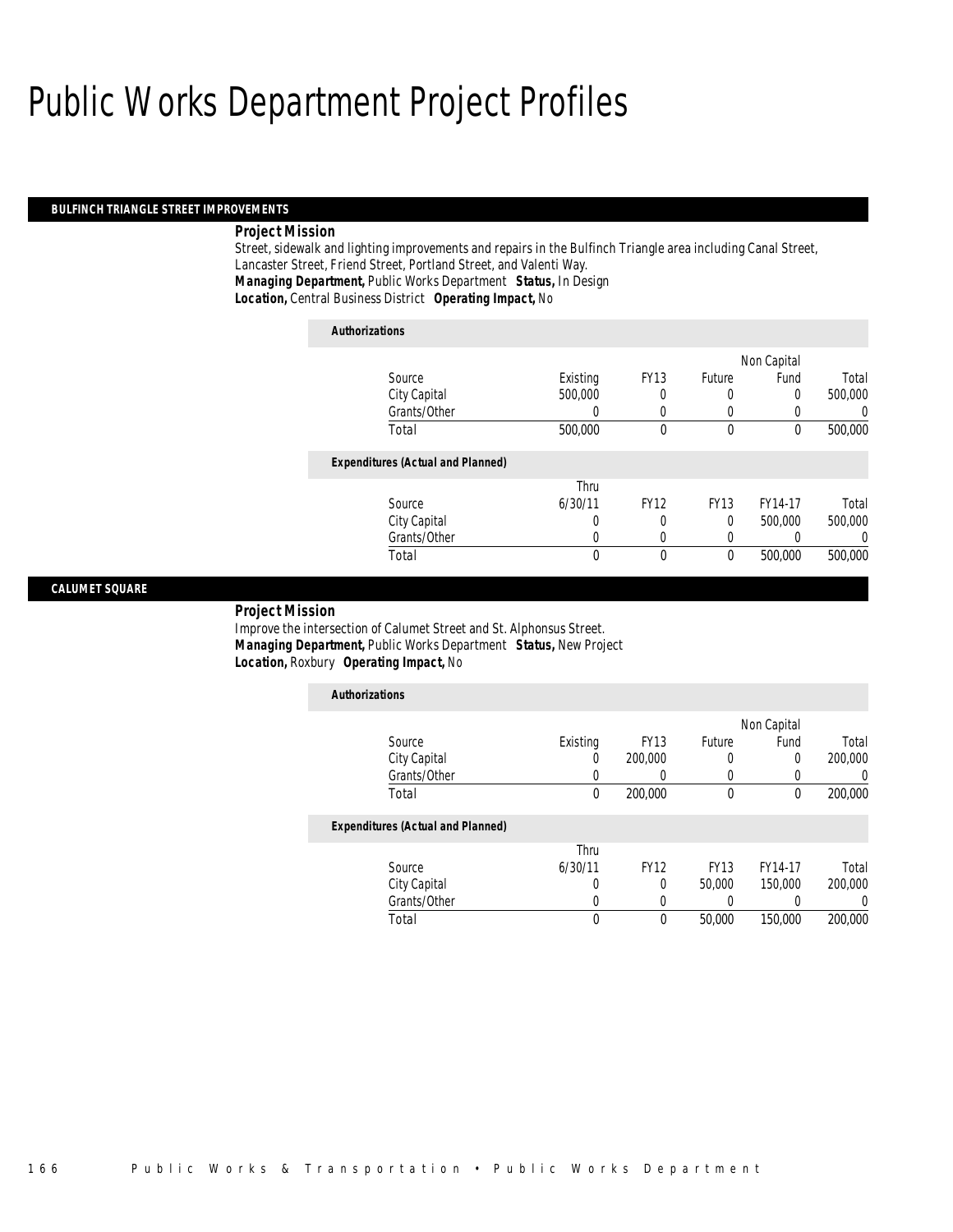# Public Works Department Project Profiles

## BULFINCH TRIANGLE STREET IMPROVEMENTS

**Project Mission**

Street, sidewalk and lighting improvements and repairs in the Bulfinch Triangle area including Canal Street, Lancaster Street, Friend Street, Portland Street, and Valenti Way.

***Managing Department,*** Public Works Department ***Status,*** In Design

***Location,*** Central Business District ***Operating Impact,*** No

**Authorizations**

| Source | Existing | FY13 | Future | Non Capital Fund | Total |
|---|---|---|---|---|---|
| City Capital | 500,000 | 0 | 0 | 0 | 500,000 |
| Grants/Other | 0 | 0 | 0 | 0 | 0 |
| Total | 500,000 | 0 | 0 | 0 | 500,000 |

**Expenditures (Actual and Planned)**

| Source | Thru 6/30/11 | FY12 | FY13 | FY14-17 | Total |
|---|---|---|---|---|---|
| City Capital | 0 | 0 | 0 | 500,000 | 500,000 |
| Grants/Other | 0 | 0 | 0 | 0 | 0 |
| Total | 0 | 0 | 0 | 500,000 | 500,000 |

## CALUMET SQUARE

**Project Mission**

Improve the intersection of Calumet Street and St. Alphonsus Street.

***Managing Department,*** Public Works Department ***Status,*** New Project

***Location,*** Roxbury ***Operating Impact,*** No

**Authorizations**

| Source | Existing | FY13 | Future | Non Capital Fund | Total |
|---|---|---|---|---|---|
| City Capital | 0 | 200,000 | 0 | 0 | 200,000 |
| Grants/Other | 0 | 0 | 0 | 0 | 0 |
| Total | 0 | 200,000 | 0 | 0 | 200,000 |

**Expenditures (Actual and Planned)**

| Source | Thru 6/30/11 | FY12 | FY13 | FY14-17 | Total |
|---|---|---|---|---|---|
| City Capital | 0 | 0 | 50,000 | 150,000 | 200,000 |
| Grants/Other | 0 | 0 | 0 | 0 | 0 |
| Total | 0 | 0 | 50,000 | 150,000 | 200,000 |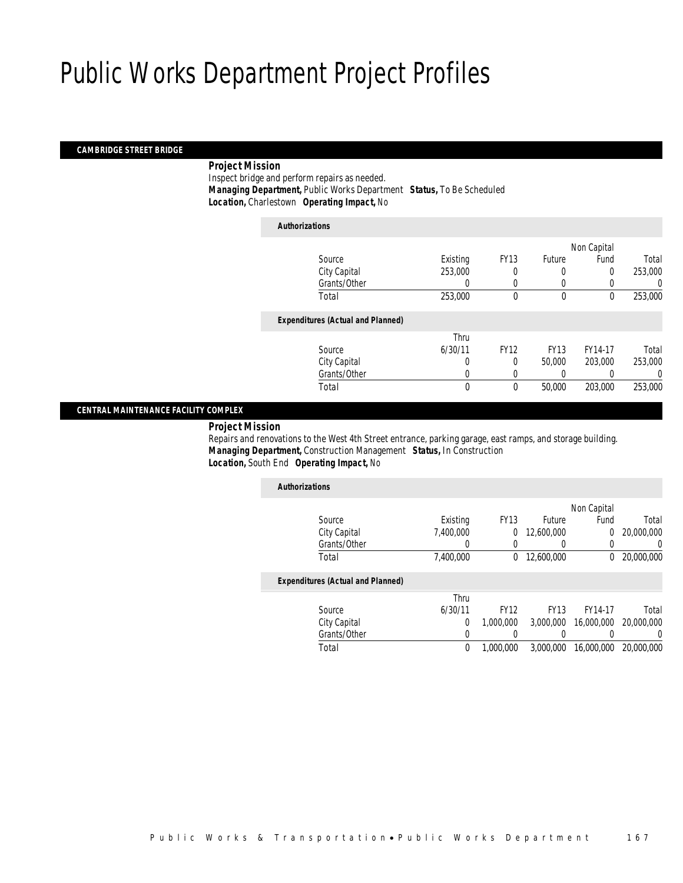# Public Works Department Project Profiles

## CAMBRIDGE STREET BRIDGE

***Project Mission***

Inspect bridge and perform repairs as needed.

***Managing Department,*** Public Works Department ***Status,*** To Be Scheduled

***Location,*** Charlestown ***Operating Impact,*** No

***Authorizations***

| Source | Existing | FY13 | Future | Non Capital Fund | Total |
|---|---|---|---|---|---|
| City Capital | 253,000 | 0 | 0 | 0 | 253,000 |
| Grants/Other | 0 | 0 | 0 | 0 | 0 |
| Total | 253,000 | 0 | 0 | 0 | 253,000 |

***Expenditures (Actual and Planned)***

| Source | Thru 6/30/11 | FY12 | FY13 | FY14-17 | Total |
|---|---|---|---|---|---|
| City Capital | 0 | 0 | 50,000 | 203,000 | 253,000 |
| Grants/Other | 0 | 0 | 0 | 0 | 0 |
| Total | 0 | 0 | 50,000 | 203,000 | 253,000 |

## CENTRAL MAINTENANCE FACILITY COMPLEX

***Project Mission***

Repairs and renovations to the West 4th Street entrance, parking garage, east ramps, and storage building.

***Managing Department,*** Construction Management ***Status,*** In Construction

***Location,*** South End ***Operating Impact,*** No

***Authorizations***

| Source | Existing | FY13 | Future | Non Capital Fund | Total |
|---|---|---|---|---|---|
| City Capital | 7,400,000 | 0 | 12,600,000 | 0 | 20,000,000 |
| Grants/Other | 0 | 0 | 0 | 0 | 0 |
| Total | 7,400,000 | 0 | 12,600,000 | 0 | 20,000,000 |

***Expenditures (Actual and Planned)***

| Source | Thru 6/30/11 | FY12 | FY13 | FY14-17 | Total |
|---|---|---|---|---|---|
| City Capital | 0 | 1,000,000 | 3,000,000 | 16,000,000 | 20,000,000 |
| Grants/Other | 0 | 0 | 0 | 0 | 0 |
| Total | 0 | 1,000,000 | 3,000,000 | 16,000,000 | 20,000,000 |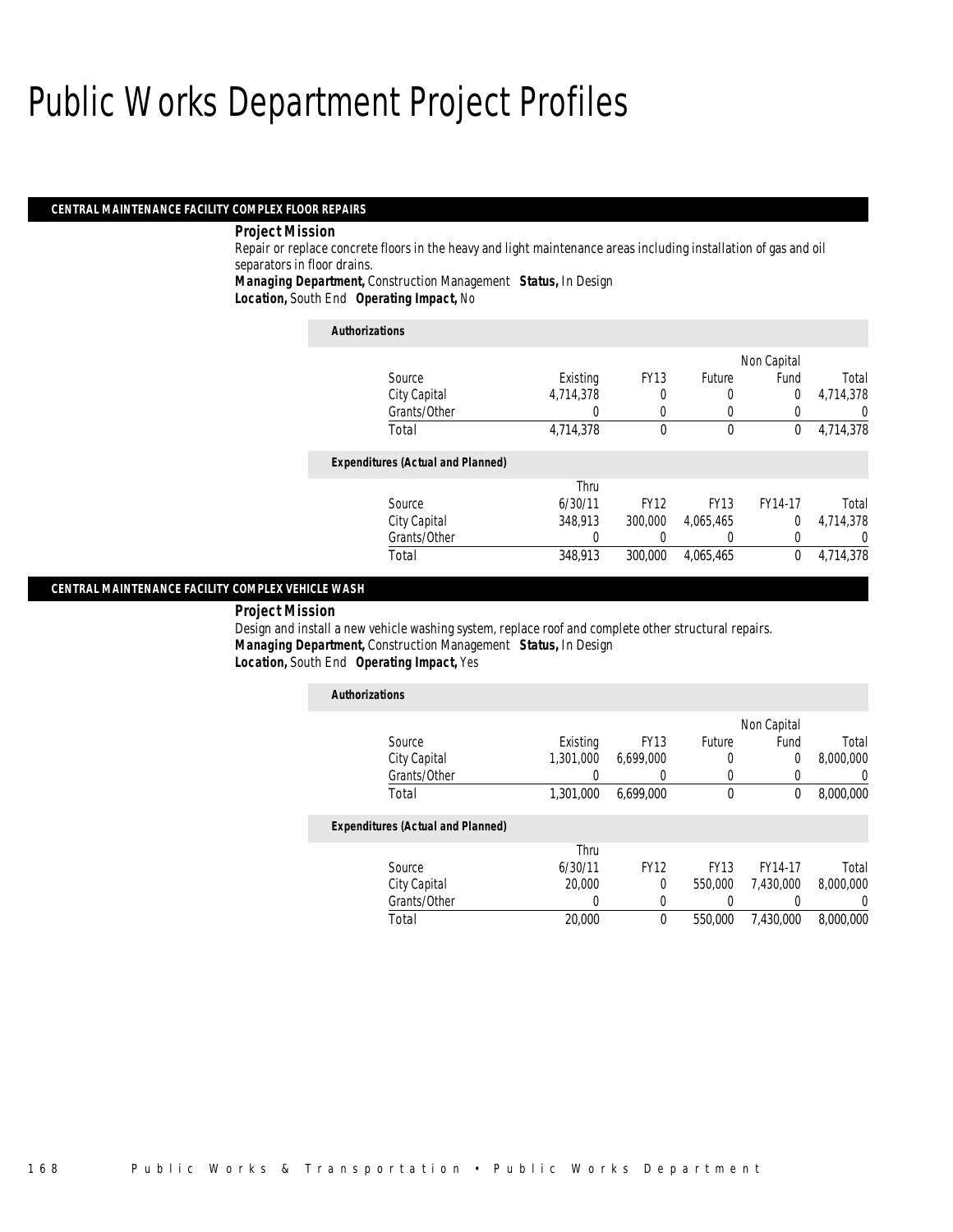# Public Works Department Project Profiles

## CENTRAL MAINTENANCE FACILITY COMPLEX FLOOR REPAIRS

**Project Mission**

Repair or replace concrete floors in the heavy and light maintenance areas including installation of gas and oil separators in floor drains.

**Managing Department,** Construction Management **Status,** In Design

**Location,** South End **Operating Impact,** No

**Authorizations**

| Source | Existing | FY13 | Future | Non Capital Fund | Total |
|---|---|---|---|---|---|
| City Capital | 4,714,378 | 0 | 0 | 0 | 4,714,378 |
| Grants/Other | 0 | 0 | 0 | 0 | 0 |
| Total | 4,714,378 | 0 | 0 | 0 | 4,714,378 |

**Expenditures (Actual and Planned)**

| Source | Thru 6/30/11 | FY12 | FY13 | FY14-17 | Total |
|---|---|---|---|---|---|
| City Capital | 348,913 | 300,000 | 4,065,465 | 0 | 4,714,378 |
| Grants/Other | 0 | 0 | 0 | 0 | 0 |
| Total | 348,913 | 300,000 | 4,065,465 | 0 | 4,714,378 |

## CENTRAL MAINTENANCE FACILITY COMPLEX VEHICLE WASH

**Project Mission**

Design and install a new vehicle washing system, replace roof and complete other structural repairs.

**Managing Department,** Construction Management **Status,** In Design

**Location,** South End **Operating Impact,** Yes

**Authorizations**

| Source | Existing | FY13 | Future | Non Capital Fund | Total |
|---|---|---|---|---|---|
| City Capital | 1,301,000 | 6,699,000 | 0 | 0 | 8,000,000 |
| Grants/Other | 0 | 0 | 0 | 0 | 0 |
| Total | 1,301,000 | 6,699,000 | 0 | 0 | 8,000,000 |

**Expenditures (Actual and Planned)**

| Source | Thru 6/30/11 | FY12 | FY13 | FY14-17 | Total |
|---|---|---|---|---|---|
| City Capital | 20,000 | 0 | 550,000 | 7,430,000 | 8,000,000 |
| Grants/Other | 0 | 0 | 0 | 0 | 0 |
| Total | 20,000 | 0 | 550,000 | 7,430,000 | 8,000,000 |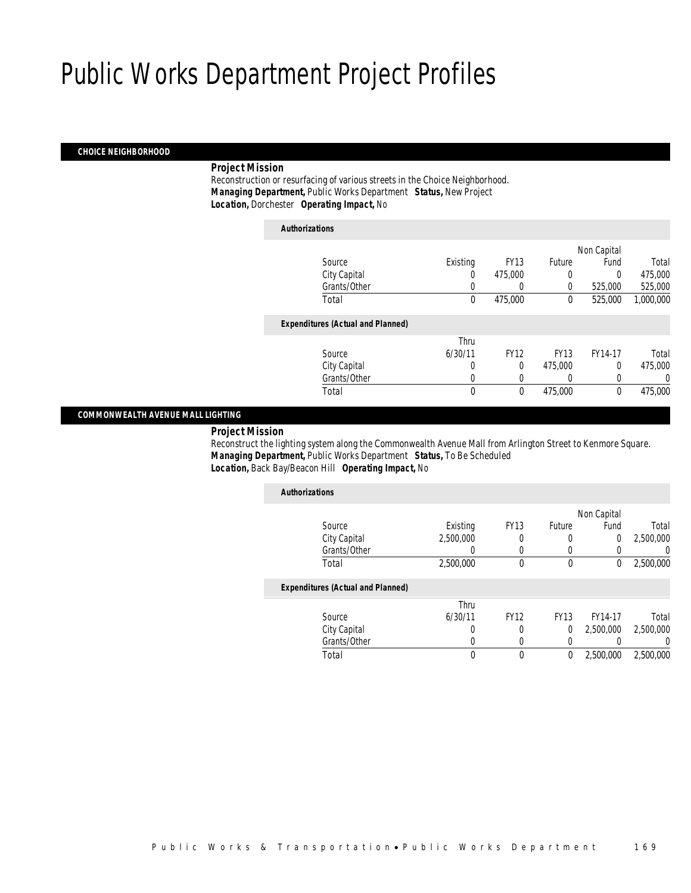# Public Works Department Project Profiles

## CHOICE NEIGHBORHOOD

***Project Mission***

Reconstruction or resurfacing of various streets in the Choice Neighborhood.

***Managing Department,*** Public Works Department ***Status,*** New Project

***Location,*** Dorchester ***Operating Impact,*** No

***Authorizations***

| Source | Existing | FY13 | Future | Non Capital Fund | Total |
|---|---|---|---|---|---|
| City Capital | 0 | 475,000 | 0 | 0 | 475,000 |
| Grants/Other | 0 | 0 | 0 | 525,000 | 525,000 |
| Total | 0 | 475,000 | 0 | 525,000 | 1,000,000 |

***Expenditures (Actual and Planned)***

| Source | Thru 6/30/11 | FY12 | FY13 | FY14-17 | Total |
|---|---|---|---|---|---|
| City Capital | 0 | 0 | 475,000 | 0 | 475,000 |
| Grants/Other | 0 | 0 | 0 | 0 | 0 |
| Total | 0 | 0 | 475,000 | 0 | 475,000 |

## COMMONWEALTH AVENUE MALL LIGHTING

***Project Mission***

Reconstruct the lighting system along the Commonwealth Avenue Mall from Arlington Street to Kenmore Square.

***Managing Department,*** Public Works Department ***Status,*** To Be Scheduled

***Location,*** Back Bay/Beacon Hill ***Operating Impact,*** No

***Authorizations***

| Source | Existing | FY13 | Future | Non Capital Fund | Total |
|---|---|---|---|---|---|
| City Capital | 2,500,000 | 0 | 0 | 0 | 2,500,000 |
| Grants/Other | 0 | 0 | 0 | 0 | 0 |
| Total | 2,500,000 | 0 | 0 | 0 | 2,500,000 |

***Expenditures (Actual and Planned)***

| Source | Thru 6/30/11 | FY12 | FY13 | FY14-17 | Total |
|---|---|---|---|---|---|
| City Capital | 0 | 0 | 0 | 2,500,000 | 2,500,000 |
| Grants/Other | 0 | 0 | 0 | 0 | 0 |
| Total | 0 | 0 | 0 | 2,500,000 | 2,500,000 |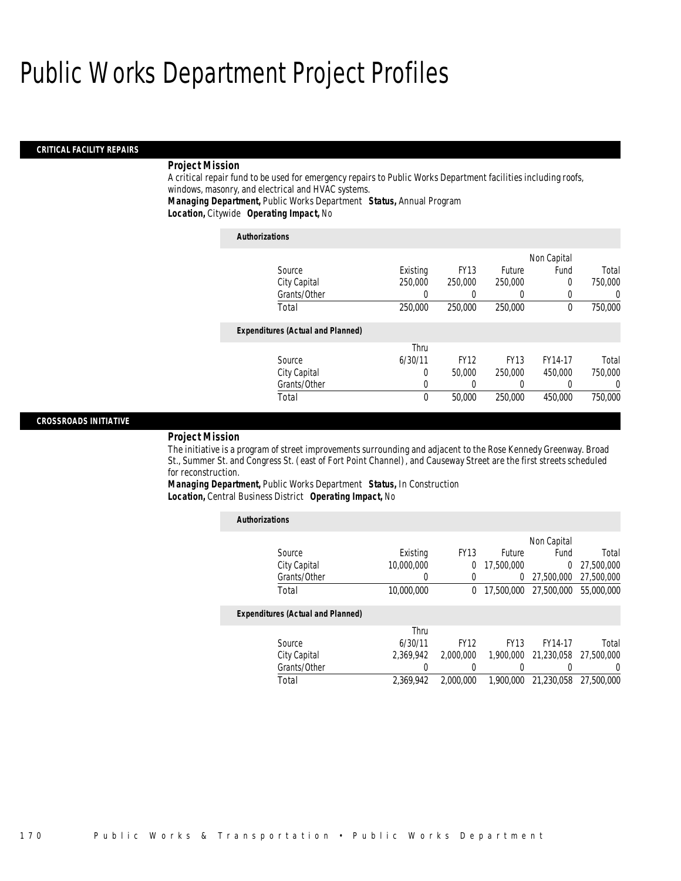# Public Works Department Project Profiles

## CRITICAL FACILITY REPAIRS

### *Project Mission*

A critical repair fund to be used for emergency repairs to Public Works Department facilities including roofs, windows, masonry, and electrical and HVAC systems.

***Managing Department,*** Public Works Department ***Status,*** Annual Program
***Location,*** Citywide ***Operating Impact,*** No

***Authorizations***

| Source | Existing | FY13 | Future | Non Capital Fund | Total |
|---|---|---|---|---|---|
| City Capital | 250,000 | 250,000 | 250,000 | 0 | 750,000 |
| Grants/Other | 0 | 0 | 0 | 0 | 0 |
| Total | 250,000 | 250,000 | 250,000 | 0 | 750,000 |

***Expenditures (Actual and Planned)***

| Source | Thru 6/30/11 | FY12 | FY13 | FY14-17 | Total |
|---|---|---|---|---|---|
| City Capital | 0 | 50,000 | 250,000 | 450,000 | 750,000 |
| Grants/Other | 0 | 0 | 0 | 0 | 0 |
| Total | 0 | 50,000 | 250,000 | 450,000 | 750,000 |

## CROSSROADS INITIATIVE

### *Project Mission*

The initiative is a program of street improvements surrounding and adjacent to the Rose Kennedy Greenway. Broad St., Summer St. and Congress St. (east of Fort Point Channel), and Causeway Street are the first streets scheduled for reconstruction.

***Managing Department,*** Public Works Department ***Status,*** In Construction
***Location,*** Central Business District ***Operating Impact,*** No

***Authorizations***

| Source | Existing | FY13 | Future | Non Capital Fund | Total |
|---|---|---|---|---|---|
| City Capital | 10,000,000 | 0 | 17,500,000 | 0 | 27,500,000 |
| Grants/Other | 0 | 0 | 0 | 27,500,000 | 27,500,000 |
| Total | 10,000,000 | 0 | 17,500,000 | 27,500,000 | 55,000,000 |

***Expenditures (Actual and Planned)***

| Source | Thru 6/30/11 | FY12 | FY13 | FY14-17 | Total |
|---|---|---|---|---|---|
| City Capital | 2,369,942 | 2,000,000 | 1,900,000 | 21,230,058 | 27,500,000 |
| Grants/Other | 0 | 0 | 0 | 0 | 0 |
| Total | 2,369,942 | 2,000,000 | 1,900,000 | 21,230,058 | 27,500,000 |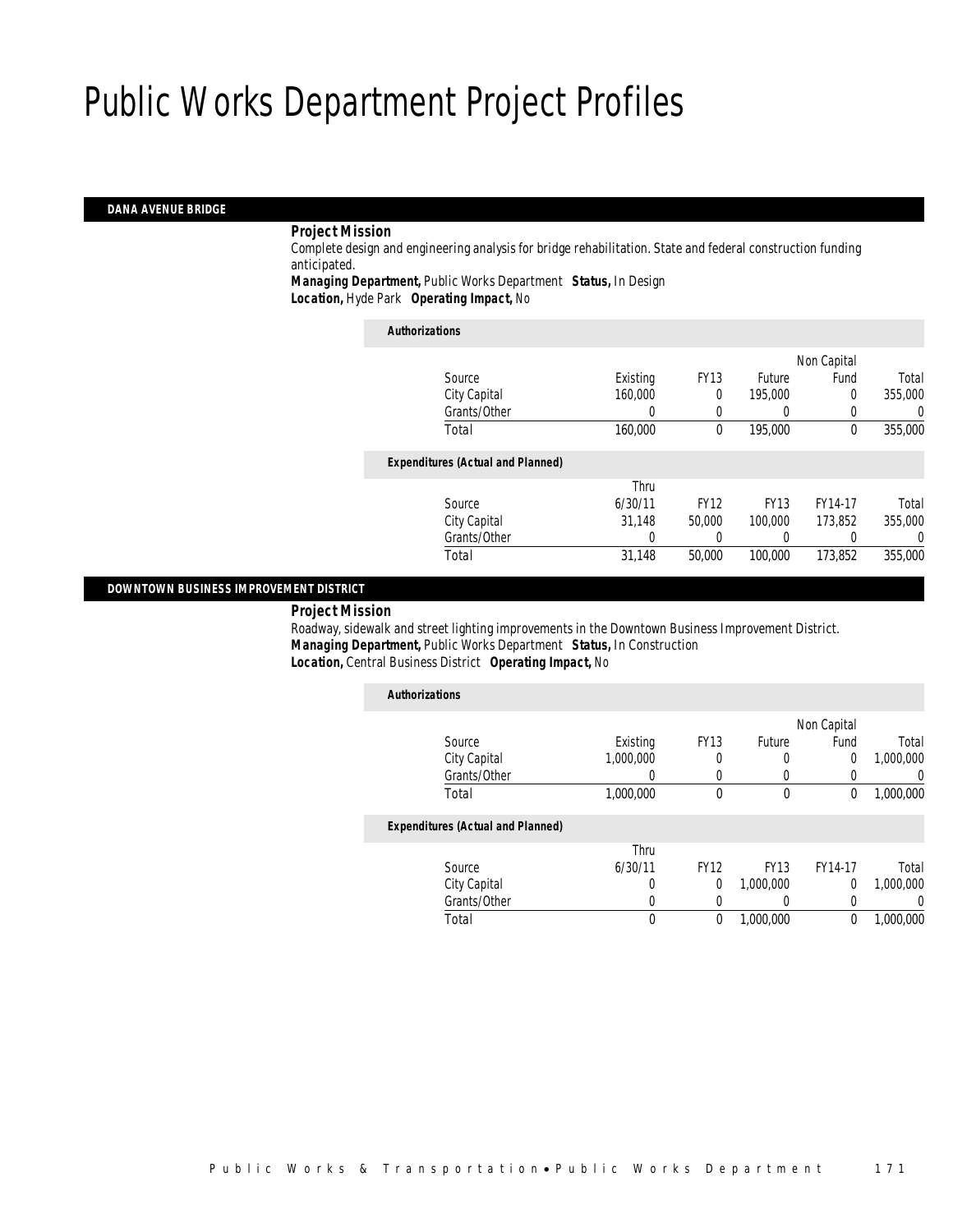# Public Works Department Project Profiles

## DANA AVENUE BRIDGE

***Project Mission***

Complete design and engineering analysis for bridge rehabilitation. State and federal construction funding anticipated.

***Managing Department,*** Public Works Department ***Status,*** In Design
***Location,*** Hyde Park ***Operating Impact,*** No

***Authorizations***

| Source | Existing | FY13 | Future | Non Capital Fund | Total |
|---|---|---|---|---|---|
| City Capital | 160,000 | 0 | 195,000 | 0 | 355,000 |
| Grants/Other | 0 | 0 | 0 | 0 | 0 |
| Total | 160,000 | 0 | 195,000 | 0 | 355,000 |

***Expenditures (Actual and Planned)***

| Source | Thru 6/30/11 | FY12 | FY13 | FY14-17 | Total |
|---|---|---|---|---|---|
| City Capital | 31,148 | 50,000 | 100,000 | 173,852 | 355,000 |
| Grants/Other | 0 | 0 | 0 | 0 | 0 |
| Total | 31,148 | 50,000 | 100,000 | 173,852 | 355,000 |

## DOWNTOWN BUSINESS IMPROVEMENT DISTRICT

***Project Mission***

Roadway, sidewalk and street lighting improvements in the Downtown Business Improvement District.

***Managing Department,*** Public Works Department ***Status,*** In Construction
***Location,*** Central Business District ***Operating Impact,*** No

***Authorizations***

| Source | Existing | FY13 | Future | Non Capital Fund | Total |
|---|---|---|---|---|---|
| City Capital | 1,000,000 | 0 | 0 | 0 | 1,000,000 |
| Grants/Other | 0 | 0 | 0 | 0 | 0 |
| Total | 1,000,000 | 0 | 0 | 0 | 1,000,000 |

***Expenditures (Actual and Planned)***

| Source | Thru 6/30/11 | FY12 | FY13 | FY14-17 | Total |
|---|---|---|---|---|---|
| City Capital | 0 | 0 | 1,000,000 | 0 | 1,000,000 |
| Grants/Other | 0 | 0 | 0 | 0 | 0 |
| Total | 0 | 0 | 1,000,000 | 0 | 1,000,000 |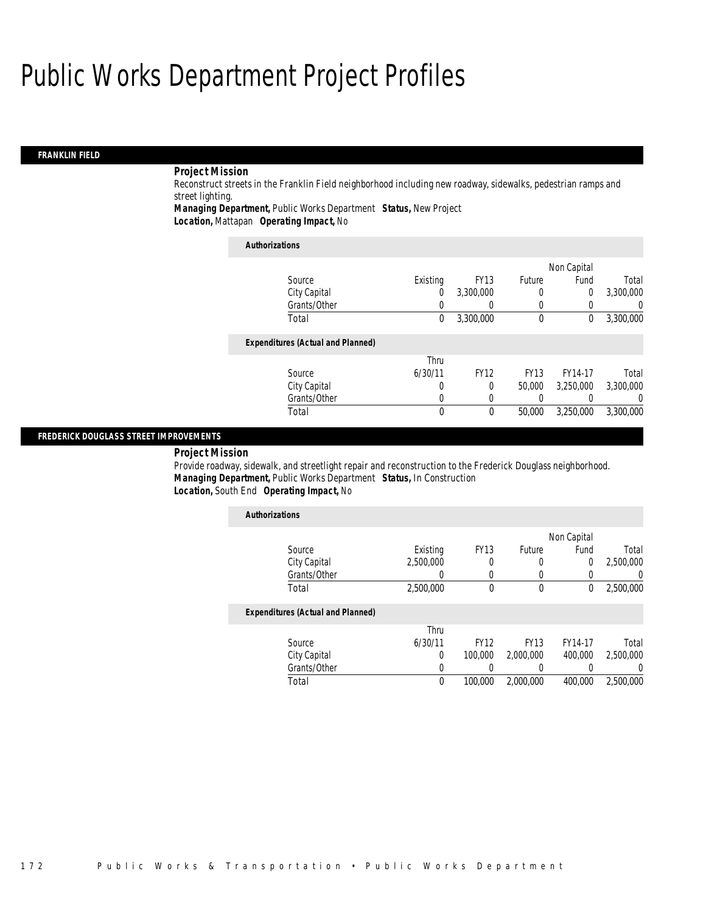# Public Works Department Project Profiles

## FRANKLIN FIELD

***Project Mission***

Reconstruct streets in the Franklin Field neighborhood including new roadway, sidewalks, pedestrian ramps and street lighting.

***Managing Department,*** Public Works Department ***Status,*** New Project
***Location,*** Mattapan ***Operating Impact,*** No

***Authorizations***

| Source | Existing | FY13 | Future | Non Capital Fund | Total |
|---|---|---|---|---|---|
| City Capital | 0 | 3,300,000 | 0 | 0 | 3,300,000 |
| Grants/Other | 0 | 0 | 0 | 0 | 0 |
| Total | 0 | 3,300,000 | 0 | 0 | 3,300,000 |

***Expenditures (Actual and Planned)***

| Source | Thru 6/30/11 | FY12 | FY13 | FY14-17 | Total |
|---|---|---|---|---|---|
| City Capital | 0 | 0 | 50,000 | 3,250,000 | 3,300,000 |
| Grants/Other | 0 | 0 | 0 | 0 | 0 |
| Total | 0 | 0 | 50,000 | 3,250,000 | 3,300,000 |

## FREDERICK DOUGLASS STREET IMPROVEMENTS

***Project Mission***

Provide roadway, sidewalk, and streetlight repair and reconstruction to the Frederick Douglass neighborhood.

***Managing Department,*** Public Works Department ***Status,*** In Construction
***Location,*** South End ***Operating Impact,*** No

***Authorizations***

| Source | Existing | FY13 | Future | Non Capital Fund | Total |
|---|---|---|---|---|---|
| City Capital | 2,500,000 | 0 | 0 | 0 | 2,500,000 |
| Grants/Other | 0 | 0 | 0 | 0 | 0 |
| Total | 2,500,000 | 0 | 0 | 0 | 2,500,000 |

***Expenditures (Actual and Planned)***

| Source | Thru 6/30/11 | FY12 | FY13 | FY14-17 | Total |
|---|---|---|---|---|---|
| City Capital | 0 | 100,000 | 2,000,000 | 400,000 | 2,500,000 |
| Grants/Other | 0 | 0 | 0 | 0 | 0 |
| Total | 0 | 100,000 | 2,000,000 | 400,000 | 2,500,000 |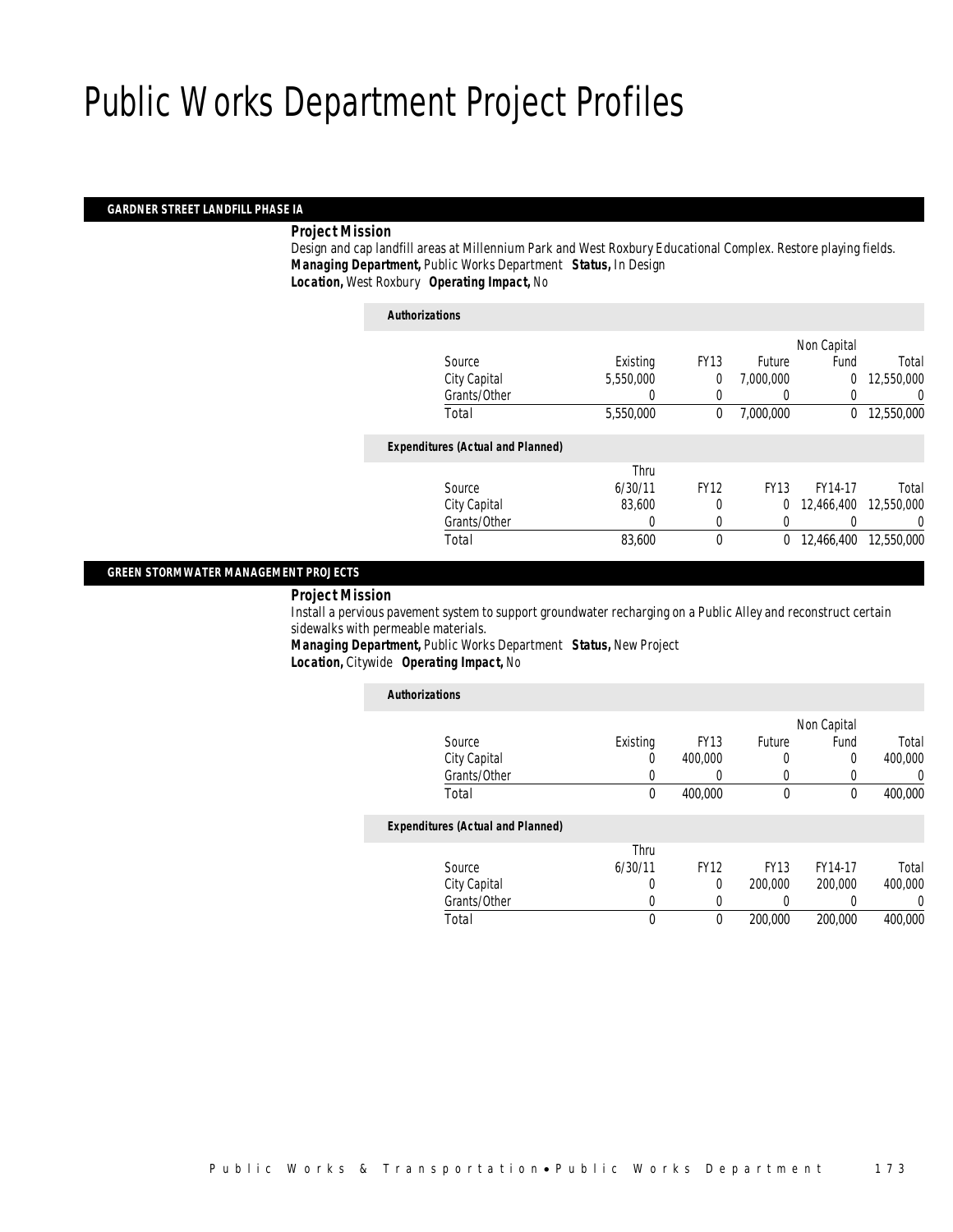# Public Works Department Project Profiles

## GARDNER STREET LANDFILL PHASE IA

***Project Mission***

Design and cap landfill areas at Millennium Park and West Roxbury Educational Complex. Restore playing fields.

***Managing Department,*** Public Works Department ***Status,*** In Design

***Location,*** West Roxbury ***Operating Impact,*** No

***Authorizations***

| Source | Existing | FY13 | Future | Non Capital Fund | Total |
|---|---|---|---|---|---|
| City Capital | 5,550,000 | 0 | 7,000,000 | 0 | 12,550,000 |
| Grants/Other | 0 | 0 | 0 | 0 | 0 |
| Total | 5,550,000 | 0 | 7,000,000 | 0 | 12,550,000 |

***Expenditures (Actual and Planned)***

| Source | Thru 6/30/11 | FY12 | FY13 | FY14-17 | Total |
|---|---|---|---|---|---|
| City Capital | 83,600 | 0 | 0 | 12,466,400 | 12,550,000 |
| Grants/Other | 0 | 0 | 0 | 0 | 0 |
| Total | 83,600 | 0 | 0 | 12,466,400 | 12,550,000 |

## GREEN STORMWATER MANAGEMENT PROJECTS

***Project Mission***

Install a pervious pavement system to support groundwater recharging on a Public Alley and reconstruct certain sidewalks with permeable materials.

***Managing Department,*** Public Works Department ***Status,*** New Project

***Location,*** Citywide ***Operating Impact,*** No

***Authorizations***

| Source | Existing | FY13 | Future | Non Capital Fund | Total |
|---|---|---|---|---|---|
| City Capital | 0 | 400,000 | 0 | 0 | 400,000 |
| Grants/Other | 0 | 0 | 0 | 0 | 0 |
| Total | 0 | 400,000 | 0 | 0 | 400,000 |

***Expenditures (Actual and Planned)***

| Source | Thru 6/30/11 | FY12 | FY13 | FY14-17 | Total |
|---|---|---|---|---|---|
| City Capital | 0 | 0 | 200,000 | 200,000 | 400,000 |
| Grants/Other | 0 | 0 | 0 | 0 | 0 |
| Total | 0 | 0 | 200,000 | 200,000 | 400,000 |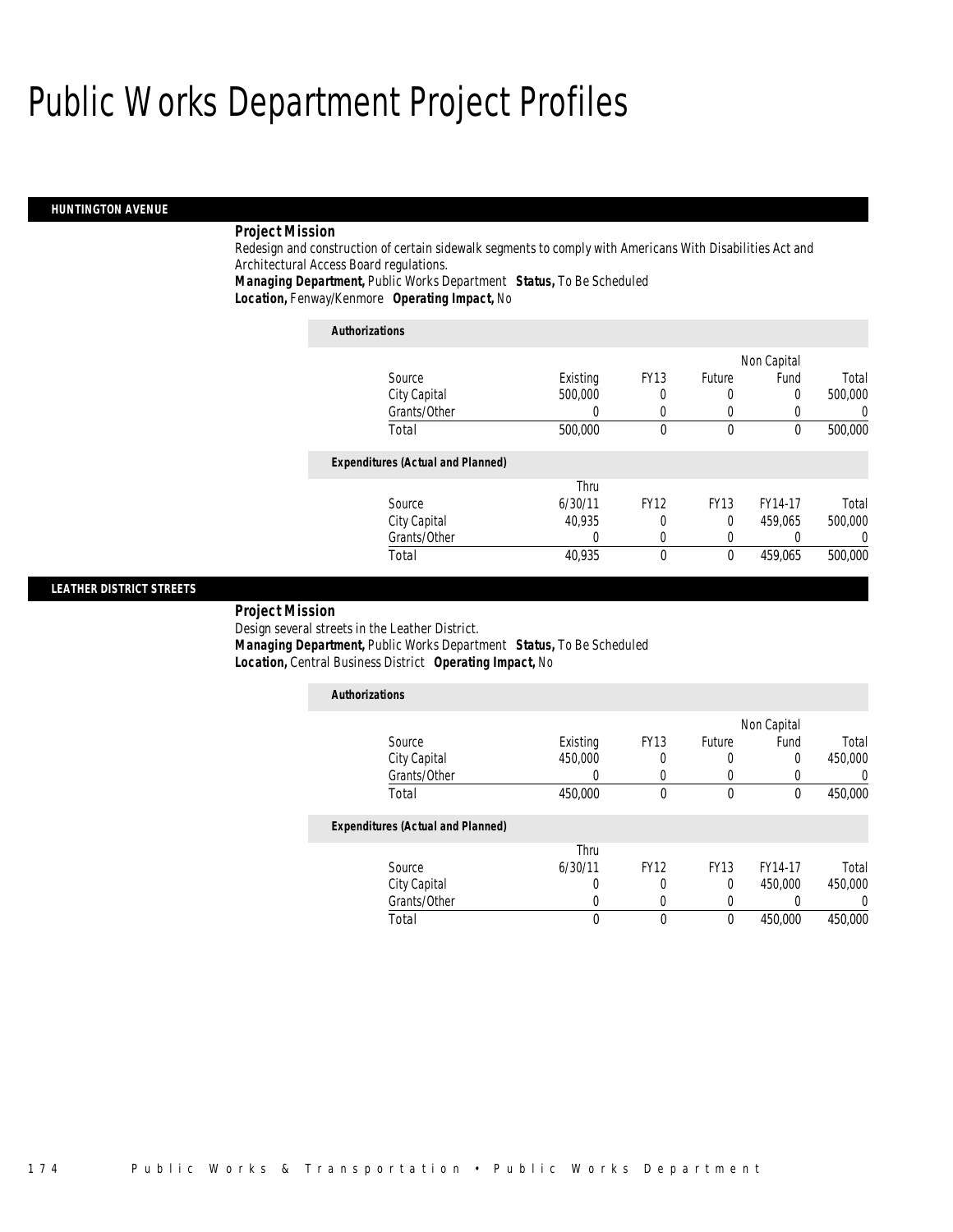# Public Works Department Project Profiles

## HUNTINGTON AVENUE

***Project Mission***

Redesign and construction of certain sidewalk segments to comply with Americans With Disabilities Act and Architectural Access Board regulations.

***Managing Department,*** Public Works Department ***Status,*** To Be Scheduled

***Location,*** Fenway/Kenmore ***Operating Impact,*** No

***Authorizations***

| Source | Existing | FY13 | Future | Non Capital Fund | Total |
|---|---|---|---|---|---|
| City Capital | 500,000 | 0 | 0 | 0 | 500,000 |
| Grants/Other | 0 | 0 | 0 | 0 | 0 |
| Total | 500,000 | 0 | 0 | 0 | 500,000 |

***Expenditures (Actual and Planned)***

| Source | Thru 6/30/11 | FY12 | FY13 | FY14-17 | Total |
|---|---|---|---|---|---|
| City Capital | 40,935 | 0 | 0 | 459,065 | 500,000 |
| Grants/Other | 0 | 0 | 0 | 0 | 0 |
| Total | 40,935 | 0 | 0 | 459,065 | 500,000 |

## LEATHER DISTRICT STREETS

***Project Mission***

Design several streets in the Leather District.

***Managing Department,*** Public Works Department ***Status,*** To Be Scheduled

***Location,*** Central Business District ***Operating Impact,*** No

***Authorizations***

| Source | Existing | FY13 | Future | Non Capital Fund | Total |
|---|---|---|---|---|---|
| City Capital | 450,000 | 0 | 0 | 0 | 450,000 |
| Grants/Other | 0 | 0 | 0 | 0 | 0 |
| Total | 450,000 | 0 | 0 | 0 | 450,000 |

***Expenditures (Actual and Planned)***

| Source | Thru 6/30/11 | FY12 | FY13 | FY14-17 | Total |
|---|---|---|---|---|---|
| City Capital | 0 | 0 | 0 | 450,000 | 450,000 |
| Grants/Other | 0 | 0 | 0 | 0 | 0 |
| Total | 0 | 0 | 0 | 450,000 | 450,000 |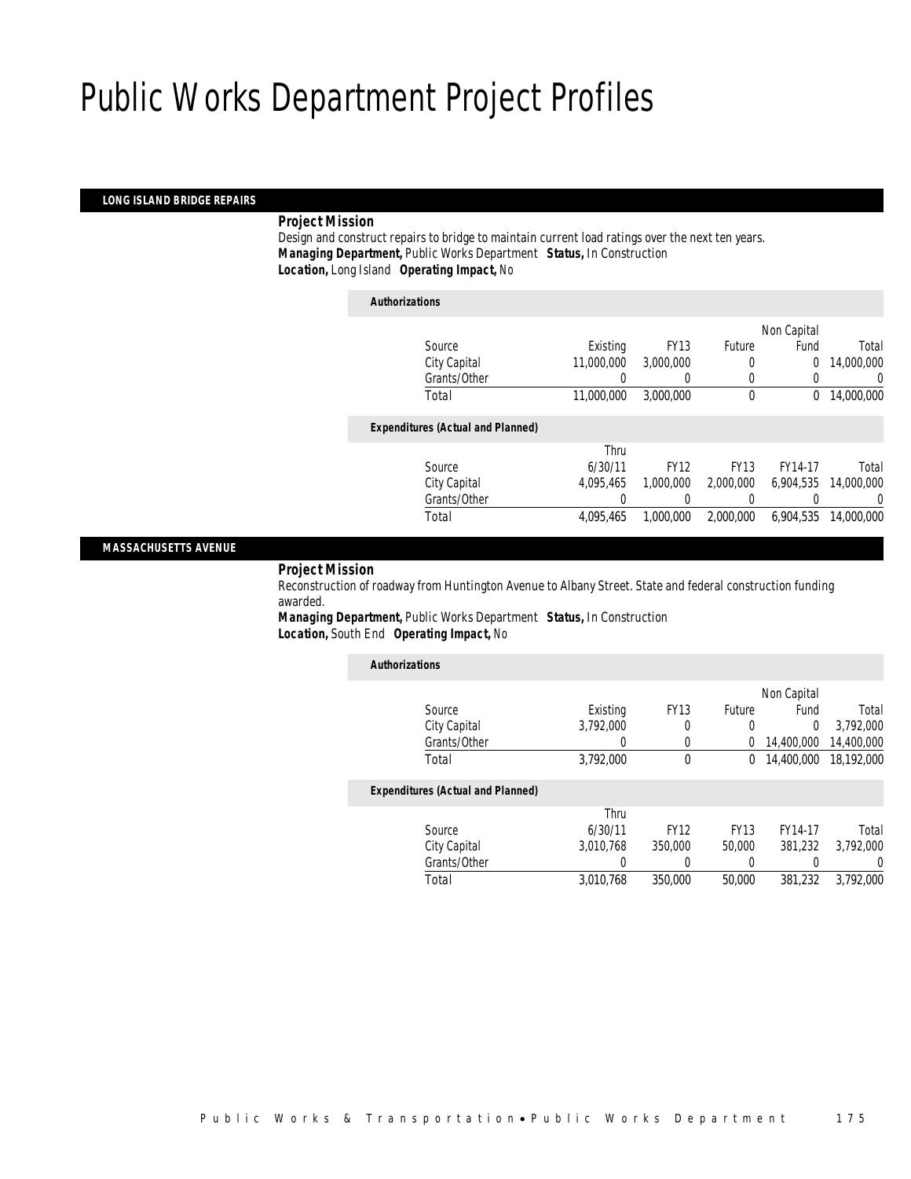# Public Works Department Project Profiles

### LONG ISLAND BRIDGE REPAIRS

***Project Mission***

Design and construct repairs to bridge to maintain current load ratings over the next ten years.

***Managing Department,*** Public Works Department ***Status,*** In Construction

***Location,*** Long Island ***Operating Impact,*** No

***Authorizations***

| Source | Existing | FY13 | Future | Non Capital Fund | Total |
|---|---|---|---|---|---|
| City Capital | 11,000,000 | 3,000,000 | 0 | 0 | 14,000,000 |
| Grants/Other | 0 | 0 | 0 | 0 | 0 |
| Total | 11,000,000 | 3,000,000 | 0 | 0 | 14,000,000 |

***Expenditures (Actual and Planned)***

| Source | Thru 6/30/11 | FY12 | FY13 | FY14-17 | Total |
|---|---|---|---|---|---|
| City Capital | 4,095,465 | 1,000,000 | 2,000,000 | 6,904,535 | 14,000,000 |
| Grants/Other | 0 | 0 | 0 | 0 | 0 |
| Total | 4,095,465 | 1,000,000 | 2,000,000 | 6,904,535 | 14,000,000 |

### MASSACHUSETTS AVENUE

***Project Mission***

Reconstruction of roadway from Huntington Avenue to Albany Street. State and federal construction funding awarded.

***Managing Department,*** Public Works Department ***Status,*** In Construction

***Location,*** South End ***Operating Impact,*** No

***Authorizations***

| Source | Existing | FY13 | Future | Non Capital Fund | Total |
|---|---|---|---|---|---|
| City Capital | 3,792,000 | 0 | 0 | 0 | 3,792,000 |
| Grants/Other | 0 | 0 | 0 | 14,400,000 | 14,400,000 |
| Total | 3,792,000 | 0 | 0 | 14,400,000 | 18,192,000 |

***Expenditures (Actual and Planned)***

| Source | Thru 6/30/11 | FY12 | FY13 | FY14-17 | Total |
|---|---|---|---|---|---|
| City Capital | 3,010,768 | 350,000 | 50,000 | 381,232 | 3,792,000 |
| Grants/Other | 0 | 0 | 0 | 0 | 0 |
| Total | 3,010,768 | 350,000 | 50,000 | 381,232 | 3,792,000 |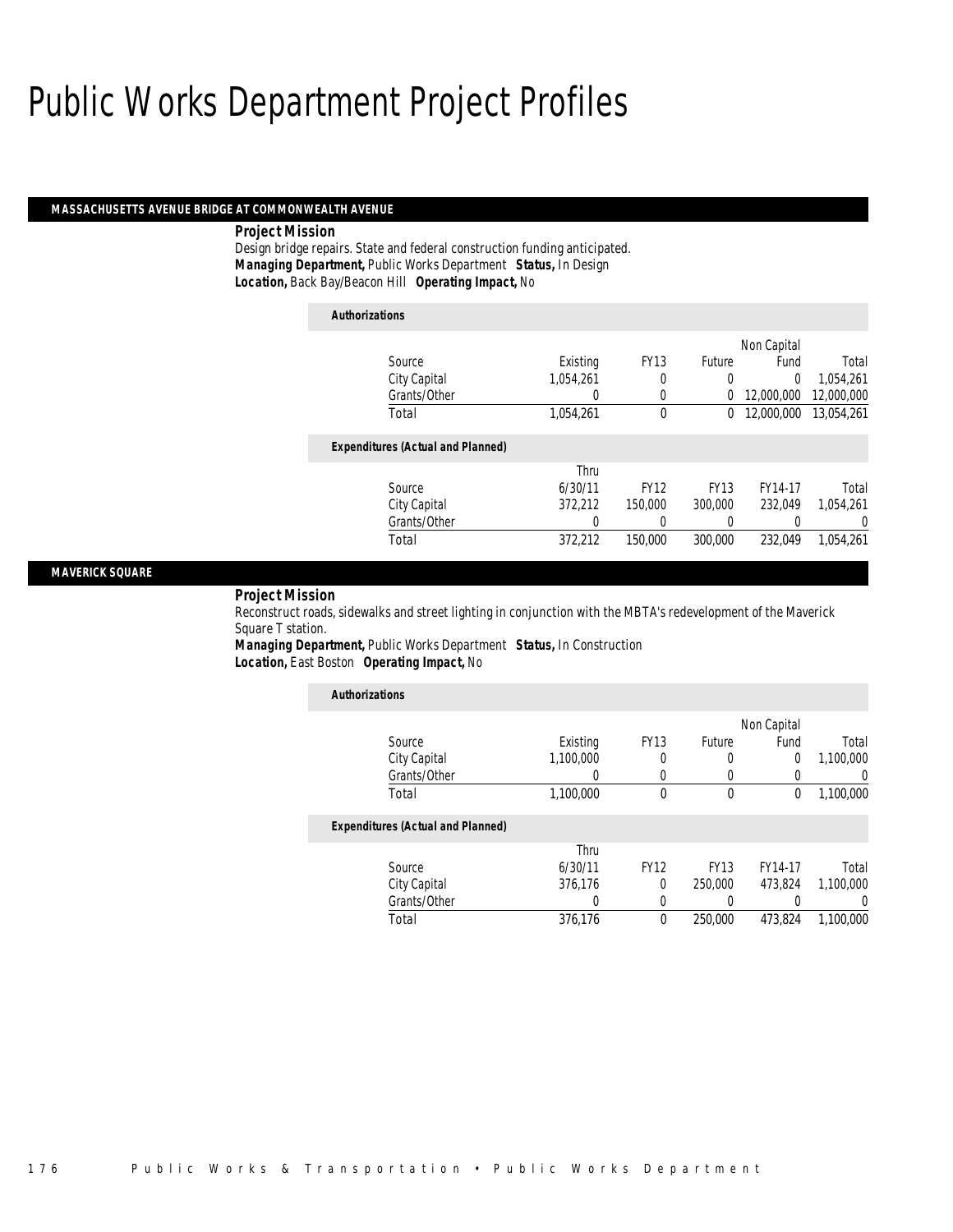# Public Works Department Project Profiles

## MASSACHUSETTS AVENUE BRIDGE AT COMMONWEALTH AVENUE

**Project Mission**

Design bridge repairs. State and federal construction funding anticipated.

***Managing Department,*** Public Works Department ***Status,*** In Design

***Location,*** Back Bay/Beacon Hill ***Operating Impact,*** No

**Authorizations**

| Source | Existing | FY13 | Future | Non Capital Fund | Total |
|---|---|---|---|---|---|
| City Capital | 1,054,261 | 0 | 0 | 0 | 1,054,261 |
| Grants/Other | 0 | 0 | 0 | 12,000,000 | 12,000,000 |
| Total | 1,054,261 | 0 | 0 | 12,000,000 | 13,054,261 |

**Expenditures (Actual and Planned)**

| Source | Thru 6/30/11 | FY12 | FY13 | FY14-17 | Total |
|---|---|---|---|---|---|
| City Capital | 372,212 | 150,000 | 300,000 | 232,049 | 1,054,261 |
| Grants/Other | 0 | 0 | 0 | 0 | 0 |
| Total | 372,212 | 150,000 | 300,000 | 232,049 | 1,054,261 |

## MAVERICK SQUARE

**Project Mission**

Reconstruct roads, sidewalks and street lighting in conjunction with the MBTA's redevelopment of the Maverick Square T station.

***Managing Department,*** Public Works Department ***Status,*** In Construction

***Location,*** East Boston ***Operating Impact,*** No

**Authorizations**

| Source | Existing | FY13 | Future | Non Capital Fund | Total |
|---|---|---|---|---|---|
| City Capital | 1,100,000 | 0 | 0 | 0 | 1,100,000 |
| Grants/Other | 0 | 0 | 0 | 0 | 0 |
| Total | 1,100,000 | 0 | 0 | 0 | 1,100,000 |

**Expenditures (Actual and Planned)**

| Source | Thru 6/30/11 | FY12 | FY13 | FY14-17 | Total |
|---|---|---|---|---|---|
| City Capital | 376,176 | 0 | 250,000 | 473,824 | 1,100,000 |
| Grants/Other | 0 | 0 | 0 | 0 | 0 |
| Total | 376,176 | 0 | 250,000 | 473,824 | 1,100,000 |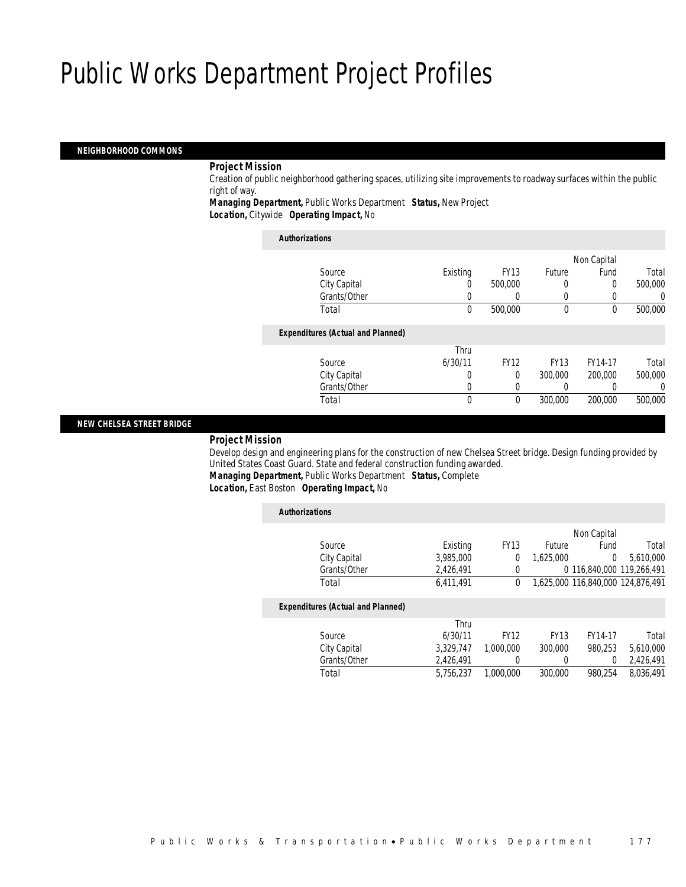# Public Works Department Project Profiles

## NEIGHBORHOOD COMMONS

***Project Mission***

Creation of public neighborhood gathering spaces, utilizing site improvements to roadway surfaces within the public right of way.

***Managing Department,*** Public Works Department ***Status,*** New Project

***Location,*** Citywide ***Operating Impact,*** No

***Authorizations***

| Source | Existing | FY13 | Future | Non Capital Fund | Total |
|---|---|---|---|---|---|
| City Capital | 0 | 500,000 | 0 | 0 | 500,000 |
| Grants/Other | 0 | 0 | 0 | 0 | 0 |
| Total | 0 | 500,000 | 0 | 0 | 500,000 |

***Expenditures (Actual and Planned)***

| Source | Thru 6/30/11 | FY12 | FY13 | FY14-17 | Total |
|---|---|---|---|---|---|
| City Capital | 0 | 0 | 300,000 | 200,000 | 500,000 |
| Grants/Other | 0 | 0 | 0 | 0 | 0 |
| Total | 0 | 0 | 300,000 | 200,000 | 500,000 |

## NEW CHELSEA STREET BRIDGE

***Project Mission***

Develop design and engineering plans for the construction of new Chelsea Street bridge. Design funding provided by United States Coast Guard. State and federal construction funding awarded.

***Managing Department,*** Public Works Department ***Status,*** Complete

***Location,*** East Boston ***Operating Impact,*** No

***Authorizations***

| Source | Existing | FY13 | Future | Non Capital Fund | Total |
|---|---|---|---|---|---|
| City Capital | 3,985,000 | 0 | 1,625,000 | 0 | 5,610,000 |
| Grants/Other | 2,426,491 | 0 | 0 | 116,840,000 | 119,266,491 |
| Total | 6,411,491 | 0 | 1,625,000 | 116,840,000 | 124,876,491 |

***Expenditures (Actual and Planned)***

| Source | Thru 6/30/11 | FY12 | FY13 | FY14-17 | Total |
|---|---|---|---|---|---|
| City Capital | 3,329,747 | 1,000,000 | 300,000 | 980,253 | 5,610,000 |
| Grants/Other | 2,426,491 | 0 | 0 | 0 | 2,426,491 |
| Total | 5,756,237 | 1,000,000 | 300,000 | 980,254 | 8,036,491 |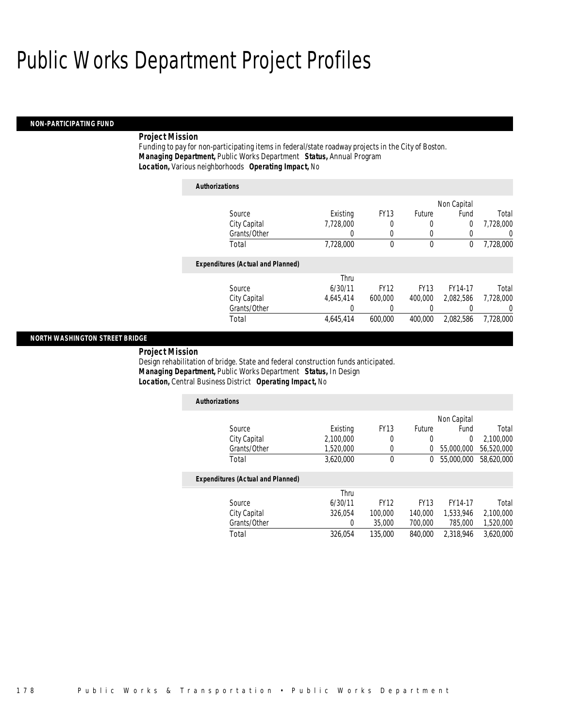# Public Works Department Project Profiles

## NON-PARTICIPATING FUND

***Project Mission***

Funding to pay for non-participating items in federal/state roadway projects in the City of Boston.

***Managing Department,*** Public Works Department ***Status,*** Annual Program

***Location,*** Various neighborhoods ***Operating Impact,*** No

***Authorizations***

| Source | Existing | FY13 | Future | Non Capital Fund | Total |
|---|---|---|---|---|---|
| City Capital | 7,728,000 | 0 | 0 | 0 | 7,728,000 |
| Grants/Other | 0 | 0 | 0 | 0 | 0 |
| Total | 7,728,000 | 0 | 0 | 0 | 7,728,000 |

***Expenditures (Actual and Planned)***

| Source | Thru 6/30/11 | FY12 | FY13 | FY14-17 | Total |
|---|---|---|---|---|---|
| City Capital | 4,645,414 | 600,000 | 400,000 | 2,082,586 | 7,728,000 |
| Grants/Other | 0 | 0 | 0 | 0 | 0 |
| Total | 4,645,414 | 600,000 | 400,000 | 2,082,586 | 7,728,000 |

## NORTH WASHINGTON STREET BRIDGE

***Project Mission***

Design rehabilitation of bridge. State and federal construction funds anticipated.

***Managing Department,*** Public Works Department ***Status,*** In Design

***Location,*** Central Business District ***Operating Impact,*** No

***Authorizations***

| Source | Existing | FY13 | Future | Non Capital Fund | Total |
|---|---|---|---|---|---|
| City Capital | 2,100,000 | 0 | 0 | 0 | 2,100,000 |
| Grants/Other | 1,520,000 | 0 | 0 | 55,000,000 | 56,520,000 |
| Total | 3,620,000 | 0 | 0 | 55,000,000 | 58,620,000 |

***Expenditures (Actual and Planned)***

| Source | Thru 6/30/11 | FY12 | FY13 | FY14-17 | Total |
|---|---|---|---|---|---|
| City Capital | 326,054 | 100,000 | 140,000 | 1,533,946 | 2,100,000 |
| Grants/Other | 0 | 35,000 | 700,000 | 785,000 | 1,520,000 |
| Total | 326,054 | 135,000 | 840,000 | 2,318,946 | 3,620,000 |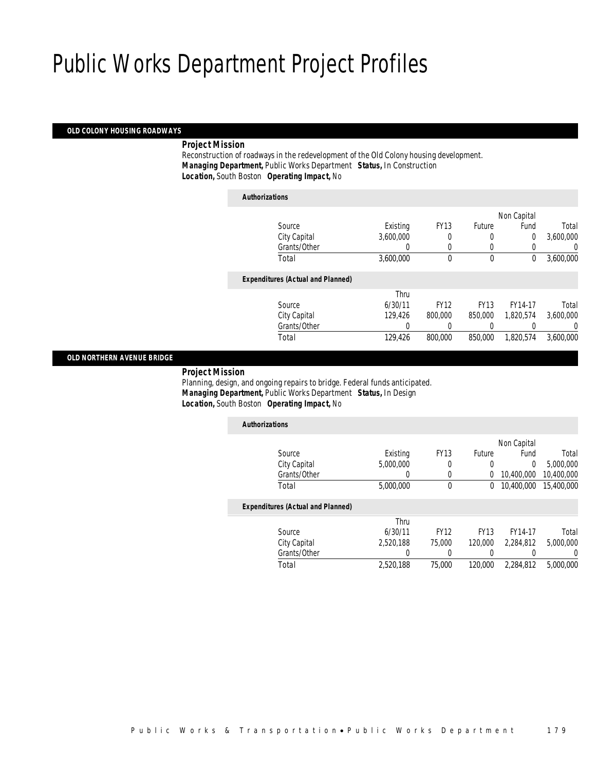# Public Works Department Project Profiles

## OLD COLONY HOUSING ROADWAYS

**Project Mission**

Reconstruction of roadways in the redevelopment of the Old Colony housing development.

***Managing Department,*** Public Works Department ***Status,*** In Construction

***Location,*** South Boston ***Operating Impact,*** No

***Authorizations***

| Source | Existing | FY13 | Future | Non Capital Fund | Total |
|---|---|---|---|---|---|
| City Capital | 3,600,000 | 0 | 0 | 0 | 3,600,000 |
| Grants/Other | 0 | 0 | 0 | 0 | 0 |
| Total | 3,600,000 | 0 | 0 | 0 | 3,600,000 |

***Expenditures (Actual and Planned)***

| Source | Thru 6/30/11 | FY12 | FY13 | FY14-17 | Total |
|---|---|---|---|---|---|
| City Capital | 129,426 | 800,000 | 850,000 | 1,820,574 | 3,600,000 |
| Grants/Other | 0 | 0 | 0 | 0 | 0 |
| Total | 129,426 | 800,000 | 850,000 | 1,820,574 | 3,600,000 |

## OLD NORTHERN AVENUE BRIDGE

**Project Mission**

Planning, design, and ongoing repairs to bridge. Federal funds anticipated.

***Managing Department,*** Public Works Department ***Status,*** In Design

***Location,*** South Boston ***Operating Impact,*** No

***Authorizations***

| Source | Existing | FY13 | Future | Non Capital Fund | Total |
|---|---|---|---|---|---|
| City Capital | 5,000,000 | 0 | 0 | 0 | 5,000,000 |
| Grants/Other | 0 | 0 | 0 | 10,400,000 | 10,400,000 |
| Total | 5,000,000 | 0 | 0 | 10,400,000 | 15,400,000 |

***Expenditures (Actual and Planned)***

| Source | Thru 6/30/11 | FY12 | FY13 | FY14-17 | Total |
|---|---|---|---|---|---|
| City Capital | 2,520,188 | 75,000 | 120,000 | 2,284,812 | 5,000,000 |
| Grants/Other | 0 | 0 | 0 | 0 | 0 |
| Total | 2,520,188 | 75,000 | 120,000 | 2,284,812 | 5,000,000 |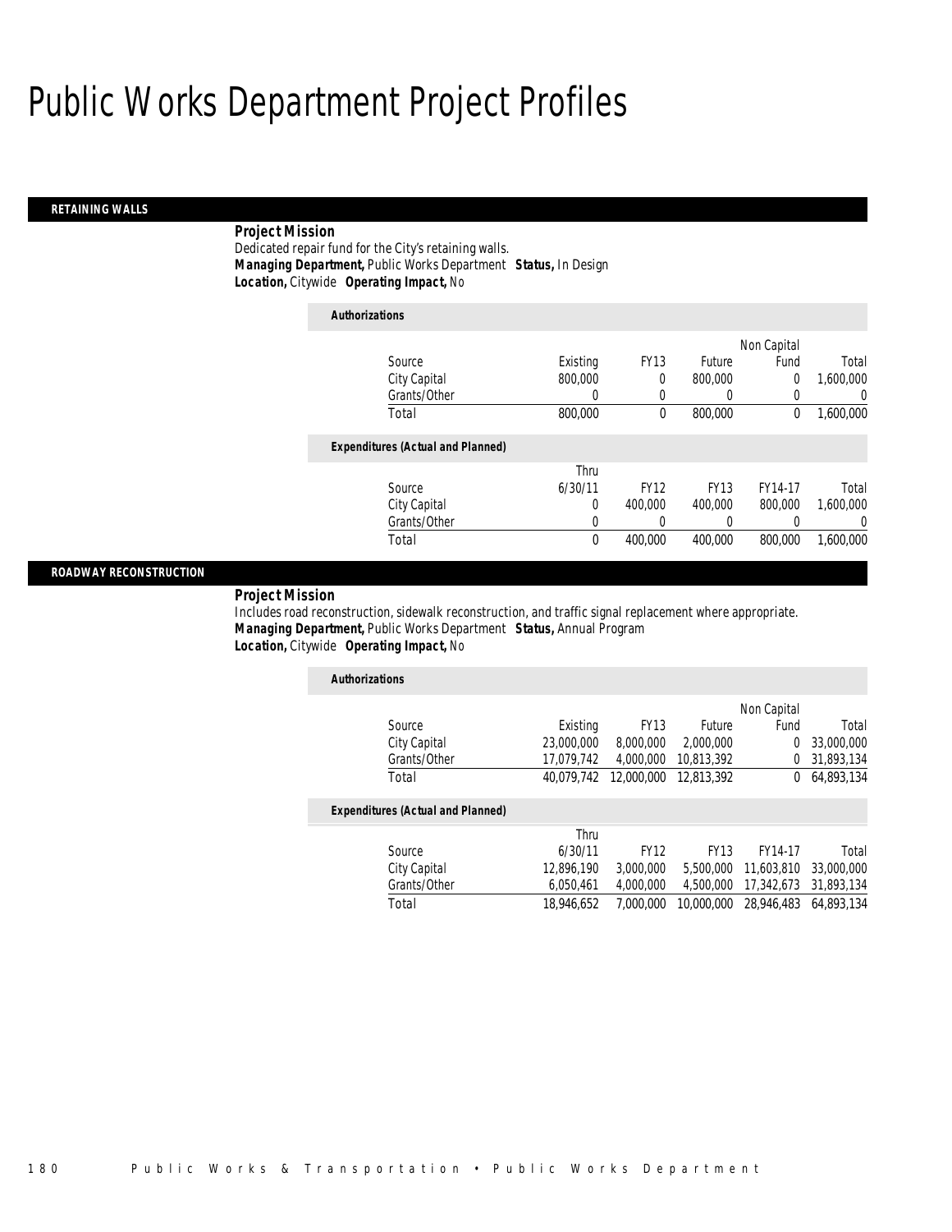# Public Works Department Project Profiles

## RETAINING WALLS

**Project Mission**

Dedicated repair fund for the City's retaining walls.

***Managing Department,*** Public Works Department ***Status,*** In Design

***Location,*** Citywide ***Operating Impact,*** No

***Authorizations***

| Source | Existing | FY13 | Future | Non Capital Fund | Total |
|---|---|---|---|---|---|
| City Capital | 800,000 | 0 | 800,000 | 0 | 1,600,000 |
| Grants/Other | 0 | 0 | 0 | 0 | 0 |
| Total | 800,000 | 0 | 800,000 | 0 | 1,600,000 |

***Expenditures (Actual and Planned)***

| Source | Thru 6/30/11 | FY12 | FY13 | FY14-17 | Total |
|---|---|---|---|---|---|
| City Capital | 0 | 400,000 | 400,000 | 800,000 | 1,600,000 |
| Grants/Other | 0 | 0 | 0 | 0 | 0 |
| Total | 0 | 400,000 | 400,000 | 800,000 | 1,600,000 |

## ROADWAY RECONSTRUCTION

**Project Mission**

Includes road reconstruction, sidewalk reconstruction, and traffic signal replacement where appropriate.

***Managing Department,*** Public Works Department ***Status,*** Annual Program

***Location,*** Citywide ***Operating Impact,*** No

***Authorizations***

| Source | Existing | FY13 | Future | Non Capital Fund | Total |
|---|---|---|---|---|---|
| City Capital | 23,000,000 | 8,000,000 | 2,000,000 | 0 | 33,000,000 |
| Grants/Other | 17,079,742 | 4,000,000 | 10,813,392 | 0 | 31,893,134 |
| Total | 40,079,742 | 12,000,000 | 12,813,392 | 0 | 64,893,134 |

***Expenditures (Actual and Planned)***

| Source | Thru 6/30/11 | FY12 | FY13 | FY14-17 | Total |
|---|---|---|---|---|---|
| City Capital | 12,896,190 | 3,000,000 | 5,500,000 | 11,603,810 | 33,000,000 |
| Grants/Other | 6,050,461 | 4,000,000 | 4,500,000 | 17,342,673 | 31,893,134 |
| Total | 18,946,652 | 7,000,000 | 10,000,000 | 28,946,483 | 64,893,134 |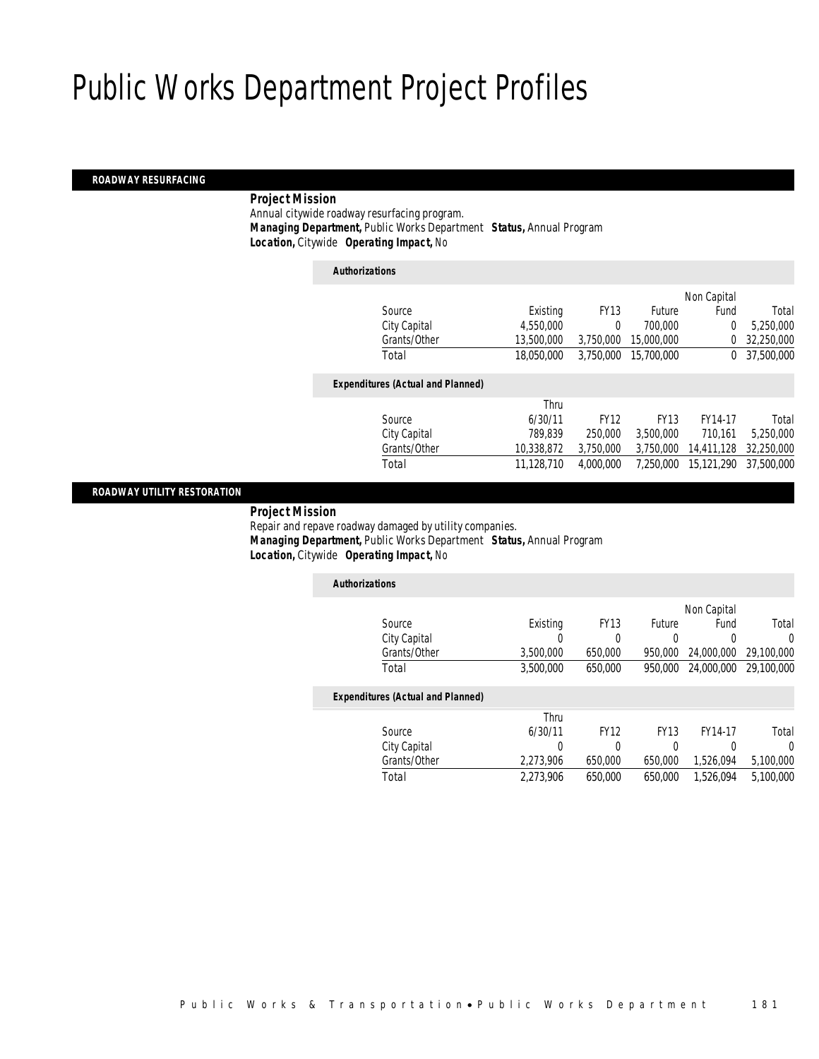# Public Works Department Project Profiles

## ROADWAY RESURFACING

***Project Mission***

Annual citywide roadway resurfacing program.

***Managing Department,*** Public Works Department ***Status,*** Annual Program

***Location,*** Citywide ***Operating Impact,*** No

***Authorizations***

| Source | Existing | FY13 | Future | Non Capital Fund | Total |
|---|---|---|---|---|---|
| City Capital | 4,550,000 | 0 | 700,000 | 0 | 5,250,000 |
| Grants/Other | 13,500,000 | 3,750,000 | 15,000,000 | 0 | 32,250,000 |
| Total | 18,050,000 | 3,750,000 | 15,700,000 | 0 | 37,500,000 |

***Expenditures (Actual and Planned)***

| Source | Thru 6/30/11 | FY12 | FY13 | FY14-17 | Total |
|---|---|---|---|---|---|
| City Capital | 789,839 | 250,000 | 3,500,000 | 710,161 | 5,250,000 |
| Grants/Other | 10,338,872 | 3,750,000 | 3,750,000 | 14,411,128 | 32,250,000 |
| Total | 11,128,710 | 4,000,000 | 7,250,000 | 15,121,290 | 37,500,000 |

## ROADWAY UTILITY RESTORATION

***Project Mission***

Repair and repave roadway damaged by utility companies.

***Managing Department,*** Public Works Department ***Status,*** Annual Program

***Location,*** Citywide ***Operating Impact,*** No

***Authorizations***

| Source | Existing | FY13 | Future | Non Capital Fund | Total |
|---|---|---|---|---|---|
| City Capital | 0 | 0 | 0 | 0 | 0 |
| Grants/Other | 3,500,000 | 650,000 | 950,000 | 24,000,000 | 29,100,000 |
| Total | 3,500,000 | 650,000 | 950,000 | 24,000,000 | 29,100,000 |

***Expenditures (Actual and Planned)***

| Source | Thru 6/30/11 | FY12 | FY13 | FY14-17 | Total |
|---|---|---|---|---|---|
| City Capital | 0 | 0 | 0 | 0 | 0 |
| Grants/Other | 2,273,906 | 650,000 | 650,000 | 1,526,094 | 5,100,000 |
| Total | 2,273,906 | 650,000 | 650,000 | 1,526,094 | 5,100,000 |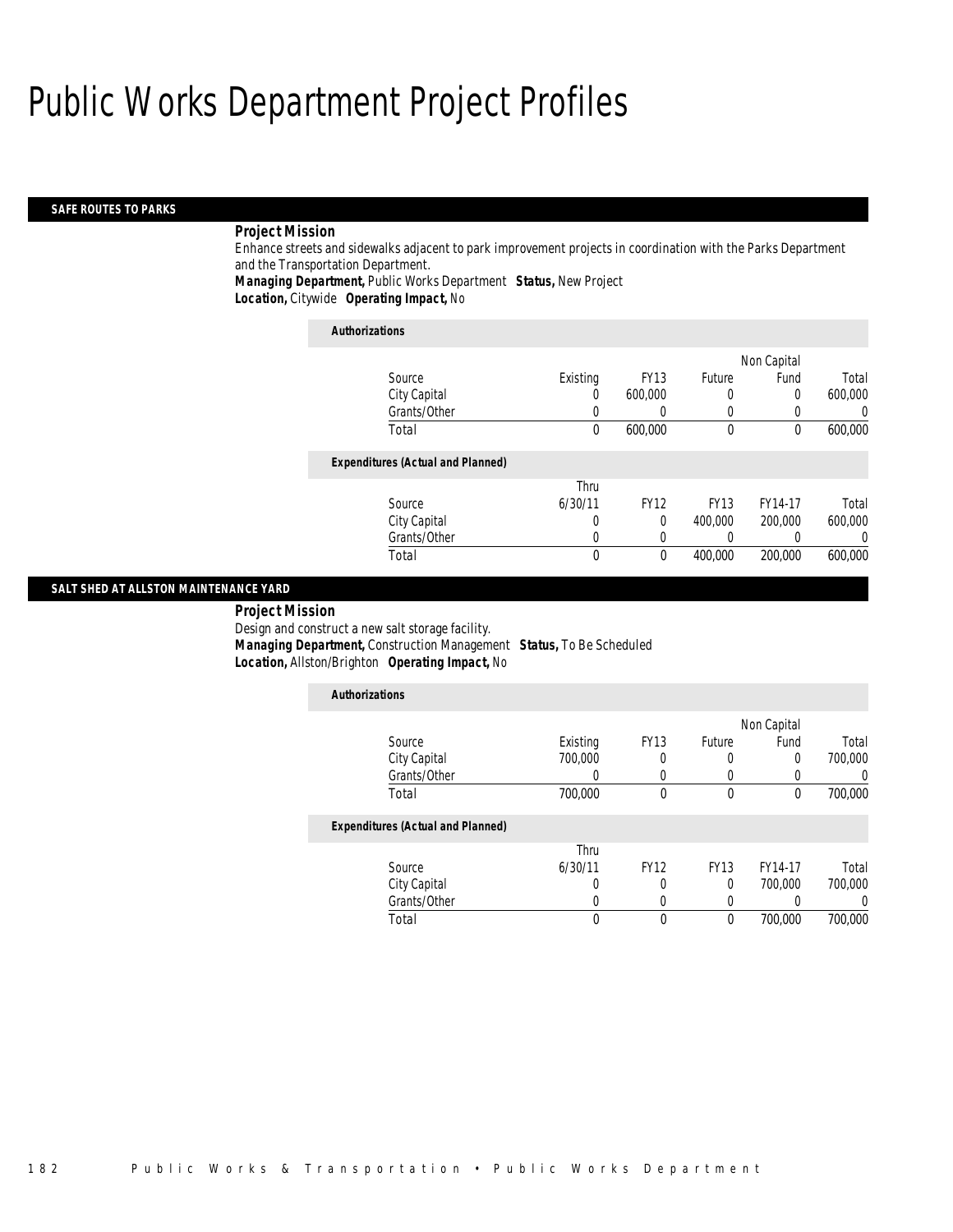# Public Works Department Project Profiles

## SAFE ROUTES TO PARKS

**Project Mission**

Enhance streets and sidewalks adjacent to park improvement projects in coordination with the Parks Department and the Transportation Department.

***Managing Department,*** Public Works Department ***Status,*** New Project

***Location,*** Citywide ***Operating Impact,*** No

***Authorizations***

| Source | Existing | FY13 | Future | Non Capital Fund | Total |
|---|---|---|---|---|---|
| City Capital | 0 | 600,000 | 0 | 0 | 600,000 |
| Grants/Other | 0 | 0 | 0 | 0 | 0 |
| Total | 0 | 600,000 | 0 | 0 | 600,000 |

***Expenditures (Actual and Planned)***

| Source | Thru 6/30/11 | FY12 | FY13 | FY14-17 | Total |
|---|---|---|---|---|---|
| City Capital | 0 | 0 | 400,000 | 200,000 | 600,000 |
| Grants/Other | 0 | 0 | 0 | 0 | 0 |
| Total | 0 | 0 | 400,000 | 200,000 | 600,000 |

## SALT SHED AT ALLSTON MAINTENANCE YARD

**Project Mission**

Design and construct a new salt storage facility.

***Managing Department,*** Construction Management ***Status,*** To Be Scheduled

***Location,*** Allston/Brighton ***Operating Impact,*** No

***Authorizations***

| Source | Existing | FY13 | Future | Non Capital Fund | Total |
|---|---|---|---|---|---|
| City Capital | 700,000 | 0 | 0 | 0 | 700,000 |
| Grants/Other | 0 | 0 | 0 | 0 | 0 |
| Total | 700,000 | 0 | 0 | 0 | 700,000 |

***Expenditures (Actual and Planned)***

| Source | Thru 6/30/11 | FY12 | FY13 | FY14-17 | Total |
|---|---|---|---|---|---|
| City Capital | 0 | 0 | 0 | 700,000 | 700,000 |
| Grants/Other | 0 | 0 | 0 | 0 | 0 |
| Total | 0 | 0 | 0 | 700,000 | 700,000 |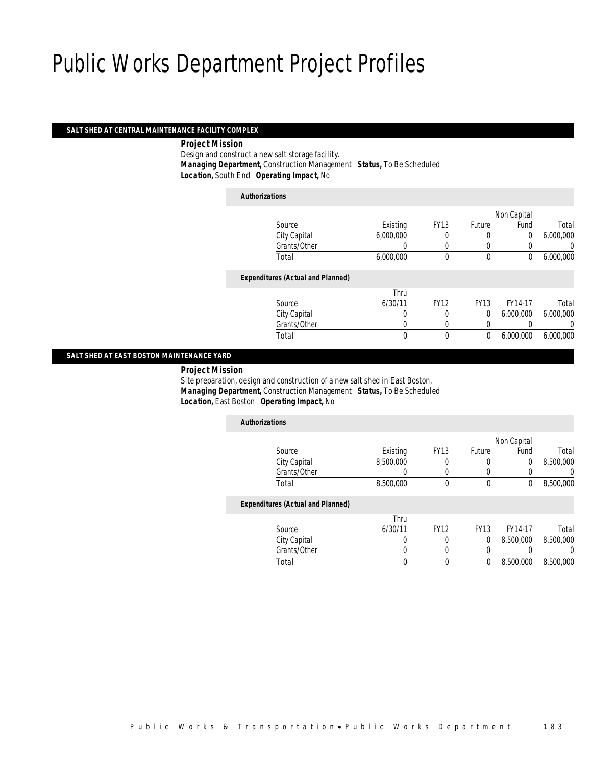# Public Works Department Project Profiles

## SALT SHED AT CENTRAL MAINTENANCE FACILITY COMPLEX

***Project Mission***

Design and construct a new salt storage facility.

***Managing Department,*** Construction Management ***Status,*** To Be Scheduled

***Location,*** South End ***Operating Impact,*** No

***Authorizations***

| Source | Existing | FY13 | Future | Non Capital Fund | Total |
|---|---|---|---|---|---|
| City Capital | 6,000,000 | 0 | 0 | 0 | 6,000,000 |
| Grants/Other | 0 | 0 | 0 | 0 | 0 |
| Total | 6,000,000 | 0 | 0 | 0 | 6,000,000 |

***Expenditures (Actual and Planned)***

| Source | Thru 6/30/11 | FY12 | FY13 | FY14-17 | Total |
|---|---|---|---|---|---|
| City Capital | 0 | 0 | 0 | 6,000,000 | 6,000,000 |
| Grants/Other | 0 | 0 | 0 | 0 | 0 |
| Total | 0 | 0 | 0 | 6,000,000 | 6,000,000 |

## SALT SHED AT EAST BOSTON MAINTENANCE YARD

***Project Mission***

Site preparation, design and construction of a new salt shed in East Boston.

***Managing Department,*** Construction Management ***Status,*** To Be Scheduled

***Location,*** East Boston ***Operating Impact,*** No

***Authorizations***

| Source | Existing | FY13 | Future | Non Capital Fund | Total |
|---|---|---|---|---|---|
| City Capital | 8,500,000 | 0 | 0 | 0 | 8,500,000 |
| Grants/Other | 0 | 0 | 0 | 0 | 0 |
| Total | 8,500,000 | 0 | 0 | 0 | 8,500,000 |

***Expenditures (Actual and Planned)***

| Source | Thru 6/30/11 | FY12 | FY13 | FY14-17 | Total |
|---|---|---|---|---|---|
| City Capital | 0 | 0 | 0 | 8,500,000 | 8,500,000 |
| Grants/Other | 0 | 0 | 0 | 0 | 0 |
| Total | 0 | 0 | 0 | 8,500,000 | 8,500,000 |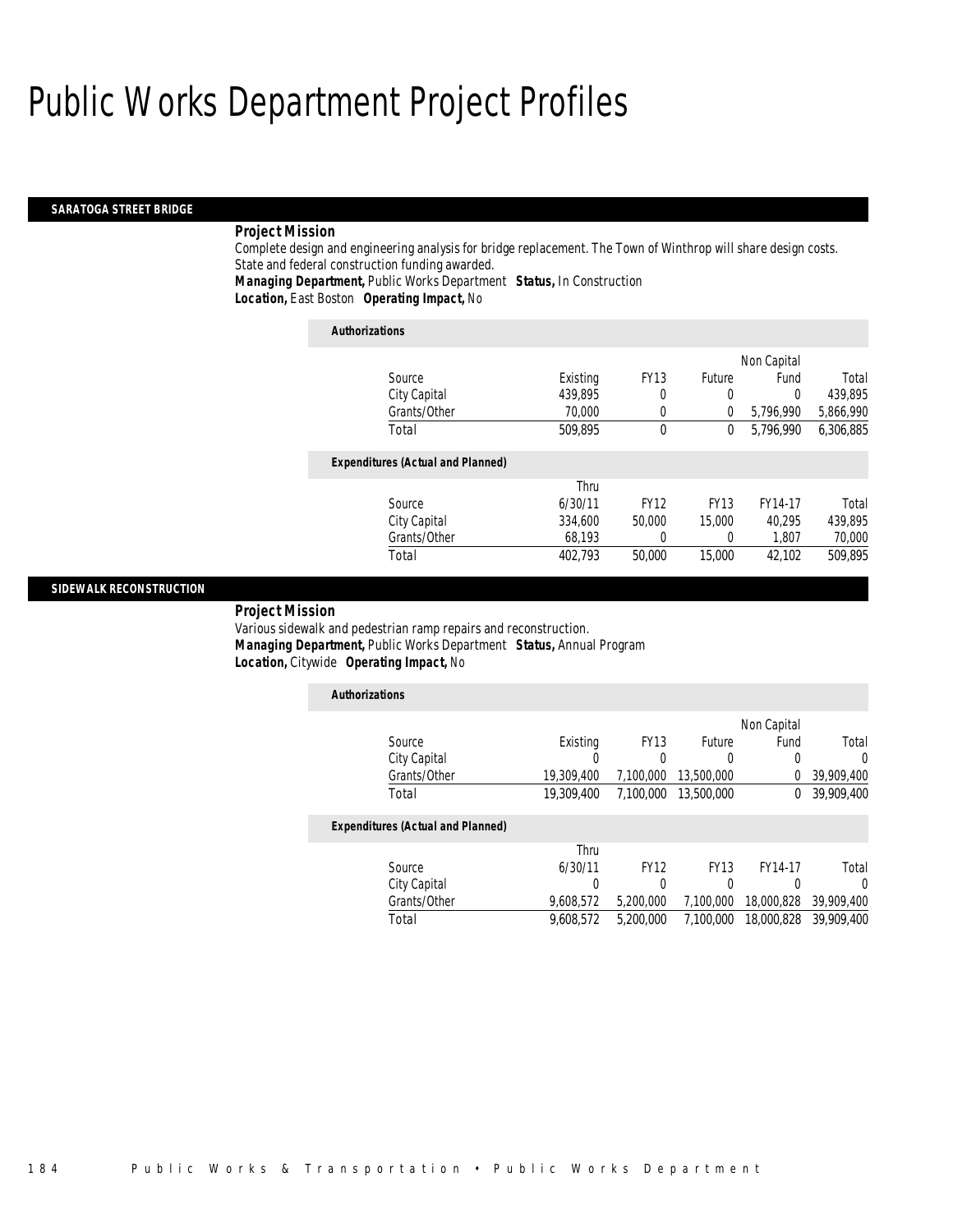# Public Works Department Project Profiles

## SARATOGA STREET BRIDGE

**Project Mission**

Complete design and engineering analysis for bridge replacement. The Town of Winthrop will share design costs. State and federal construction funding awarded.

***Managing Department,*** Public Works Department ***Status,*** In Construction

***Location,*** East Boston ***Operating Impact,*** No

***Authorizations***

| Source | Existing | FY13 | Future | Non Capital Fund | Total |
|---|---|---|---|---|---|
| City Capital | 439,895 | 0 | 0 | 0 | 439,895 |
| Grants/Other | 70,000 | 0 | 0 | 5,796,990 | 5,866,990 |
| Total | 509,895 | 0 | 0 | 5,796,990 | 6,306,885 |

***Expenditures (Actual and Planned)***

| Source | Thru 6/30/11 | FY12 | FY13 | FY14-17 | Total |
|---|---|---|---|---|---|
| City Capital | 334,600 | 50,000 | 15,000 | 40,295 | 439,895 |
| Grants/Other | 68,193 | 0 | 0 | 1,807 | 70,000 |
| Total | 402,793 | 50,000 | 15,000 | 42,102 | 509,895 |

## SIDEWALK RECONSTRUCTION

**Project Mission**

Various sidewalk and pedestrian ramp repairs and reconstruction.

***Managing Department,*** Public Works Department ***Status,*** Annual Program

***Location,*** Citywide ***Operating Impact,*** No

***Authorizations***

| Source | Existing | FY13 | Future | Non Capital Fund | Total |
|---|---|---|---|---|---|
| City Capital | 0 | 0 | 0 | 0 | 0 |
| Grants/Other | 19,309,400 | 7,100,000 | 13,500,000 | 0 | 39,909,400 |
| Total | 19,309,400 | 7,100,000 | 13,500,000 | 0 | 39,909,400 |

***Expenditures (Actual and Planned)***

| Source | Thru 6/30/11 | FY12 | FY13 | FY14-17 | Total |
|---|---|---|---|---|---|
| City Capital | 0 | 0 | 0 | 0 | 0 |
| Grants/Other | 9,608,572 | 5,200,000 | 7,100,000 | 18,000,828 | 39,909,400 |
| Total | 9,608,572 | 5,200,000 | 7,100,000 | 18,000,828 | 39,909,400 |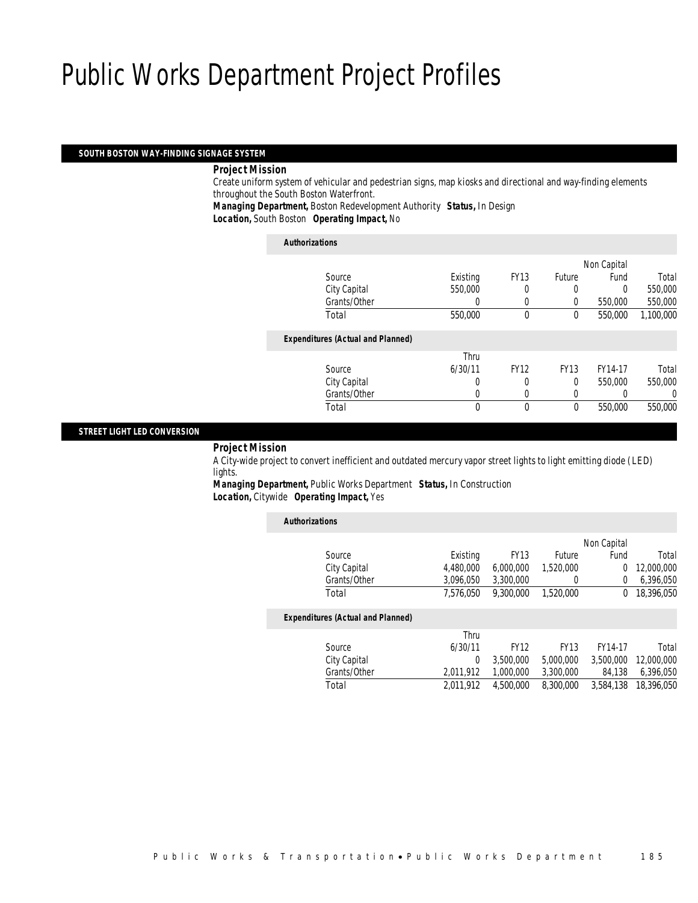# Public Works Department Project Profiles

## SOUTH BOSTON WAY-FINDING SIGNAGE SYSTEM

***Project Mission***

Create uniform system of vehicular and pedestrian signs, map kiosks and directional and way-finding elements throughout the South Boston Waterfront.

***Managing Department,*** Boston Redevelopment Authority ***Status,*** In Design

***Location,*** South Boston ***Operating Impact,*** No

***Authorizations***

| Source | Existing | FY13 | Future | Non Capital Fund | Total |
|---|---|---|---|---|---|
| City Capital | 550,000 | 0 | 0 | 0 | 550,000 |
| Grants/Other | 0 | 0 | 0 | 550,000 | 550,000 |
| Total | 550,000 | 0 | 0 | 550,000 | 1,100,000 |

***Expenditures (Actual and Planned)***

| Source | Thru 6/30/11 | FY12 | FY13 | FY14-17 | Total |
|---|---|---|---|---|---|
| City Capital | 0 | 0 | 0 | 550,000 | 550,000 |
| Grants/Other | 0 | 0 | 0 | 0 | 0 |
| Total | 0 | 0 | 0 | 550,000 | 550,000 |

## STREET LIGHT LED CONVERSION

***Project Mission***

A City-wide project to convert inefficient and outdated mercury vapor street lights to light emitting diode (LED) lights.

***Managing Department,*** Public Works Department ***Status,*** In Construction

***Location,*** Citywide ***Operating Impact,*** Yes

***Authorizations***

| Source | Existing | FY13 | Future | Non Capital Fund | Total |
|---|---|---|---|---|---|
| City Capital | 4,480,000 | 6,000,000 | 1,520,000 | 0 | 12,000,000 |
| Grants/Other | 3,096,050 | 3,300,000 | 0 | 0 | 6,396,050 |
| Total | 7,576,050 | 9,300,000 | 1,520,000 | 0 | 18,396,050 |

***Expenditures (Actual and Planned)***

| Source | Thru 6/30/11 | FY12 | FY13 | FY14-17 | Total |
|---|---|---|---|---|---|
| City Capital | 0 | 3,500,000 | 5,000,000 | 3,500,000 | 12,000,000 |
| Grants/Other | 2,011,912 | 1,000,000 | 3,300,000 | 84,138 | 6,396,050 |
| Total | 2,011,912 | 4,500,000 | 8,300,000 | 3,584,138 | 18,396,050 |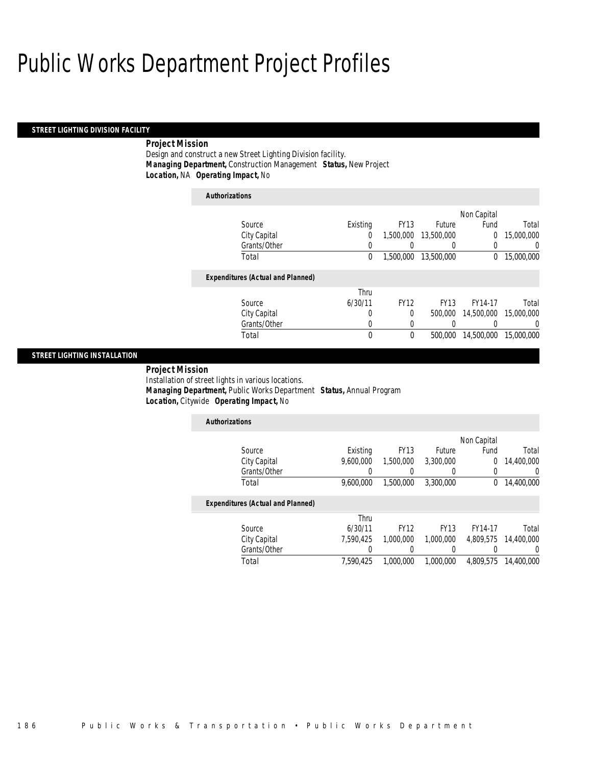# Public Works Department Project Profiles

## STREET LIGHTING DIVISION FACILITY

**Project Mission**

Design and construct a new Street Lighting Division facility.

***Managing Department,*** Construction Management ***Status,*** New Project

***Location,*** NA ***Operating Impact,*** No

**Authorizations**

| Source | Existing | FY13 | Future | Non Capital Fund | Total |
|---|---|---|---|---|---|
| City Capital | 0 | 1,500,000 | 13,500,000 | 0 | 15,000,000 |
| Grants/Other | 0 | 0 | 0 | 0 | 0 |
| Total | 0 | 1,500,000 | 13,500,000 | 0 | 15,000,000 |

**Expenditures (Actual and Planned)**

| Source | Thru 6/30/11 | FY12 | FY13 | FY14-17 | Total |
|---|---|---|---|---|---|
| City Capital | 0 | 0 | 500,000 | 14,500,000 | 15,000,000 |
| Grants/Other | 0 | 0 | 0 | 0 | 0 |
| Total | 0 | 0 | 500,000 | 14,500,000 | 15,000,000 |

## STREET LIGHTING INSTALLATION

**Project Mission**

Installation of street lights in various locations.

***Managing Department,*** Public Works Department ***Status,*** Annual Program

***Location,*** Citywide ***Operating Impact,*** No

**Authorizations**

| Source | Existing | FY13 | Future | Non Capital Fund | Total |
|---|---|---|---|---|---|
| City Capital | 9,600,000 | 1,500,000 | 3,300,000 | 0 | 14,400,000 |
| Grants/Other | 0 | 0 | 0 | 0 | 0 |
| Total | 9,600,000 | 1,500,000 | 3,300,000 | 0 | 14,400,000 |

**Expenditures (Actual and Planned)**

| Source | Thru 6/30/11 | FY12 | FY13 | FY14-17 | Total |
|---|---|---|---|---|---|
| City Capital | 7,590,425 | 1,000,000 | 1,000,000 | 4,809,575 | 14,400,000 |
| Grants/Other | 0 | 0 | 0 | 0 | 0 |
| Total | 7,590,425 | 1,000,000 | 1,000,000 | 4,809,575 | 14,400,000 |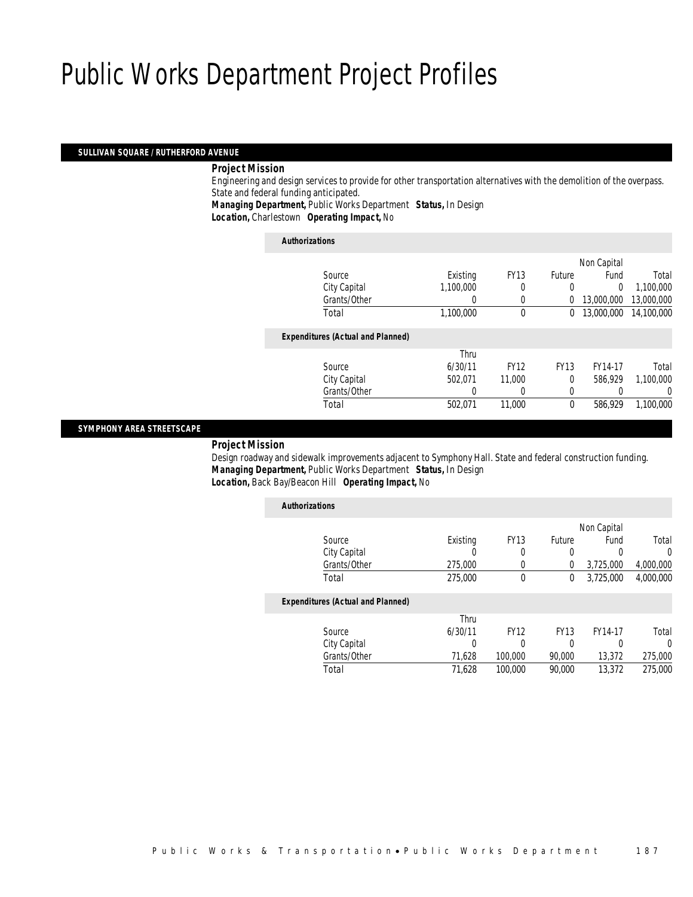# Public Works Department Project Profiles

## SULLIVAN SQUARE / RUTHERFORD AVENUE

***Project Mission***

Engineering and design services to provide for other transportation alternatives with the demolition of the overpass. State and federal funding anticipated.

***Managing Department,*** Public Works Department ***Status,*** In Design
***Location,*** Charlestown ***Operating Impact,*** No

***Authorizations***

| Source | Existing | FY13 | Future | Non Capital Fund | Total |
|---|---|---|---|---|---|
| City Capital | 1,100,000 | 0 | 0 | 0 | 1,100,000 |
| Grants/Other | 0 | 0 | 0 | 13,000,000 | 13,000,000 |
| Total | 1,100,000 | 0 | 0 | 13,000,000 | 14,100,000 |

***Expenditures (Actual and Planned)***

| Source | Thru 6/30/11 | FY12 | FY13 | FY14-17 | Total |
|---|---|---|---|---|---|
| City Capital | 502,071 | 11,000 | 0 | 586,929 | 1,100,000 |
| Grants/Other | 0 | 0 | 0 | 0 | 0 |
| Total | 502,071 | 11,000 | 0 | 586,929 | 1,100,000 |

## SYMPHONY AREA STREETSCAPE

***Project Mission***

Design roadway and sidewalk improvements adjacent to Symphony Hall. State and federal construction funding.

***Managing Department,*** Public Works Department ***Status,*** In Design
***Location,*** Back Bay/Beacon Hill ***Operating Impact,*** No

***Authorizations***

| Source | Existing | FY13 | Future | Non Capital Fund | Total |
|---|---|---|---|---|---|
| City Capital | 0 | 0 | 0 | 0 | 0 |
| Grants/Other | 275,000 | 0 | 0 | 3,725,000 | 4,000,000 |
| Total | 275,000 | 0 | 0 | 3,725,000 | 4,000,000 |

***Expenditures (Actual and Planned)***

| Source | Thru 6/30/11 | FY12 | FY13 | FY14-17 | Total |
|---|---|---|---|---|---|
| City Capital | 0 | 0 | 0 | 0 | 0 |
| Grants/Other | 71,628 | 100,000 | 90,000 | 13,372 | 275,000 |
| Total | 71,628 | 100,000 | 90,000 | 13,372 | 275,000 |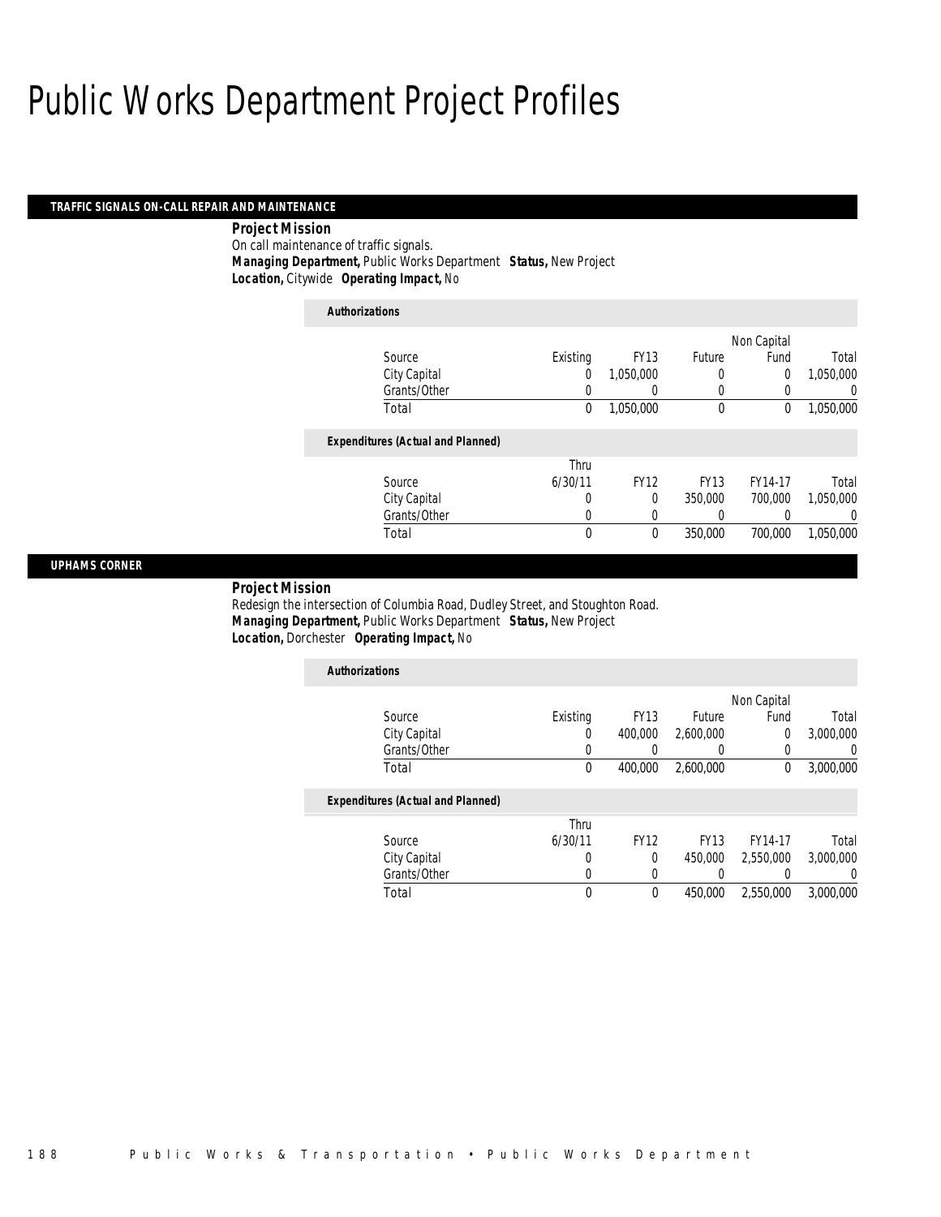# Public Works Department Project Profiles

## TRAFFIC SIGNALS ON-CALL REPAIR AND MAINTENANCE

**Project Mission**

On call maintenance of traffic signals.

**Managing Department,** Public Works Department **Status,** New Project

**Location,** Citywide **Operating Impact,** No

*Authorizations*

| Source | Existing | FY13 | Future | Non Capital Fund | Total |
|---|---|---|---|---|---|
| City Capital | 0 | 1,050,000 | 0 | 0 | 1,050,000 |
| Grants/Other | 0 | 0 | 0 | 0 | 0 |
| Total | 0 | 1,050,000 | 0 | 0 | 1,050,000 |

*Expenditures (Actual and Planned)*

| Source | Thru 6/30/11 | FY12 | FY13 | FY14-17 | Total |
|---|---|---|---|---|---|
| City Capital | 0 | 0 | 350,000 | 700,000 | 1,050,000 |
| Grants/Other | 0 | 0 | 0 | 0 | 0 |
| Total | 0 | 0 | 350,000 | 700,000 | 1,050,000 |

## UPHAMS CORNER

**Project Mission**

Redesign the intersection of Columbia Road, Dudley Street, and Stoughton Road.

**Managing Department,** Public Works Department **Status,** New Project

**Location,** Dorchester **Operating Impact,** No

*Authorizations*

| Source | Existing | FY13 | Future | Non Capital Fund | Total |
|---|---|---|---|---|---|
| City Capital | 0 | 400,000 | 2,600,000 | 0 | 3,000,000 |
| Grants/Other | 0 | 0 | 0 | 0 | 0 |
| Total | 0 | 400,000 | 2,600,000 | 0 | 3,000,000 |

*Expenditures (Actual and Planned)*

| Source | Thru 6/30/11 | FY12 | FY13 | FY14-17 | Total |
|---|---|---|---|---|---|
| City Capital | 0 | 0 | 450,000 | 2,550,000 | 3,000,000 |
| Grants/Other | 0 | 0 | 0 | 0 | 0 |
| Total | 0 | 0 | 450,000 | 2,550,000 | 3,000,000 |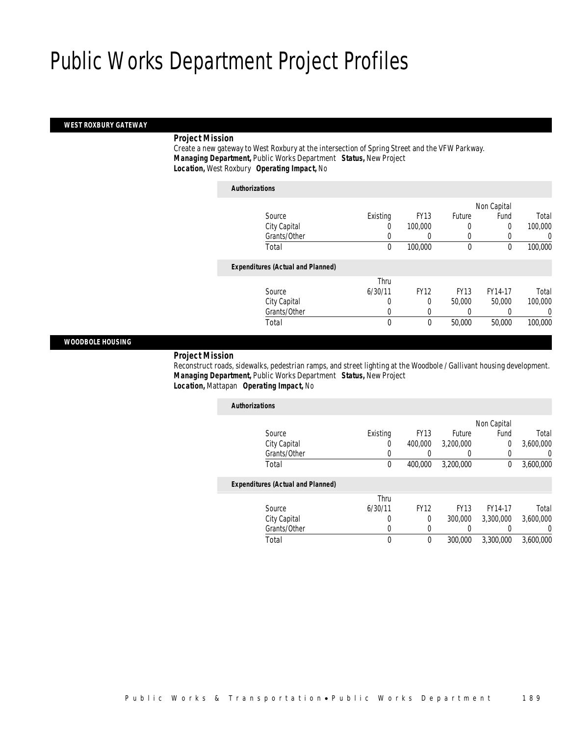# Public Works Department Project Profiles

## WEST ROXBURY GATEWAY

***Project Mission***

Create a new gateway to West Roxbury at the intersection of Spring Street and the VFW Parkway.

***Managing Department,*** Public Works Department ***Status,*** New Project

***Location,*** West Roxbury ***Operating Impact,*** No

***Authorizations***

| Source | Existing | FY13 | Future | Non Capital Fund | Total |
|---|---|---|---|---|---|
| City Capital | 0 | 100,000 | 0 | 0 | 100,000 |
| Grants/Other | 0 | 0 | 0 | 0 | 0 |
| Total | 0 | 100,000 | 0 | 0 | 100,000 |

***Expenditures (Actual and Planned)***

| Source | Thru 6/30/11 | FY12 | FY13 | FY14-17 | Total |
|---|---|---|---|---|---|
| City Capital | 0 | 0 | 50,000 | 50,000 | 100,000 |
| Grants/Other | 0 | 0 | 0 | 0 | 0 |
| Total | 0 | 0 | 50,000 | 50,000 | 100,000 |

## WOODBOLE HOUSING

***Project Mission***

Reconstruct roads, sidewalks, pedestrian ramps, and street lighting at the Woodbole / Gallivant housing development.

***Managing Department,*** Public Works Department ***Status,*** New Project

***Location,*** Mattapan ***Operating Impact,*** No

***Authorizations***

| Source | Existing | FY13 | Future | Non Capital Fund | Total |
|---|---|---|---|---|---|
| City Capital | 0 | 400,000 | 3,200,000 | 0 | 3,600,000 |
| Grants/Other | 0 | 0 | 0 | 0 | 0 |
| Total | 0 | 400,000 | 3,200,000 | 0 | 3,600,000 |

***Expenditures (Actual and Planned)***

| Source | Thru 6/30/11 | FY12 | FY13 | FY14-17 | Total |
|---|---|---|---|---|---|
| City Capital | 0 | 0 | 300,000 | 3,300,000 | 3,600,000 |
| Grants/Other | 0 | 0 | 0 | 0 | 0 |
| Total | 0 | 0 | 300,000 | 3,300,000 | 3,600,000 |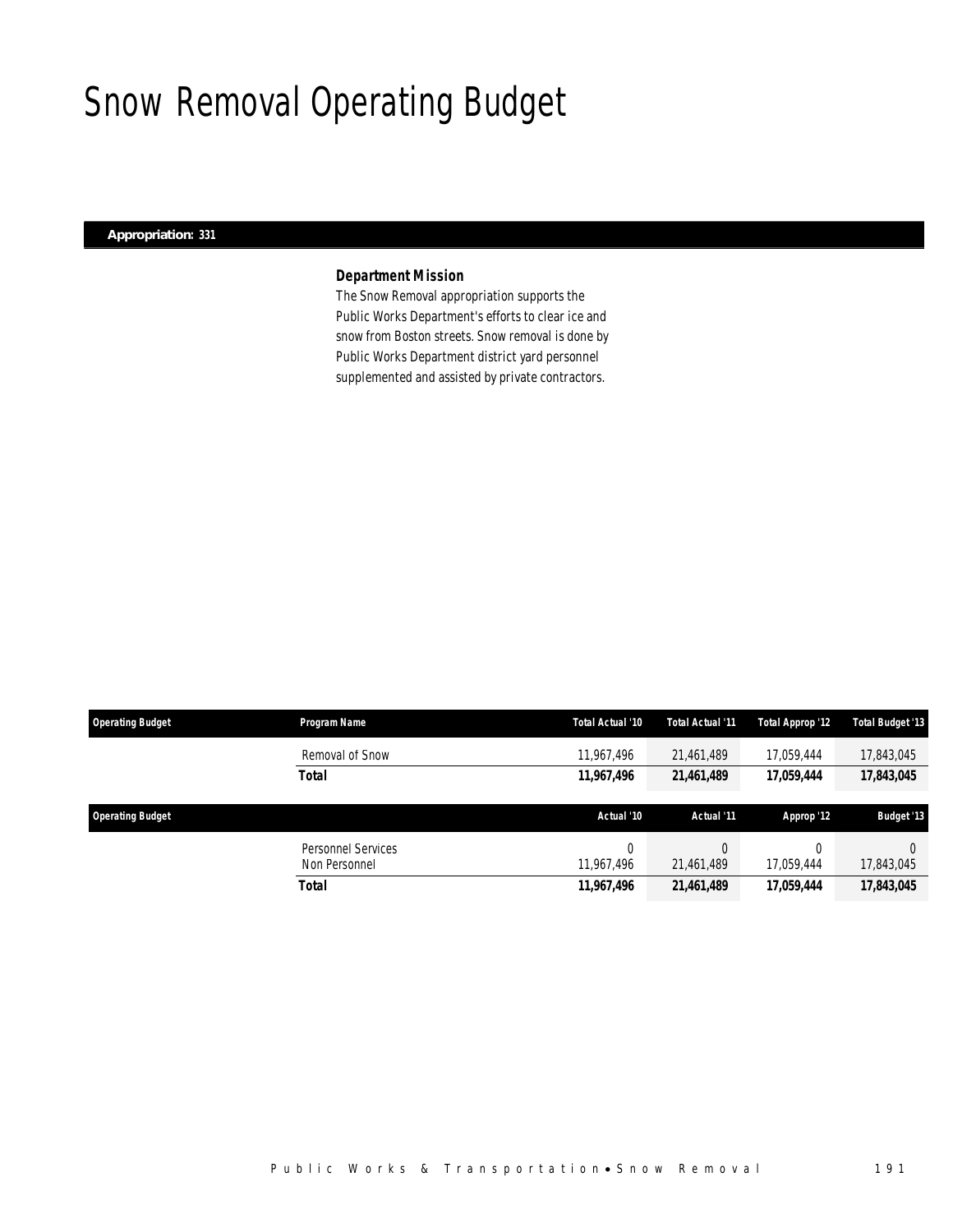# Snow Removal Operating Budget

**Appropriation: 331**

### *Department Mission*

The Snow Removal appropriation supports the Public Works Department's efforts to clear ice and snow from Boston streets. Snow removal is done by Public Works Department district yard personnel supplemented and assisted by private contractors.

| Operating Budget | Program Name | Total Actual '10 | Total Actual '11 | Total Approp '12 | Total Budget '13 |
|---|---|---|---|---|---|
| | Removal of Snow | 11,967,496 | 21,461,489 | 17,059,444 | 17,843,045 |
| | ***Total*** | ***11,967,496*** | ***21,461,489*** | ***17,059,444*** | ***17,843,045*** |

| Operating Budget | | Actual '10 | Actual '11 | Approp '12 | Budget '13 |
|---|---|---|---|---|---|
| | Personnel Services | 0 | 0 | 0 | 0 |
| | Non Personnel | 11,967,496 | 21,461,489 | 17,059,444 | 17,843,045 |
| | ***Total*** | ***11,967,496*** | ***21,461,489*** | ***17,059,444*** | ***17,843,045*** |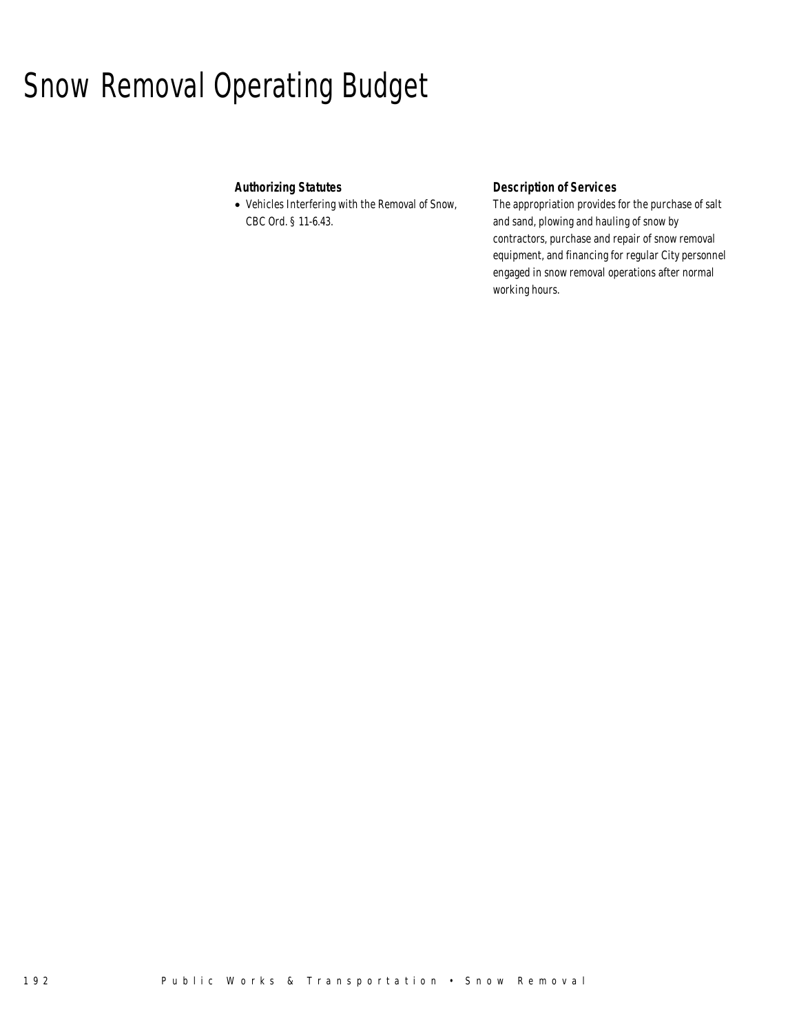# Snow Removal Operating Budget

### Authorizing Statutes

- Vehicles Interfering with the Removal of Snow, CBC Ord. § 11-6.43.

### Description of Services

The appropriation provides for the purchase of salt and sand, plowing and hauling of snow by contractors, purchase and repair of snow removal equipment, and financing for regular City personnel engaged in snow removal operations after normal working hours.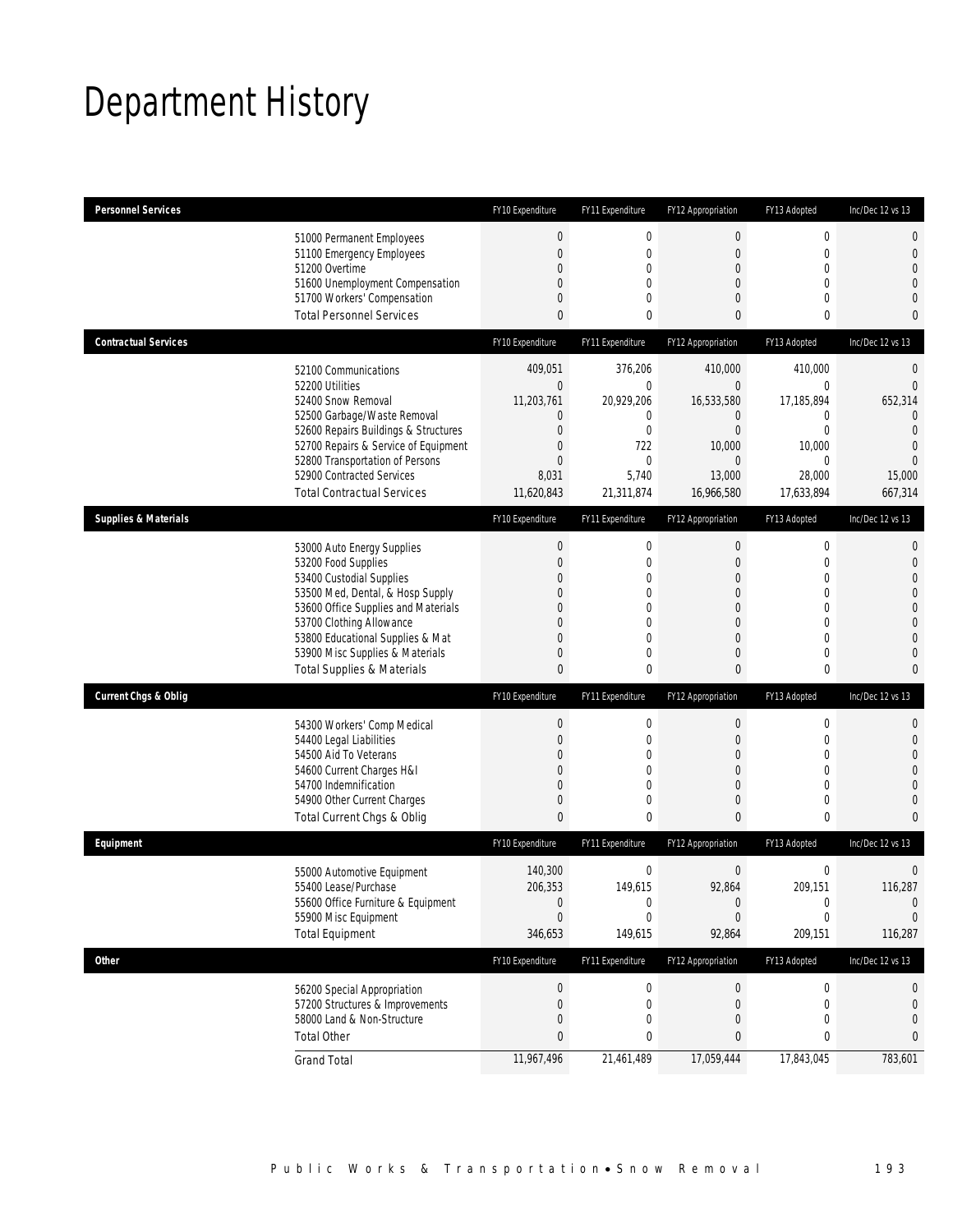# Department History

| Personnel Services | FY10 Expenditure | FY11 Expenditure | FY12 Appropriation | FY13 Adopted | Inc/Dec 12 vs 13 |
|---|---|---|---|---|---|
| 51000 Permanent Employees | 0 | 0 | 0 | 0 | 0 |
| 51100 Emergency Employees | 0 | 0 | 0 | 0 | 0 |
| 51200 Overtime | 0 | 0 | 0 | 0 | 0 |
| 51600 Unemployment Compensation | 0 | 0 | 0 | 0 | 0 |
| 51700 Workers' Compensation | 0 | 0 | 0 | 0 | 0 |
| Total Personnel Services | 0 | 0 | 0 | 0 | 0 |

| Contractual Services | FY10 Expenditure | FY11 Expenditure | FY12 Appropriation | FY13 Adopted | Inc/Dec 12 vs 13 |
|---|---|---|---|---|---|
| 52100 Communications | 409,051 | 376,206 | 410,000 | 410,000 | 0 |
| 52200 Utilities | 0 | 0 | 0 | 0 | 0 |
| 52400 Snow Removal | 11,203,761 | 20,929,206 | 16,533,580 | 17,185,894 | 652,314 |
| 52500 Garbage/Waste Removal | 0 | 0 | 0 | 0 | 0 |
| 52600 Repairs Buildings & Structures | 0 | 0 | 0 | 0 | 0 |
| 52700 Repairs & Service of Equipment | 0 | 722 | 10,000 | 10,000 | 0 |
| 52800 Transportation of Persons | 0 | 0 | 0 | 0 | 0 |
| 52900 Contracted Services | 8,031 | 5,740 | 13,000 | 28,000 | 15,000 |
| Total Contractual Services | 11,620,843 | 21,311,874 | 16,966,580 | 17,633,894 | 667,314 |

| Supplies & Materials | FY10 Expenditure | FY11 Expenditure | FY12 Appropriation | FY13 Adopted | Inc/Dec 12 vs 13 |
|---|---|---|---|---|---|
| 53000 Auto Energy Supplies | 0 | 0 | 0 | 0 | 0 |
| 53200 Food Supplies | 0 | 0 | 0 | 0 | 0 |
| 53400 Custodial Supplies | 0 | 0 | 0 | 0 | 0 |
| 53500 Med, Dental, & Hosp Supply | 0 | 0 | 0 | 0 | 0 |
| 53600 Office Supplies and Materials | 0 | 0 | 0 | 0 | 0 |
| 53700 Clothing Allowance | 0 | 0 | 0 | 0 | 0 |
| 53800 Educational Supplies & Mat | 0 | 0 | 0 | 0 | 0 |
| 53900 Misc Supplies & Materials | 0 | 0 | 0 | 0 | 0 |
| Total Supplies & Materials | 0 | 0 | 0 | 0 | 0 |

| Current Chgs & Oblig | FY10 Expenditure | FY11 Expenditure | FY12 Appropriation | FY13 Adopted | Inc/Dec 12 vs 13 |
|---|---|---|---|---|---|
| 54300 Workers' Comp Medical | 0 | 0 | 0 | 0 | 0 |
| 54400 Legal Liabilities | 0 | 0 | 0 | 0 | 0 |
| 54500 Aid To Veterans | 0 | 0 | 0 | 0 | 0 |
| 54600 Current Charges H&I | 0 | 0 | 0 | 0 | 0 |
| 54700 Indemnification | 0 | 0 | 0 | 0 | 0 |
| 54900 Other Current Charges | 0 | 0 | 0 | 0 | 0 |
| Total Current Chgs & Oblig | 0 | 0 | 0 | 0 | 0 |

| Equipment | FY10 Expenditure | FY11 Expenditure | FY12 Appropriation | FY13 Adopted | Inc/Dec 12 vs 13 |
|---|---|---|---|---|---|
| 55000 Automotive Equipment | 140,300 | 0 | 0 | 0 | 0 |
| 55400 Lease/Purchase | 206,353 | 149,615 | 92,864 | 209,151 | 116,287 |
| 55600 Office Furniture & Equipment | 0 | 0 | 0 | 0 | 0 |
| 55900 Misc Equipment | 0 | 0 | 0 | 0 | 0 |
| Total Equipment | 346,653 | 149,615 | 92,864 | 209,151 | 116,287 |

| Other | FY10 Expenditure | FY11 Expenditure | FY12 Appropriation | FY13 Adopted | Inc/Dec 12 vs 13 |
|---|---|---|---|---|---|
| 56200 Special Appropriation | 0 | 0 | 0 | 0 | 0 |
| 57200 Structures & Improvements | 0 | 0 | 0 | 0 | 0 |
| 58000 Land & Non-Structure | 0 | 0 | 0 | 0 | 0 |
| Total Other | 0 | 0 | 0 | 0 | 0 |
| Grand Total | 11,967,496 | 21,461,489 | 17,059,444 | 17,843,045 | 783,601 |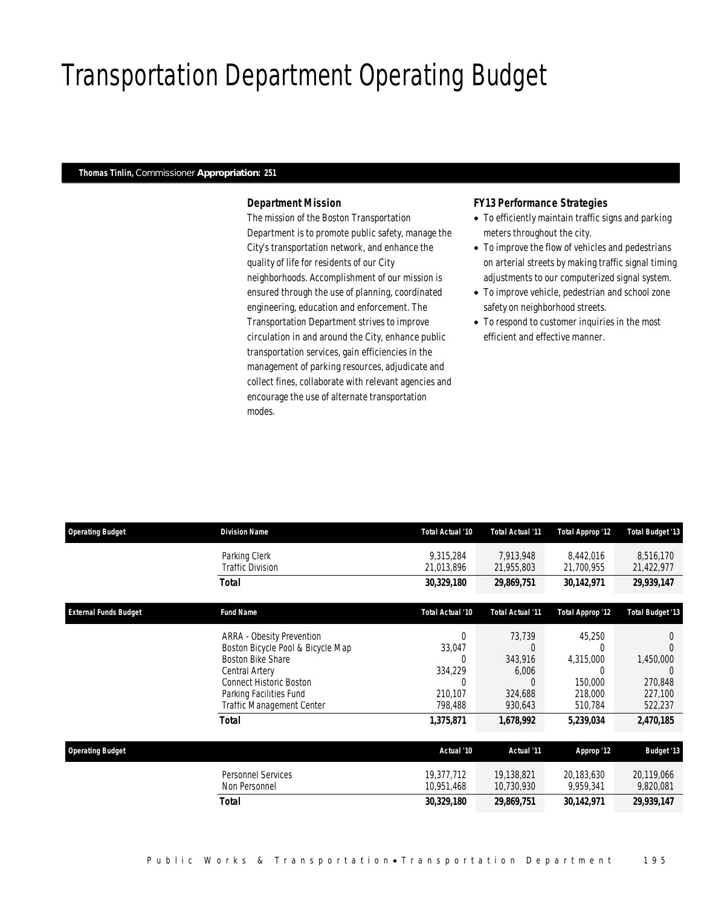# Transportation Department Operating Budget

**Thomas Tinlin,** Commissioner **Appropriation: 251**

### *Department Mission*

The mission of the Boston Transportation Department is to promote public safety, manage the City's transportation network, and enhance the quality of life for residents of our City neighborhoods. Accomplishment of our mission is ensured through the use of planning, coordinated engineering, education and enforcement. The Transportation Department strives to improve circulation in and around the City, enhance public transportation services, gain efficiencies in the management of parking resources, adjudicate and collect fines, collaborate with relevant agencies and encourage the use of alternate transportation modes.

### *FY13 Performance Strategies*

- To efficiently maintain traffic signs and parking meters throughout the city.
- To improve the flow of vehicles and pedestrians on arterial streets by making traffic signal timing adjustments to our computerized signal system.
- To improve vehicle, pedestrian and school zone safety on neighborhood streets.
- To respond to customer inquiries in the most efficient and effective manner.

| Operating Budget | Division Name | Total Actual '10 | Total Actual '11 | Total Approp '12 | Total Budget '13 |
|---|---|---|---|---|---|
| | Parking Clerk | 9,315,284 | 7,913,948 | 8,442,016 | 8,516,170 |
| | Traffic Division | 21,013,896 | 21,955,803 | 21,700,955 | 21,422,977 |
| | **Total** | **30,329,180** | **29,869,751** | **30,142,971** | **29,939,147** |

| External Funds Budget | Fund Name | Total Actual '10 | Total Actual '11 | Total Approp '12 | Total Budget '13 |
|---|---|---|---|---|---|
| | ARRA - Obesity Prevention | 0 | 73,739 | 45,250 | 0 |
| | Boston Bicycle Pool & Bicycle Map | 33,047 | 0 | 0 | 0 |
| | Boston Bike Share | 0 | 343,916 | 4,315,000 | 1,450,000 |
| | Central Artery | 334,229 | 6,006 | 0 | 0 |
| | Connect Historic Boston | 0 | 0 | 150,000 | 270,848 |
| | Parking Facilities Fund | 210,107 | 324,688 | 218,000 | 227,100 |
| | Traffic Management Center | 798,488 | 930,643 | 510,784 | 522,237 |
| | **Total** | **1,375,871** | **1,678,992** | **5,239,034** | **2,470,185** |

| Operating Budget | | Actual '10 | Actual '11 | Approp '12 | Budget '13 |
|---|---|---|---|---|---|
| | Personnel Services | 19,377,712 | 19,138,821 | 20,183,630 | 20,119,066 |
| | Non Personnel | 10,951,468 | 10,730,930 | 9,959,341 | 9,820,081 |
| | **Total** | **30,329,180** | **29,869,751** | **30,142,971** | **29,939,147** |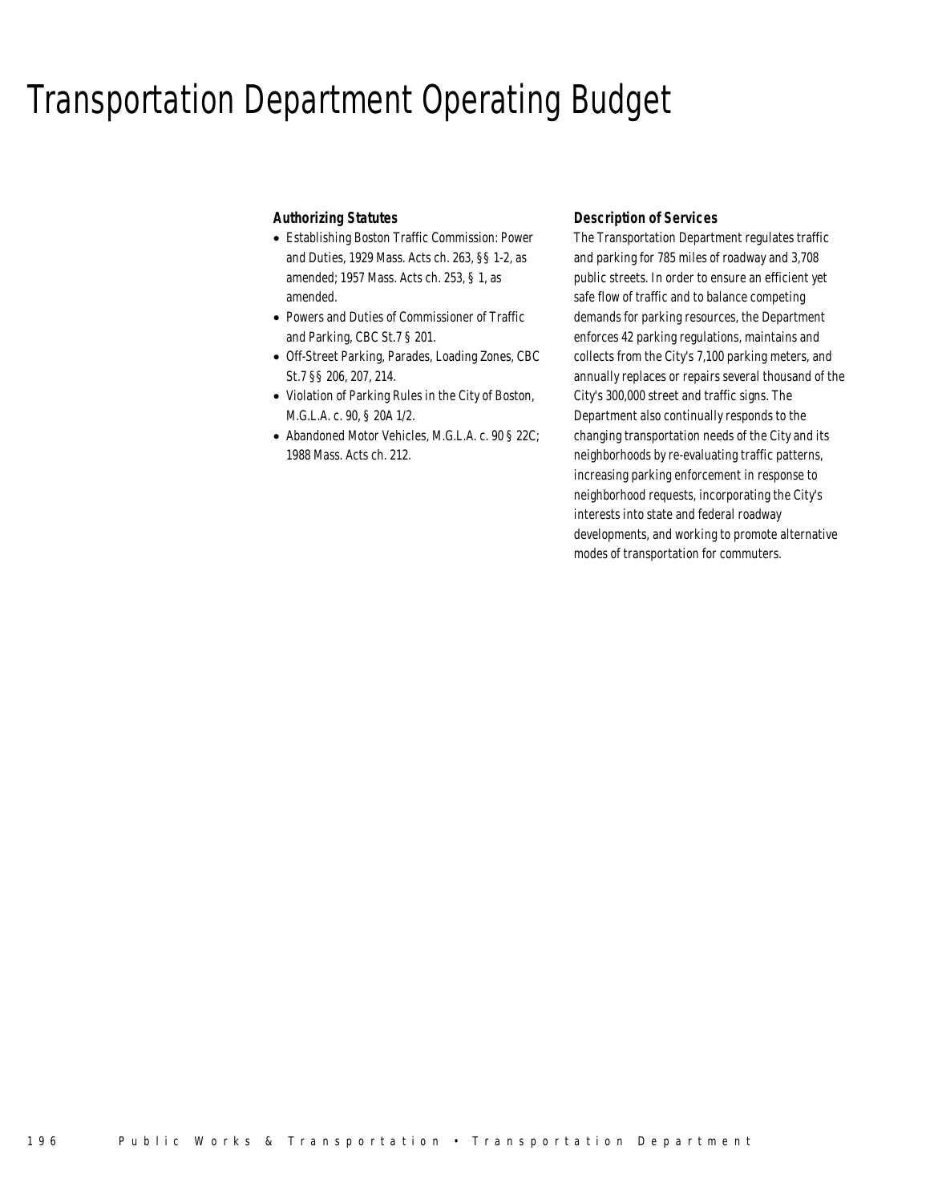# Transportation Department Operating Budget

### Authorizing Statutes

- Establishing Boston Traffic Commission: Power and Duties, 1929 Mass. Acts ch. 263, §§ 1-2, as amended; 1957 Mass. Acts ch. 253, § 1, as amended.
- Powers and Duties of Commissioner of Traffic and Parking, CBC St.7 § 201.
- Off-Street Parking, Parades, Loading Zones, CBC St.7 §§ 206, 207, 214.
- Violation of Parking Rules in the City of Boston, M.G.L.A. c. 90, § 20A 1/2.
- Abandoned Motor Vehicles, M.G.L.A. c. 90 § 22C; 1988 Mass. Acts ch. 212.

### Description of Services

The Transportation Department regulates traffic and parking for 785 miles of roadway and 3,708 public streets. In order to ensure an efficient yet safe flow of traffic and to balance competing demands for parking resources, the Department enforces 42 parking regulations, maintains and collects from the City's 7,100 parking meters, and annually replaces or repairs several thousand of the City's 300,000 street and traffic signs. The Department also continually responds to the changing transportation needs of the City and its neighborhoods by re-evaluating traffic patterns, increasing parking enforcement in response to neighborhood requests, incorporating the City's interests into state and federal roadway developments, and working to promote alternative modes of transportation for commuters.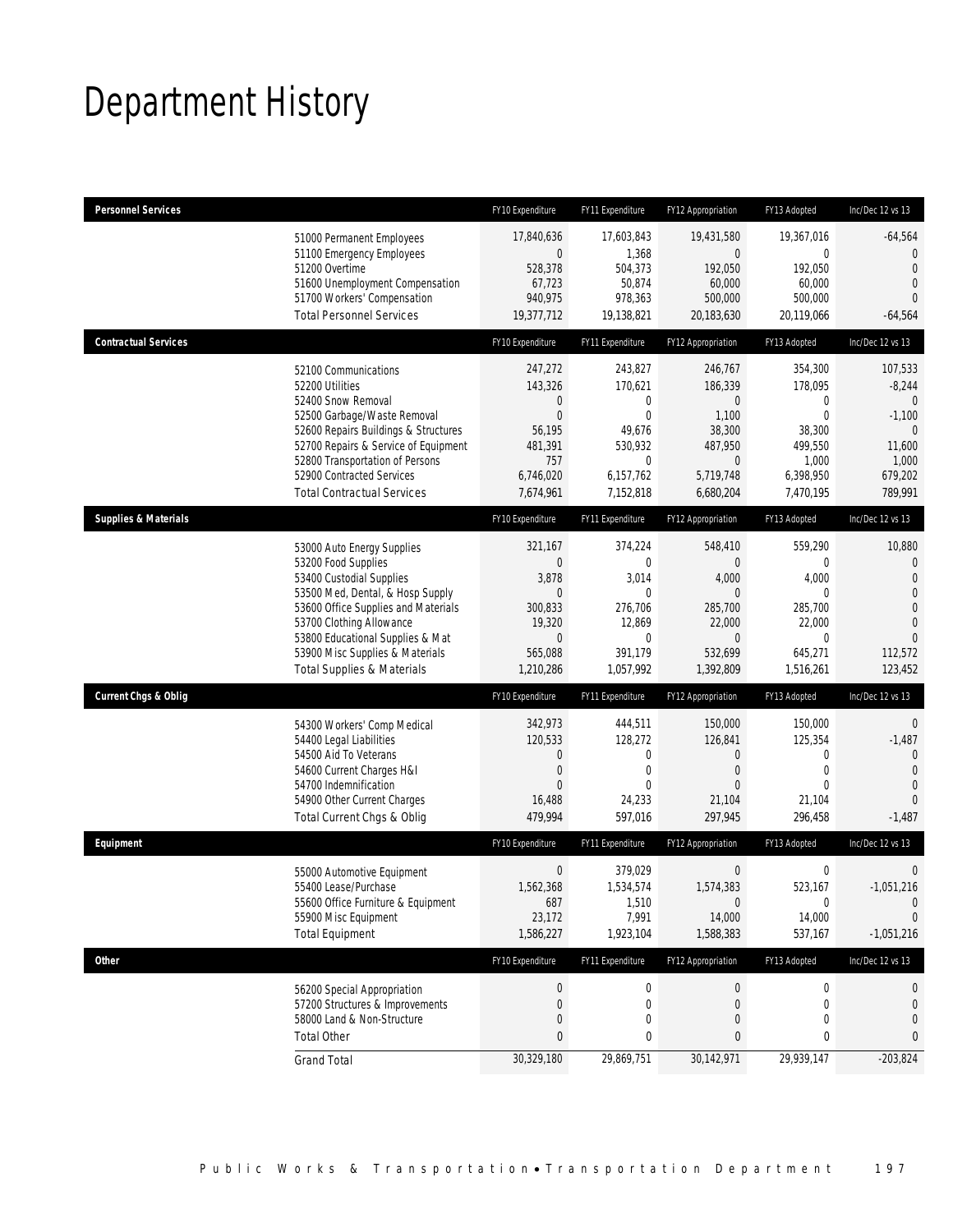# Department History

| Personnel Services | FY10 Expenditure | FY11 Expenditure | FY12 Appropriation | FY13 Adopted | Inc/Dec 12 vs 13 |
|---|---|---|---|---|---|
| 51000 Permanent Employees | 17,840,636 | 17,603,843 | 19,431,580 | 19,367,016 | -64,564 |
| 51100 Emergency Employees | 0 | 1,368 | 0 | 0 | 0 |
| 51200 Overtime | 528,378 | 504,373 | 192,050 | 192,050 | 0 |
| 51600 Unemployment Compensation | 67,723 | 50,874 | 60,000 | 60,000 | 0 |
| 51700 Workers' Compensation | 940,975 | 978,363 | 500,000 | 500,000 | 0 |
| Total Personnel Services | 19,377,712 | 19,138,821 | 20,183,630 | 20,119,066 | -64,564 |
| **Contractual Services** | **FY10 Expenditure** | **FY11 Expenditure** | **FY12 Appropriation** | **FY13 Adopted** | **Inc/Dec 12 vs 13** |
| 52100 Communications | 247,272 | 243,827 | 246,767 | 354,300 | 107,533 |
| 52200 Utilities | 143,326 | 170,621 | 186,339 | 178,095 | -8,244 |
| 52400 Snow Removal | 0 | 0 | 0 | 0 | 0 |
| 52500 Garbage/Waste Removal | 0 | 0 | 1,100 | 0 | -1,100 |
| 52600 Repairs Buildings & Structures | 56,195 | 49,676 | 38,300 | 38,300 | 0 |
| 52700 Repairs & Service of Equipment | 481,391 | 530,932 | 487,950 | 499,550 | 11,600 |
| 52800 Transportation of Persons | 757 | 0 | 0 | 1,000 | 1,000 |
| 52900 Contracted Services | 6,746,020 | 6,157,762 | 5,719,748 | 6,398,950 | 679,202 |
| Total Contractual Services | 7,674,961 | 7,152,818 | 6,680,204 | 7,470,195 | 789,991 |
| **Supplies & Materials** | **FY10 Expenditure** | **FY11 Expenditure** | **FY12 Appropriation** | **FY13 Adopted** | **Inc/Dec 12 vs 13** |
| 53000 Auto Energy Supplies | 321,167 | 374,224 | 548,410 | 559,290 | 10,880 |
| 53200 Food Supplies | 0 | 0 | 0 | 0 | 0 |
| 53400 Custodial Supplies | 3,878 | 3,014 | 4,000 | 4,000 | 0 |
| 53500 Med, Dental, & Hosp Supply | 0 | 0 | 0 | 0 | 0 |
| 53600 Office Supplies and Materials | 300,833 | 276,706 | 285,700 | 285,700 | 0 |
| 53700 Clothing Allowance | 19,320 | 12,869 | 22,000 | 22,000 | 0 |
| 53800 Educational Supplies & Mat | 0 | 0 | 0 | 0 | 0 |
| 53900 Misc Supplies & Materials | 565,088 | 391,179 | 532,699 | 645,271 | 112,572 |
| Total Supplies & Materials | 1,210,286 | 1,057,992 | 1,392,809 | 1,516,261 | 123,452 |
| **Current Chgs & Oblig** | **FY10 Expenditure** | **FY11 Expenditure** | **FY12 Appropriation** | **FY13 Adopted** | **Inc/Dec 12 vs 13** |
| 54300 Workers' Comp Medical | 342,973 | 444,511 | 150,000 | 150,000 | 0 |
| 54400 Legal Liabilities | 120,533 | 128,272 | 126,841 | 125,354 | -1,487 |
| 54500 Aid To Veterans | 0 | 0 | 0 | 0 | 0 |
| 54600 Current Charges H&I | 0 | 0 | 0 | 0 | 0 |
| 54700 Indemnification | 0 | 0 | 0 | 0 | 0 |
| 54900 Other Current Charges | 16,488 | 24,233 | 21,104 | 21,104 | 0 |
| Total Current Chgs & Oblig | 479,994 | 597,016 | 297,945 | 296,458 | -1,487 |
| **Equipment** | **FY10 Expenditure** | **FY11 Expenditure** | **FY12 Appropriation** | **FY13 Adopted** | **Inc/Dec 12 vs 13** |
| 55000 Automotive Equipment | 0 | 379,029 | 0 | 0 | 0 |
| 55400 Lease/Purchase | 1,562,368 | 1,534,574 | 1,574,383 | 523,167 | -1,051,216 |
| 55600 Office Furniture & Equipment | 687 | 1,510 | 0 | 0 | 0 |
| 55900 Misc Equipment | 23,172 | 7,991 | 14,000 | 14,000 | 0 |
| Total Equipment | 1,586,227 | 1,923,104 | 1,588,383 | 537,167 | -1,051,216 |
| **Other** | **FY10 Expenditure** | **FY11 Expenditure** | **FY12 Appropriation** | **FY13 Adopted** | **Inc/Dec 12 vs 13** |
| 56200 Special Appropriation | 0 | 0 | 0 | 0 | 0 |
| 57200 Structures & Improvements | 0 | 0 | 0 | 0 | 0 |
| 58000 Land & Non-Structure | 0 | 0 | 0 | 0 | 0 |
| Total Other | 0 | 0 | 0 | 0 | 0 |
| Grand Total | 30,329,180 | 29,869,751 | 30,142,971 | 29,939,147 | -203,824 |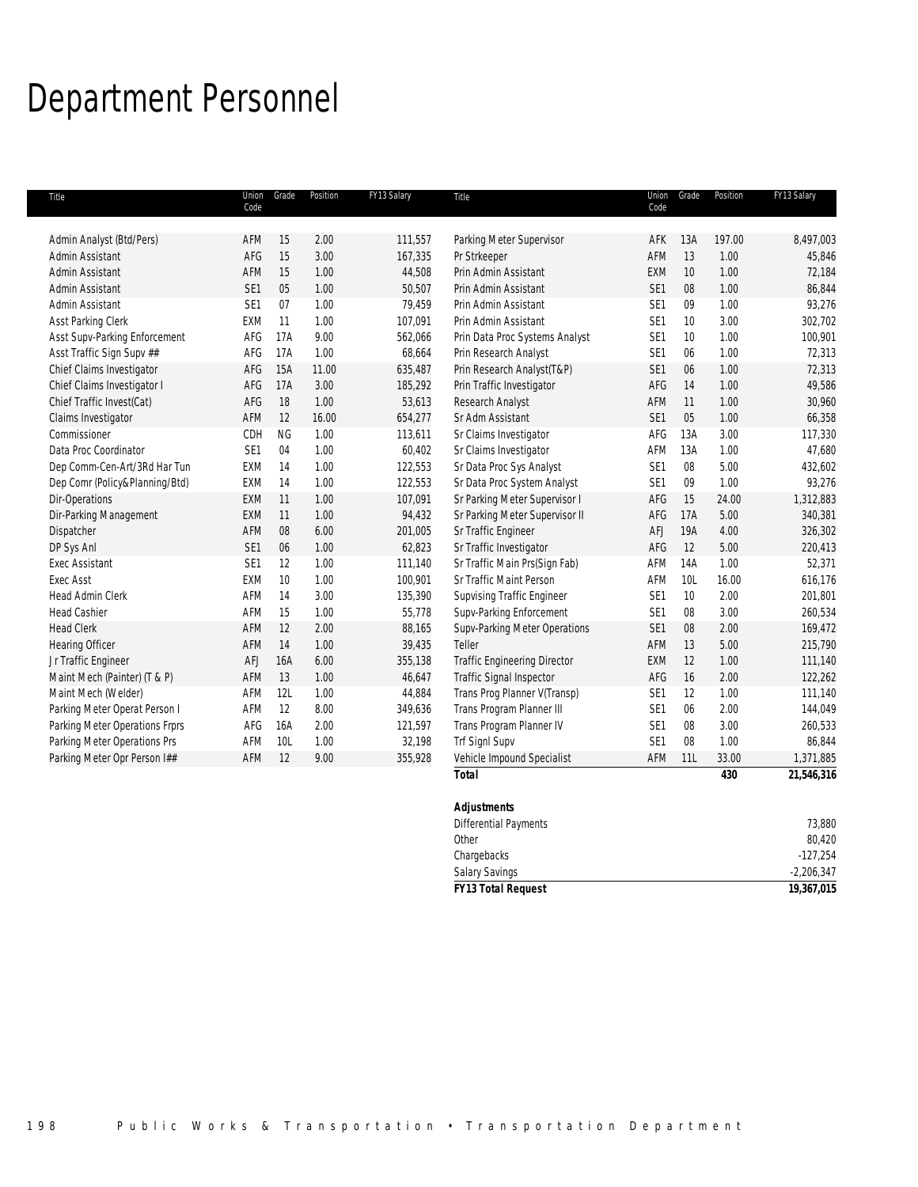# Department Personnel

| Title | Union Code | Grade | Position | FY13 Salary | Title | Union Code | Grade | Position | FY13 Salary |
|---|---|---|---|---|---|---|---|---|---|
| Admin Analyst (Btd/Pers) | AFM | 15 | 2.00 | 111,557 | Parking Meter Supervisor | AFK | 13A | 197.00 | 8,497,003 |
| Admin Assistant | AFG | 15 | 3.00 | 167,335 | Pr Strkeeper | AFM | 13 | 1.00 | 45,846 |
| Admin Assistant | AFM | 15 | 1.00 | 44,508 | Prin Admin Assistant | EXM | 10 | 1.00 | 72,184 |
| Admin Assistant | SE1 | 05 | 1.00 | 50,507 | Prin Admin Assistant | SE1 | 08 | 1.00 | 86,844 |
| Admin Assistant | SE1 | 07 | 1.00 | 79,459 | Prin Admin Assistant | SE1 | 09 | 1.00 | 93,276 |
| Asst Parking Clerk | EXM | 11 | 1.00 | 107,091 | Prin Admin Assistant | SE1 | 10 | 3.00 | 302,702 |
| Asst Supv-Parking Enforcement | AFG | 17A | 9.00 | 562,066 | Prin Data Proc Systems Analyst | SE1 | 10 | 1.00 | 100,901 |
| Asst Traffic Sign Supv ## | AFG | 17A | 1.00 | 68,664 | Prin Research Analyst | SE1 | 06 | 1.00 | 72,313 |
| Chief Claims Investigator | AFG | 15A | 11.00 | 635,487 | Prin Research Analyst(T&P) | SE1 | 06 | 1.00 | 72,313 |
| Chief Claims Investigator I | AFG | 17A | 3.00 | 185,292 | Prin Traffic Investigator | AFG | 14 | 1.00 | 49,586 |
| Chief Traffic Invest(Cat) | AFG | 18 | 1.00 | 53,613 | Research Analyst | AFM | 11 | 1.00 | 30,960 |
| Claims Investigator | AFM | 12 | 16.00 | 654,277 | Sr Adm Assistant | SE1 | 05 | 1.00 | 66,358 |
| Commissioner | CDH | NG | 1.00 | 113,611 | Sr Claims Investigator | AFG | 13A | 3.00 | 117,330 |
| Data Proc Coordinator | SE1 | 04 | 1.00 | 60,402 | Sr Claims Investigator | AFM | 13A | 1.00 | 47,680 |
| Dep Comm-Cen-Art/3Rd Har Tun | EXM | 14 | 1.00 | 122,553 | Sr Data Proc Sys Analyst | SE1 | 08 | 5.00 | 432,602 |
| Dep Comr (Policy&Planning/Btd) | EXM | 14 | 1.00 | 122,553 | Sr Data Proc System Analyst | SE1 | 09 | 1.00 | 93,276 |
| Dir-Operations | EXM | 11 | 1.00 | 107,091 | Sr Parking Meter Supervisor I | AFG | 15 | 24.00 | 1,312,883 |
| Dir-Parking Management | EXM | 11 | 1.00 | 94,432 | Sr Parking Meter Supervisor II | AFG | 17A | 5.00 | 340,381 |
| Dispatcher | AFM | 08 | 6.00 | 201,005 | Sr Traffic Engineer | AFJ | 19A | 4.00 | 326,302 |
| DP Sys Anl | SE1 | 06 | 1.00 | 62,823 | Sr Traffic Investigator | AFG | 12 | 5.00 | 220,413 |
| Exec Assistant | SE1 | 12 | 1.00 | 111,140 | Sr Traffic Main Prs(Sign Fab) | AFM | 14A | 1.00 | 52,371 |
| Exec Asst | EXM | 10 | 1.00 | 100,901 | Sr Traffic Maint Person | AFM | 10L | 16.00 | 616,176 |
| Head Admin Clerk | AFM | 14 | 3.00 | 135,390 | Supvising Traffic Engineer | SE1 | 10 | 2.00 | 201,801 |
| Head Cashier | AFM | 15 | 1.00 | 55,778 | Supv-Parking Enforcement | SE1 | 08 | 3.00 | 260,534 |
| Head Clerk | AFM | 12 | 2.00 | 88,165 | Supv-Parking Meter Operations | SE1 | 08 | 2.00 | 169,472 |
| Hearing Officer | AFM | 14 | 1.00 | 39,435 | Teller | AFM | 13 | 5.00 | 215,790 |
| Jr Traffic Engineer | AFJ | 16A | 6.00 | 355,138 | Traffic Engineering Director | EXM | 12 | 1.00 | 111,140 |
| Maint Mech (Painter) (T & P) | AFM | 13 | 1.00 | 46,647 | Traffic Signal Inspector | AFG | 16 | 2.00 | 122,262 |
| Maint Mech (Welder) | AFM | 12L | 1.00 | 44,884 | Trans Prog Planner V(Transp) | SE1 | 12 | 1.00 | 111,140 |
| Parking Meter Operat Person I | AFM | 12 | 8.00 | 349,636 | Trans Program Planner III | SE1 | 06 | 2.00 | 144,049 |
| Parking Meter Operations Frprs | AFG | 16A | 2.00 | 121,597 | Trans Program Planner IV | SE1 | 08 | 3.00 | 260,533 |
| Parking Meter Operations Prs | AFM | 10L | 1.00 | 32,198 | Trf Signl Supv | SE1 | 08 | 1.00 | 86,844 |
| Parking Meter Opr Person I## | AFM | 12 | 9.00 | 355,928 | Vehicle Impound Specialist | AFM | 11L | 33.00 | 1,371,885 |
| | | | | | **Total** | | | **430** | **21,546,316** |

| **Adjustments** | |
|---|---|
| Differential Payments | 73,880 |
| Other | 80,420 |
| Chargebacks | -127,254 |
| Salary Savings | -2,206,347 |
| **FY13 Total Request** | **19,367,015** |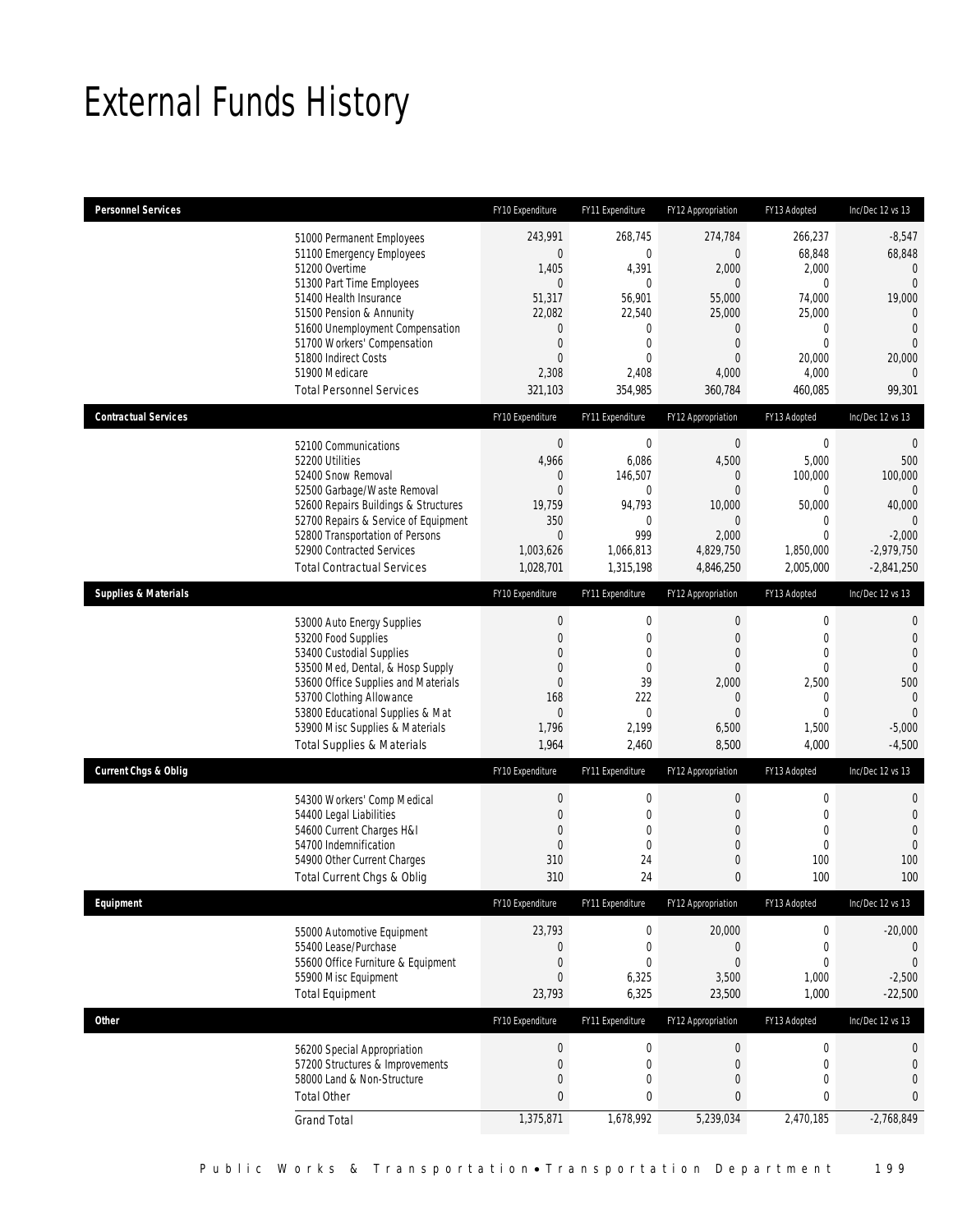# External Funds History

| Personnel Services | FY10 Expenditure | FY11 Expenditure | FY12 Appropriation | FY13 Adopted | Inc/Dec 12 vs 13 |
|---|---|---|---|---|---|
| 51000 Permanent Employees | 243,991 | 268,745 | 274,784 | 266,237 | -8,547 |
| 51100 Emergency Employees | 0 | 0 | 0 | 68,848 | 68,848 |
| 51200 Overtime | 1,405 | 4,391 | 2,000 | 2,000 | 0 |
| 51300 Part Time Employees | 0 | 0 | 0 | 0 | 0 |
| 51400 Health Insurance | 51,317 | 56,901 | 55,000 | 74,000 | 19,000 |
| 51500 Pension & Annunity | 22,082 | 22,540 | 25,000 | 25,000 | 0 |
| 51600 Unemployment Compensation | 0 | 0 | 0 | 0 | 0 |
| 51700 Workers' Compensation | 0 | 0 | 0 | 0 | 0 |
| 51800 Indirect Costs | 0 | 0 | 0 | 20,000 | 20,000 |
| 51900 Medicare | 2,308 | 2,408 | 4,000 | 4,000 | 0 |
| Total Personnel Services | 321,103 | 354,985 | 360,784 | 460,085 | 99,301 |

| Contractual Services | FY10 Expenditure | FY11 Expenditure | FY12 Appropriation | FY13 Adopted | Inc/Dec 12 vs 13 |
|---|---|---|---|---|---|
| 52100 Communications | 0 | 0 | 0 | 0 | 0 |
| 52200 Utilities | 4,966 | 6,086 | 4,500 | 5,000 | 500 |
| 52400 Snow Removal | 0 | 146,507 | 0 | 100,000 | 100,000 |
| 52500 Garbage/Waste Removal | 0 | 0 | 0 | 0 | 0 |
| 52600 Repairs Buildings & Structures | 19,759 | 94,793 | 10,000 | 50,000 | 40,000 |
| 52700 Repairs & Service of Equipment | 350 | 0 | 0 | 0 | 0 |
| 52800 Transportation of Persons | 0 | 999 | 2,000 | 0 | -2,000 |
| 52900 Contracted Services | 1,003,626 | 1,066,813 | 4,829,750 | 1,850,000 | -2,979,750 |
| Total Contractual Services | 1,028,701 | 1,315,198 | 4,846,250 | 2,005,000 | -2,841,250 |

| Supplies & Materials | FY10 Expenditure | FY11 Expenditure | FY12 Appropriation | FY13 Adopted | Inc/Dec 12 vs 13 |
|---|---|---|---|---|---|
| 53000 Auto Energy Supplies | 0 | 0 | 0 | 0 | 0 |
| 53200 Food Supplies | 0 | 0 | 0 | 0 | 0 |
| 53400 Custodial Supplies | 0 | 0 | 0 | 0 | 0 |
| 53500 Med, Dental, & Hosp Supply | 0 | 0 | 0 | 0 | 0 |
| 53600 Office Supplies and Materials | 0 | 39 | 2,000 | 2,500 | 500 |
| 53700 Clothing Allowance | 168 | 222 | 0 | 0 | 0 |
| 53800 Educational Supplies & Mat | 0 | 0 | 0 | 0 | 0 |
| 53900 Misc Supplies & Materials | 1,796 | 2,199 | 6,500 | 1,500 | -5,000 |
| Total Supplies & Materials | 1,964 | 2,460 | 8,500 | 4,000 | -4,500 |

| Current Chgs & Oblig | FY10 Expenditure | FY11 Expenditure | FY12 Appropriation | FY13 Adopted | Inc/Dec 12 vs 13 |
|---|---|---|---|---|---|
| 54300 Workers' Comp Medical | 0 | 0 | 0 | 0 | 0 |
| 54400 Legal Liabilities | 0 | 0 | 0 | 0 | 0 |
| 54600 Current Charges H&I | 0 | 0 | 0 | 0 | 0 |
| 54700 Indemnification | 0 | 0 | 0 | 0 | 0 |
| 54900 Other Current Charges | 310 | 24 | 0 | 100 | 100 |
| Total Current Chgs & Oblig | 310 | 24 | 0 | 100 | 100 |

| Equipment | FY10 Expenditure | FY11 Expenditure | FY12 Appropriation | FY13 Adopted | Inc/Dec 12 vs 13 |
|---|---|---|---|---|---|
| 55000 Automotive Equipment | 23,793 | 0 | 20,000 | 0 | -20,000 |
| 55400 Lease/Purchase | 0 | 0 | 0 | 0 | 0 |
| 55600 Office Furniture & Equipment | 0 | 0 | 0 | 0 | 0 |
| 55900 Misc Equipment | 0 | 6,325 | 3,500 | 1,000 | -2,500 |
| Total Equipment | 23,793 | 6,325 | 23,500 | 1,000 | -22,500 |

| Other | FY10 Expenditure | FY11 Expenditure | FY12 Appropriation | FY13 Adopted | Inc/Dec 12 vs 13 |
|---|---|---|---|---|---|
| 56200 Special Appropriation | 0 | 0 | 0 | 0 | 0 |
| 57200 Structures & Improvements | 0 | 0 | 0 | 0 | 0 |
| 58000 Land & Non-Structure | 0 | 0 | 0 | 0 | 0 |
| Total Other | 0 | 0 | 0 | 0 | 0 |
| Grand Total | 1,375,871 | 1,678,992 | 5,239,034 | 2,470,185 | -2,768,849 |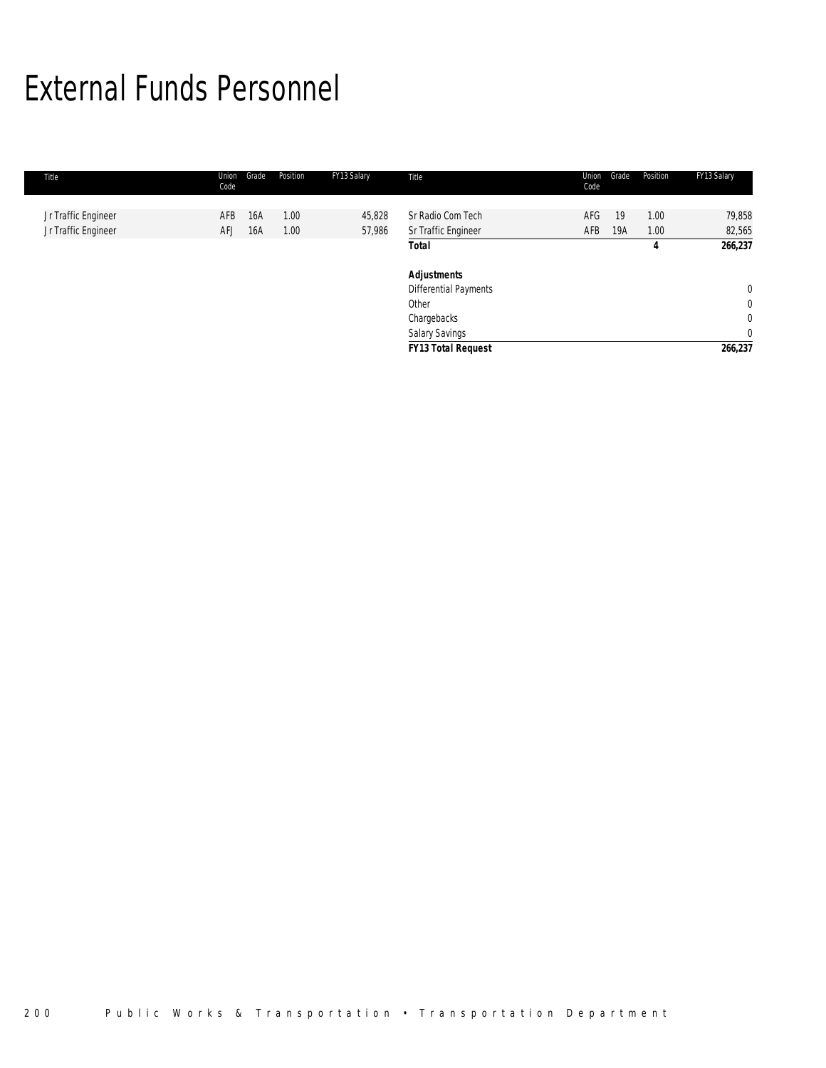# External Funds Personnel

| Title | Union Code | Grade | Position | FY13 Salary | Title | Union Code | Grade | Position | FY13 Salary |
|---|---|---|---|---|---|---|---|---|---|
| Jr Traffic Engineer | AFB | 16A | 1.00 | 45,828 | Sr Radio Com Tech | AFG | 19 | 1.00 | 79,858 |
| Jr Traffic Engineer | AFJ | 16A | 1.00 | 57,986 | Sr Traffic Engineer | AFB | 19A | 1.00 | 82,565 |
| | | | | | **Total** | | | **4** | **266,237** |
| | | | | | | | | | |
| | | | | | **Adjustments** | | | | |
| | | | | | Differential Payments | | | | 0 |
| | | | | | Other | | | | 0 |
| | | | | | Chargebacks | | | | 0 |
| | | | | | Salary Savings | | | | 0 |
| | | | | | ***FY13 Total Request*** | | | | **266,237** |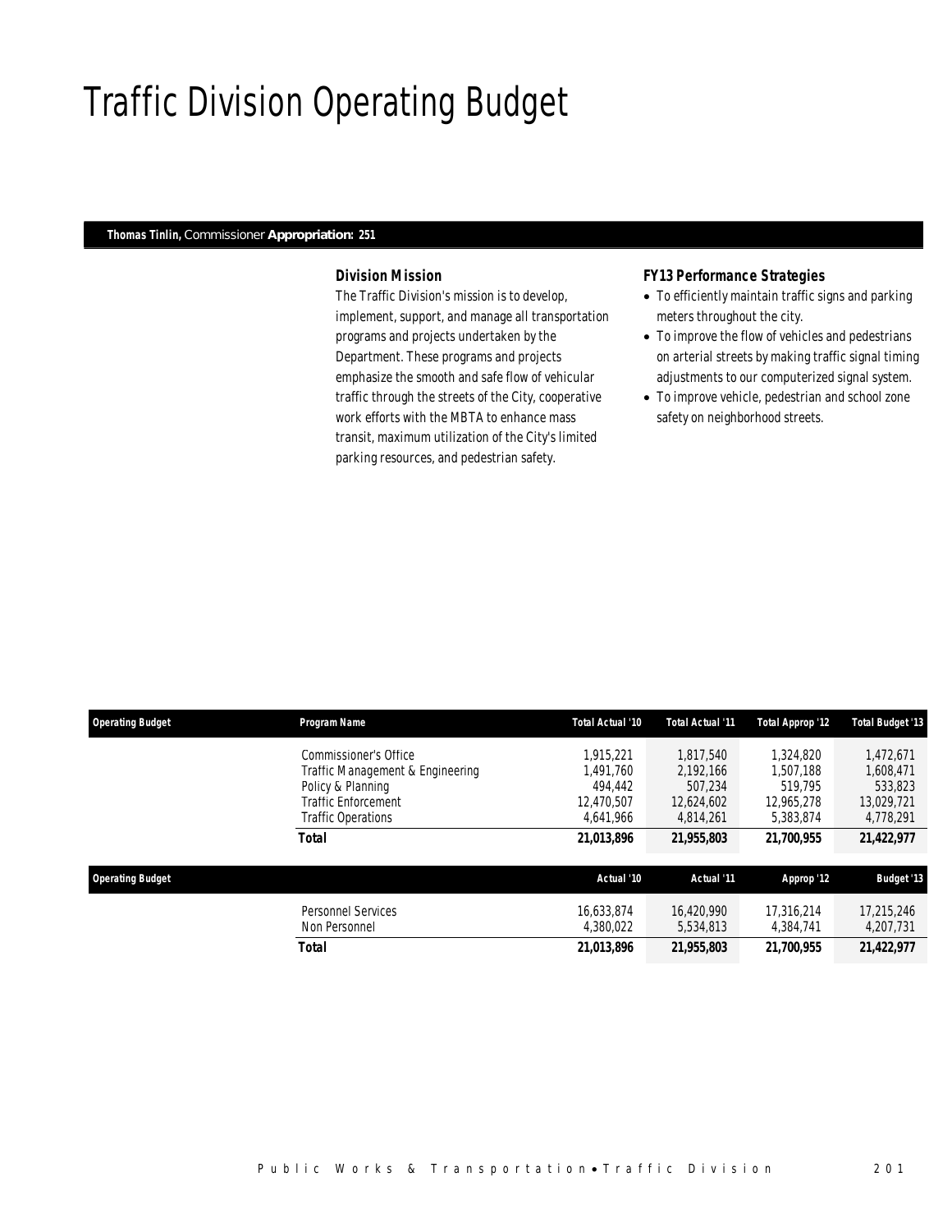# Traffic Division Operating Budget

**Thomas Tinlin,** Commissioner **Appropriation: 251**

### Division Mission

The Traffic Division's mission is to develop, implement, support, and manage all transportation programs and projects undertaken by the Department. These programs and projects emphasize the smooth and safe flow of vehicular traffic through the streets of the City, cooperative work efforts with the MBTA to enhance mass transit, maximum utilization of the City's limited parking resources, and pedestrian safety.

### FY13 Performance Strategies

- To efficiently maintain traffic signs and parking meters throughout the city.
- To improve the flow of vehicles and pedestrians on arterial streets by making traffic signal timing adjustments to our computerized signal system.
- To improve vehicle, pedestrian and school zone safety on neighborhood streets.

| Operating Budget | Program Name | Total Actual '10 | Total Actual '11 | Total Approp '12 | Total Budget '13 |
|---|---|---|---|---|---|
| | Commissioner's Office | 1,915,221 | 1,817,540 | 1,324,820 | 1,472,671 |
| | Traffic Management & Engineering | 1,491,760 | 2,192,166 | 1,507,188 | 1,608,471 |
| | Policy & Planning | 494,442 | 507,234 | 519,795 | 533,823 |
| | Traffic Enforcement | 12,470,507 | 12,624,602 | 12,965,278 | 13,029,721 |
| | Traffic Operations | 4,641,966 | 4,814,261 | 5,383,874 | 4,778,291 |
| | **Total** | **21,013,896** | **21,955,803** | **21,700,955** | **21,422,977** |

| Operating Budget | | Actual '10 | Actual '11 | Approp '12 | Budget '13 |
|---|---|---|---|---|---|
| | Personnel Services | 16,633,874 | 16,420,990 | 17,316,214 | 17,215,246 |
| | Non Personnel | 4,380,022 | 5,534,813 | 4,384,741 | 4,207,731 |
| | **Total** | **21,013,896** | **21,955,803** | **21,700,955** | **21,422,977** |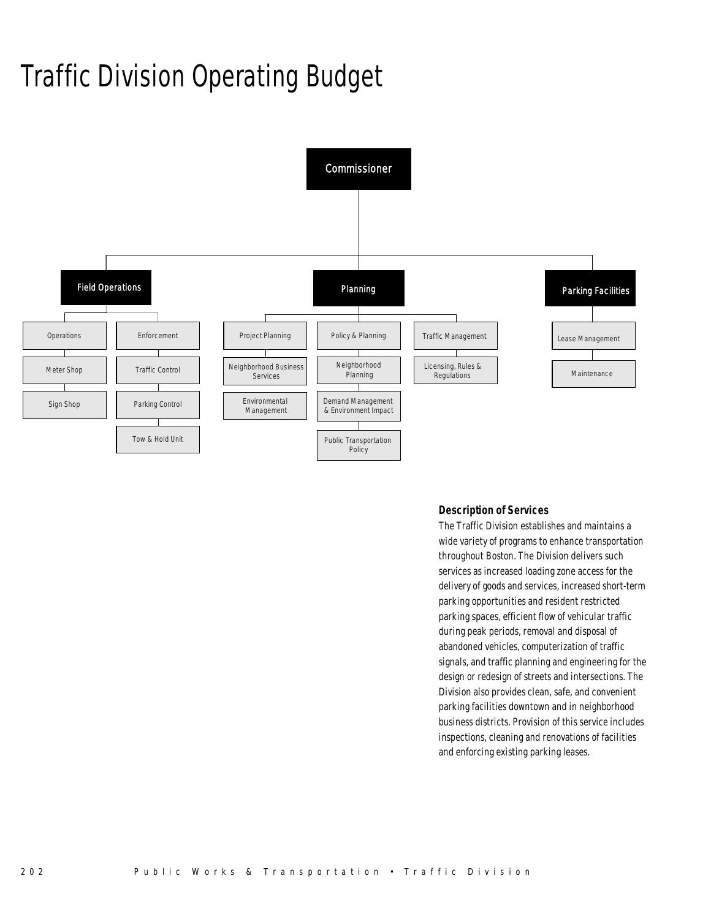# Traffic Division Operating Budget

- Commissioner
  - Field Operations
    - Operations
    - Meter Shop
    - Sign Shop
    - Enforcement
    - Traffic Control
    - Parking Control
    - Tow & Hold Unit
  - Planning
    - Project Planning
    - Neighborhood Business Services
    - Environmental Management
    - Policy & Planning
    - Neighborhood Planning
    - Demand Management & Environment Impact
    - Public Transportation Policy
    - Traffic Management
    - Licensing, Rules & Regulations
  - Parking Facilities
    - Lease Management
    - Maintenance

### Description of Services

The Traffic Division establishes and maintains a wide variety of programs to enhance transportation throughout Boston. The Division delivers such services as increased loading zone access for the delivery of goods and services, increased short-term parking opportunities and resident restricted parking spaces, efficient flow of vehicular traffic during peak periods, removal and disposal of abandoned vehicles, computerization of traffic signals, and traffic planning and engineering for the design or redesign of streets and intersections. The Division also provides clean, safe, and convenient parking facilities downtown and in neighborhood business districts. Provision of this service includes inspections, cleaning and renovations of facilities and enforcing existing parking leases.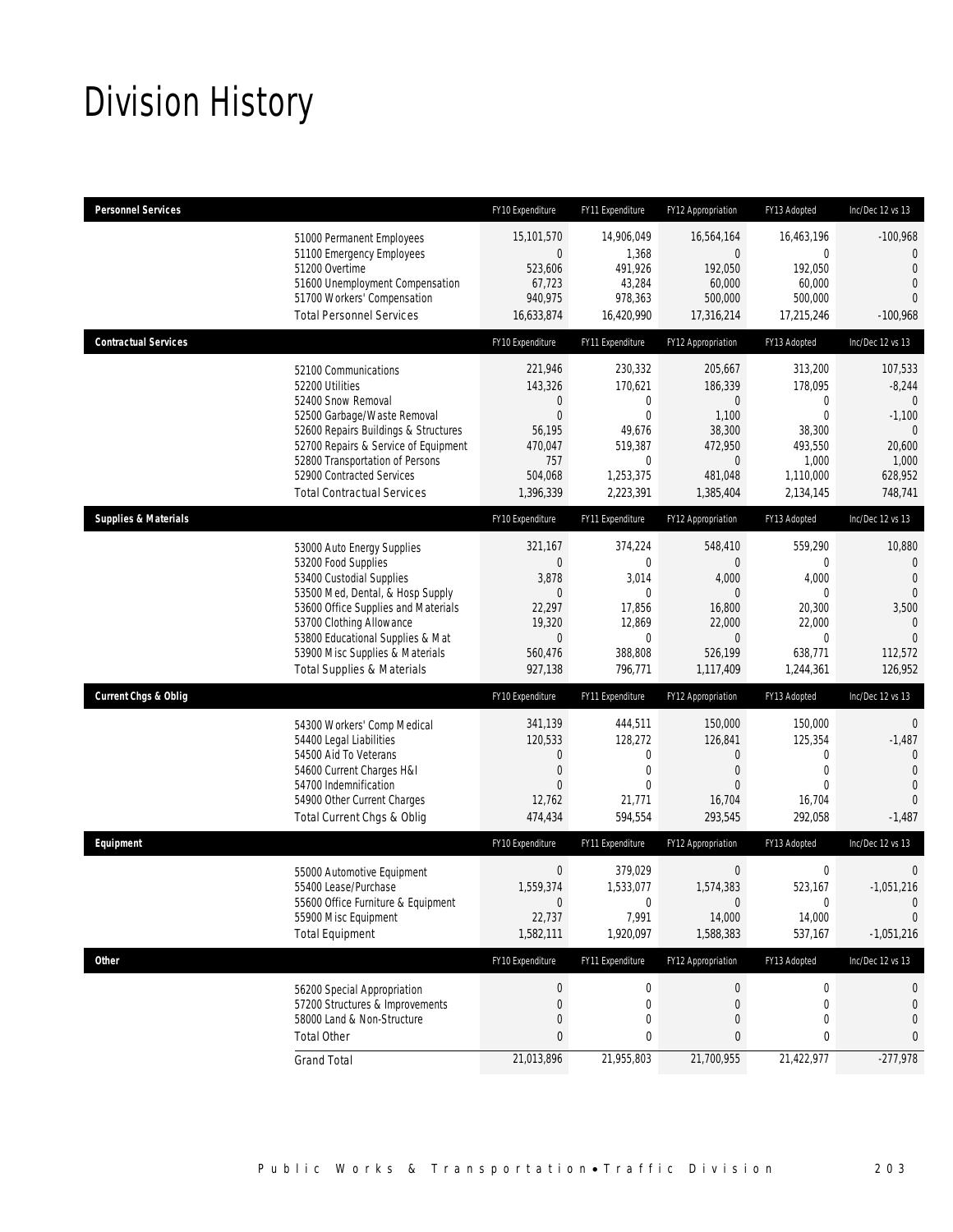# Division History

| Personnel Services | FY10 Expenditure | FY11 Expenditure | FY12 Appropriation | FY13 Adopted | Inc/Dec 12 vs 13 |
|---|---|---|---|---|---|
| 51000 Permanent Employees | 15,101,570 | 14,906,049 | 16,564,164 | 16,463,196 | -100,968 |
| 51100 Emergency Employees | 0 | 1,368 | 0 | 0 | 0 |
| 51200 Overtime | 523,606 | 491,926 | 192,050 | 192,050 | 0 |
| 51600 Unemployment Compensation | 67,723 | 43,284 | 60,000 | 60,000 | 0 |
| 51700 Workers' Compensation | 940,975 | 978,363 | 500,000 | 500,000 | 0 |
| Total Personnel Services | 16,633,874 | 16,420,990 | 17,316,214 | 17,215,246 | -100,968 |
| **Contractual Services** | FY10 Expenditure | FY11 Expenditure | FY12 Appropriation | FY13 Adopted | Inc/Dec 12 vs 13 |
| 52100 Communications | 221,946 | 230,332 | 205,667 | 313,200 | 107,533 |
| 52200 Utilities | 143,326 | 170,621 | 186,339 | 178,095 | -8,244 |
| 52400 Snow Removal | 0 | 0 | 0 | 0 | 0 |
| 52500 Garbage/Waste Removal | 0 | 0 | 1,100 | 0 | -1,100 |
| 52600 Repairs Buildings & Structures | 56,195 | 49,676 | 38,300 | 38,300 | 0 |
| 52700 Repairs & Service of Equipment | 470,047 | 519,387 | 472,950 | 493,550 | 20,600 |
| 52800 Transportation of Persons | 757 | 0 | 0 | 1,000 | 1,000 |
| 52900 Contracted Services | 504,068 | 1,253,375 | 481,048 | 1,110,000 | 628,952 |
| Total Contractual Services | 1,396,339 | 2,223,391 | 1,385,404 | 2,134,145 | 748,741 |
| **Supplies & Materials** | FY10 Expenditure | FY11 Expenditure | FY12 Appropriation | FY13 Adopted | Inc/Dec 12 vs 13 |
| 53000 Auto Energy Supplies | 321,167 | 374,224 | 548,410 | 559,290 | 10,880 |
| 53200 Food Supplies | 0 | 0 | 0 | 0 | 0 |
| 53400 Custodial Supplies | 3,878 | 3,014 | 4,000 | 4,000 | 0 |
| 53500 Med, Dental, & Hosp Supply | 0 | 0 | 0 | 0 | 0 |
| 53600 Office Supplies and Materials | 22,297 | 17,856 | 16,800 | 20,300 | 3,500 |
| 53700 Clothing Allowance | 19,320 | 12,869 | 22,000 | 22,000 | 0 |
| 53800 Educational Supplies & Mat | 0 | 0 | 0 | 0 | 0 |
| 53900 Misc Supplies & Materials | 560,476 | 388,808 | 526,199 | 638,771 | 112,572 |
| Total Supplies & Materials | 927,138 | 796,771 | 1,117,409 | 1,244,361 | 126,952 |
| **Current Chgs & Oblig** | FY10 Expenditure | FY11 Expenditure | FY12 Appropriation | FY13 Adopted | Inc/Dec 12 vs 13 |
| 54300 Workers' Comp Medical | 341,139 | 444,511 | 150,000 | 150,000 | 0 |
| 54400 Legal Liabilities | 120,533 | 128,272 | 126,841 | 125,354 | -1,487 |
| 54500 Aid To Veterans | 0 | 0 | 0 | 0 | 0 |
| 54600 Current Charges H&I | 0 | 0 | 0 | 0 | 0 |
| 54700 Indemnification | 0 | 0 | 0 | 0 | 0 |
| 54900 Other Current Charges | 12,762 | 21,771 | 16,704 | 16,704 | 0 |
| Total Current Chgs & Oblig | 474,434 | 594,554 | 293,545 | 292,058 | -1,487 |
| **Equipment** | FY10 Expenditure | FY11 Expenditure | FY12 Appropriation | FY13 Adopted | Inc/Dec 12 vs 13 |
| 55000 Automotive Equipment | 0 | 379,029 | 0 | 0 | 0 |
| 55400 Lease/Purchase | 1,559,374 | 1,533,077 | 1,574,383 | 523,167 | -1,051,216 |
| 55600 Office Furniture & Equipment | 0 | 0 | 0 | 0 | 0 |
| 55900 Misc Equipment | 22,737 | 7,991 | 14,000 | 14,000 | 0 |
| Total Equipment | 1,582,111 | 1,920,097 | 1,588,383 | 537,167 | -1,051,216 |
| **Other** | FY10 Expenditure | FY11 Expenditure | FY12 Appropriation | FY13 Adopted | Inc/Dec 12 vs 13 |
| 56200 Special Appropriation | 0 | 0 | 0 | 0 | 0 |
| 57200 Structures & Improvements | 0 | 0 | 0 | 0 | 0 |
| 58000 Land & Non-Structure | 0 | 0 | 0 | 0 | 0 |
| Total Other | 0 | 0 | 0 | 0 | 0 |
| Grand Total | 21,013,896 | 21,955,803 | 21,700,955 | 21,422,977 | -277,978 |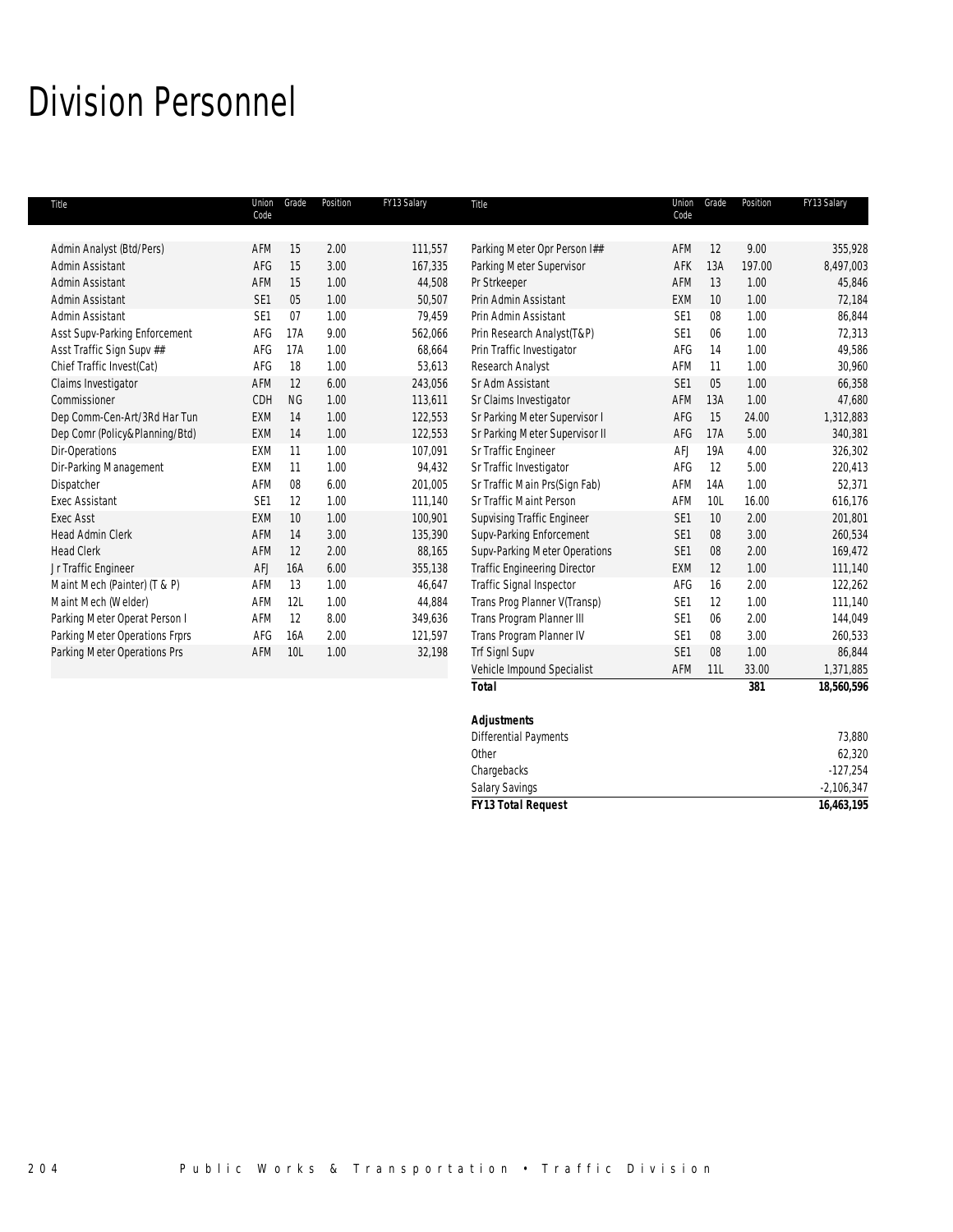# Division Personnel

| Title | Union Code | Grade | Position | FY13 Salary |
|---|---|---|---|---|
| Admin Analyst (Btd/Pers) | AFM | 15 | 2.00 | 111,557 |
| Admin Assistant | AFG | 15 | 3.00 | 167,335 |
| Admin Assistant | AFM | 15 | 1.00 | 44,508 |
| Admin Assistant | SE1 | 05 | 1.00 | 50,507 |
| Admin Assistant | SE1 | 07 | 1.00 | 79,459 |
| Asst Supv-Parking Enforcement | AFG | 17A | 9.00 | 562,066 |
| Asst Traffic Sign Supv ## | AFG | 17A | 1.00 | 68,664 |
| Chief Traffic Invest(Cat) | AFG | 18 | 1.00 | 53,613 |
| Claims Investigator | AFM | 12 | 6.00 | 243,056 |
| Commissioner | CDH | NG | 1.00 | 113,611 |
| Dep Comm-Cen-Art/3Rd Har Tun | EXM | 14 | 1.00 | 122,553 |
| Dep Comr (Policy&Planning/Btd) | EXM | 14 | 1.00 | 122,553 |
| Dir-Operations | EXM | 11 | 1.00 | 107,091 |
| Dir-Parking Management | EXM | 11 | 1.00 | 94,432 |
| Dispatcher | AFM | 08 | 6.00 | 201,005 |
| Exec Assistant | SE1 | 12 | 1.00 | 111,140 |
| Exec Asst | EXM | 10 | 1.00 | 100,901 |
| Head Admin Clerk | AFM | 14 | 3.00 | 135,390 |
| Head Clerk | AFM | 12 | 2.00 | 88,165 |
| Jr Traffic Engineer | AFJ | 16A | 6.00 | 355,138 |
| Maint Mech (Painter) (T & P) | AFM | 13 | 1.00 | 46,647 |
| Maint Mech (Welder) | AFM | 12L | 1.00 | 44,884 |
| Parking Meter Operat Person I | AFM | 12 | 8.00 | 349,636 |
| Parking Meter Operations Frprs | AFG | 16A | 2.00 | 121,597 |
| Parking Meter Operations Prs | AFM | 10L | 1.00 | 32,198 |
| Parking Meter Opr Person I## | AFM | 12 | 9.00 | 355,928 |
| Parking Meter Supervisor | AFK | 13A | 197.00 | 8,497,003 |
| Pr Strkeeper | AFM | 13 | 1.00 | 45,846 |
| Prin Admin Assistant | EXM | 10 | 1.00 | 72,184 |
| Prin Admin Assistant | SE1 | 08 | 1.00 | 86,844 |
| Prin Research Analyst(T&P) | SE1 | 06 | 1.00 | 72,313 |
| Prin Traffic Investigator | AFG | 14 | 1.00 | 49,586 |
| Research Analyst | AFM | 11 | 1.00 | 30,960 |
| Sr Adm Assistant | SE1 | 05 | 1.00 | 66,358 |
| Sr Claims Investigator | AFM | 13A | 1.00 | 47,680 |
| Sr Parking Meter Supervisor I | AFG | 15 | 24.00 | 1,312,883 |
| Sr Parking Meter Supervisor II | AFG | 17A | 5.00 | 340,381 |
| Sr Traffic Engineer | AFJ | 19A | 4.00 | 326,302 |
| Sr Traffic Investigator | AFG | 12 | 5.00 | 220,413 |
| Sr Traffic Main Prs(Sign Fab) | AFM | 14A | 1.00 | 52,371 |
| Sr Traffic Maint Person | AFM | 10L | 16.00 | 616,176 |
| Supvising Traffic Engineer | SE1 | 10 | 2.00 | 201,801 |
| Supv-Parking Enforcement | SE1 | 08 | 3.00 | 260,534 |
| Supv-Parking Meter Operations | SE1 | 08 | 2.00 | 169,472 |
| Traffic Engineering Director | EXM | 12 | 1.00 | 111,140 |
| Traffic Signal Inspector | AFG | 16 | 2.00 | 122,262 |
| Trans Prog Planner V(Transp) | SE1 | 12 | 1.00 | 111,140 |
| Trans Program Planner III | SE1 | 06 | 2.00 | 144,049 |
| Trans Program Planner IV | SE1 | 08 | 3.00 | 260,533 |
| Trf Signl Supv | SE1 | 08 | 1.00 | 86,844 |
| Vehicle Impound Specialist | AFM | 11L | 33.00 | 1,371,885 |
| ***Total*** | | | **381** | **18,560,596** |

| ***Adjustments*** | |
|---|---|
| Differential Payments | 73,880 |
| Other | 62,320 |
| Chargebacks | -127,254 |
| Salary Savings | -2,106,347 |
| ***FY13 Total Request*** | **16,463,195** |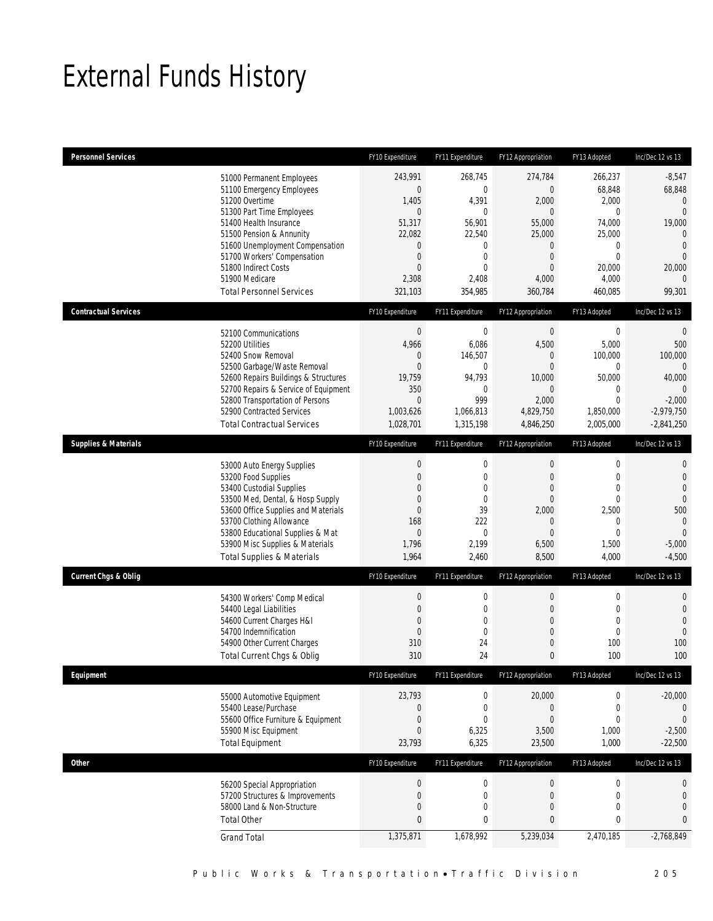# External Funds History

| Personnel Services | FY10 Expenditure | FY11 Expenditure | FY12 Appropriation | FY13 Adopted | Inc/Dec 12 vs 13 |
|---|---|---|---|---|---|
| 51000 Permanent Employees | 243,991 | 268,745 | 274,784 | 266,237 | -8,547 |
| 51100 Emergency Employees | 0 | 0 | 0 | 68,848 | 68,848 |
| 51200 Overtime | 1,405 | 4,391 | 2,000 | 2,000 | 0 |
| 51300 Part Time Employees | 0 | 0 | 0 | 0 | 0 |
| 51400 Health Insurance | 51,317 | 56,901 | 55,000 | 74,000 | 19,000 |
| 51500 Pension & Annunity | 22,082 | 22,540 | 25,000 | 25,000 | 0 |
| 51600 Unemployment Compensation | 0 | 0 | 0 | 0 | 0 |
| 51700 Workers' Compensation | 0 | 0 | 0 | 0 | 0 |
| 51800 Indirect Costs | 0 | 0 | 0 | 20,000 | 20,000 |
| 51900 Medicare | 2,308 | 2,408 | 4,000 | 4,000 | 0 |
| Total Personnel Services | 321,103 | 354,985 | 360,784 | 460,085 | 99,301 |

| Contractual Services | FY10 Expenditure | FY11 Expenditure | FY12 Appropriation | FY13 Adopted | Inc/Dec 12 vs 13 |
|---|---|---|---|---|---|
| 52100 Communications | 0 | 0 | 0 | 0 | 0 |
| 52200 Utilities | 4,966 | 6,086 | 4,500 | 5,000 | 500 |
| 52400 Snow Removal | 0 | 146,507 | 0 | 100,000 | 100,000 |
| 52500 Garbage/Waste Removal | 0 | 0 | 0 | 0 | 0 |
| 52600 Repairs Buildings & Structures | 19,759 | 94,793 | 10,000 | 50,000 | 40,000 |
| 52700 Repairs & Service of Equipment | 350 | 0 | 0 | 0 | 0 |
| 52800 Transportation of Persons | 0 | 999 | 2,000 | 0 | -2,000 |
| 52900 Contracted Services | 1,003,626 | 1,066,813 | 4,829,750 | 1,850,000 | -2,979,750 |
| Total Contractual Services | 1,028,701 | 1,315,198 | 4,846,250 | 2,005,000 | -2,841,250 |

| Supplies & Materials | FY10 Expenditure | FY11 Expenditure | FY12 Appropriation | FY13 Adopted | Inc/Dec 12 vs 13 |
|---|---|---|---|---|---|
| 53000 Auto Energy Supplies | 0 | 0 | 0 | 0 | 0 |
| 53200 Food Supplies | 0 | 0 | 0 | 0 | 0 |
| 53400 Custodial Supplies | 0 | 0 | 0 | 0 | 0 |
| 53500 Med, Dental, & Hosp Supply | 0 | 0 | 0 | 0 | 0 |
| 53600 Office Supplies and Materials | 0 | 39 | 2,000 | 2,500 | 500 |
| 53700 Clothing Allowance | 168 | 222 | 0 | 0 | 0 |
| 53800 Educational Supplies & Mat | 0 | 0 | 0 | 0 | 0 |
| 53900 Misc Supplies & Materials | 1,796 | 2,199 | 6,500 | 1,500 | -5,000 |
| Total Supplies & Materials | 1,964 | 2,460 | 8,500 | 4,000 | -4,500 |

| Current Chgs & Oblig | FY10 Expenditure | FY11 Expenditure | FY12 Appropriation | FY13 Adopted | Inc/Dec 12 vs 13 |
|---|---|---|---|---|---|
| 54300 Workers' Comp Medical | 0 | 0 | 0 | 0 | 0 |
| 54400 Legal Liabilities | 0 | 0 | 0 | 0 | 0 |
| 54600 Current Charges H&I | 0 | 0 | 0 | 0 | 0 |
| 54700 Indemnification | 0 | 0 | 0 | 0 | 0 |
| 54900 Other Current Charges | 310 | 24 | 0 | 100 | 100 |
| Total Current Chgs & Oblig | 310 | 24 | 0 | 100 | 100 |

| Equipment | FY10 Expenditure | FY11 Expenditure | FY12 Appropriation | FY13 Adopted | Inc/Dec 12 vs 13 |
|---|---|---|---|---|---|
| 55000 Automotive Equipment | 23,793 | 0 | 20,000 | 0 | -20,000 |
| 55400 Lease/Purchase | 0 | 0 | 0 | 0 | 0 |
| 55600 Office Furniture & Equipment | 0 | 0 | 0 | 0 | 0 |
| 55900 Misc Equipment | 0 | 6,325 | 3,500 | 1,000 | -2,500 |
| Total Equipment | 23,793 | 6,325 | 23,500 | 1,000 | -22,500 |

| Other | FY10 Expenditure | FY11 Expenditure | FY12 Appropriation | FY13 Adopted | Inc/Dec 12 vs 13 |
|---|---|---|---|---|---|
| 56200 Special Appropriation | 0 | 0 | 0 | 0 | 0 |
| 57200 Structures & Improvements | 0 | 0 | 0 | 0 | 0 |
| 58000 Land & Non-Structure | 0 | 0 | 0 | 0 | 0 |
| Total Other | 0 | 0 | 0 | 0 | 0 |
| Grand Total | 1,375,871 | 1,678,992 | 5,239,034 | 2,470,185 | -2,768,849 |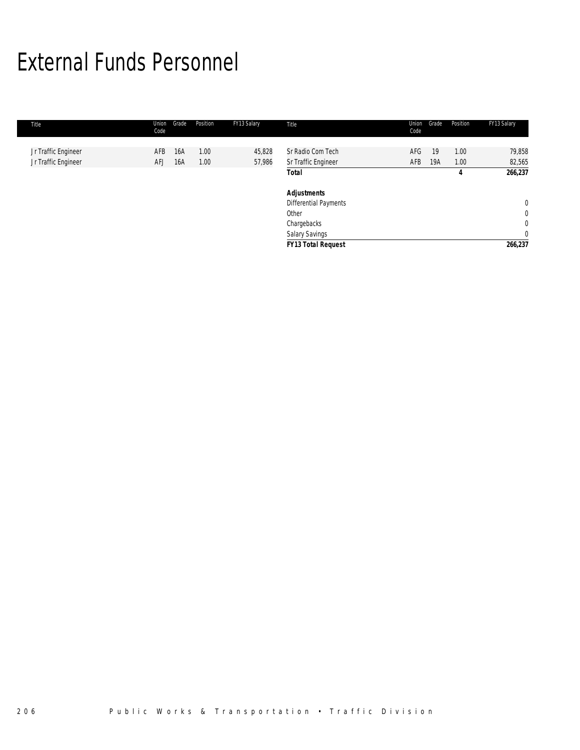# External Funds Personnel

| Title | Union Code | Grade | Position | FY13 Salary | Title | Union Code | Grade | Position | FY13 Salary |
|---|---|---|---|---|---|---|---|---|---|
| Jr Traffic Engineer | AFB | 16A | 1.00 | 45,828 | Sr Radio Com Tech | AFG | 19 | 1.00 | 79,858 |
| Jr Traffic Engineer | AFJ | 16A | 1.00 | 57,986 | Sr Traffic Engineer | AFB | 19A | 1.00 | 82,565 |
| | | | | | **Total** | | | **4** | **266,237** |
| | | | | | | | | | |
| | | | | | ***Adjustments*** | | | | |
| | | | | | Differential Payments | | | | 0 |
| | | | | | Other | | | | 0 |
| | | | | | Chargebacks | | | | 0 |
| | | | | | Salary Savings | | | | 0 |
| | | | | | ***FY13 Total Request*** | | | | **266,237** |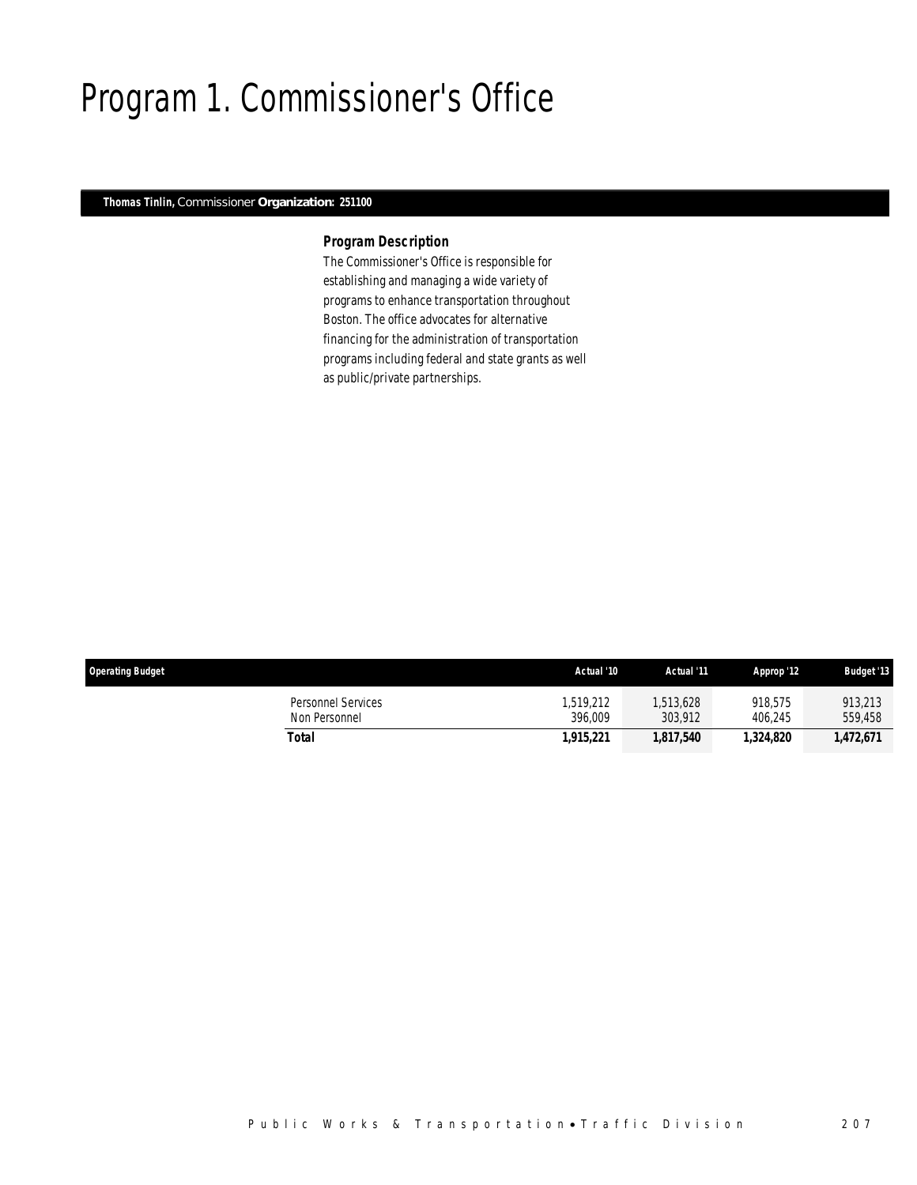# Program 1. Commissioner's Office

**Thomas Tinlin,** Commissioner **Organization: 251100**

### *Program Description*

The Commissioner's Office is responsible for establishing and managing a wide variety of programs to enhance transportation throughout Boston. The office advocates for alternative financing for the administration of transportation programs including federal and state grants as well as public/private partnerships.

| Operating Budget | Actual '10 | Actual '11 | Approp '12 | Budget '13 |
|---|---|---|---|---|
| Personnel Services | 1,519,212 | 1,513,628 | 918,575 | 913,213 |
| Non Personnel | 396,009 | 303,912 | 406,245 | 559,458 |
| **Total** | **1,915,221** | **1,817,540** | **1,324,820** | **1,472,671** |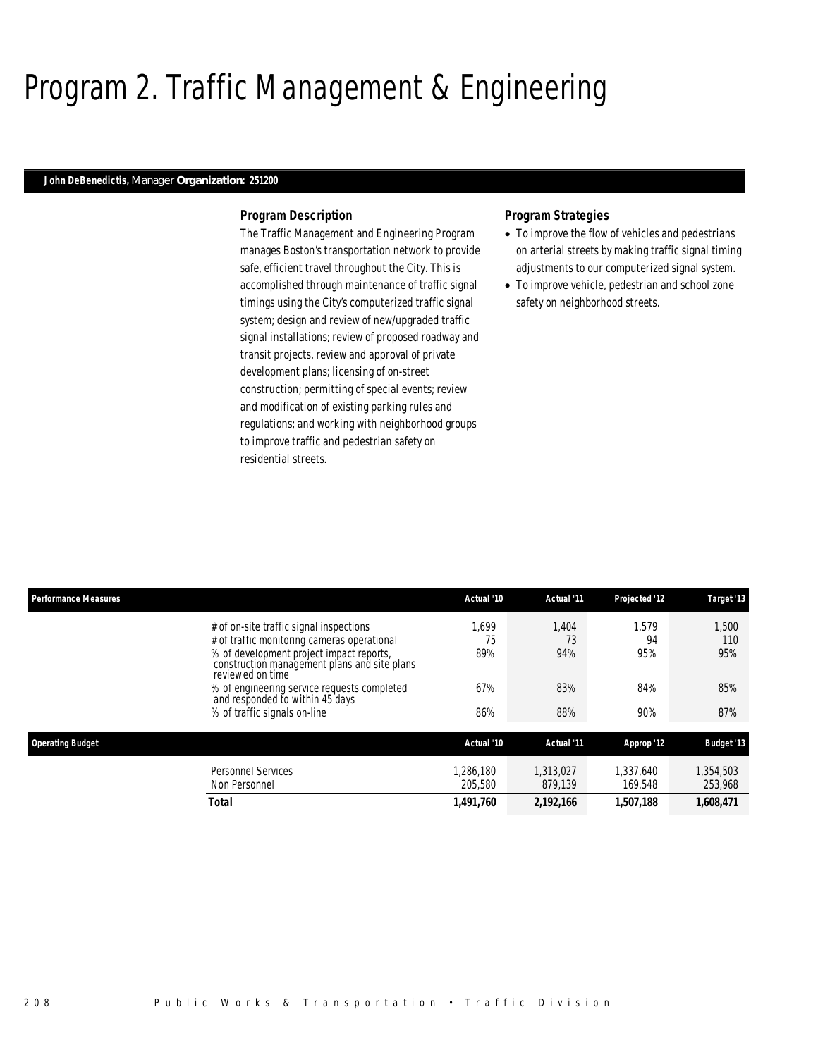# Program 2. Traffic Management & Engineering

**John DeBenedictis,** Manager **Organization: 251200**

### Program Description

The Traffic Management and Engineering Program manages Boston's transportation network to provide safe, efficient travel throughout the City. This is accomplished through maintenance of traffic signal timings using the City's computerized traffic signal system; design and review of new/upgraded traffic signal installations; review of proposed roadway and transit projects, review and approval of private development plans; licensing of on-street construction; permitting of special events; review and modification of existing parking rules and regulations; and working with neighborhood groups to improve traffic and pedestrian safety on residential streets.

### Program Strategies

- To improve the flow of vehicles and pedestrians on arterial streets by making traffic signal timing adjustments to our computerized signal system.
- To improve vehicle, pedestrian and school zone safety on neighborhood streets.

| Performance Measures | Actual '10 | Actual '11 | Projected '12 | Target '13 |
|---|---|---|---|---|
| # of on-site traffic signal inspections | 1,699 | 1,404 | 1,579 | 1,500 |
| # of traffic monitoring cameras operational | 75 | 73 | 94 | 110 |
| % of development project impact reports, construction management plans and site plans reviewed on time | 89% | 94% | 95% | 95% |
| % of engineering service requests completed and responded to within 45 days | 67% | 83% | 84% | 85% |
| % of traffic signals on-line | 86% | 88% | 90% | 87% |

| Operating Budget | Actual '10 | Actual '11 | Approp '12 | Budget '13 |
|---|---|---|---|---|
| Personnel Services | 1,286,180 | 1,313,027 | 1,337,640 | 1,354,503 |
| Non Personnel | 205,580 | 879,139 | 169,548 | 253,968 |
| **Total** | **1,491,760** | **2,192,166** | **1,507,188** | **1,608,471** |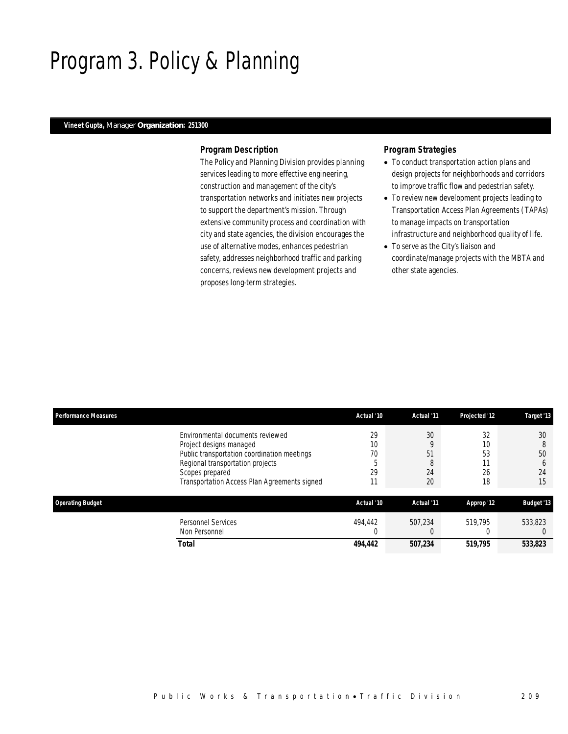# Program 3. Policy & Planning

**Vineet Gupta,** Manager **Organization: 251300**

### Program Description

The Policy and Planning Division provides planning services leading to more effective engineering, construction and management of the city's transportation networks and initiates new projects to support the department's mission. Through extensive community process and coordination with city and state agencies, the division encourages the use of alternative modes, enhances pedestrian safety, addresses neighborhood traffic and parking concerns, reviews new development projects and proposes long-term strategies.

### Program Strategies

- To conduct transportation action plans and design projects for neighborhoods and corridors to improve traffic flow and pedestrian safety.
- To review new development projects leading to Transportation Access Plan Agreements (TAPAs) to manage impacts on transportation infrastructure and neighborhood quality of life.
- To serve as the City's liaison and coordinate/manage projects with the MBTA and other state agencies.

| Performance Measures | Actual '10 | Actual '11 | Projected '12 | Target '13 |
|---|---|---|---|---|
| Environmental documents reviewed | 29 | 30 | 32 | 30 |
| Project designs managed | 10 | 9 | 10 | 8 |
| Public transportation coordination meetings | 70 | 51 | 53 | 50 |
| Regional transportation projects | 5 | 8 | 11 | 6 |
| Scopes prepared | 29 | 24 | 26 | 24 |
| Transportation Access Plan Agreements signed | 11 | 20 | 18 | 15 |

| Operating Budget | Actual '10 | Actual '11 | Approp '12 | Budget '13 |
|---|---|---|---|---|
| Personnel Services | 494,442 | 507,234 | 519,795 | 533,823 |
| Non Personnel | 0 | 0 | 0 | 0 |
| **Total** | **494,442** | **507,234** | **519,795** | **533,823** |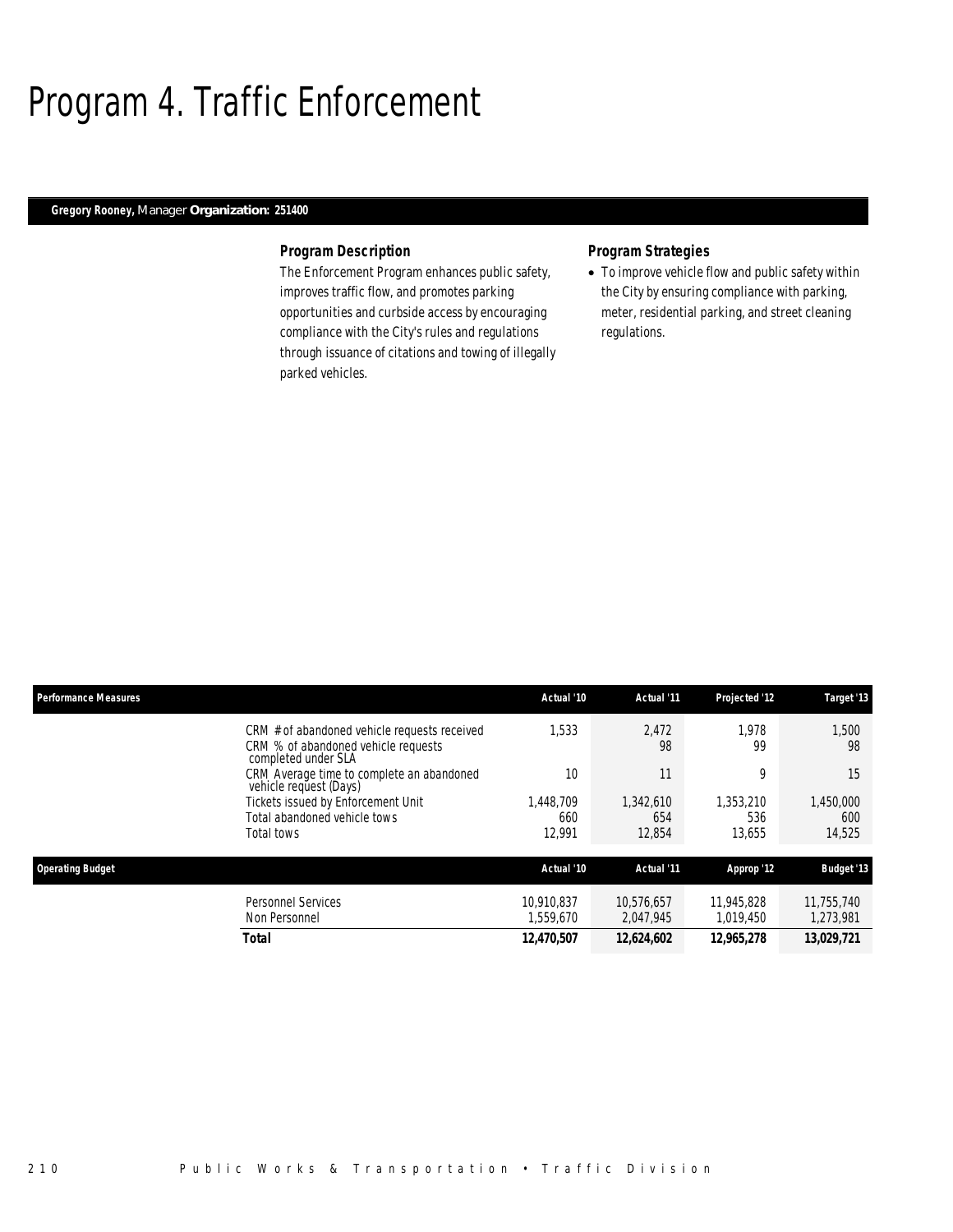# Program 4. Traffic Enforcement

**Gregory Rooney,** Manager **Organization: 251400**

### Program Description

The Enforcement Program enhances public safety, improves traffic flow, and promotes parking opportunities and curbside access by encouraging compliance with the City's rules and regulations through issuance of citations and towing of illegally parked vehicles.

### Program Strategies

- To improve vehicle flow and public safety within the City by ensuring compliance with parking, meter, residential parking, and street cleaning regulations.

| Performance Measures | Actual '10 | Actual '11 | Projected '12 | Target '13 |
|---|---|---|---|---|
| CRM # of abandoned vehicle requests received | 1,533 | 2,472 | 1,978 | 1,500 |
| CRM % of abandoned vehicle requests completed under SLA | | 98 | 99 | 98 |
| CRM Average time to complete an abandoned vehicle request (Days) | 10 | 11 | 9 | 15 |
| Tickets issued by Enforcement Unit | 1,448,709 | 1,342,610 | 1,353,210 | 1,450,000 |
| Total abandoned vehicle tows | 660 | 654 | 536 | 600 |
| Total tows | 12,991 | 12,854 | 13,655 | 14,525 |

| Operating Budget | Actual '10 | Actual '11 | Approp '12 | Budget '13 |
|---|---|---|---|---|
| Personnel Services | 10,910,837 | 10,576,657 | 11,945,828 | 11,755,740 |
| Non Personnel | 1,559,670 | 2,047,945 | 1,019,450 | 1,273,981 |
| **Total** | **12,470,507** | **12,624,602** | **12,965,278** | **13,029,721** |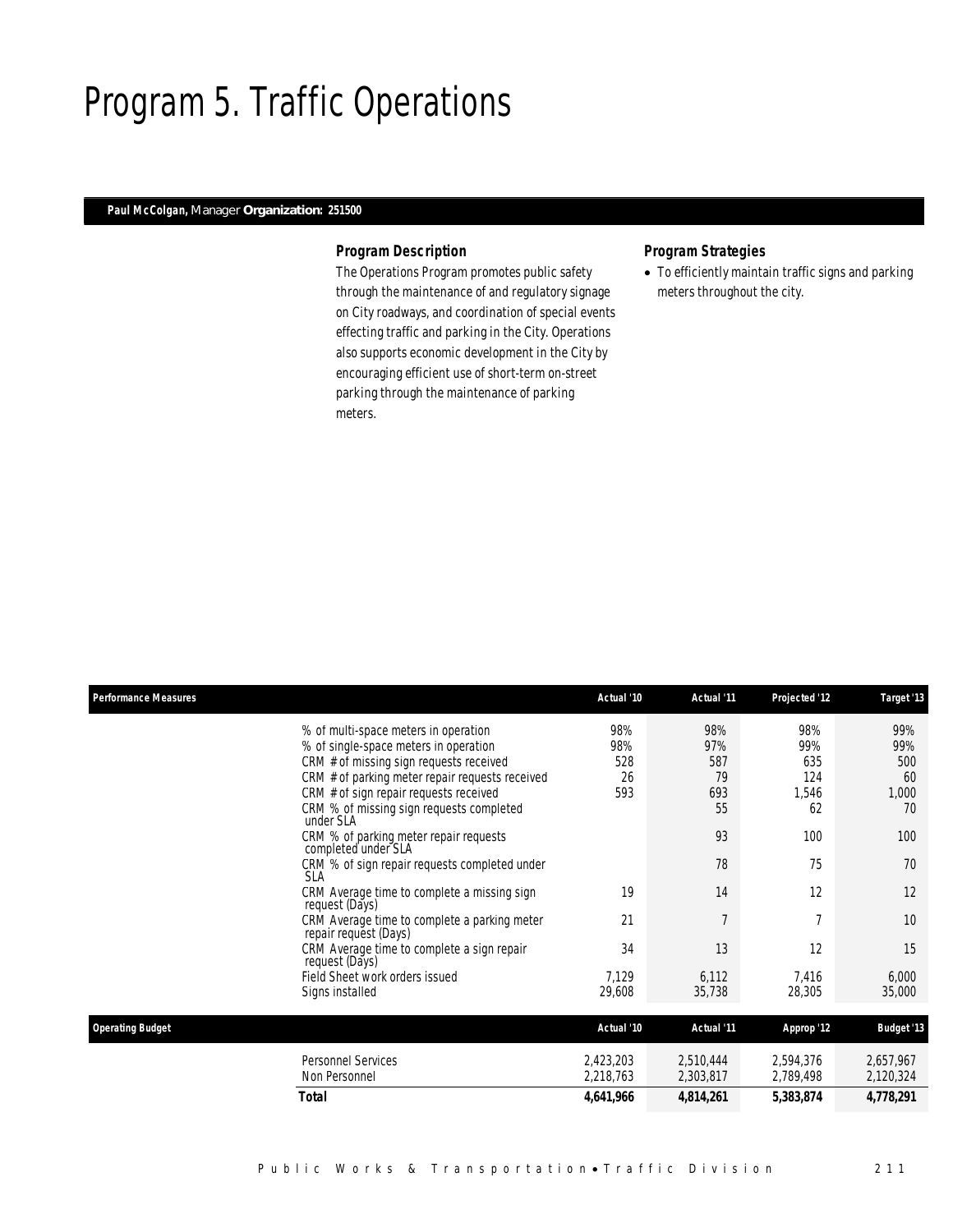# Program 5. Traffic Operations

**Paul McColgan,** Manager **Organization: 251500**

### *Program Description*

The Operations Program promotes public safety through the maintenance of and regulatory signage on City roadways, and coordination of special events effecting traffic and parking in the City. Operations also supports economic development in the City by encouraging efficient use of short-term on-street parking through the maintenance of parking meters.

### *Program Strategies*

- To efficiently maintain traffic signs and parking meters throughout the city.

| Performance Measures | Actual '10 | Actual '11 | Projected '12 | Target '13 |
|---|---|---|---|---|
| % of multi-space meters in operation | 98% | 98% | 98% | 99% |
| % of single-space meters in operation | 98% | 97% | 99% | 99% |
| CRM # of missing sign requests received | 528 | 587 | 635 | 500 |
| CRM # of parking meter repair requests received | 26 | 79 | 124 | 60 |
| CRM # of sign repair requests received | 593 | 693 | 1,546 | 1,000 |
| CRM % of missing sign requests completed under SLA | | 55 | 62 | 70 |
| CRM % of parking meter repair requests completed under SLA | | 93 | 100 | 100 |
| CRM % of sign repair requests completed under SLA | | 78 | 75 | 70 |
| CRM Average time to complete a missing sign request (Days) | 19 | 14 | 12 | 12 |
| CRM Average time to complete a parking meter repair request (Days) | 21 | 7 | 7 | 10 |
| CRM Average time to complete a sign repair request (Days) | 34 | 13 | 12 | 15 |
| Field Sheet work orders issued | 7,129 | 6,112 | 7,416 | 6,000 |
| Signs installed | 29,608 | 35,738 | 28,305 | 35,000 |

| Operating Budget | Actual '10 | Actual '11 | Approp '12 | Budget '13 |
|---|---|---|---|---|
| Personnel Services | 2,423,203 | 2,510,444 | 2,594,376 | 2,657,967 |
| Non Personnel | 2,218,763 | 2,303,817 | 2,789,498 | 2,120,324 |
| **Total** | **4,641,966** | **4,814,261** | **5,383,874** | **4,778,291** |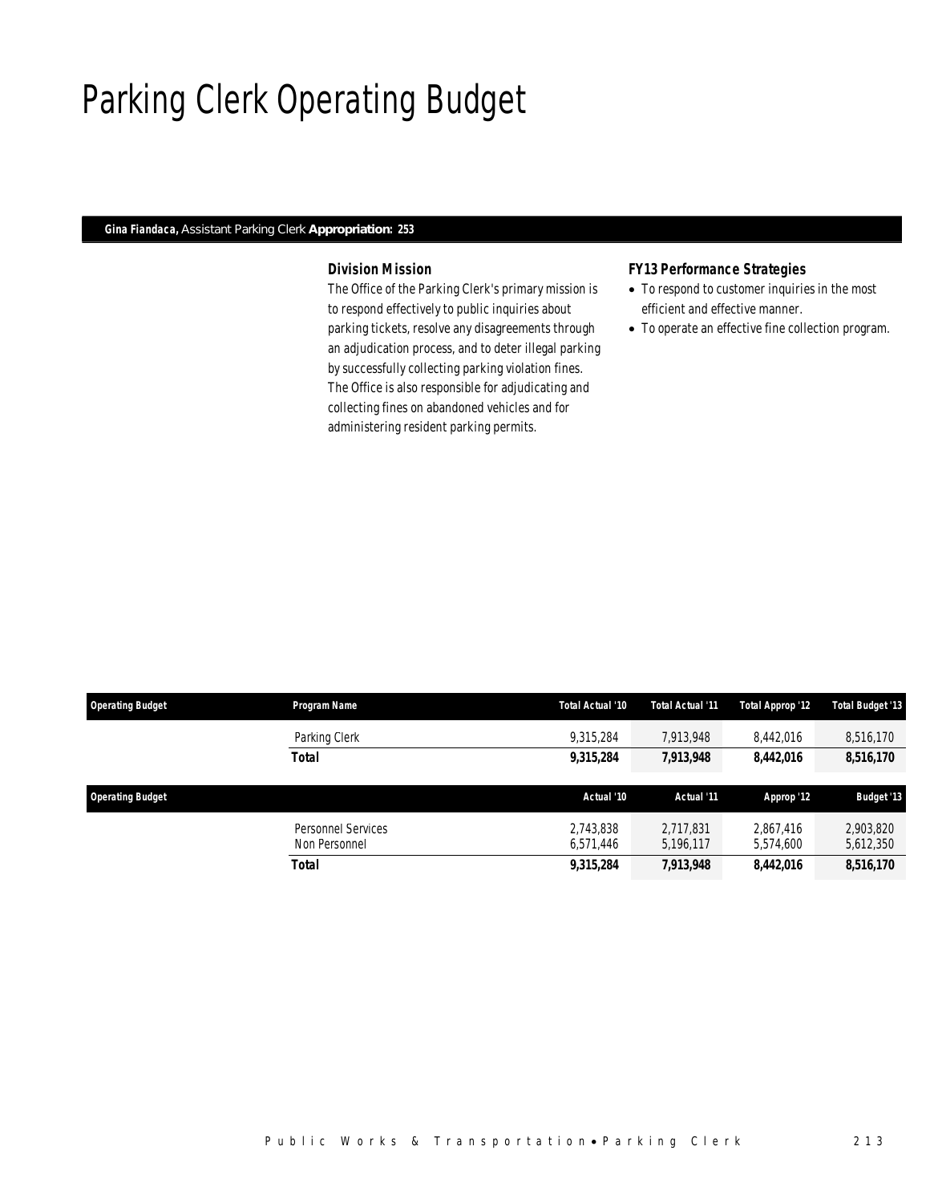# Parking Clerk Operating Budget

***Gina Fiandaca,** Assistant Parking Clerk* **Appropriation: 253**

### *Division Mission*

*The Office of the Parking Clerk's primary mission is to respond effectively to public inquiries about parking tickets, resolve any disagreements through an adjudication process, and to deter illegal parking by successfully collecting parking violation fines. The Office is also responsible for adjudicating and collecting fines on abandoned vehicles and for administering resident parking permits.*

### *FY13 Performance Strategies*

- *To respond to customer inquiries in the most efficient and effective manner.*
- *To operate an effective fine collection program.*

| Operating Budget | Program Name | Total Actual '10 | Total Actual '11 | Total Approp '12 | Total Budget '13 |
|---|---|---|---|---|---|
| | Parking Clerk | 9,315,284 | 7,913,948 | 8,442,016 | 8,516,170 |
| | ***Total*** | ***9,315,284*** | ***7,913,948*** | ***8,442,016*** | ***8,516,170*** |

| Operating Budget | | Actual '10 | Actual '11 | Approp '12 | Budget '13 |
|---|---|---|---|---|---|
| | Personnel Services | 2,743,838 | 2,717,831 | 2,867,416 | 2,903,820 |
| | Non Personnel | 6,571,446 | 5,196,117 | 5,574,600 | 5,612,350 |
| | ***Total*** | ***9,315,284*** | ***7,913,948*** | ***8,442,016*** | ***8,516,170*** |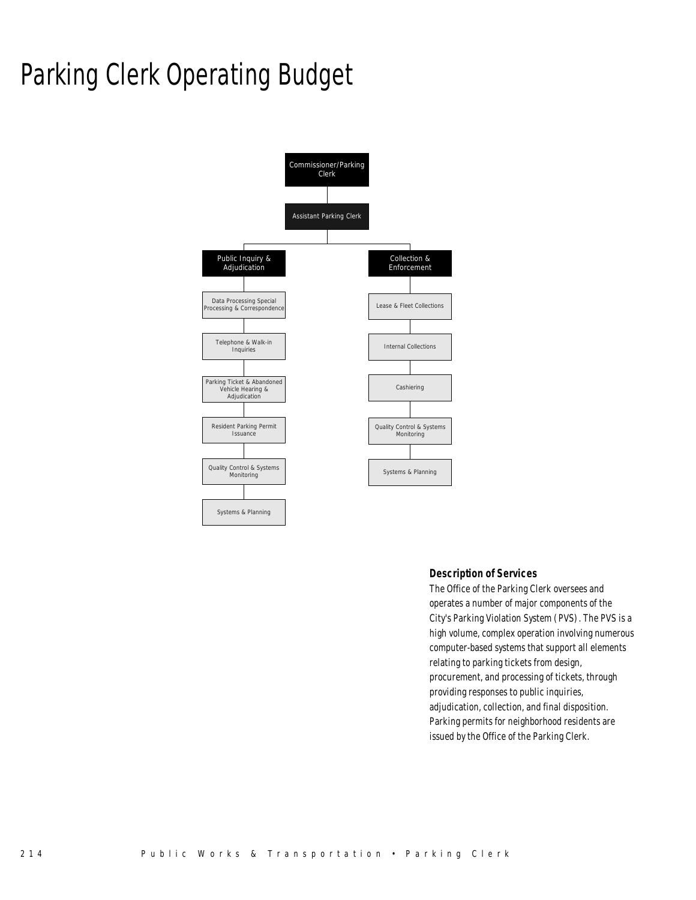# Parking Clerk Operating Budget

Commissioner/Parking Clerk

Assistant Parking Clerk

Public Inquiry & Adjudication

- Data Processing Special Processing & Correspondence
- Telephone & Walk-in Inquiries
- Parking Ticket & Abandoned Vehicle Hearing & Adjudication
- Resident Parking Permit Issuance
- Quality Control & Systems Monitoring
- Systems & Planning

Collection & Enforcement

- Lease & Fleet Collections
- Internal Collections
- Cashiering
- Quality Control & Systems Monitoring
- Systems & Planning

### Description of Services

The Office of the Parking Clerk oversees and operates a number of major components of the City's Parking Violation System (PVS). The PVS is a high volume, complex operation involving numerous computer-based systems that support all elements relating to parking tickets from design, procurement, and processing of tickets, through providing responses to public inquiries, adjudication, collection, and final disposition. Parking permits for neighborhood residents are issued by the Office of the Parking Clerk.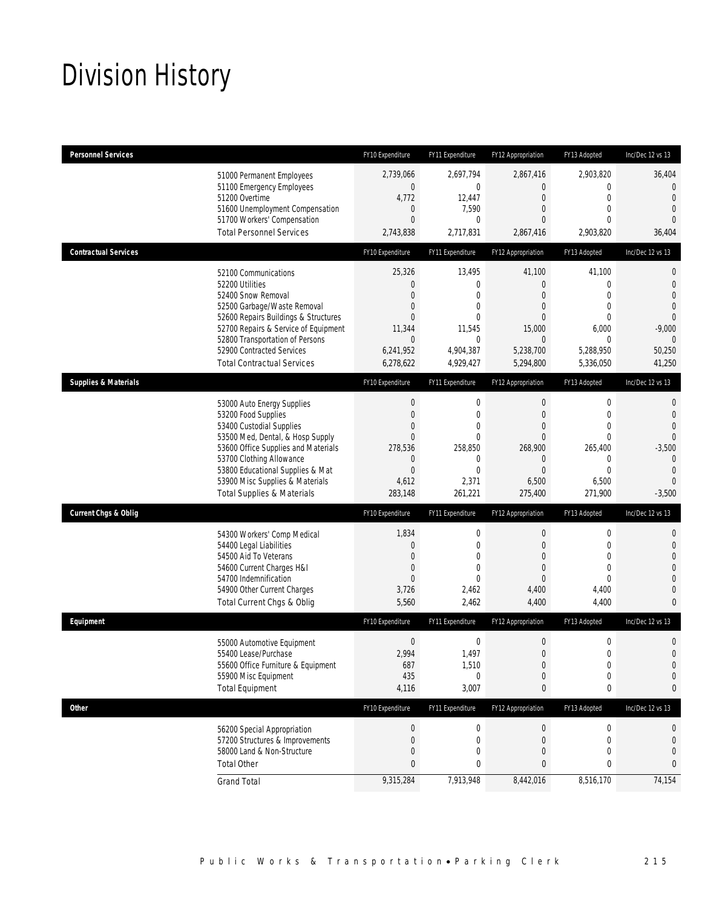# Division History

| Personnel Services | FY10 Expenditure | FY11 Expenditure | FY12 Appropriation | FY13 Adopted | Inc/Dec 12 vs 13 |
|---|---|---|---|---|---|
| 51000 Permanent Employees | 2,739,066 | 2,697,794 | 2,867,416 | 2,903,820 | 36,404 |
| 51100 Emergency Employees | 0 | 0 | 0 | 0 | 0 |
| 51200 Overtime | 4,772 | 12,447 | 0 | 0 | 0 |
| 51600 Unemployment Compensation | 0 | 7,590 | 0 | 0 | 0 |
| 51700 Workers' Compensation | 0 | 0 | 0 | 0 | 0 |
| Total Personnel Services | 2,743,838 | 2,717,831 | 2,867,416 | 2,903,820 | 36,404 |

| Contractual Services | FY10 Expenditure | FY11 Expenditure | FY12 Appropriation | FY13 Adopted | Inc/Dec 12 vs 13 |
|---|---|---|---|---|---|
| 52100 Communications | 25,326 | 13,495 | 41,100 | 41,100 | 0 |
| 52200 Utilities | 0 | 0 | 0 | 0 | 0 |
| 52400 Snow Removal | 0 | 0 | 0 | 0 | 0 |
| 52500 Garbage/Waste Removal | 0 | 0 | 0 | 0 | 0 |
| 52600 Repairs Buildings & Structures | 0 | 0 | 0 | 0 | 0 |
| 52700 Repairs & Service of Equipment | 11,344 | 11,545 | 15,000 | 6,000 | -9,000 |
| 52800 Transportation of Persons | 0 | 0 | 0 | 0 | 0 |
| 52900 Contracted Services | 6,241,952 | 4,904,387 | 5,238,700 | 5,288,950 | 50,250 |
| Total Contractual Services | 6,278,622 | 4,929,427 | 5,294,800 | 5,336,050 | 41,250 |

| Supplies & Materials | FY10 Expenditure | FY11 Expenditure | FY12 Appropriation | FY13 Adopted | Inc/Dec 12 vs 13 |
|---|---|---|---|---|---|
| 53000 Auto Energy Supplies | 0 | 0 | 0 | 0 | 0 |
| 53200 Food Supplies | 0 | 0 | 0 | 0 | 0 |
| 53400 Custodial Supplies | 0 | 0 | 0 | 0 | 0 |
| 53500 Med, Dental, & Hosp Supply | 0 | 0 | 0 | 0 | 0 |
| 53600 Office Supplies and Materials | 278,536 | 258,850 | 268,900 | 265,400 | -3,500 |
| 53700 Clothing Allowance | 0 | 0 | 0 | 0 | 0 |
| 53800 Educational Supplies & Mat | 0 | 0 | 0 | 0 | 0 |
| 53900 Misc Supplies & Materials | 4,612 | 2,371 | 6,500 | 6,500 | 0 |
| Total Supplies & Materials | 283,148 | 261,221 | 275,400 | 271,900 | -3,500 |

| Current Chgs & Oblig | FY10 Expenditure | FY11 Expenditure | FY12 Appropriation | FY13 Adopted | Inc/Dec 12 vs 13 |
|---|---|---|---|---|---|
| 54300 Workers' Comp Medical | 1,834 | 0 | 0 | 0 | 0 |
| 54400 Legal Liabilities | 0 | 0 | 0 | 0 | 0 |
| 54500 Aid To Veterans | 0 | 0 | 0 | 0 | 0 |
| 54600 Current Charges H&I | 0 | 0 | 0 | 0 | 0 |
| 54700 Indemnification | 0 | 0 | 0 | 0 | 0 |
| 54900 Other Current Charges | 3,726 | 2,462 | 4,400 | 4,400 | 0 |
| Total Current Chgs & Oblig | 5,560 | 2,462 | 4,400 | 4,400 | 0 |

| Equipment | FY10 Expenditure | FY11 Expenditure | FY12 Appropriation | FY13 Adopted | Inc/Dec 12 vs 13 |
|---|---|---|---|---|---|
| 55000 Automotive Equipment | 0 | 0 | 0 | 0 | 0 |
| 55400 Lease/Purchase | 2,994 | 1,497 | 0 | 0 | 0 |
| 55600 Office Furniture & Equipment | 687 | 1,510 | 0 | 0 | 0 |
| 55900 Misc Equipment | 435 | 0 | 0 | 0 | 0 |
| Total Equipment | 4,116 | 3,007 | 0 | 0 | 0 |

| Other | FY10 Expenditure | FY11 Expenditure | FY12 Appropriation | FY13 Adopted | Inc/Dec 12 vs 13 |
|---|---|---|---|---|---|
| 56200 Special Appropriation | 0 | 0 | 0 | 0 | 0 |
| 57200 Structures & Improvements | 0 | 0 | 0 | 0 | 0 |
| 58000 Land & Non-Structure | 0 | 0 | 0 | 0 | 0 |
| Total Other | 0 | 0 | 0 | 0 | 0 |
| Grand Total | 9,315,284 | 7,913,948 | 8,442,016 | 8,516,170 | 74,154 |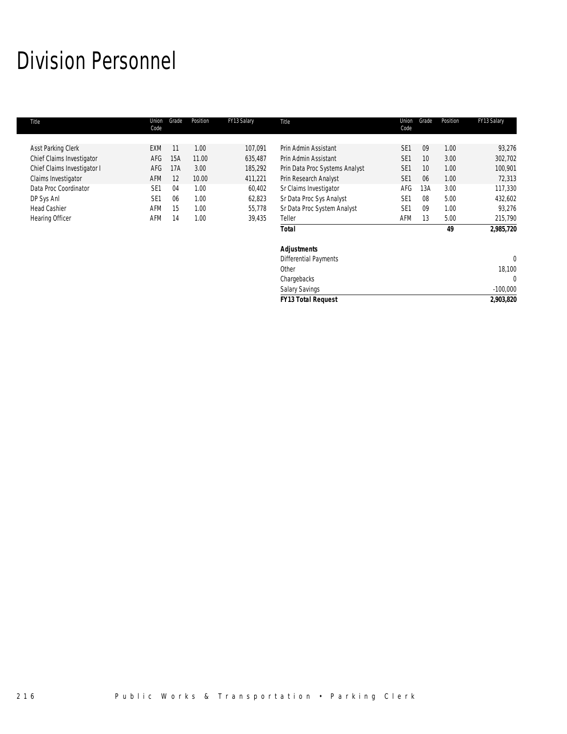# Division Personnel

| Title | Union Code | Grade | Position | FY13 Salary | Title | Union Code | Grade | Position | FY13 Salary |
|---|---|---|---|---|---|---|---|---|---|
| Asst Parking Clerk | EXM | 11 | 1.00 | 107,091 | Prin Admin Assistant | SE1 | 09 | 1.00 | 93,276 |
| Chief Claims Investigator | AFG | 15A | 11.00 | 635,487 | Prin Admin Assistant | SE1 | 10 | 3.00 | 302,702 |
| Chief Claims Investigator I | AFG | 17A | 3.00 | 185,292 | Prin Data Proc Systems Analyst | SE1 | 10 | 1.00 | 100,901 |
| Claims Investigator | AFM | 12 | 10.00 | 411,221 | Prin Research Analyst | SE1 | 06 | 1.00 | 72,313 |
| Data Proc Coordinator | SE1 | 04 | 1.00 | 60,402 | Sr Claims Investigator | AFG | 13A | 3.00 | 117,330 |
| DP Sys Anl | SE1 | 06 | 1.00 | 62,823 | Sr Data Proc Sys Analyst | SE1 | 08 | 5.00 | 432,602 |
| Head Cashier | AFM | 15 | 1.00 | 55,778 | Sr Data Proc System Analyst | SE1 | 09 | 1.00 | 93,276 |
| Hearing Officer | AFM | 14 | 1.00 | 39,435 | Teller | AFM | 13 | 5.00 | 215,790 |
| | | | | | ***Total*** | | | **49** | **2,985,720** |

| ***Adjustments*** | |
|---|---|
| Differential Payments | 0 |
| Other | 18,100 |
| Chargebacks | 0 |
| Salary Savings | -100,000 |
| ***FY13 Total Request*** | **2,903,820** |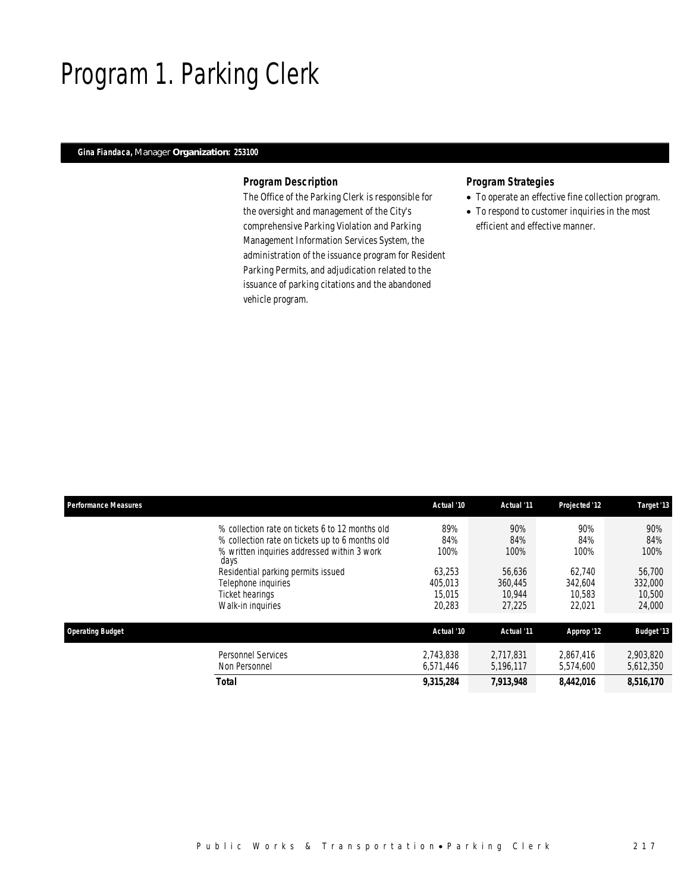# Program 1. Parking Clerk

**Gina Fiandaca,** Manager **Organization: 253100**

### Program Description

The Office of the Parking Clerk is responsible for the oversight and management of the City's comprehensive Parking Violation and Parking Management Information Services System, the administration of the issuance program for Resident Parking Permits, and adjudication related to the issuance of parking citations and the abandoned vehicle program.

### Program Strategies

- To operate an effective fine collection program.
- To respond to customer inquiries in the most efficient and effective manner.

| Performance Measures | Actual '10 | Actual '11 | Projected '12 | Target '13 |
|---|---|---|---|---|
| % collection rate on tickets 6 to 12 months old | 89% | 90% | 90% | 90% |
| % collection rate on tickets up to 6 months old | 84% | 84% | 84% | 84% |
| % written inquiries addressed within 3 work days | 100% | 100% | 100% | 100% |
| Residential parking permits issued | 63,253 | 56,636 | 62,740 | 56,700 |
| Telephone inquiries | 405,013 | 360,445 | 342,604 | 332,000 |
| Ticket hearings | 15,015 | 10,944 | 10,583 | 10,500 |
| Walk-in inquiries | 20,283 | 27,225 | 22,021 | 24,000 |

| Operating Budget | Actual '10 | Actual '11 | Approp '12 | Budget '13 |
|---|---|---|---|---|
| Personnel Services | 2,743,838 | 2,717,831 | 2,867,416 | 2,903,820 |
| Non Personnel | 6,571,446 | 5,196,117 | 5,574,600 | 5,612,350 |
| **Total** | **9,315,284** | **7,913,948** | **8,442,016** | **8,516,170** |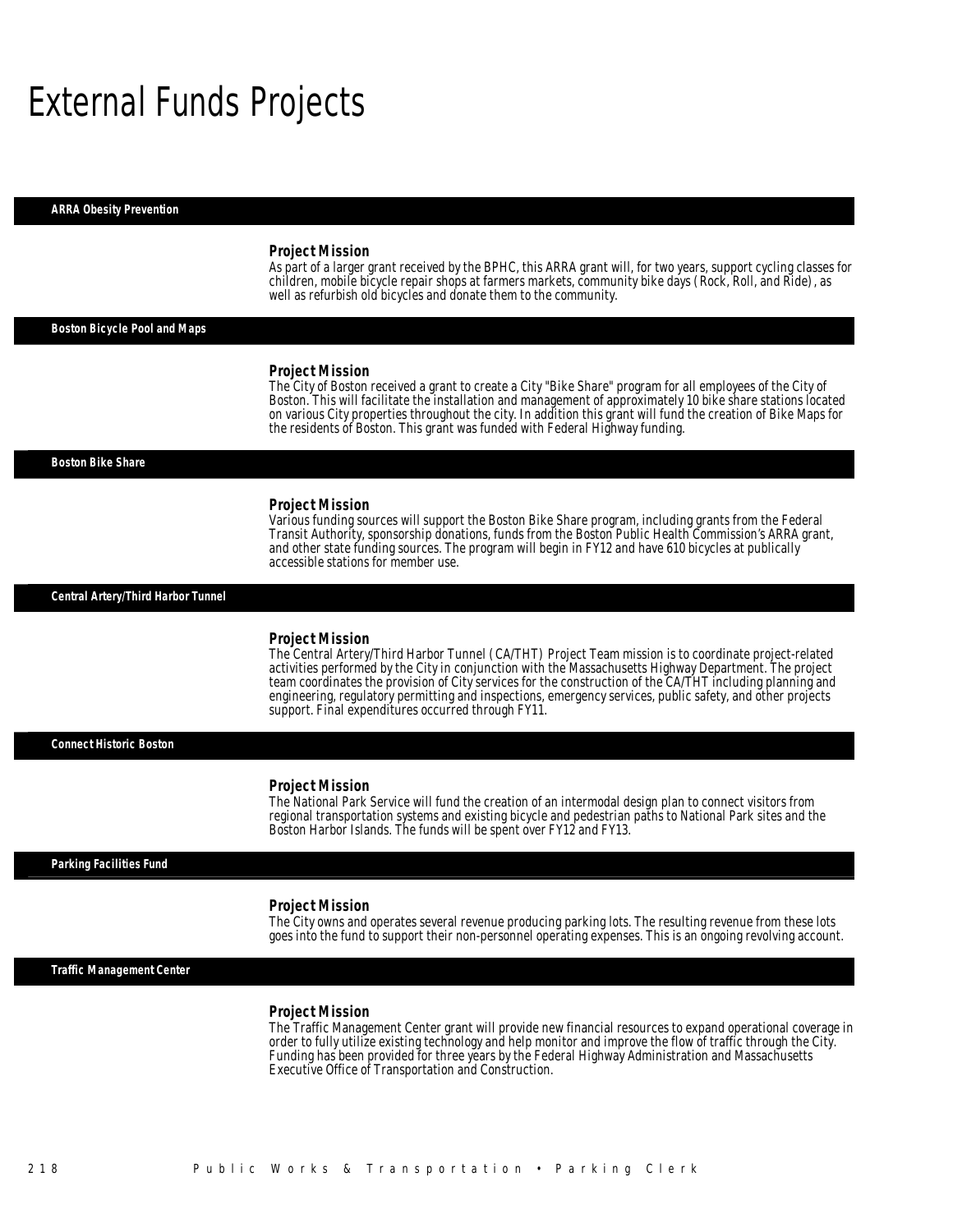# External Funds Projects

## ARRA Obesity Prevention

### Project Mission

As part of a larger grant received by the BPHC, this ARRA grant will, for two years, support cycling classes for children, mobile bicycle repair shops at farmers markets, community bike days (Rock, Roll, and Ride), as well as refurbish old bicycles and donate them to the community.

## Boston Bicycle Pool and Maps

### Project Mission

The City of Boston received a grant to create a City "Bike Share" program for all employees of the City of Boston. This will facilitate the installation and management of approximately 10 bike share stations located on various City properties throughout the city. In addition this grant will fund the creation of Bike Maps for the residents of Boston. This grant was funded with Federal Highway funding.

## Boston Bike Share

### Project Mission

Various funding sources will support the Boston Bike Share program, including grants from the Federal Transit Authority, sponsorship donations, funds from the Boston Public Health Commission's ARRA grant, and other state funding sources. The program will begin in FY12 and have 610 bicycles at publically accessible stations for member use.

## Central Artery/Third Harbor Tunnel

### Project Mission

The Central Artery/Third Harbor Tunnel (CA/THT) Project Team mission is to coordinate project-related activities performed by the City in conjunction with the Massachusetts Highway Department. The project team coordinates the provision of City services for the construction of the CA/THT including planning and engineering, regulatory permitting and inspections, emergency services, public safety, and other projects support. Final expenditures occurred through FY11.

## Connect Historic Boston

### Project Mission

The National Park Service will fund the creation of an intermodal design plan to connect visitors from regional transportation systems and existing bicycle and pedestrian paths to National Park sites and the Boston Harbor Islands. The funds will be spent over FY12 and FY13.

## Parking Facilities Fund

### Project Mission

The City owns and operates several revenue producing parking lots. The resulting revenue from these lots goes into the fund to support their non-personnel operating expenses. This is an ongoing revolving account.

## Traffic Management Center

### Project Mission

The Traffic Management Center grant will provide new financial resources to expand operational coverage in order to fully utilize existing technology and help monitor and improve the flow of traffic through the City. Funding has been provided for three years by the Federal Highway Administration and Massachusetts Executive Office of Transportation and Construction.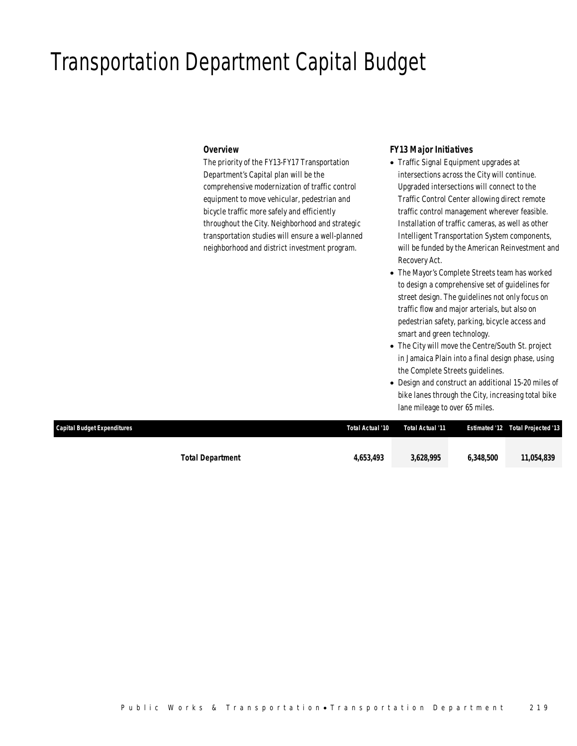# Transportation Department Capital Budget

### *Overview*

*The priority of the FY13-FY17 Transportation Department's Capital plan will be the comprehensive modernization of traffic control equipment to move vehicular, pedestrian and bicycle traffic more safely and efficiently throughout the City. Neighborhood and strategic transportation studies will ensure a well-planned neighborhood and district investment program.*

### *FY13 Major Initiatives*

- *Traffic Signal Equipment upgrades at intersections across the City will continue. Upgraded intersections will connect to the Traffic Control Center allowing direct remote traffic control management wherever feasible. Installation of traffic cameras, as well as other Intelligent Transportation System components, will be funded by the American Reinvestment and Recovery Act.*
- *The Mayor's Complete Streets team has worked to design a comprehensive set of guidelines for street design. The guidelines not only focus on traffic flow and major arterials, but also on pedestrian safety, parking, bicycle access and smart and green technology.*
- *The City will move the Centre/South St. project in Jamaica Plain into a final design phase, using the Complete Streets guidelines.*
- *Design and construct an additional 15-20 miles of bike lanes through the City, increasing total bike lane mileage to over 65 miles.*

| Capital Budget Expenditures | Total Actual '10 | Total Actual '11 | Estimated '12 | Total Projected '13 |
|---|---|---|---|---|
| **Total Department** | **4,653,493** | **3,628,995** | **6,348,500** | **11,054,839** |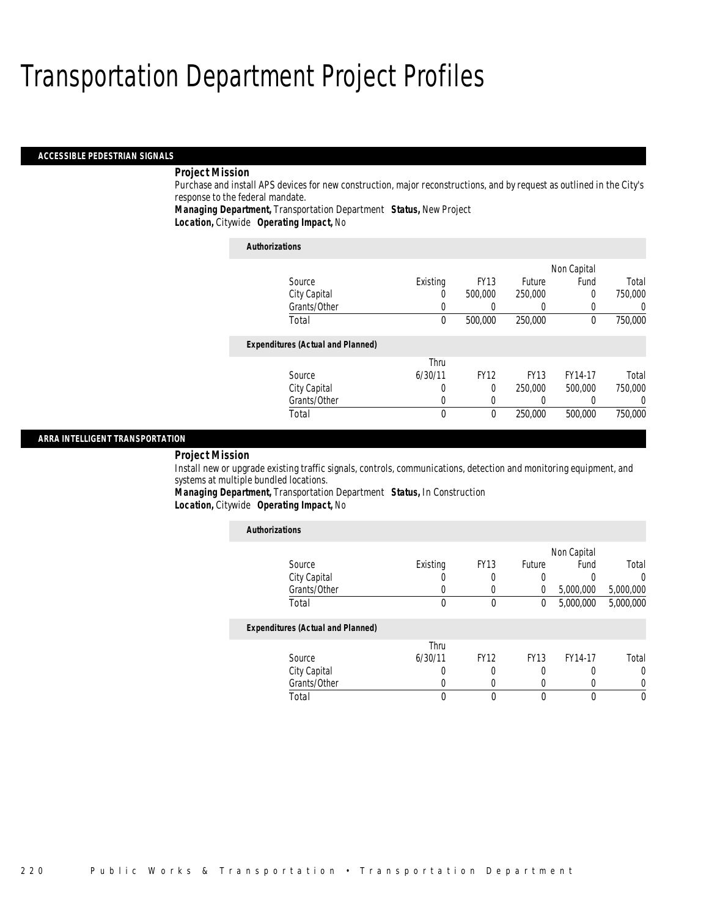# Transportation Department Project Profiles

## ACCESSIBLE PEDESTRIAN SIGNALS

***Project Mission***

Purchase and install APS devices for new construction, major reconstructions, and by request as outlined in the City's response to the federal mandate.

***Managing Department,*** Transportation Department ***Status,*** New Project

***Location,*** Citywide ***Operating Impact,*** No

***Authorizations***

| Source | Existing | FY13 | Future | Non Capital Fund | Total |
|---|---|---|---|---|---|
| City Capital | 0 | 500,000 | 250,000 | 0 | 750,000 |
| Grants/Other | 0 | 0 | 0 | 0 | 0 |
| Total | 0 | 500,000 | 250,000 | 0 | 750,000 |

***Expenditures (Actual and Planned)***

| Source | Thru 6/30/11 | FY12 | FY13 | FY14-17 | Total |
|---|---|---|---|---|---|
| City Capital | 0 | 0 | 250,000 | 500,000 | 750,000 |
| Grants/Other | 0 | 0 | 0 | 0 | 0 |
| Total | 0 | 0 | 250,000 | 500,000 | 750,000 |

## ARRA INTELLIGENT TRANSPORTATION

***Project Mission***

Install new or upgrade existing traffic signals, controls, communications, detection and monitoring equipment, and systems at multiple bundled locations.

***Managing Department,*** Transportation Department ***Status,*** In Construction

***Location,*** Citywide ***Operating Impact,*** No

***Authorizations***

| Source | Existing | FY13 | Future | Non Capital Fund | Total |
|---|---|---|---|---|---|
| City Capital | 0 | 0 | 0 | 0 | 0 |
| Grants/Other | 0 | 0 | 0 | 5,000,000 | 5,000,000 |
| Total | 0 | 0 | 0 | 5,000,000 | 5,000,000 |

***Expenditures (Actual and Planned)***

| Source | Thru 6/30/11 | FY12 | FY13 | FY14-17 | Total |
|---|---|---|---|---|---|
| City Capital | 0 | 0 | 0 | 0 | 0 |
| Grants/Other | 0 | 0 | 0 | 0 | 0 |
| Total | 0 | 0 | 0 | 0 | 0 |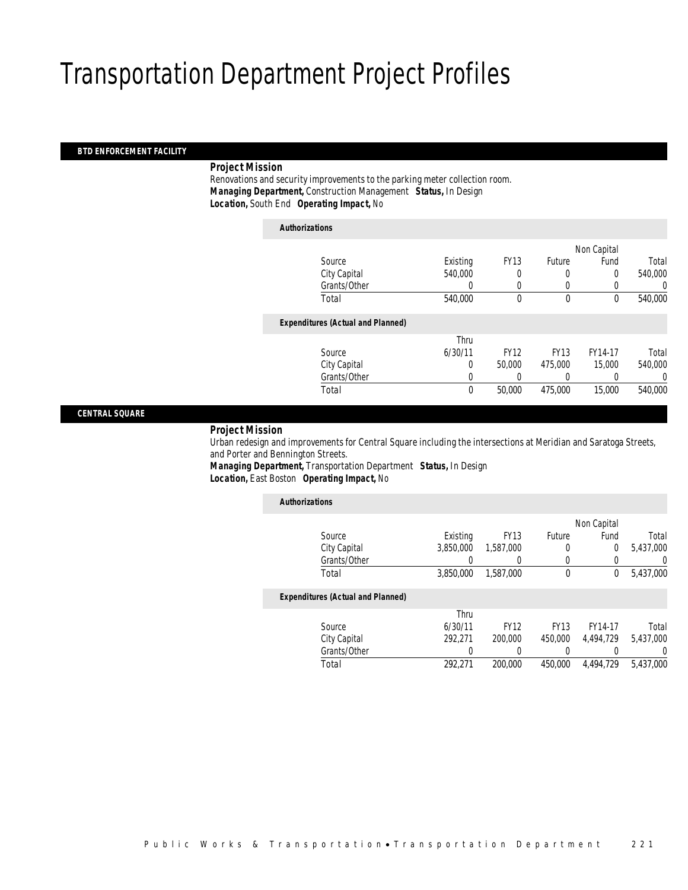# Transportation Department Project Profiles

## BTD ENFORCEMENT FACILITY

***Project Mission***

Renovations and security improvements to the parking meter collection room.

***Managing Department,*** Construction Management ***Status,*** In Design

***Location,*** South End ***Operating Impact,*** No

*Authorizations*

| Source | Existing | FY13 | Future | Non Capital Fund | Total |
|---|---|---|---|---|---|
| City Capital | 540,000 | 0 | 0 | 0 | 540,000 |
| Grants/Other | 0 | 0 | 0 | 0 | 0 |
| Total | 540,000 | 0 | 0 | 0 | 540,000 |

*Expenditures (Actual and Planned)*

| Source | Thru 6/30/11 | FY12 | FY13 | FY14-17 | Total |
|---|---|---|---|---|---|
| City Capital | 0 | 50,000 | 475,000 | 15,000 | 540,000 |
| Grants/Other | 0 | 0 | 0 | 0 | 0 |
| Total | 0 | 50,000 | 475,000 | 15,000 | 540,000 |

## CENTRAL SQUARE

***Project Mission***

Urban redesign and improvements for Central Square including the intersections at Meridian and Saratoga Streets, and Porter and Bennington Streets.

***Managing Department,*** Transportation Department ***Status,*** In Design

***Location,*** East Boston ***Operating Impact,*** No

*Authorizations*

| Source | Existing | FY13 | Future | Non Capital Fund | Total |
|---|---|---|---|---|---|
| City Capital | 3,850,000 | 1,587,000 | 0 | 0 | 5,437,000 |
| Grants/Other | 0 | 0 | 0 | 0 | 0 |
| Total | 3,850,000 | 1,587,000 | 0 | 0 | 5,437,000 |

*Expenditures (Actual and Planned)*

| Source | Thru 6/30/11 | FY12 | FY13 | FY14-17 | Total |
|---|---|---|---|---|---|
| City Capital | 292,271 | 200,000 | 450,000 | 4,494,729 | 5,437,000 |
| Grants/Other | 0 | 0 | 0 | 0 | 0 |
| Total | 292,271 | 200,000 | 450,000 | 4,494,729 | 5,437,000 |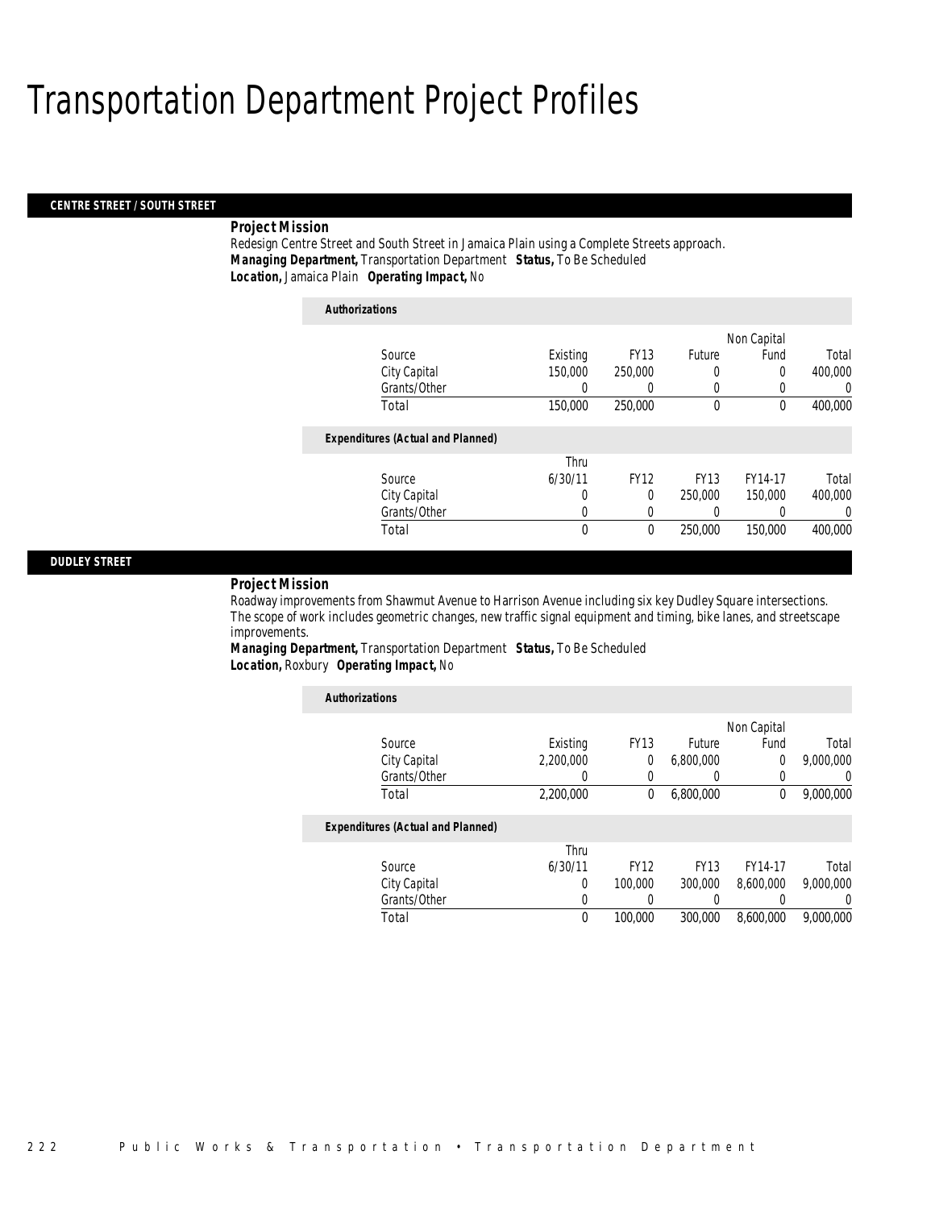# Transportation Department Project Profiles

## CENTRE STREET / SOUTH STREET

### Project Mission

Redesign Centre Street and South Street in Jamaica Plain using a Complete Streets approach.

***Managing Department,*** Transportation Department ***Status,*** To Be Scheduled
***Location,*** Jamaica Plain ***Operating Impact,*** No

***Authorizations***

| Source | Existing | FY13 | Future | Non Capital Fund | Total |
|---|---|---|---|---|---|
| City Capital | 150,000 | 250,000 | 0 | 0 | 400,000 |
| Grants/Other | 0 | 0 | 0 | 0 | 0 |
| Total | 150,000 | 250,000 | 0 | 0 | 400,000 |

***Expenditures (Actual and Planned)***

| Source | Thru 6/30/11 | FY12 | FY13 | FY14-17 | Total |
|---|---|---|---|---|---|
| City Capital | 0 | 0 | 250,000 | 150,000 | 400,000 |
| Grants/Other | 0 | 0 | 0 | 0 | 0 |
| Total | 0 | 0 | 250,000 | 150,000 | 400,000 |

## DUDLEY STREET

### Project Mission

Roadway improvements from Shawmut Avenue to Harrison Avenue including six key Dudley Square intersections. The scope of work includes geometric changes, new traffic signal equipment and timing, bike lanes, and streetscape improvements.

***Managing Department,*** Transportation Department ***Status,*** To Be Scheduled
***Location,*** Roxbury ***Operating Impact,*** No

***Authorizations***

| Source | Existing | FY13 | Future | Non Capital Fund | Total |
|---|---|---|---|---|---|
| City Capital | 2,200,000 | 0 | 6,800,000 | 0 | 9,000,000 |
| Grants/Other | 0 | 0 | 0 | 0 | 0 |
| Total | 2,200,000 | 0 | 6,800,000 | 0 | 9,000,000 |

***Expenditures (Actual and Planned)***

| Source | Thru 6/30/11 | FY12 | FY13 | FY14-17 | Total |
|---|---|---|---|---|---|
| City Capital | 0 | 100,000 | 300,000 | 8,600,000 | 9,000,000 |
| Grants/Other | 0 | 0 | 0 | 0 | 0 |
| Total | 0 | 100,000 | 300,000 | 8,600,000 | 9,000,000 |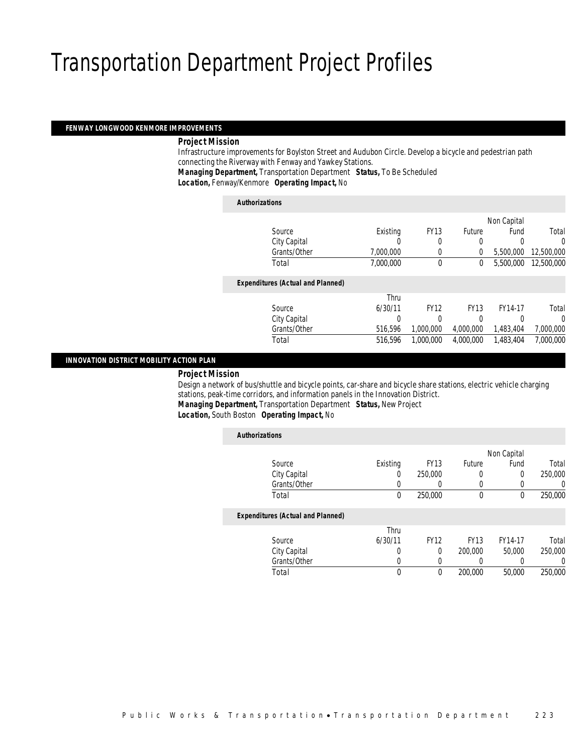# Transportation Department Project Profiles

## FENWAY LONGWOOD KENMORE IMPROVEMENTS

***Project Mission***

Infrastructure improvements for Boylston Street and Audubon Circle. Develop a bicycle and pedestrian path connecting the Riverway with Fenway and Yawkey Stations.

***Managing Department,*** Transportation Department ***Status,*** To Be Scheduled

***Location,*** Fenway/Kenmore ***Operating Impact,*** No

***Authorizations***

| Source | Existing | FY13 | Future | Non Capital Fund | Total |
|---|---|---|---|---|---|
| City Capital | 0 | 0 | 0 | 0 | 0 |
| Grants/Other | 7,000,000 | 0 | 0 | 5,500,000 | 12,500,000 |
| Total | 7,000,000 | 0 | 0 | 5,500,000 | 12,500,000 |

***Expenditures (Actual and Planned)***

| Source | Thru 6/30/11 | FY12 | FY13 | FY14-17 | Total |
|---|---|---|---|---|---|
| City Capital | 0 | 0 | 0 | 0 | 0 |
| Grants/Other | 516,596 | 1,000,000 | 4,000,000 | 1,483,404 | 7,000,000 |
| Total | 516,596 | 1,000,000 | 4,000,000 | 1,483,404 | 7,000,000 |

## INNOVATION DISTRICT MOBILITY ACTION PLAN

***Project Mission***

Design a network of bus/shuttle and bicycle points, car-share and bicycle share stations, electric vehicle charging stations, peak-time corridors, and information panels in the Innovation District.

***Managing Department,*** Transportation Department ***Status,*** New Project

***Location,*** South Boston ***Operating Impact,*** No

***Authorizations***

| Source | Existing | FY13 | Future | Non Capital Fund | Total |
|---|---|---|---|---|---|
| City Capital | 0 | 250,000 | 0 | 0 | 250,000 |
| Grants/Other | 0 | 0 | 0 | 0 | 0 |
| Total | 0 | 250,000 | 0 | 0 | 250,000 |

***Expenditures (Actual and Planned)***

| Source | Thru 6/30/11 | FY12 | FY13 | FY14-17 | Total |
|---|---|---|---|---|---|
| City Capital | 0 | 0 | 200,000 | 50,000 | 250,000 |
| Grants/Other | 0 | 0 | 0 | 0 | 0 |
| Total | 0 | 0 | 200,000 | 50,000 | 250,000 |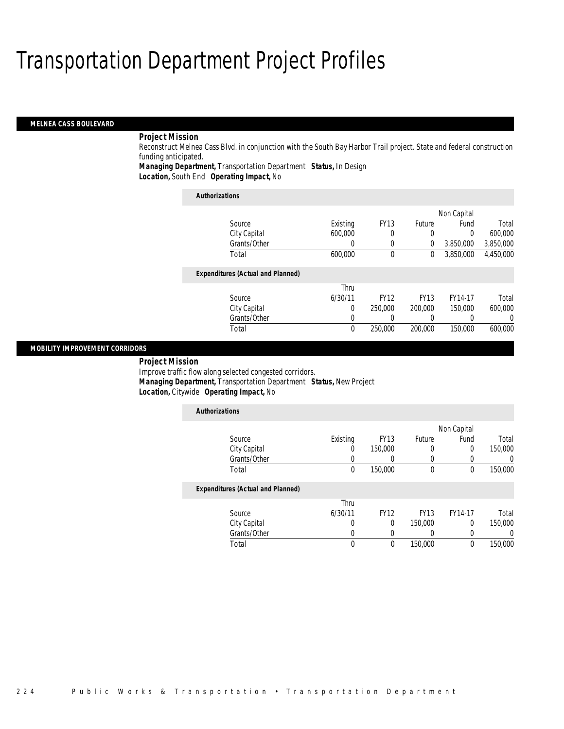# Transportation Department Project Profiles

## MELNEA CASS BOULEVARD

**Project Mission**

Reconstruct Melnea Cass Blvd. in conjunction with the South Bay Harbor Trail project. State and federal construction funding anticipated.

**Managing Department,** Transportation Department **Status,** In Design
**Location,** South End **Operating Impact,** No

**Authorizations**

| Source | Existing | FY13 | Future | Non Capital Fund | Total |
|---|---|---|---|---|---|
| City Capital | 600,000 | 0 | 0 | 0 | 600,000 |
| Grants/Other | 0 | 0 | 0 | 3,850,000 | 3,850,000 |
| Total | 600,000 | 0 | 0 | 3,850,000 | 4,450,000 |

**Expenditures (Actual and Planned)**

| Source | Thru 6/30/11 | FY12 | FY13 | FY14-17 | Total |
|---|---|---|---|---|---|
| City Capital | 0 | 250,000 | 200,000 | 150,000 | 600,000 |
| Grants/Other | 0 | 0 | 0 | 0 | 0 |
| Total | 0 | 250,000 | 200,000 | 150,000 | 600,000 |

## MOBILITY IMPROVEMENT CORRIDORS

**Project Mission**

Improve traffic flow along selected congested corridors.

**Managing Department,** Transportation Department **Status,** New Project
**Location,** Citywide **Operating Impact,** No

**Authorizations**

| Source | Existing | FY13 | Future | Non Capital Fund | Total |
|---|---|---|---|---|---|
| City Capital | 0 | 150,000 | 0 | 0 | 150,000 |
| Grants/Other | 0 | 0 | 0 | 0 | 0 |
| Total | 0 | 150,000 | 0 | 0 | 150,000 |

**Expenditures (Actual and Planned)**

| Source | Thru 6/30/11 | FY12 | FY13 | FY14-17 | Total |
|---|---|---|---|---|---|
| City Capital | 0 | 0 | 150,000 | 0 | 150,000 |
| Grants/Other | 0 | 0 | 0 | 0 | 0 |
| Total | 0 | 0 | 150,000 | 0 | 150,000 |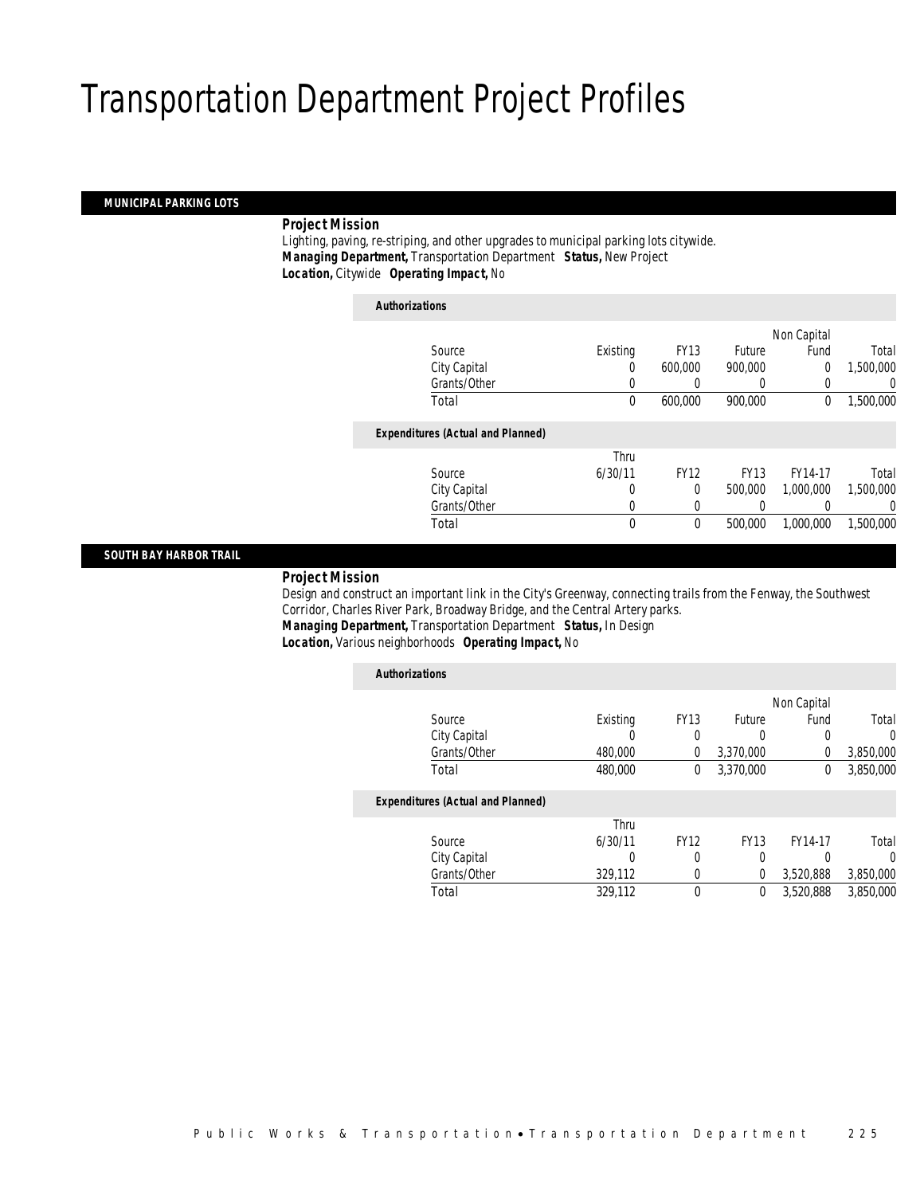# Transportation Department Project Profiles

## MUNICIPAL PARKING LOTS

***Project Mission***

Lighting, paving, re-striping, and other upgrades to municipal parking lots citywide.

***Managing Department,*** Transportation Department ***Status,*** New Project

***Location,*** Citywide ***Operating Impact,*** No

***Authorizations***

| Source | Existing | FY13 | Future | Non Capital Fund | Total |
|---|---|---|---|---|---|
| City Capital | 0 | 600,000 | 900,000 | 0 | 1,500,000 |
| Grants/Other | 0 | 0 | 0 | 0 | 0 |
| Total | 0 | 600,000 | 900,000 | 0 | 1,500,000 |

***Expenditures (Actual and Planned)***

| Source | Thru 6/30/11 | FY12 | FY13 | FY14-17 | Total |
|---|---|---|---|---|---|
| City Capital | 0 | 0 | 500,000 | 1,000,000 | 1,500,000 |
| Grants/Other | 0 | 0 | 0 | 0 | 0 |
| Total | 0 | 0 | 500,000 | 1,000,000 | 1,500,000 |

## SOUTH BAY HARBOR TRAIL

***Project Mission***

Design and construct an important link in the City's Greenway, connecting trails from the Fenway, the Southwest Corridor, Charles River Park, Broadway Bridge, and the Central Artery parks.

***Managing Department,*** Transportation Department ***Status,*** In Design

***Location,*** Various neighborhoods ***Operating Impact,*** No

***Authorizations***

| Source | Existing | FY13 | Future | Non Capital Fund | Total |
|---|---|---|---|---|---|
| City Capital | 0 | 0 | 0 | 0 | 0 |
| Grants/Other | 480,000 | 0 | 3,370,000 | 0 | 3,850,000 |
| Total | 480,000 | 0 | 3,370,000 | 0 | 3,850,000 |

***Expenditures (Actual and Planned)***

| Source | Thru 6/30/11 | FY12 | FY13 | FY14-17 | Total |
|---|---|---|---|---|---|
| City Capital | 0 | 0 | 0 | 0 | 0 |
| Grants/Other | 329,112 | 0 | 0 | 3,520,888 | 3,850,000 |
| Total | 329,112 | 0 | 0 | 3,520,888 | 3,850,000 |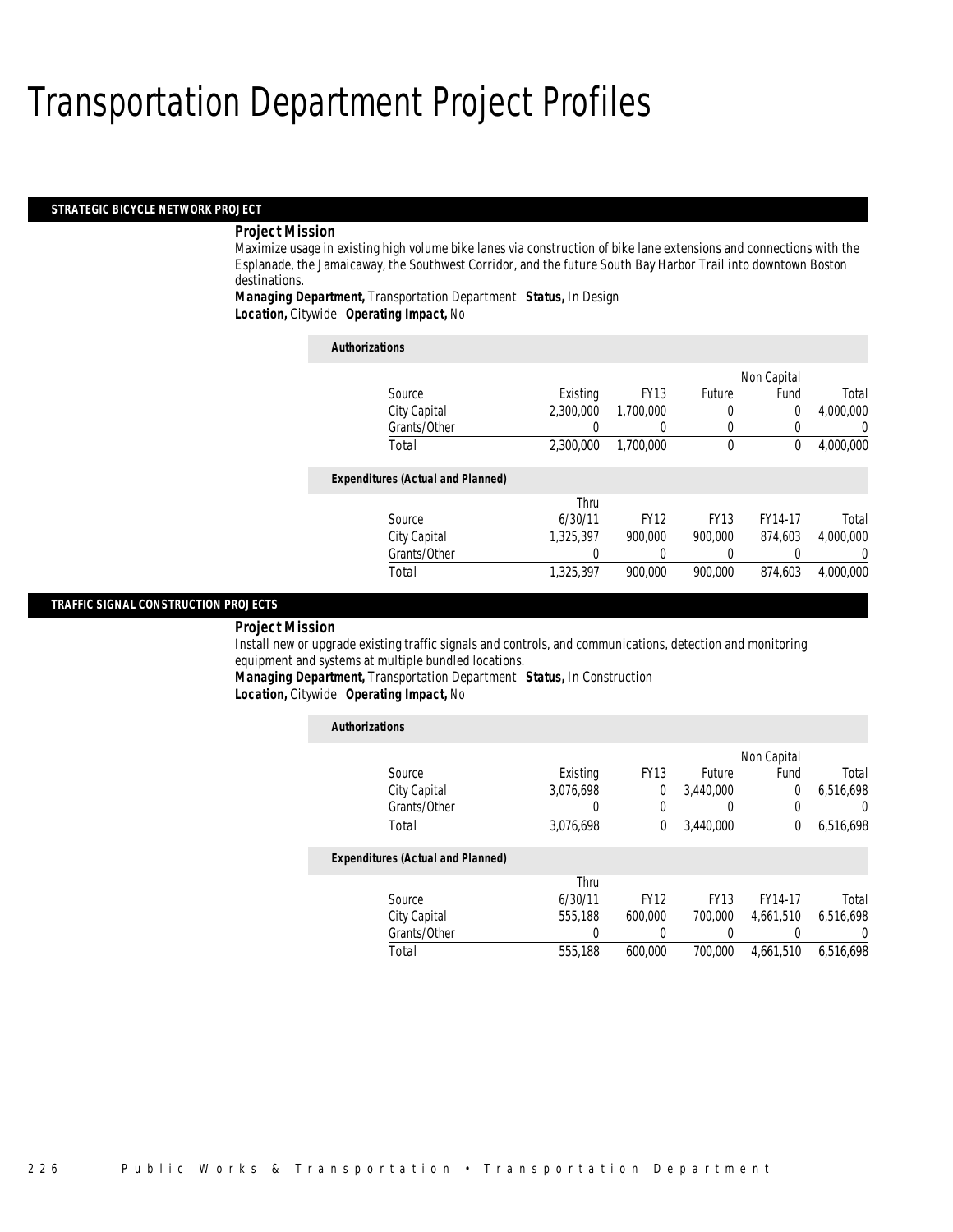# Transportation Department Project Profiles

## STRATEGIC BICYCLE NETWORK PROJECT

***Project Mission***

Maximize usage in existing high volume bike lanes via construction of bike lane extensions and connections with the Esplanade, the Jamaicaway, the Southwest Corridor, and the future South Bay Harbor Trail into downtown Boston destinations.

***Managing Department,*** Transportation Department ***Status,*** In Design
***Location,*** Citywide ***Operating Impact,*** No

***Authorizations***

| Source | Existing | FY13 | Future | Non Capital Fund | Total |
|---|---|---|---|---|---|
| City Capital | 2,300,000 | 1,700,000 | 0 | 0 | 4,000,000 |
| Grants/Other | 0 | 0 | 0 | 0 | 0 |
| Total | 2,300,000 | 1,700,000 | 0 | 0 | 4,000,000 |

***Expenditures (Actual and Planned)***

| Source | Thru 6/30/11 | FY12 | FY13 | FY14-17 | Total |
|---|---|---|---|---|---|
| City Capital | 1,325,397 | 900,000 | 900,000 | 874,603 | 4,000,000 |
| Grants/Other | 0 | 0 | 0 | 0 | 0 |
| Total | 1,325,397 | 900,000 | 900,000 | 874,603 | 4,000,000 |

## TRAFFIC SIGNAL CONSTRUCTION PROJECTS

***Project Mission***

Install new or upgrade existing traffic signals and controls, and communications, detection and monitoring equipment and systems at multiple bundled locations.

***Managing Department,*** Transportation Department ***Status,*** In Construction
***Location,*** Citywide ***Operating Impact,*** No

***Authorizations***

| Source | Existing | FY13 | Future | Non Capital Fund | Total |
|---|---|---|---|---|---|
| City Capital | 3,076,698 | 0 | 3,440,000 | 0 | 6,516,698 |
| Grants/Other | 0 | 0 | 0 | 0 | 0 |
| Total | 3,076,698 | 0 | 3,440,000 | 0 | 6,516,698 |

***Expenditures (Actual and Planned)***

| Source | Thru 6/30/11 | FY12 | FY13 | FY14-17 | Total |
|---|---|---|---|---|---|
| City Capital | 555,188 | 600,000 | 700,000 | 4,661,510 | 6,516,698 |
| Grants/Other | 0 | 0 | 0 | 0 | 0 |
| Total | 555,188 | 600,000 | 700,000 | 4,661,510 | 6,516,698 |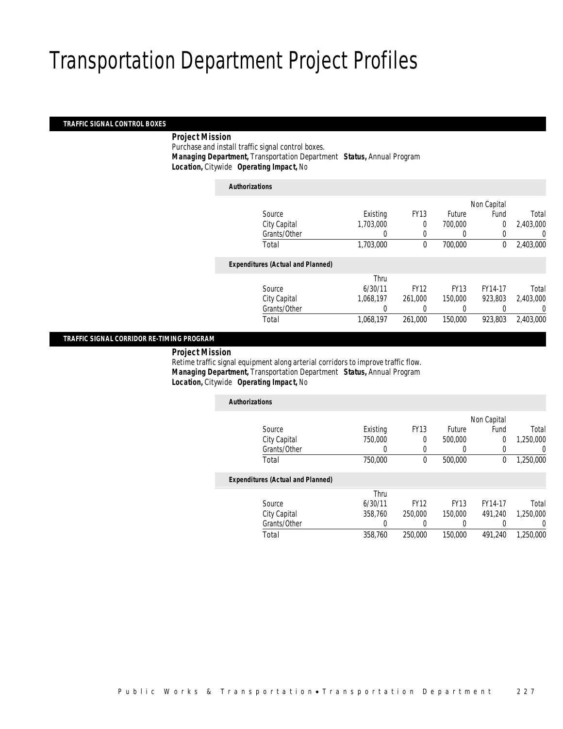# Transportation Department Project Profiles

## TRAFFIC SIGNAL CONTROL BOXES

***Project Mission***

Purchase and install traffic signal control boxes.

***Managing Department,*** Transportation Department ***Status,*** Annual Program

***Location,*** Citywide ***Operating Impact,*** No

***Authorizations***

| Source | Existing | FY13 | Future | Non Capital Fund | Total |
|---|---|---|---|---|---|
| City Capital | 1,703,000 | 0 | 700,000 | 0 | 2,403,000 |
| Grants/Other | 0 | 0 | 0 | 0 | 0 |
| Total | 1,703,000 | 0 | 700,000 | 0 | 2,403,000 |

***Expenditures (Actual and Planned)***

| Source | Thru 6/30/11 | FY12 | FY13 | FY14-17 | Total |
|---|---|---|---|---|---|
| City Capital | 1,068,197 | 261,000 | 150,000 | 923,803 | 2,403,000 |
| Grants/Other | 0 | 0 | 0 | 0 | 0 |
| Total | 1,068,197 | 261,000 | 150,000 | 923,803 | 2,403,000 |

## TRAFFIC SIGNAL CORRIDOR RE-TIMING PROGRAM

***Project Mission***

Retime traffic signal equipment along arterial corridors to improve traffic flow.

***Managing Department,*** Transportation Department ***Status,*** Annual Program

***Location,*** Citywide ***Operating Impact,*** No

***Authorizations***

| Source | Existing | FY13 | Future | Non Capital Fund | Total |
|---|---|---|---|---|---|
| City Capital | 750,000 | 0 | 500,000 | 0 | 1,250,000 |
| Grants/Other | 0 | 0 | 0 | 0 | 0 |
| Total | 750,000 | 0 | 500,000 | 0 | 1,250,000 |

***Expenditures (Actual and Planned)***

| Source | Thru 6/30/11 | FY12 | FY13 | FY14-17 | Total |
|---|---|---|---|---|---|
| City Capital | 358,760 | 250,000 | 150,000 | 491,240 | 1,250,000 |
| Grants/Other | 0 | 0 | 0 | 0 | 0 |
| Total | 358,760 | 250,000 | 150,000 | 491,240 | 1,250,000 |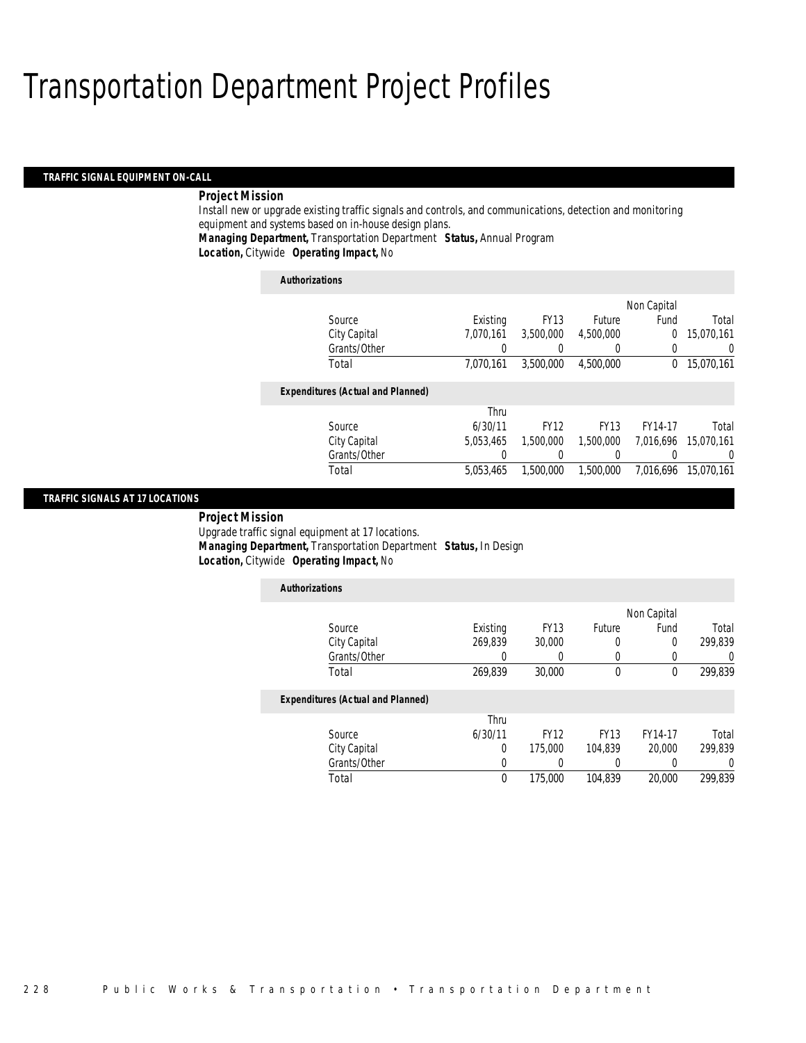# Transportation Department Project Profiles

## TRAFFIC SIGNAL EQUIPMENT ON-CALL

**Project Mission**

Install new or upgrade existing traffic signals and controls, and communications, detection and monitoring equipment and systems based on in-house design plans.

***Managing Department,*** Transportation Department ***Status,*** Annual Program

***Location,*** Citywide ***Operating Impact,*** No

***Authorizations***

| Source | Existing | FY13 | Future | Non Capital Fund | Total |
|---|---|---|---|---|---|
| City Capital | 7,070,161 | 3,500,000 | 4,500,000 | 0 | 15,070,161 |
| Grants/Other | 0 | 0 | 0 | 0 | 0 |
| Total | 7,070,161 | 3,500,000 | 4,500,000 | 0 | 15,070,161 |

***Expenditures (Actual and Planned)***

| Source | Thru 6/30/11 | FY12 | FY13 | FY14-17 | Total |
|---|---|---|---|---|---|
| City Capital | 5,053,465 | 1,500,000 | 1,500,000 | 7,016,696 | 15,070,161 |
| Grants/Other | 0 | 0 | 0 | 0 | 0 |
| Total | 5,053,465 | 1,500,000 | 1,500,000 | 7,016,696 | 15,070,161 |

## TRAFFIC SIGNALS AT 17 LOCATIONS

**Project Mission**

Upgrade traffic signal equipment at 17 locations.

***Managing Department,*** Transportation Department ***Status,*** In Design

***Location,*** Citywide ***Operating Impact,*** No

***Authorizations***

| Source | Existing | FY13 | Future | Non Capital Fund | Total |
|---|---|---|---|---|---|
| City Capital | 269,839 | 30,000 | 0 | 0 | 299,839 |
| Grants/Other | 0 | 0 | 0 | 0 | 0 |
| Total | 269,839 | 30,000 | 0 | 0 | 299,839 |

***Expenditures (Actual and Planned)***

| Source | Thru 6/30/11 | FY12 | FY13 | FY14-17 | Total |
|---|---|---|---|---|---|
| City Capital | 0 | 175,000 | 104,839 | 20,000 | 299,839 |
| Grants/Other | 0 | 0 | 0 | 0 | 0 |
| Total | 0 | 175,000 | 104,839 | 20,000 | 299,839 |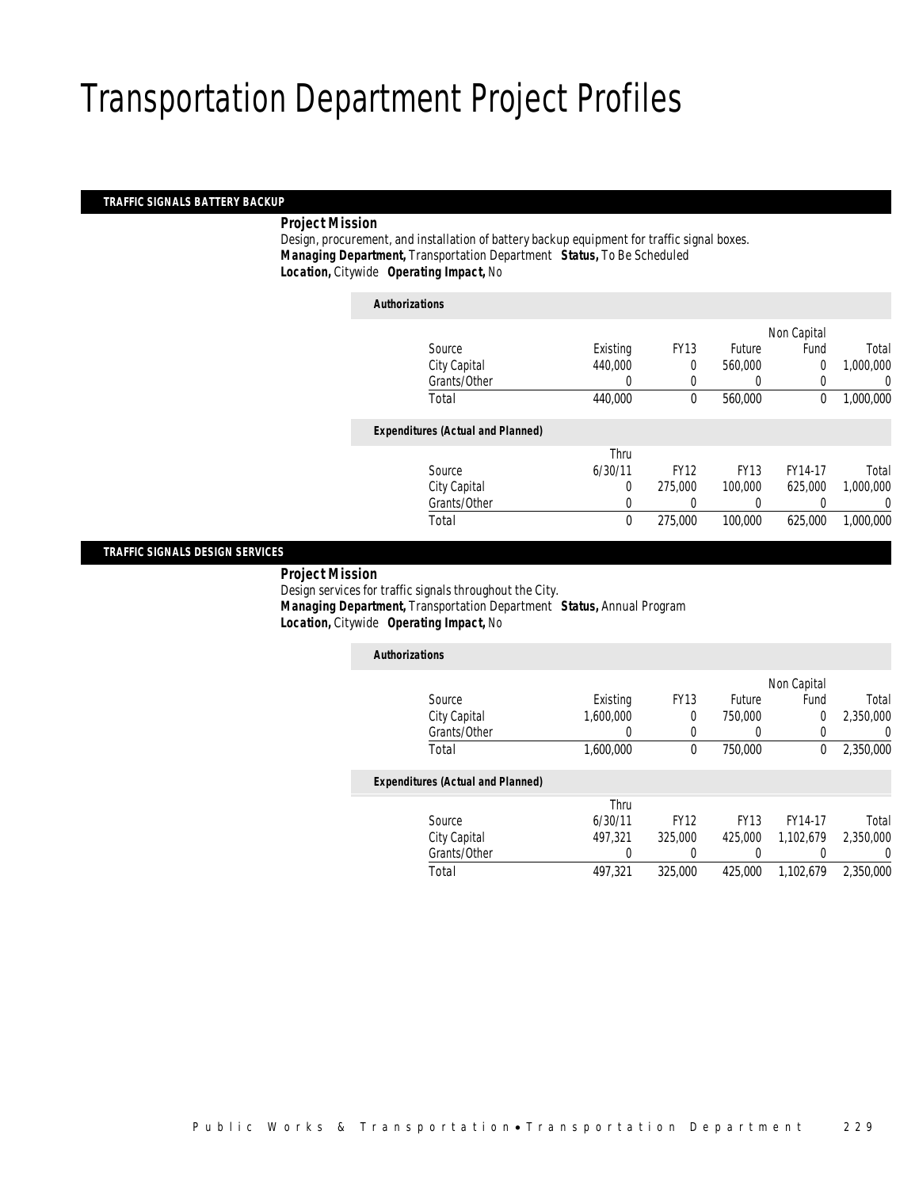# Transportation Department Project Profiles

## TRAFFIC SIGNALS BATTERY BACKUP

***Project Mission***

Design, procurement, and installation of battery backup equipment for traffic signal boxes.

***Managing Department,*** Transportation Department ***Status,*** To Be Scheduled

***Location,*** Citywide ***Operating Impact,*** No

***Authorizations***

| Source | Existing | FY13 | Future | Non Capital Fund | Total |
|---|---|---|---|---|---|
| City Capital | 440,000 | 0 | 560,000 | 0 | 1,000,000 |
| Grants/Other | 0 | 0 | 0 | 0 | 0 |
| Total | 440,000 | 0 | 560,000 | 0 | 1,000,000 |

***Expenditures (Actual and Planned)***

| Source | Thru 6/30/11 | FY12 | FY13 | FY14-17 | Total |
|---|---|---|---|---|---|
| City Capital | 0 | 275,000 | 100,000 | 625,000 | 1,000,000 |
| Grants/Other | 0 | 0 | 0 | 0 | 0 |
| Total | 0 | 275,000 | 100,000 | 625,000 | 1,000,000 |

## TRAFFIC SIGNALS DESIGN SERVICES

***Project Mission***

Design services for traffic signals throughout the City.

***Managing Department,*** Transportation Department ***Status,*** Annual Program

***Location,*** Citywide ***Operating Impact,*** No

***Authorizations***

| Source | Existing | FY13 | Future | Non Capital Fund | Total |
|---|---|---|---|---|---|
| City Capital | 1,600,000 | 0 | 750,000 | 0 | 2,350,000 |
| Grants/Other | 0 | 0 | 0 | 0 | 0 |
| Total | 1,600,000 | 0 | 750,000 | 0 | 2,350,000 |

***Expenditures (Actual and Planned)***

| Source | Thru 6/30/11 | FY12 | FY13 | FY14-17 | Total |
|---|---|---|---|---|---|
| City Capital | 497,321 | 325,000 | 425,000 | 1,102,679 | 2,350,000 |
| Grants/Other | 0 | 0 | 0 | 0 | 0 |
| Total | 497,321 | 325,000 | 425,000 | 1,102,679 | 2,350,000 |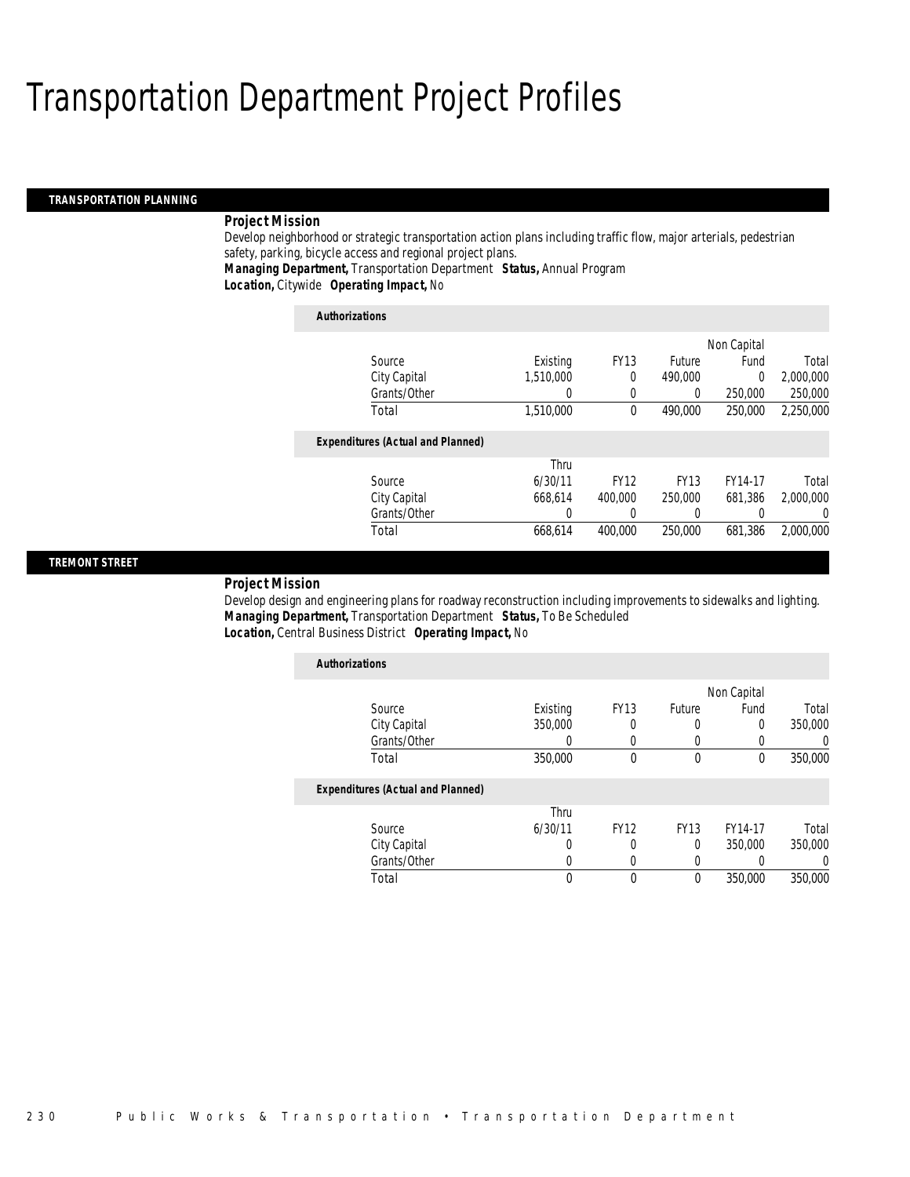# Transportation Department Project Profiles

## TRANSPORTATION PLANNING

### Project Mission

Develop neighborhood or strategic transportation action plans including traffic flow, major arterials, pedestrian safety, parking, bicycle access and regional project plans.

**Managing Department,** Transportation Department **Status,** Annual Program

**Location,** Citywide **Operating Impact,** No

**Authorizations**

| Source | Existing | FY13 | Future | Non Capital Fund | Total |
|---|---|---|---|---|---|
| City Capital | 1,510,000 | 0 | 490,000 | 0 | 2,000,000 |
| Grants/Other | 0 | 0 | 0 | 250,000 | 250,000 |
| Total | 1,510,000 | 0 | 490,000 | 250,000 | 2,250,000 |

**Expenditures (Actual and Planned)**

| Source | Thru 6/30/11 | FY12 | FY13 | FY14-17 | Total |
|---|---|---|---|---|---|
| City Capital | 668,614 | 400,000 | 250,000 | 681,386 | 2,000,000 |
| Grants/Other | 0 | 0 | 0 | 0 | 0 |
| Total | 668,614 | 400,000 | 250,000 | 681,386 | 2,000,000 |

## TREMONT STREET

### Project Mission

Develop design and engineering plans for roadway reconstruction including improvements to sidewalks and lighting.

**Managing Department,** Transportation Department **Status,** To Be Scheduled

**Location,** Central Business District **Operating Impact,** No

**Authorizations**

| Source | Existing | FY13 | Future | Non Capital Fund | Total |
|---|---|---|---|---|---|
| City Capital | 350,000 | 0 | 0 | 0 | 350,000 |
| Grants/Other | 0 | 0 | 0 | 0 | 0 |
| Total | 350,000 | 0 | 0 | 0 | 350,000 |

**Expenditures (Actual and Planned)**

| Source | Thru 6/30/11 | FY12 | FY13 | FY14-17 | Total |
|---|---|---|---|---|---|
| City Capital | 0 | 0 | 0 | 350,000 | 350,000 |
| Grants/Other | 0 | 0 | 0 | 0 | 0 |
| Total | 0 | 0 | 0 | 350,000 | 350,000 |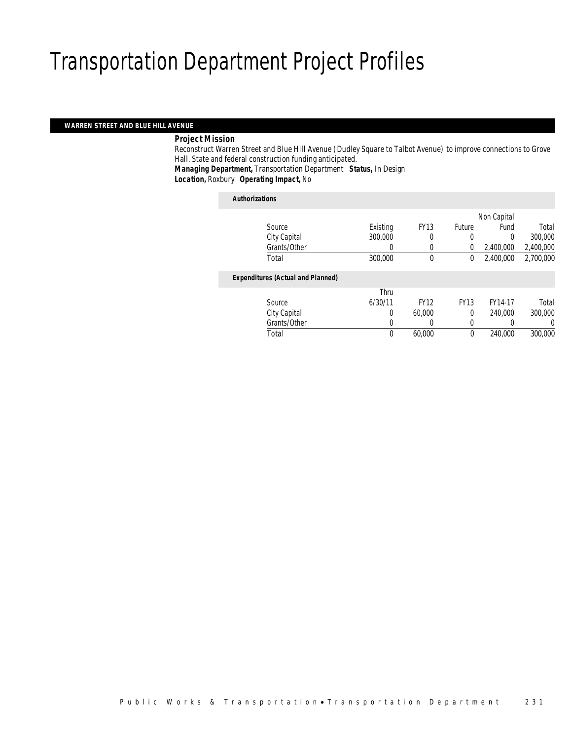# Transportation Department Project Profiles

## WARREN STREET AND BLUE HILL AVENUE

### Project Mission

Reconstruct Warren Street and Blue Hill Avenue ( Dudley Square to Talbot Avenue) to improve connections to Grove Hall. State and federal construction funding anticipated.

***Managing Department,*** Transportation Department ***Status,*** In Design

***Location,*** Roxbury ***Operating Impact,*** No

***Authorizations***

| Source | Existing | FY13 | Future | Non Capital Fund | Total |
|---|---|---|---|---|---|
| City Capital | 300,000 | 0 | 0 | 0 | 300,000 |
| Grants/Other | 0 | 0 | 0 | 2,400,000 | 2,400,000 |
| Total | 300,000 | 0 | 0 | 2,400,000 | 2,700,000 |

***Expenditures (Actual and Planned)***

| Source | Thru 6/30/11 | FY12 | FY13 | FY14-17 | Total |
|---|---|---|---|---|---|
| City Capital | 0 | 60,000 | 0 | 240,000 | 300,000 |
| Grants/Other | 0 | 0 | 0 | 0 | 0 |
| Total | 0 | 60,000 | 0 | 240,000 | 300,000 |